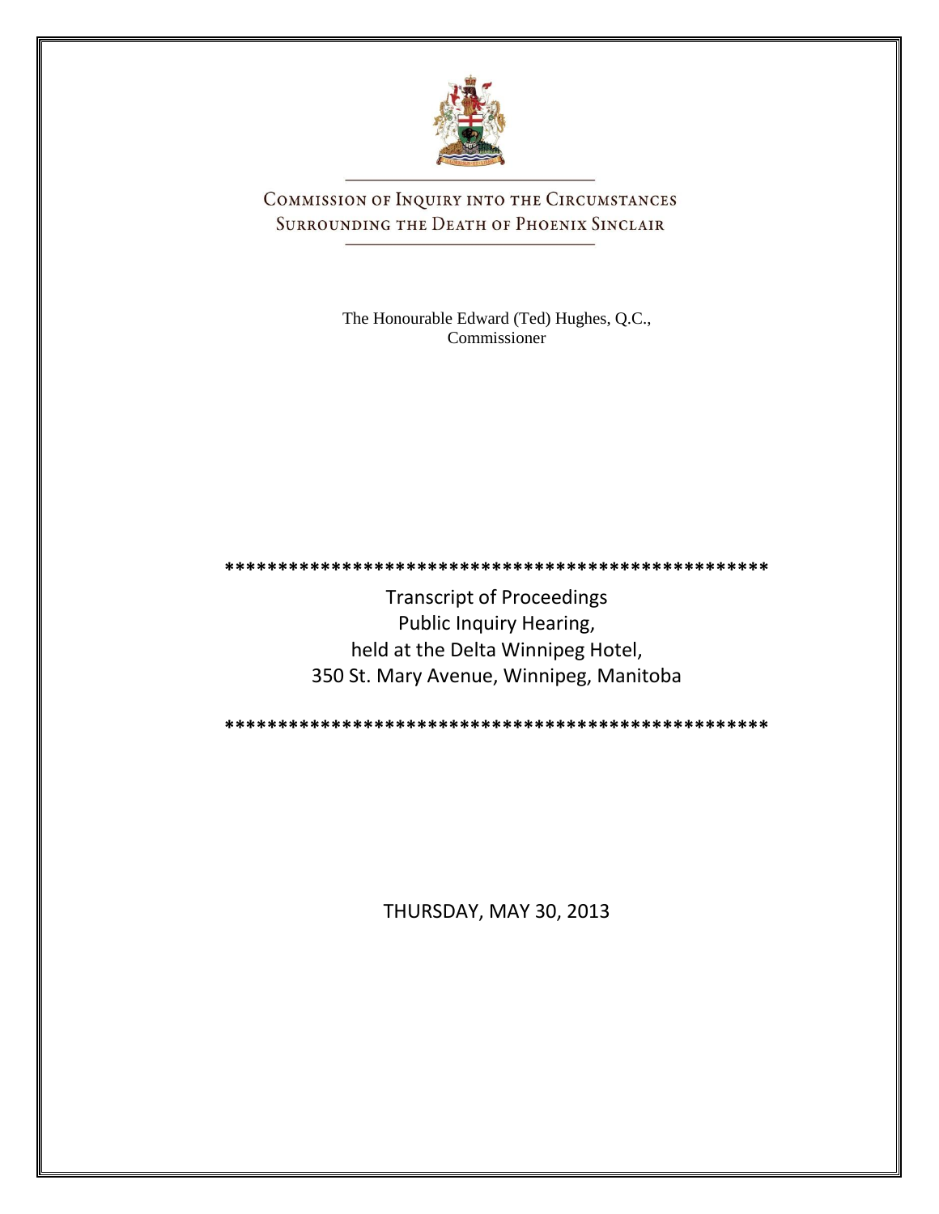# COMMISSION OF INQUIRY INTO THE CIRCUMSTANCES SURROUNDING THE DEATH OF PHOENIX SINCLAIR

The Honourable Edward (Ted) Hughes, Q.C.,
Commissioner

\*\*\*\*\*\*\*\*\*\*\*\*\*\*\*\*\*\*\*\*\*\*\*\*\*\*\*\*\*\*\*\*\*\*\*\*\*\*\*\*\*\*\*\*\*\*\*\*\*\*\*\*

Transcript of Proceedings
Public Inquiry Hearing,
held at the Delta Winnipeg Hotel,
350 St. Mary Avenue, Winnipeg, Manitoba

\*\*\*\*\*\*\*\*\*\*\*\*\*\*\*\*\*\*\*\*\*\*\*\*\*\*\*\*\*\*\*\*\*\*\*\*\*\*\*\*\*\*\*\*\*\*\*\*\*\*\*\*

THURSDAY, MAY 30, 2013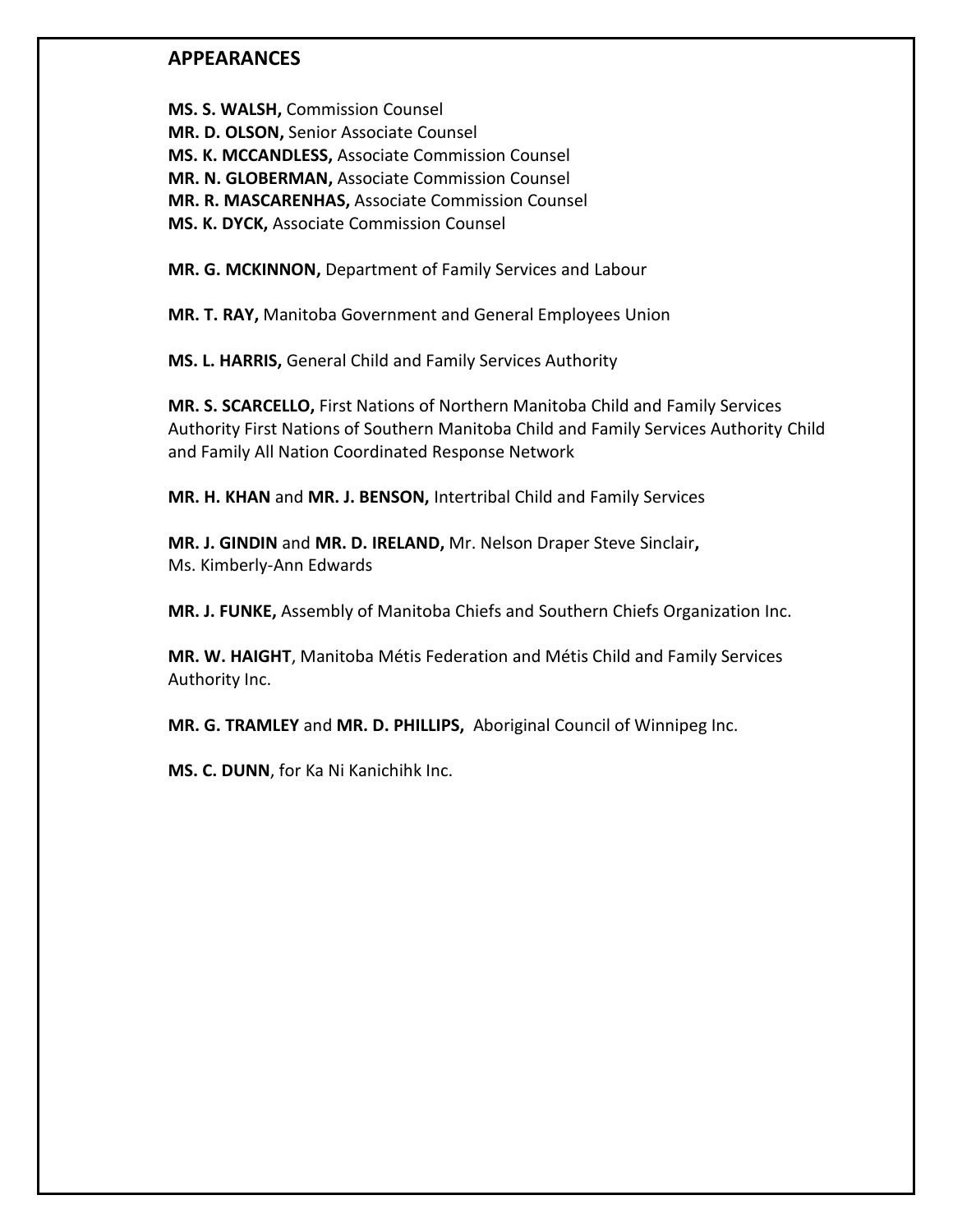## APPEARANCES

**MS. S. WALSH,** Commission Counsel
**MR. D. OLSON,** Senior Associate Counsel
**MS. K. MCCANDLESS,** Associate Commission Counsel
**MR. N. GLOBERMAN,** Associate Commission Counsel
**MR. R. MASCARENHAS,** Associate Commission Counsel
**MS. K. DYCK,** Associate Commission Counsel

**MR. G. MCKINNON,** Department of Family Services and Labour

**MR. T. RAY,** Manitoba Government and General Employees Union

**MS. L. HARRIS,** General Child and Family Services Authority

**MR. S. SCARCELLO,** First Nations of Northern Manitoba Child and Family Services Authority First Nations of Southern Manitoba Child and Family Services Authority Child and Family All Nation Coordinated Response Network

**MR. H. KHAN** and **MR. J. BENSON,** Intertribal Child and Family Services

**MR. J. GINDIN** and **MR. D. IRELAND,** Mr. Nelson Draper Steve Sinclair**,**
Ms. Kimberly-Ann Edwards

**MR. J. FUNKE,** Assembly of Manitoba Chiefs and Southern Chiefs Organization Inc.

**MR. W. HAIGHT**, Manitoba Métis Federation and Métis Child and Family Services Authority Inc.

**MR. G. TRAMLEY** and **MR. D. PHILLIPS,** Aboriginal Council of Winnipeg Inc.

**MS. C. DUNN**, for Ka Ni Kanichihk Inc.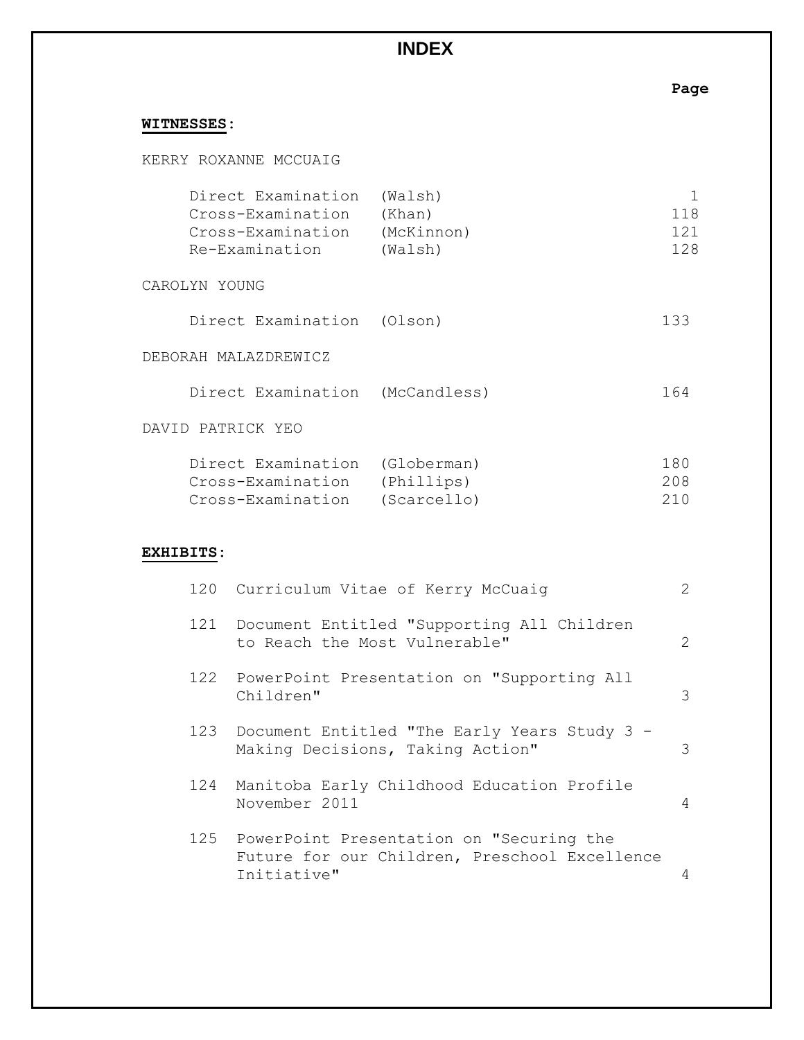# INDEX

**WITNESSES:**

KERRY ROXANNE MCCUAIG

| | | Page |
|---|---|---|
| Direct Examination | (Walsh) | 1 |
| Cross-Examination | (Khan) | 118 |
| Cross-Examination | (McKinnon) | 121 |
| Re-Examination | (Walsh) | 128 |

CAROLYN YOUNG

| | | Page |
|---|---|---|
| Direct Examination | (Olson) | 133 |

DEBORAH MALAZDREWICZ

| | | Page |
|---|---|---|
| Direct Examination | (McCandless) | 164 |

DAVID PATRICK YEO

| | | Page |
|---|---|---|
| Direct Examination | (Globerman) | 180 |
| Cross-Examination | (Phillips) | 208 |
| Cross-Examination | (Scarcello) | 210 |

**EXHIBITS:**

| No. | Description | Page |
|---|---|---|
| 120 | Curriculum Vitae of Kerry McCuaig | 2 |
| 121 | Document Entitled "Supporting All Children to Reach the Most Vulnerable" | 2 |
| 122 | PowerPoint Presentation on "Supporting All Children" | 3 |
| 123 | Document Entitled "The Early Years Study 3 - Making Decisions, Taking Action" | 3 |
| 124 | Manitoba Early Childhood Education Profile November 2011 | 4 |
| 125 | PowerPoint Presentation on "Securing the Future for our Children, Preschool Excellence Initiative" | 4 |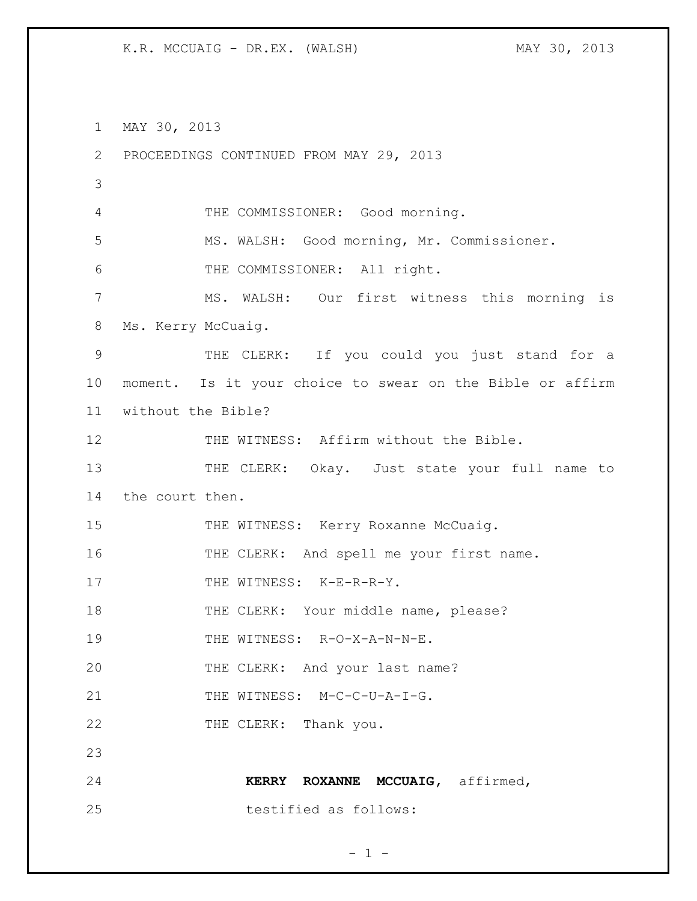MAY 30, 2013

PROCEEDINGS CONTINUED FROM MAY 29, 2013

THE COMMISSIONER: Good morning.

MS. WALSH: Good morning, Mr. Commissioner.

THE COMMISSIONER: All right.

MS. WALSH: Our first witness this morning is Ms. Kerry McCuaig.

THE CLERK: If you could you just stand for a moment. Is it your choice to swear on the Bible or affirm without the Bible?

THE WITNESS: Affirm without the Bible.

THE CLERK: Okay. Just state your full name to the court then.

THE WITNESS: Kerry Roxanne McCuaig.

THE CLERK: And spell me your first name.

THE WITNESS: K-E-R-R-Y.

THE CLERK: Your middle name, please?

THE WITNESS: R-O-X-A-N-N-E.

THE CLERK: And your last name?

THE WITNESS: M-C-C-U-A-I-G.

THE CLERK: Thank you.

**KERRY ROXANNE MCCUAIG**, affirmed, testified as follows: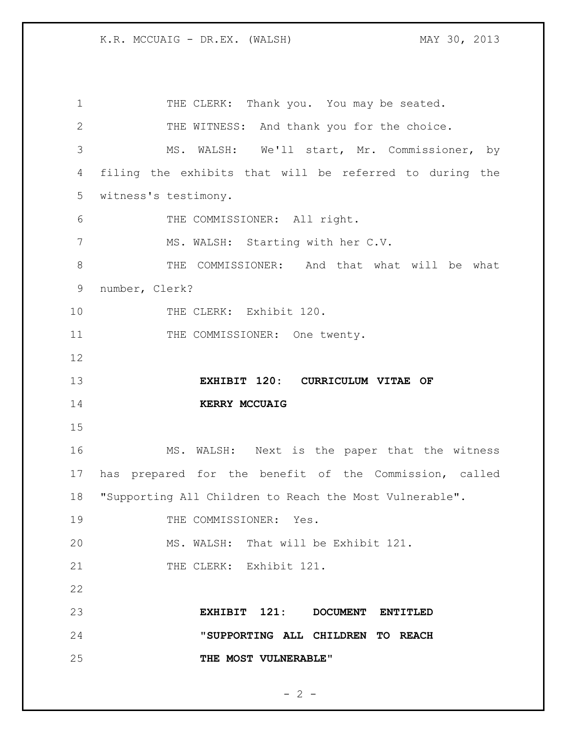THE CLERK: Thank you. You may be seated.

THE WITNESS: And thank you for the choice.

MS. WALSH: We'll start, Mr. Commissioner, by filing the exhibits that will be referred to during the witness's testimony.

THE COMMISSIONER: All right.

MS. WALSH: Starting with her C.V.

THE COMMISSIONER: And that what will be what number, Clerk?

THE CLERK: Exhibit 120.

THE COMMISSIONER: One twenty.

**EXHIBIT 120: CURRICULUM VITAE OF KERRY MCCUAIG**

MS. WALSH: Next is the paper that the witness has prepared for the benefit of the Commission, called "Supporting All Children to Reach the Most Vulnerable".

THE COMMISSIONER: Yes.

MS. WALSH: That will be Exhibit 121.

THE CLERK: Exhibit 121.

**EXHIBIT 121: DOCUMENT ENTITLED "SUPPORTING ALL CHILDREN TO REACH THE MOST VULNERABLE"**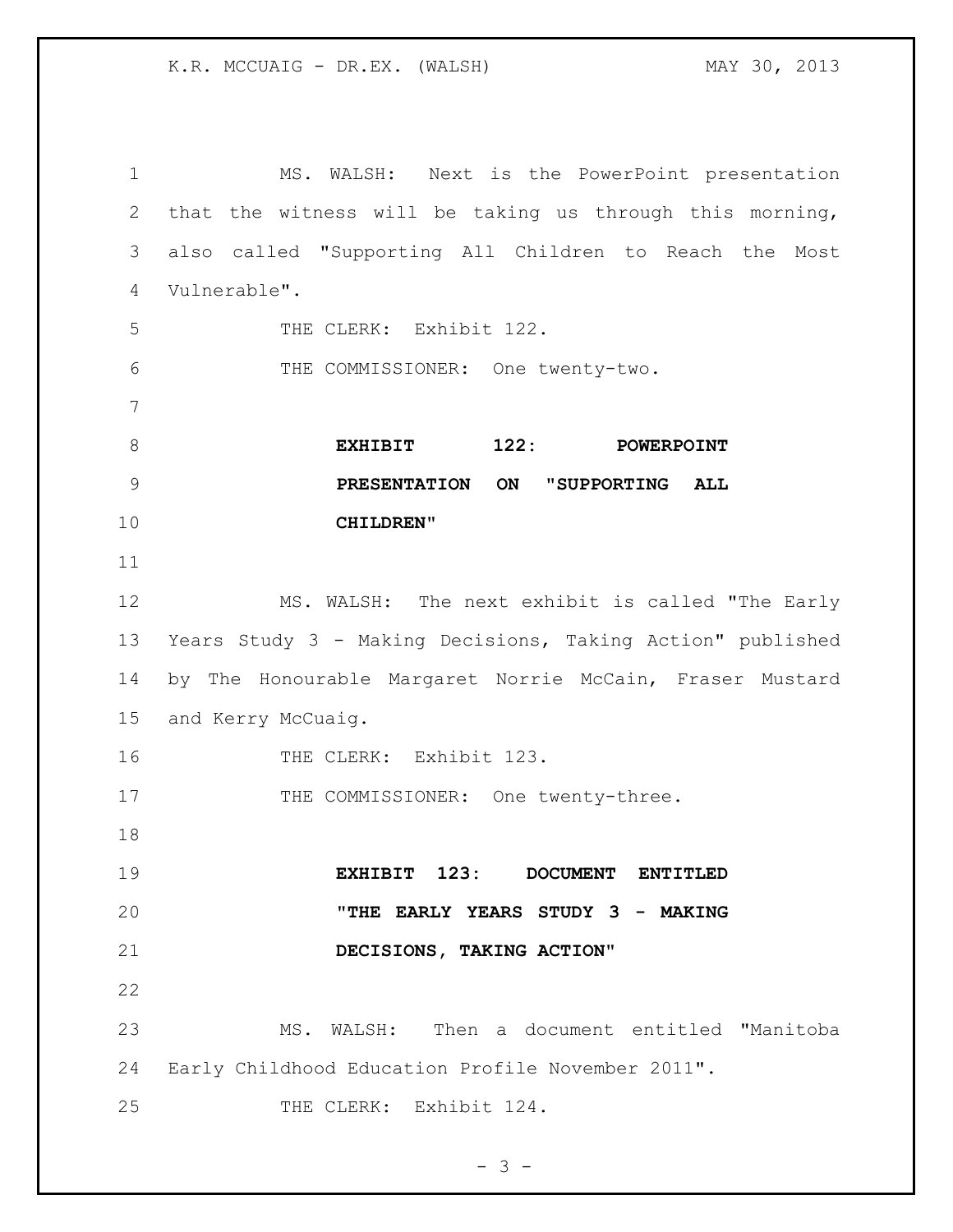MS. WALSH: Next is the PowerPoint presentation that the witness will be taking us through this morning, also called "Supporting All Children to Reach the Most Vulnerable".

THE CLERK: Exhibit 122.

THE COMMISSIONER: One twenty-two.

**EXHIBIT 122: POWERPOINT PRESENTATION ON "SUPPORTING ALL CHILDREN"**

MS. WALSH: The next exhibit is called "The Early Years Study 3 - Making Decisions, Taking Action" published by The Honourable Margaret Norrie McCain, Fraser Mustard and Kerry McCuaig.

THE CLERK: Exhibit 123.

THE COMMISSIONER: One twenty-three.

**EXHIBIT 123: DOCUMENT ENTITLED "THE EARLY YEARS STUDY 3 - MAKING DECISIONS, TAKING ACTION"**

MS. WALSH: Then a document entitled "Manitoba Early Childhood Education Profile November 2011".

THE CLERK: Exhibit 124.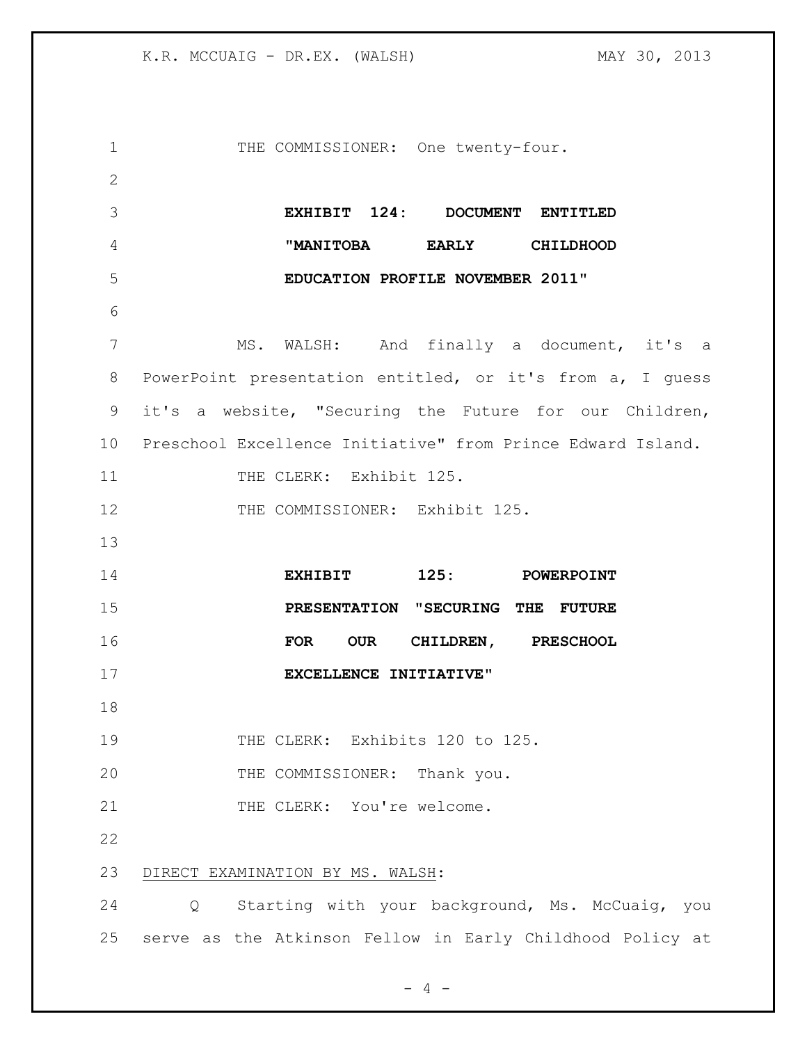THE COMMISSIONER: One twenty-four.

**EXHIBIT 124: DOCUMENT ENTITLED "MANITOBA EARLY CHILDHOOD EDUCATION PROFILE NOVEMBER 2011"**

MS. WALSH: And finally a document, it's a PowerPoint presentation entitled, or it's from a, I guess it's a website, "Securing the Future for our Children, Preschool Excellence Initiative" from Prince Edward Island.

THE CLERK: Exhibit 125.

THE COMMISSIONER: Exhibit 125.

**EXHIBIT 125: POWERPOINT PRESENTATION "SECURING THE FUTURE FOR OUR CHILDREN, PRESCHOOL EXCELLENCE INITIATIVE"**

THE CLERK: Exhibits 120 to 125.

THE COMMISSIONER: Thank you.

THE CLERK: You're welcome.

DIRECT EXAMINATION BY MS. WALSH:

Q Starting with your background, Ms. McCuaig, you serve as the Atkinson Fellow in Early Childhood Policy at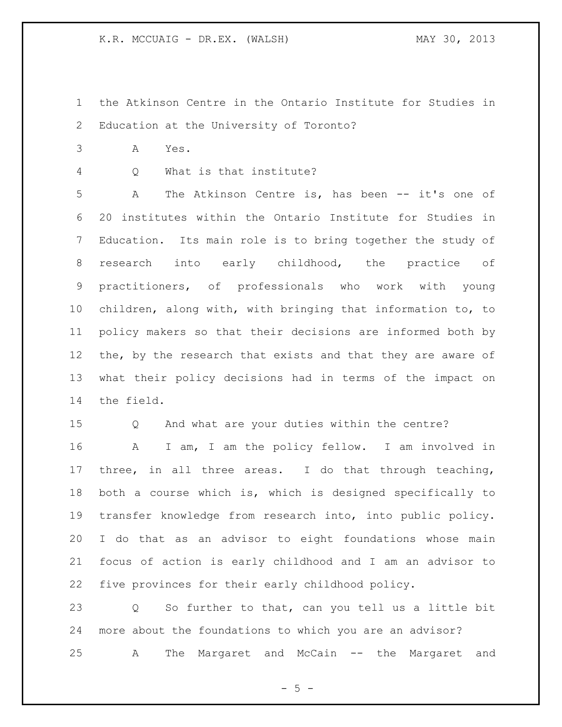the Atkinson Centre in the Ontario Institute for Studies in Education at the University of Toronto?

A Yes.

Q What is that institute?

A The Atkinson Centre is, has been -- it's one of 20 institutes within the Ontario Institute for Studies in Education. Its main role is to bring together the study of research into early childhood, the practice of practitioners, of professionals who work with young children, along with, with bringing that information to, to policy makers so that their decisions are informed both by the, by the research that exists and that they are aware of what their policy decisions had in terms of the impact on the field.

Q And what are your duties within the centre?

A I am, I am the policy fellow. I am involved in three, in all three areas. I do that through teaching, both a course which is, which is designed specifically to transfer knowledge from research into, into public policy. I do that as an advisor to eight foundations whose main focus of action is early childhood and I am an advisor to five provinces for their early childhood policy.

Q So further to that, can you tell us a little bit more about the foundations to which you are an advisor?

A The Margaret and McCain -- the Margaret and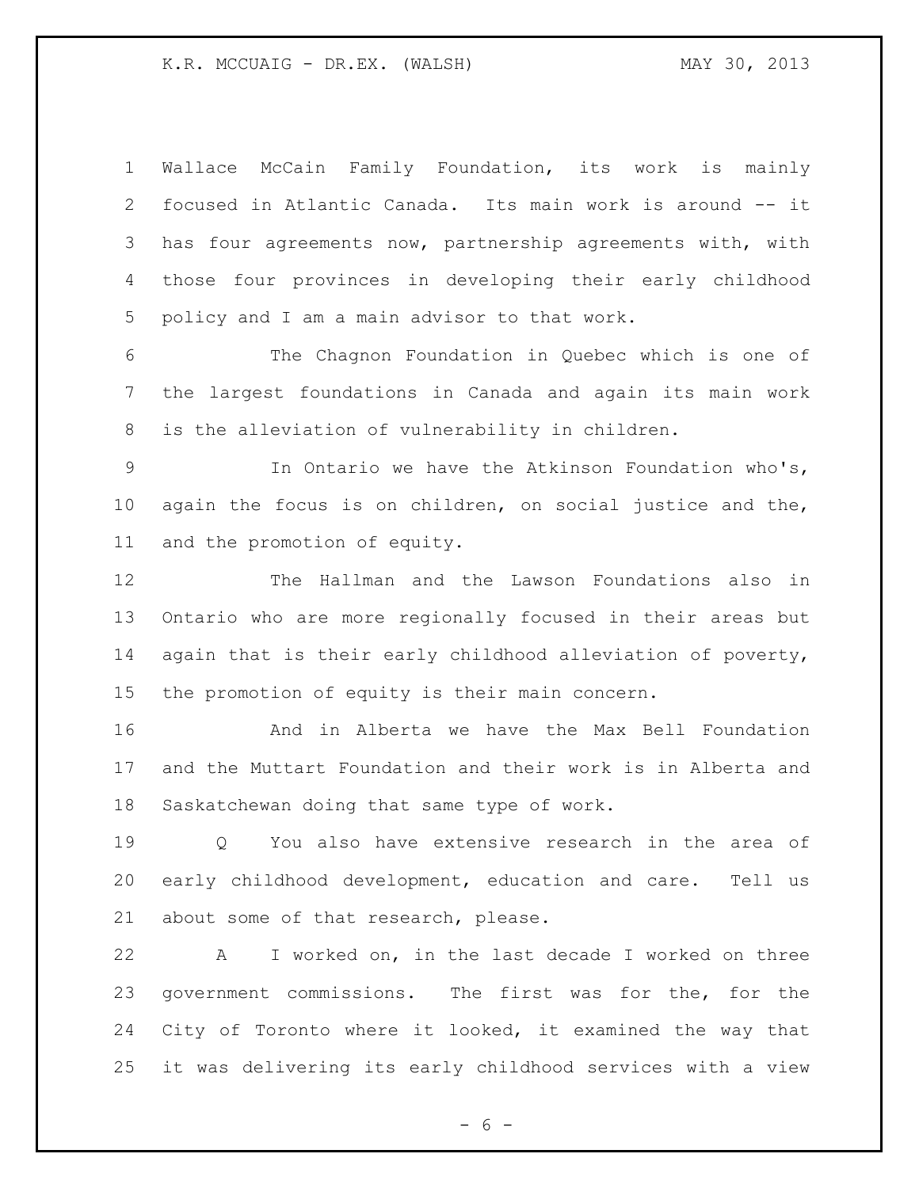Wallace McCain Family Foundation, its work is mainly focused in Atlantic Canada. Its main work is around -- it has four agreements now, partnership agreements with, with those four provinces in developing their early childhood policy and I am a main advisor to that work.

The Chagnon Foundation in Quebec which is one of the largest foundations in Canada and again its main work is the alleviation of vulnerability in children.

In Ontario we have the Atkinson Foundation who's, again the focus is on children, on social justice and the, and the promotion of equity.

The Hallman and the Lawson Foundations also in Ontario who are more regionally focused in their areas but again that is their early childhood alleviation of poverty, the promotion of equity is their main concern.

And in Alberta we have the Max Bell Foundation and the Muttart Foundation and their work is in Alberta and Saskatchewan doing that same type of work.

Q You also have extensive research in the area of early childhood development, education and care. Tell us about some of that research, please.

A I worked on, in the last decade I worked on three government commissions. The first was for the, for the City of Toronto where it looked, it examined the way that it was delivering its early childhood services with a view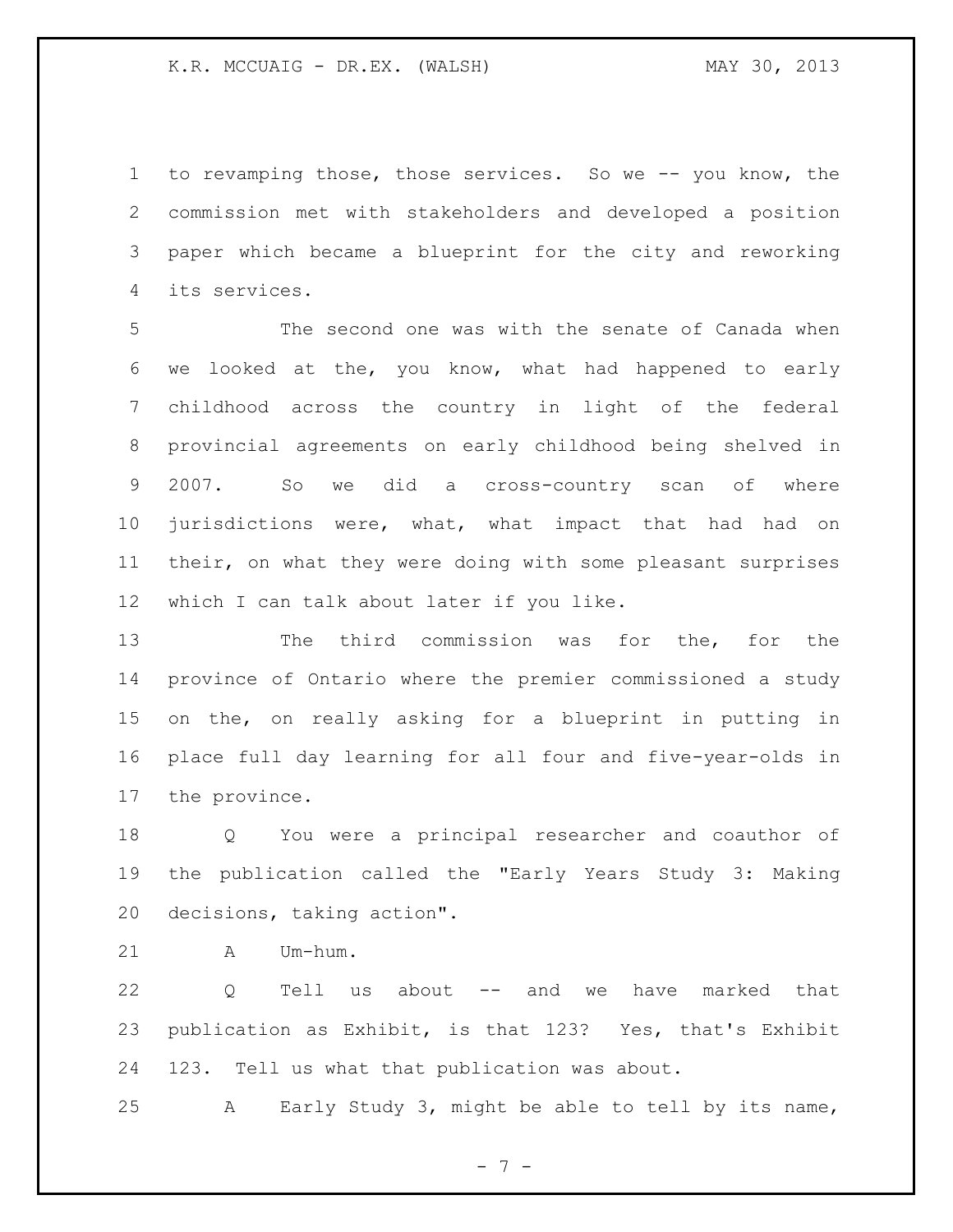to revamping those, those services. So we -- you know, the commission met with stakeholders and developed a position paper which became a blueprint for the city and reworking its services.

The second one was with the senate of Canada when we looked at the, you know, what had happened to early childhood across the country in light of the federal provincial agreements on early childhood being shelved in 2007. So we did a cross-country scan of where jurisdictions were, what, what impact that had had on their, on what they were doing with some pleasant surprises which I can talk about later if you like.

The third commission was for the, for the province of Ontario where the premier commissioned a study on the, on really asking for a blueprint in putting in place full day learning for all four and five-year-olds in the province.

Q You were a principal researcher and coauthor of the publication called the "Early Years Study 3: Making decisions, taking action".

A Um-hum.

Q Tell us about -- and we have marked that publication as Exhibit, is that 123? Yes, that's Exhibit 123. Tell us what that publication was about.

A Early Study 3, might be able to tell by its name,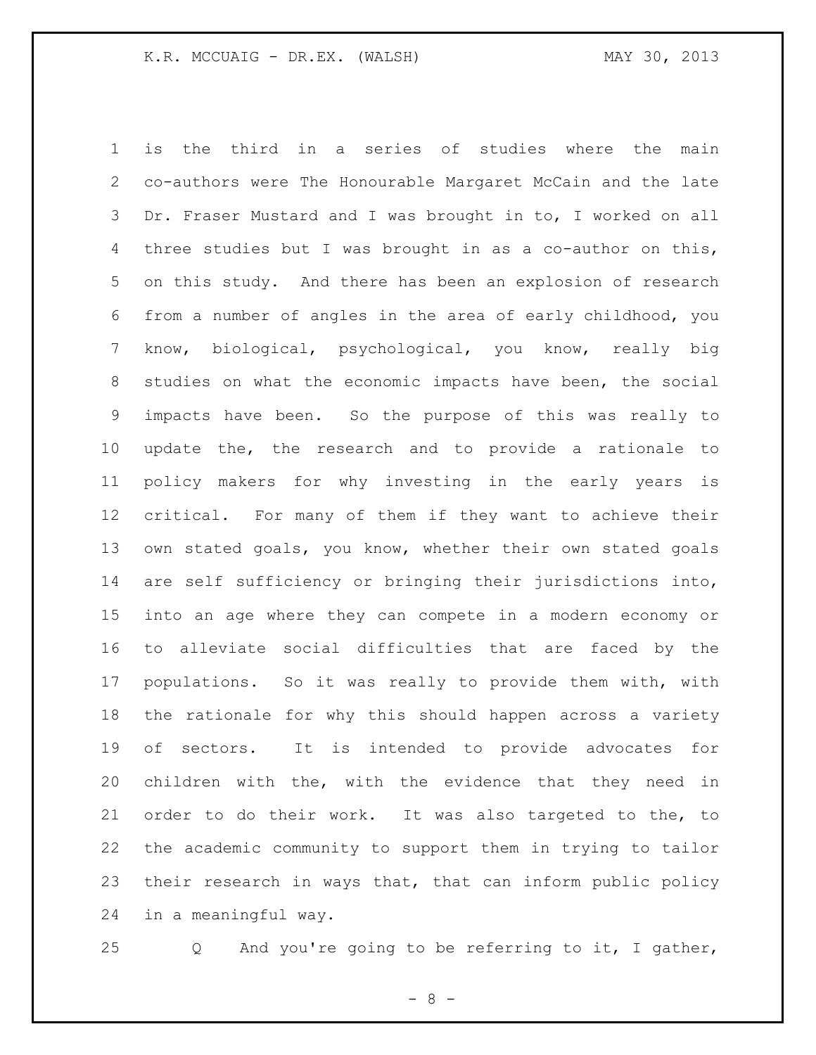is the third in a series of studies where the main co-authors were The Honourable Margaret McCain and the late Dr. Fraser Mustard and I was brought in to, I worked on all three studies but I was brought in as a co-author on this, on this study. And there has been an explosion of research from a number of angles in the area of early childhood, you know, biological, psychological, you know, really big studies on what the economic impacts have been, the social impacts have been. So the purpose of this was really to update the, the research and to provide a rationale to policy makers for why investing in the early years is critical. For many of them if they want to achieve their own stated goals, you know, whether their own stated goals are self sufficiency or bringing their jurisdictions into, into an age where they can compete in a modern economy or to alleviate social difficulties that are faced by the populations. So it was really to provide them with, with the rationale for why this should happen across a variety of sectors. It is intended to provide advocates for children with the, with the evidence that they need in order to do their work. It was also targeted to the, to the academic community to support them in trying to tailor their research in ways that, that can inform public policy in a meaningful way.

Q And you're going to be referring to it, I gather,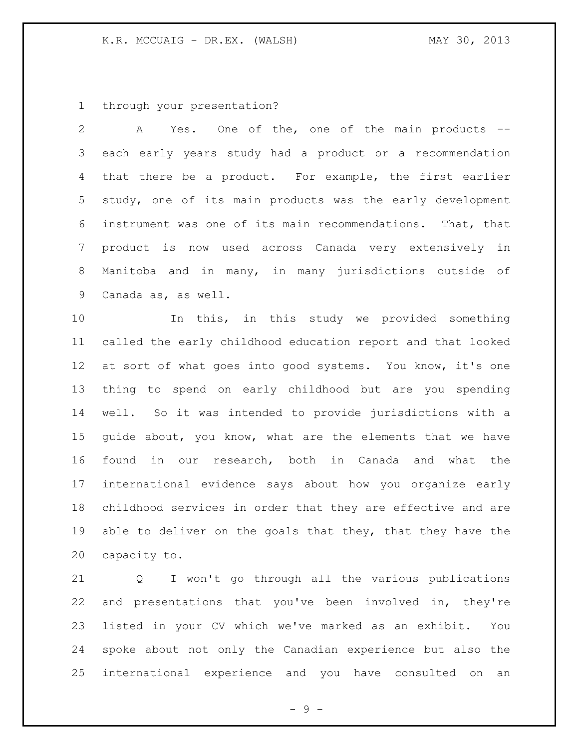through your presentation?

A Yes. One of the, one of the main products -- each early years study had a product or a recommendation that there be a product. For example, the first earlier study, one of its main products was the early development instrument was one of its main recommendations. That, that product is now used across Canada very extensively in Manitoba and in many, in many jurisdictions outside of Canada as, as well.

In this, in this study we provided something called the early childhood education report and that looked at sort of what goes into good systems. You know, it's one thing to spend on early childhood but are you spending well. So it was intended to provide jurisdictions with a guide about, you know, what are the elements that we have found in our research, both in Canada and what the international evidence says about how you organize early childhood services in order that they are effective and are able to deliver on the goals that they, that they have the capacity to.

Q I won't go through all the various publications and presentations that you've been involved in, they're listed in your CV which we've marked as an exhibit. You spoke about not only the Canadian experience but also the international experience and you have consulted on an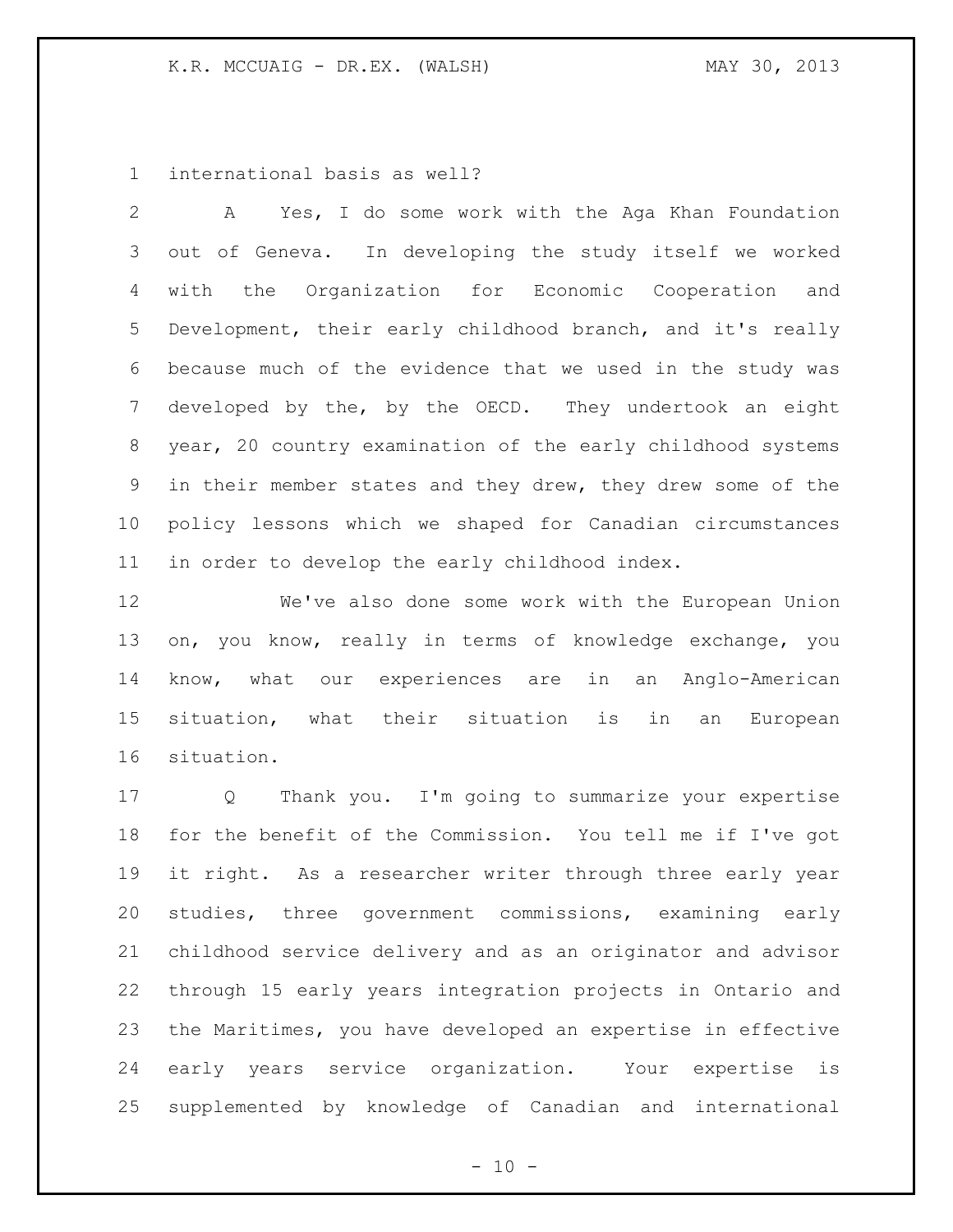international basis as well?

A Yes, I do some work with the Aga Khan Foundation out of Geneva. In developing the study itself we worked with the Organization for Economic Cooperation and Development, their early childhood branch, and it's really because much of the evidence that we used in the study was developed by the, by the OECD. They undertook an eight year, 20 country examination of the early childhood systems in their member states and they drew, they drew some of the policy lessons which we shaped for Canadian circumstances in order to develop the early childhood index.

We've also done some work with the European Union on, you know, really in terms of knowledge exchange, you know, what our experiences are in an Anglo-American situation, what their situation is in an European situation.

Q Thank you. I'm going to summarize your expertise for the benefit of the Commission. You tell me if I've got it right. As a researcher writer through three early year studies, three government commissions, examining early childhood service delivery and as an originator and advisor through 15 early years integration projects in Ontario and the Maritimes, you have developed an expertise in effective early years service organization. Your expertise is supplemented by knowledge of Canadian and international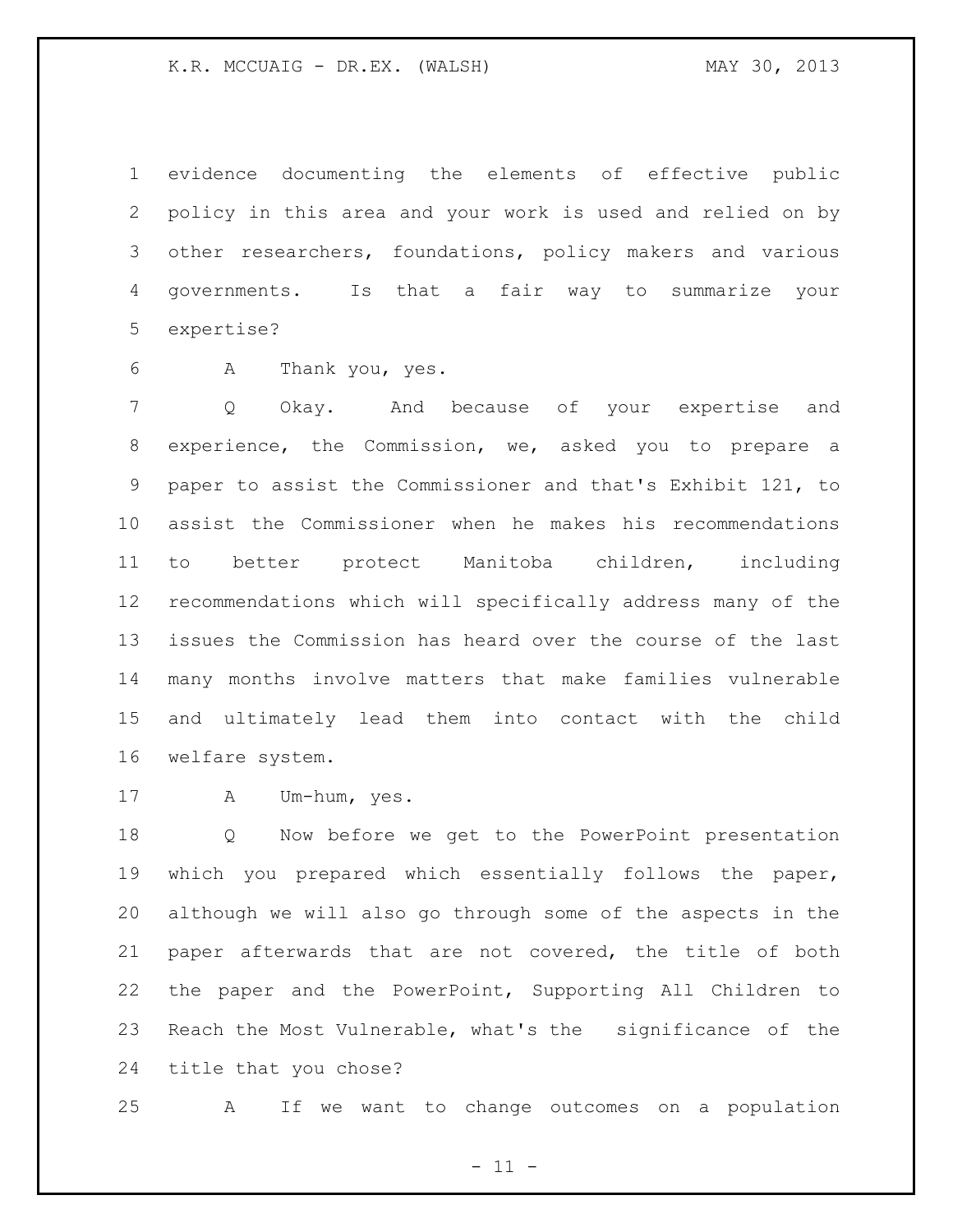evidence documenting the elements of effective public policy in this area and your work is used and relied on by other researchers, foundations, policy makers and various governments. Is that a fair way to summarize your expertise?

A Thank you, yes.

Q Okay. And because of your expertise and experience, the Commission, we, asked you to prepare a paper to assist the Commissioner and that's Exhibit 121, to assist the Commissioner when he makes his recommendations to better protect Manitoba children, including recommendations which will specifically address many of the issues the Commission has heard over the course of the last many months involve matters that make families vulnerable and ultimately lead them into contact with the child welfare system.

A Um-hum, yes.

Q Now before we get to the PowerPoint presentation which you prepared which essentially follows the paper, although we will also go through some of the aspects in the paper afterwards that are not covered, the title of both the paper and the PowerPoint, Supporting All Children to Reach the Most Vulnerable, what's the significance of the title that you chose?

A If we want to change outcomes on a population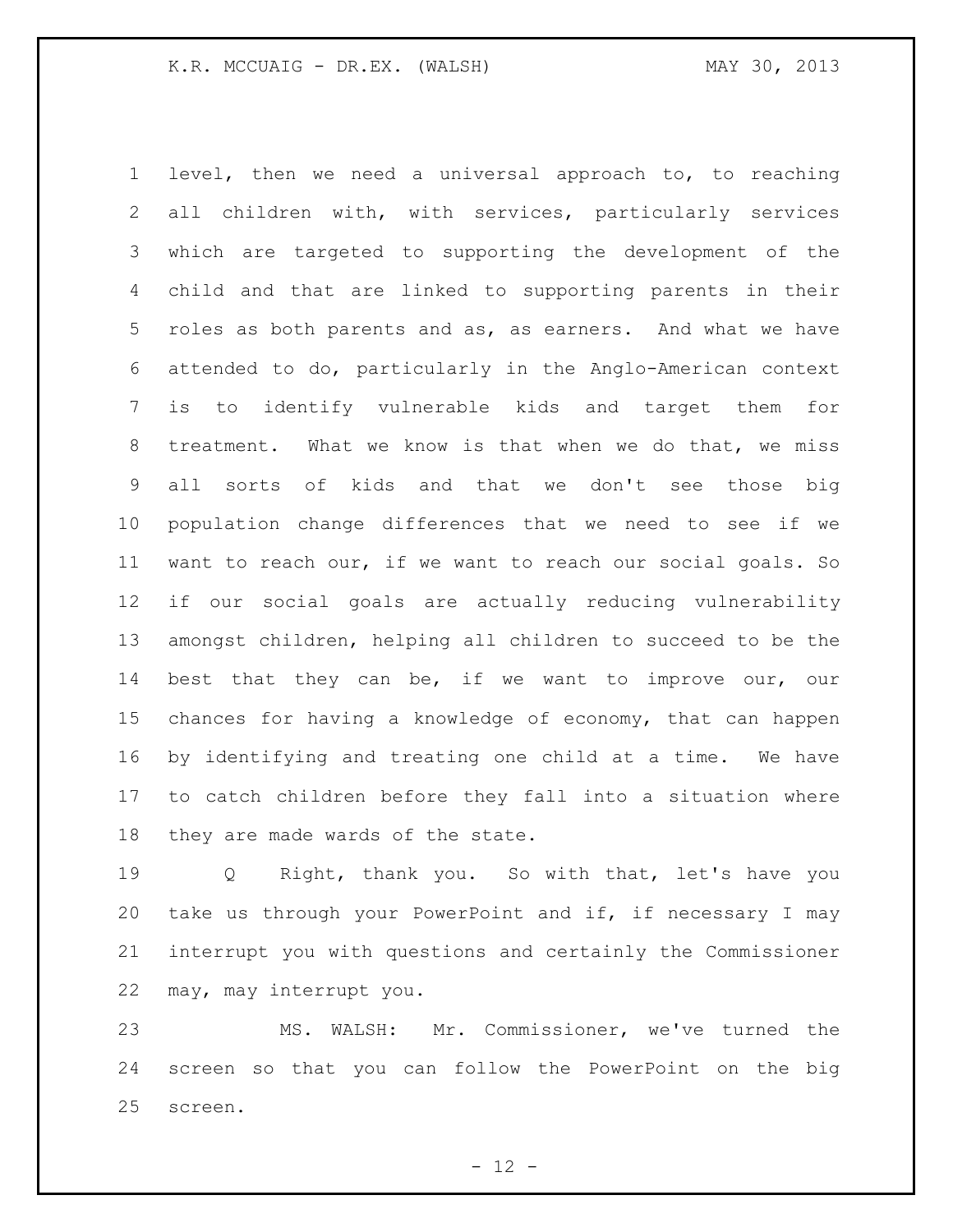level, then we need a universal approach to, to reaching all children with, with services, particularly services which are targeted to supporting the development of the child and that are linked to supporting parents in their roles as both parents and as, as earners. And what we have attended to do, particularly in the Anglo-American context is to identify vulnerable kids and target them for treatment. What we know is that when we do that, we miss all sorts of kids and that we don't see those big population change differences that we need to see if we want to reach our, if we want to reach our social goals. So if our social goals are actually reducing vulnerability amongst children, helping all children to succeed to be the best that they can be, if we want to improve our, our chances for having a knowledge of economy, that can happen by identifying and treating one child at a time. We have to catch children before they fall into a situation where they are made wards of the state.

Q Right, thank you. So with that, let's have you take us through your PowerPoint and if, if necessary I may interrupt you with questions and certainly the Commissioner may, may interrupt you.

MS. WALSH: Mr. Commissioner, we've turned the screen so that you can follow the PowerPoint on the big screen.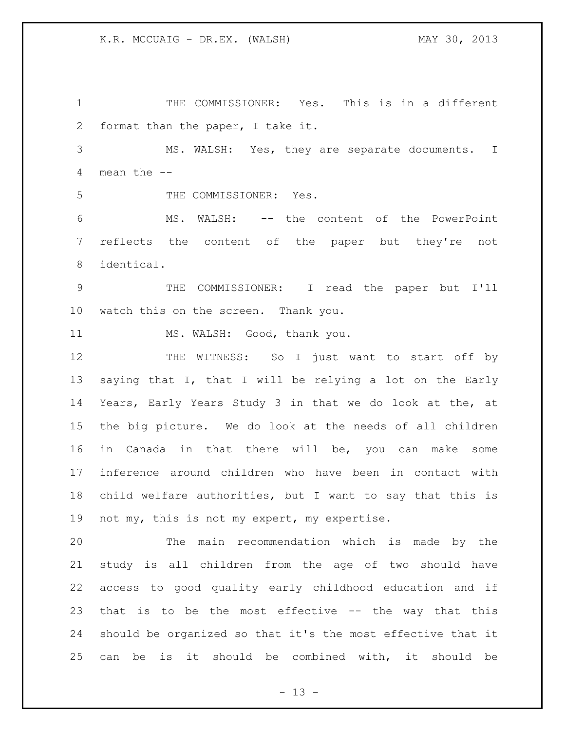THE COMMISSIONER: Yes. This is in a different format than the paper, I take it.

MS. WALSH: Yes, they are separate documents. I mean the --

THE COMMISSIONER: Yes.

MS. WALSH: -- the content of the PowerPoint reflects the content of the paper but they're not identical.

THE COMMISSIONER: I read the paper but I'll watch this on the screen. Thank you.

MS. WALSH: Good, thank you.

THE WITNESS: So I just want to start off by saying that I, that I will be relying a lot on the Early Years, Early Years Study 3 in that we do look at the, at the big picture. We do look at the needs of all children in Canada in that there will be, you can make some inference around children who have been in contact with child welfare authorities, but I want to say that this is not my, this is not my expert, my expertise.

The main recommendation which is made by the study is all children from the age of two should have access to good quality early childhood education and if that is to be the most effective -- the way that this should be organized so that it's the most effective that it can be is it should be combined with, it should be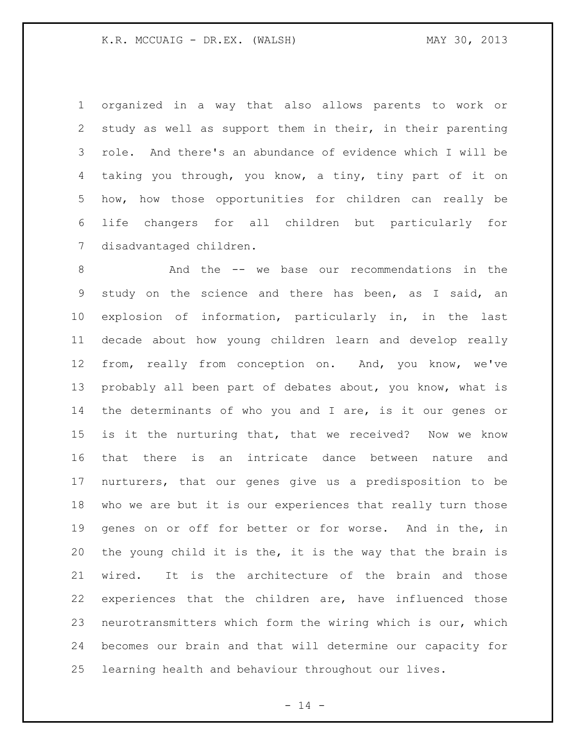organized in a way that also allows parents to work or study as well as support them in their, in their parenting role. And there's an abundance of evidence which I will be taking you through, you know, a tiny, tiny part of it on how, how those opportunities for children can really be life changers for all children but particularly for disadvantaged children.

And the -- we base our recommendations in the study on the science and there has been, as I said, an explosion of information, particularly in, in the last decade about how young children learn and develop really from, really from conception on. And, you know, we've probably all been part of debates about, you know, what is the determinants of who you and I are, is it our genes or is it the nurturing that, that we received? Now we know that there is an intricate dance between nature and nurturers, that our genes give us a predisposition to be who we are but it is our experiences that really turn those genes on or off for better or for worse. And in the, in the young child it is the, it is the way that the brain is wired. It is the architecture of the brain and those experiences that the children are, have influenced those neurotransmitters which form the wiring which is our, which becomes our brain and that will determine our capacity for learning health and behaviour throughout our lives.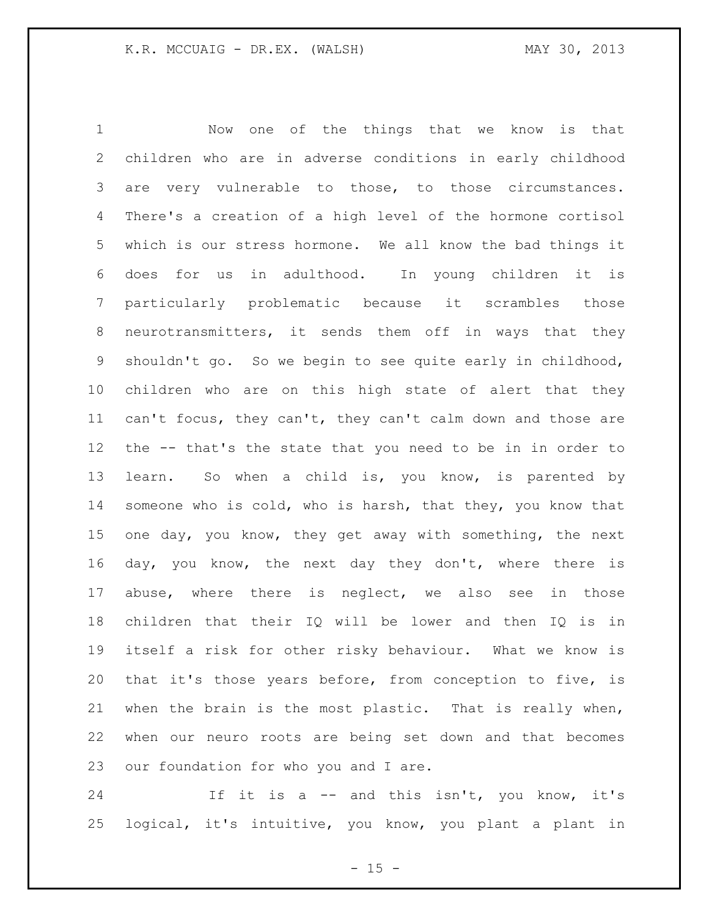Now one of the things that we know is that children who are in adverse conditions in early childhood are very vulnerable to those, to those circumstances. There's a creation of a high level of the hormone cortisol which is our stress hormone. We all know the bad things it does for us in adulthood. In young children it is particularly problematic because it scrambles those neurotransmitters, it sends them off in ways that they shouldn't go. So we begin to see quite early in childhood, children who are on this high state of alert that they can't focus, they can't, they can't calm down and those are the -- that's the state that you need to be in in order to learn. So when a child is, you know, is parented by someone who is cold, who is harsh, that they, you know that one day, you know, they get away with something, the next day, you know, the next day they don't, where there is abuse, where there is neglect, we also see in those children that their IQ will be lower and then IQ is in itself a risk for other risky behaviour. What we know is that it's those years before, from conception to five, is when the brain is the most plastic. That is really when, when our neuro roots are being set down and that becomes our foundation for who you and I are.

If it is a -- and this isn't, you know, it's logical, it's intuitive, you know, you plant a plant in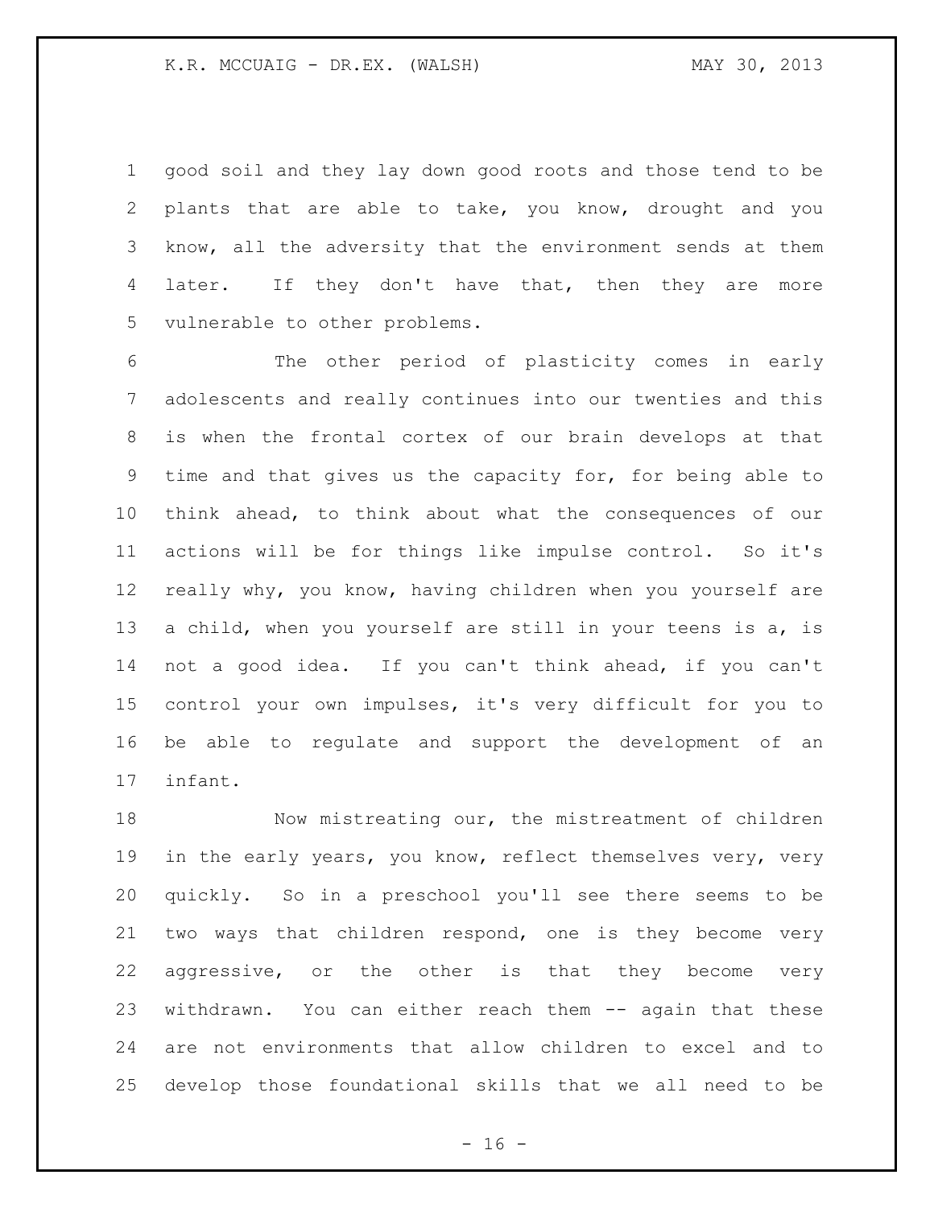good soil and they lay down good roots and those tend to be plants that are able to take, you know, drought and you know, all the adversity that the environment sends at them later. If they don't have that, then they are more vulnerable to other problems.

The other period of plasticity comes in early adolescents and really continues into our twenties and this is when the frontal cortex of our brain develops at that time and that gives us the capacity for, for being able to think ahead, to think about what the consequences of our actions will be for things like impulse control. So it's really why, you know, having children when you yourself are a child, when you yourself are still in your teens is a, is not a good idea. If you can't think ahead, if you can't control your own impulses, it's very difficult for you to be able to regulate and support the development of an infant.

Now mistreating our, the mistreatment of children in the early years, you know, reflect themselves very, very quickly. So in a preschool you'll see there seems to be two ways that children respond, one is they become very aggressive, or the other is that they become very withdrawn. You can either reach them -- again that these are not environments that allow children to excel and to develop those foundational skills that we all need to be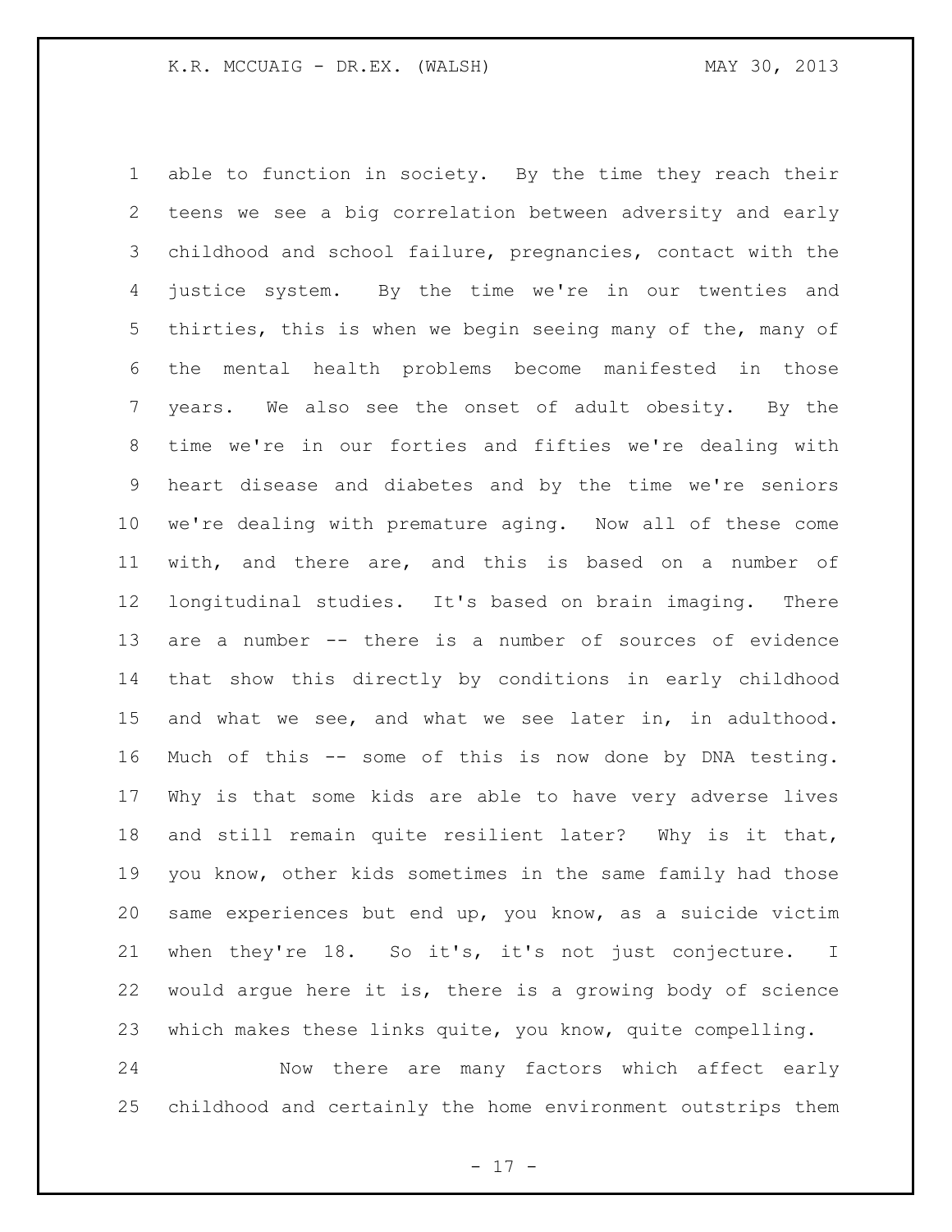able to function in society. By the time they reach their teens we see a big correlation between adversity and early childhood and school failure, pregnancies, contact with the justice system. By the time we're in our twenties and thirties, this is when we begin seeing many of the, many of the mental health problems become manifested in those years. We also see the onset of adult obesity. By the time we're in our forties and fifties we're dealing with heart disease and diabetes and by the time we're seniors we're dealing with premature aging. Now all of these come with, and there are, and this is based on a number of longitudinal studies. It's based on brain imaging. There are a number -- there is a number of sources of evidence that show this directly by conditions in early childhood and what we see, and what we see later in, in adulthood. Much of this -- some of this is now done by DNA testing. Why is that some kids are able to have very adverse lives and still remain quite resilient later? Why is it that, you know, other kids sometimes in the same family had those same experiences but end up, you know, as a suicide victim when they're 18. So it's, it's not just conjecture. I would argue here it is, there is a growing body of science which makes these links quite, you know, quite compelling.

Now there are many factors which affect early childhood and certainly the home environment outstrips them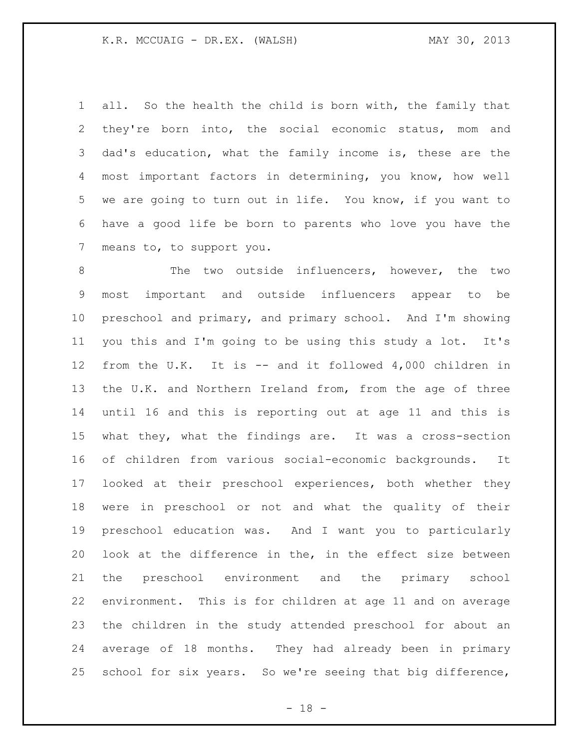all. So the health the child is born with, the family that they're born into, the social economic status, mom and dad's education, what the family income is, these are the most important factors in determining, you know, how well we are going to turn out in life. You know, if you want to have a good life be born to parents who love you have the means to, to support you.

The two outside influencers, however, the two most important and outside influencers appear to be preschool and primary, and primary school. And I'm showing you this and I'm going to be using this study a lot. It's from the U.K. It is -- and it followed 4,000 children in the U.K. and Northern Ireland from, from the age of three until 16 and this is reporting out at age 11 and this is what they, what the findings are. It was a cross-section of children from various social-economic backgrounds. It looked at their preschool experiences, both whether they were in preschool or not and what the quality of their preschool education was. And I want you to particularly look at the difference in the, in the effect size between the preschool environment and the primary school environment. This is for children at age 11 and on average the children in the study attended preschool for about an average of 18 months. They had already been in primary school for six years. So we're seeing that big difference,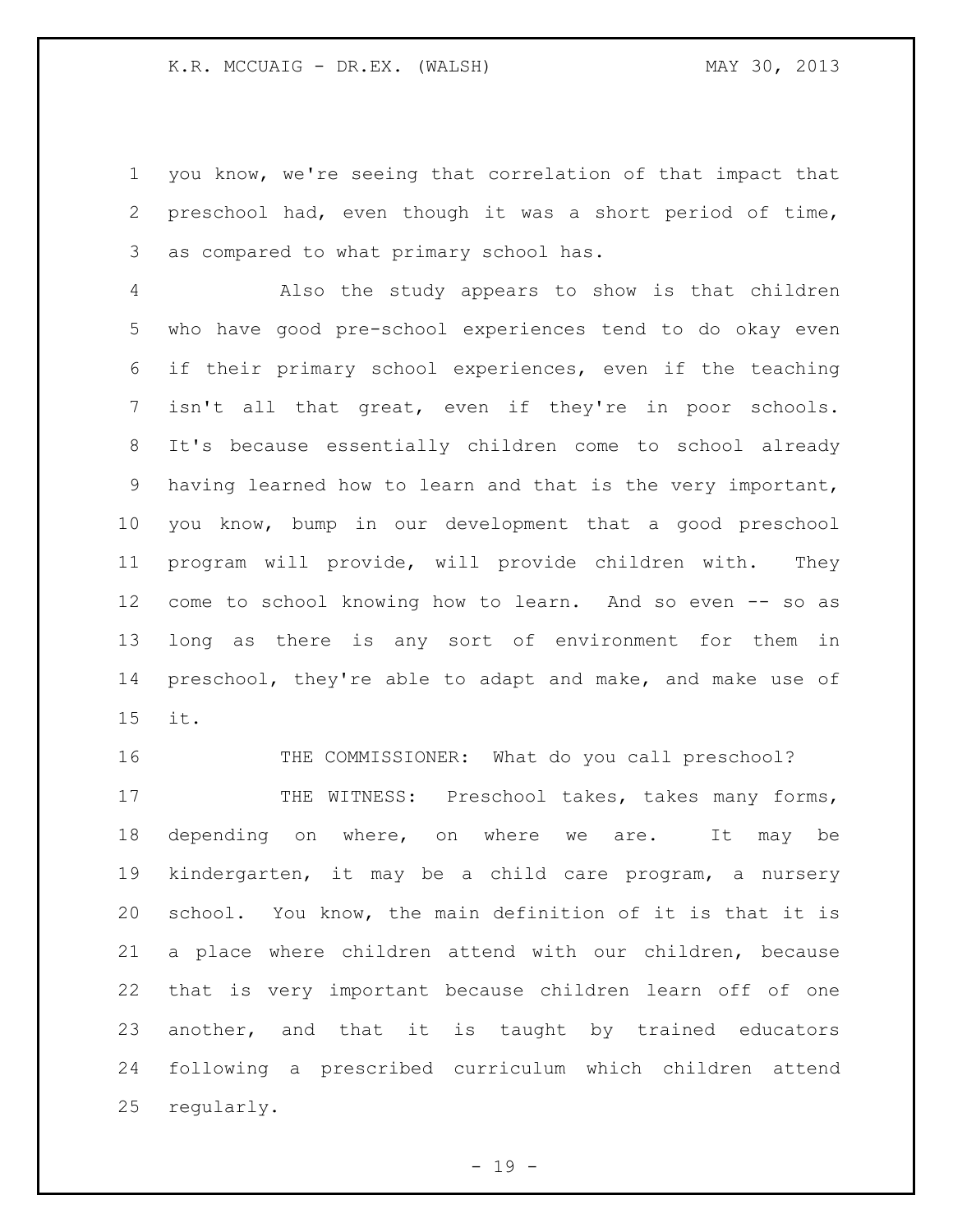you know, we're seeing that correlation of that impact that preschool had, even though it was a short period of time, as compared to what primary school has.

Also the study appears to show is that children who have good pre-school experiences tend to do okay even if their primary school experiences, even if the teaching isn't all that great, even if they're in poor schools. It's because essentially children come to school already having learned how to learn and that is the very important, you know, bump in our development that a good preschool program will provide, will provide children with. They come to school knowing how to learn. And so even -- so as long as there is any sort of environment for them in preschool, they're able to adapt and make, and make use of it.

THE COMMISSIONER: What do you call preschool?

THE WITNESS: Preschool takes, takes many forms, depending on where, on where we are. It may be kindergarten, it may be a child care program, a nursery school. You know, the main definition of it is that it is a place where children attend with our children, because that is very important because children learn off of one another, and that it is taught by trained educators following a prescribed curriculum which children attend regularly.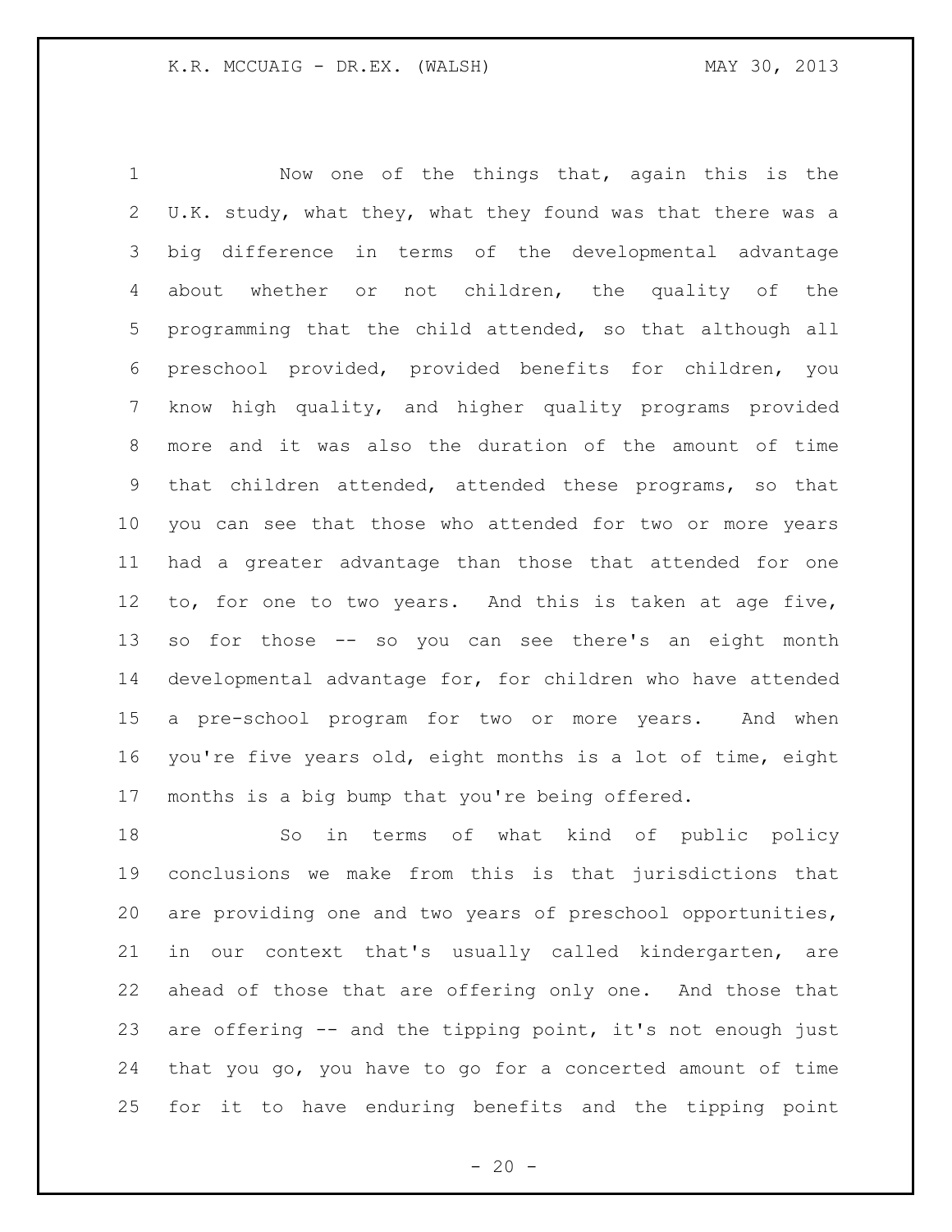Now one of the things that, again this is the U.K. study, what they, what they found was that there was a big difference in terms of the developmental advantage about whether or not children, the quality of the programming that the child attended, so that although all preschool provided, provided benefits for children, you know high quality, and higher quality programs provided more and it was also the duration of the amount of time that children attended, attended these programs, so that you can see that those who attended for two or more years had a greater advantage than those that attended for one to, for one to two years. And this is taken at age five, so for those -- so you can see there's an eight month developmental advantage for, for children who have attended a pre-school program for two or more years. And when you're five years old, eight months is a lot of time, eight months is a big bump that you're being offered.

So in terms of what kind of public policy conclusions we make from this is that jurisdictions that are providing one and two years of preschool opportunities, in our context that's usually called kindergarten, are ahead of those that are offering only one. And those that are offering -- and the tipping point, it's not enough just that you go, you have to go for a concerted amount of time for it to have enduring benefits and the tipping point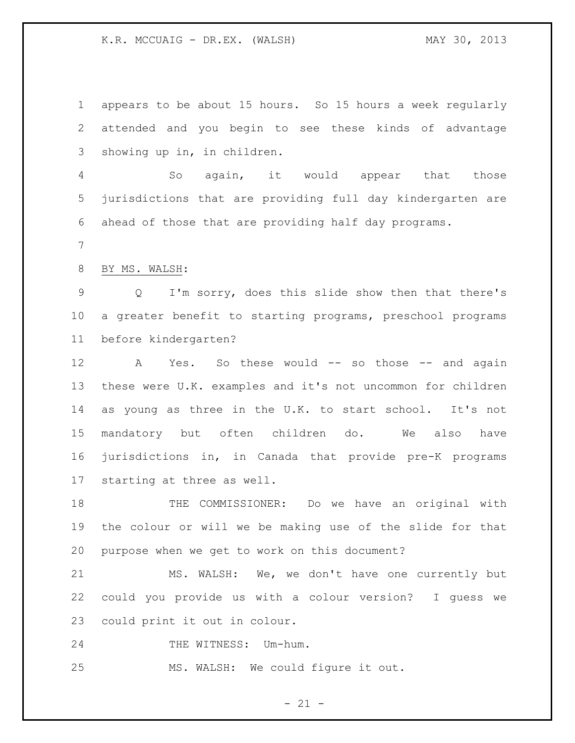appears to be about 15 hours. So 15 hours a week regularly attended and you begin to see these kinds of advantage showing up in, in children.

So again, it would appear that those jurisdictions that are providing full day kindergarten are ahead of those that are providing half day programs.

BY MS. WALSH:

Q I'm sorry, does this slide show then that there's a greater benefit to starting programs, preschool programs before kindergarten?

A Yes. So these would -- so those -- and again these were U.K. examples and it's not uncommon for children as young as three in the U.K. to start school. It's not mandatory but often children do. We also have jurisdictions in, in Canada that provide pre-K programs starting at three as well.

THE COMMISSIONER: Do we have an original with the colour or will we be making use of the slide for that purpose when we get to work on this document?

MS. WALSH: We, we don't have one currently but could you provide us with a colour version? I guess we could print it out in colour.

THE WITNESS: Um-hum.

MS. WALSH: We could figure it out.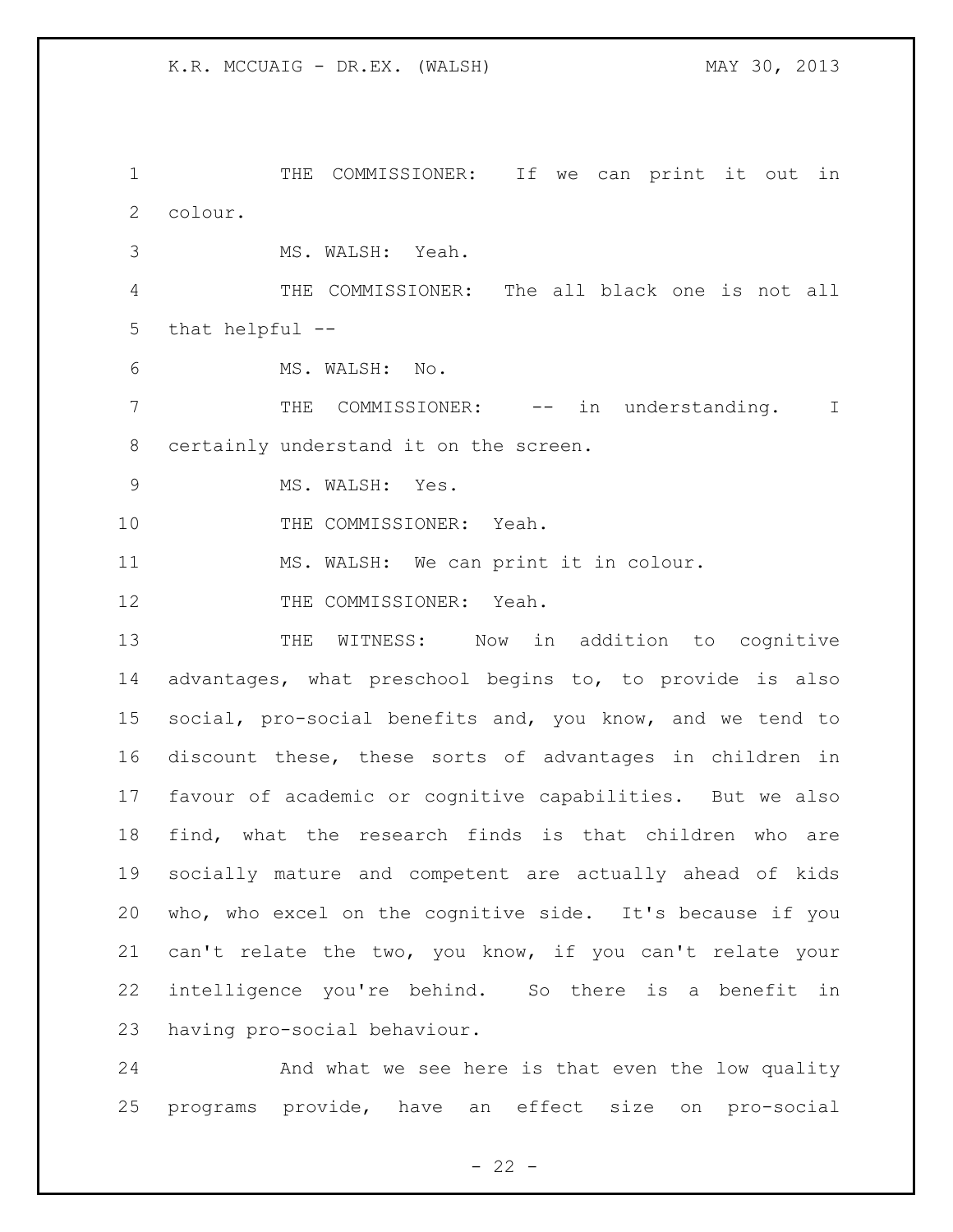THE COMMISSIONER: If we can print it out in colour.

MS. WALSH: Yeah.

THE COMMISSIONER: The all black one is not all that helpful --

MS. WALSH: No.

THE COMMISSIONER: -- in understanding. I certainly understand it on the screen.

MS. WALSH: Yes.

THE COMMISSIONER: Yeah.

MS. WALSH: We can print it in colour.

THE COMMISSIONER: Yeah.

THE WITNESS: Now in addition to cognitive advantages, what preschool begins to, to provide is also social, pro-social benefits and, you know, and we tend to discount these, these sorts of advantages in children in favour of academic or cognitive capabilities. But we also find, what the research finds is that children who are socially mature and competent are actually ahead of kids who, who excel on the cognitive side. It's because if you can't relate the two, you know, if you can't relate your intelligence you're behind. So there is a benefit in having pro-social behaviour.

And what we see here is that even the low quality programs provide, have an effect size on pro-social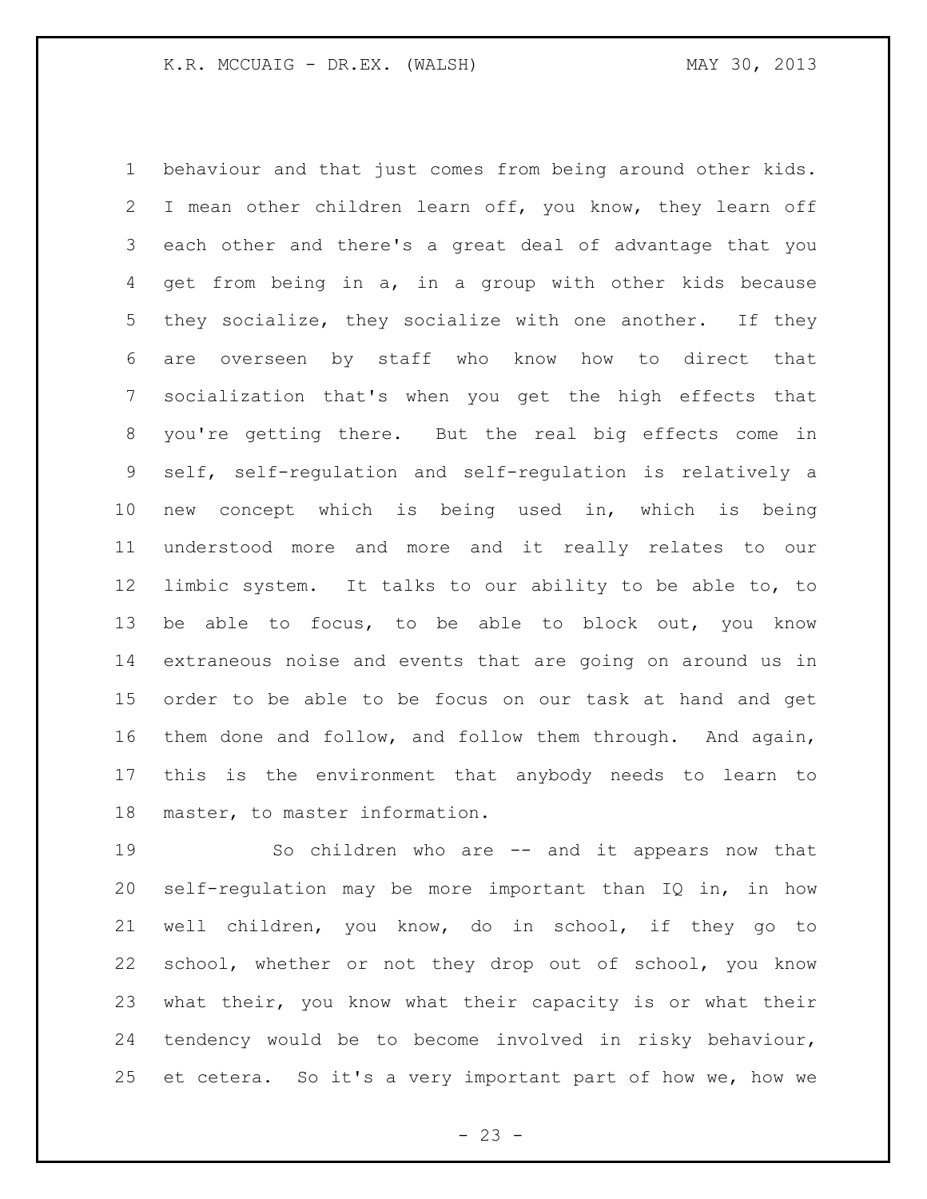behaviour and that just comes from being around other kids. I mean other children learn off, you know, they learn off each other and there's a great deal of advantage that you get from being in a, in a group with other kids because they socialize, they socialize with one another. If they are overseen by staff who know how to direct that socialization that's when you get the high effects that you're getting there. But the real big effects come in self, self-regulation and self-regulation is relatively a new concept which is being used in, which is being understood more and more and it really relates to our limbic system. It talks to our ability to be able to, to be able to focus, to be able to block out, you know extraneous noise and events that are going on around us in order to be able to be focus on our task at hand and get them done and follow, and follow them through. And again, this is the environment that anybody needs to learn to master, to master information.

So children who are -- and it appears now that self-regulation may be more important than IQ in, in how well children, you know, do in school, if they go to school, whether or not they drop out of school, you know what their, you know what their capacity is or what their tendency would be to become involved in risky behaviour, et cetera. So it's a very important part of how we, how we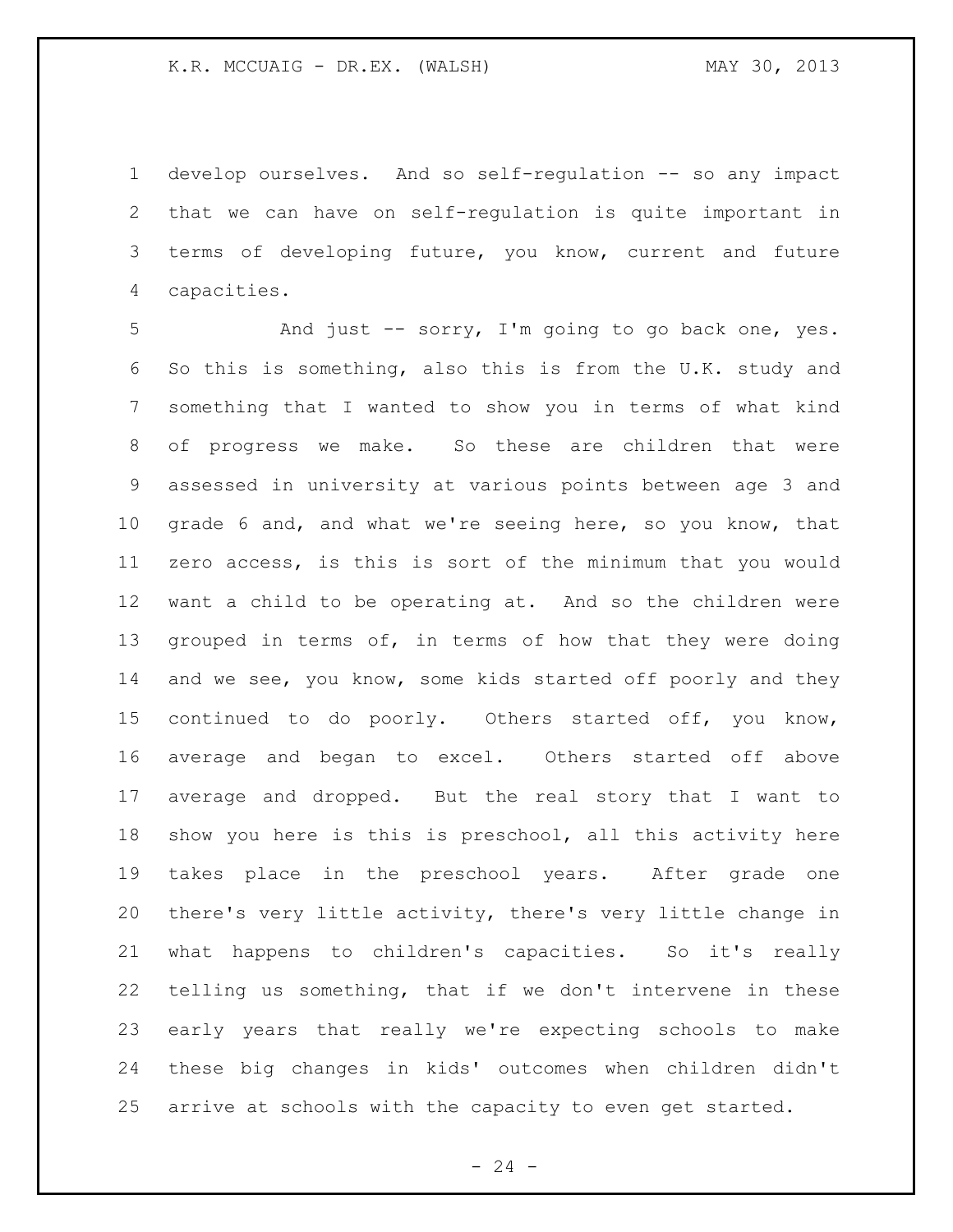develop ourselves. And so self-regulation -- so any impact that we can have on self-regulation is quite important in terms of developing future, you know, current and future capacities.

And just -- sorry, I'm going to go back one, yes. So this is something, also this is from the U.K. study and something that I wanted to show you in terms of what kind of progress we make. So these are children that were assessed in university at various points between age 3 and grade 6 and, and what we're seeing here, so you know, that zero access, is this is sort of the minimum that you would want a child to be operating at. And so the children were grouped in terms of, in terms of how that they were doing and we see, you know, some kids started off poorly and they continued to do poorly. Others started off, you know, average and began to excel. Others started off above average and dropped. But the real story that I want to show you here is this is preschool, all this activity here takes place in the preschool years. After grade one there's very little activity, there's very little change in what happens to children's capacities. So it's really telling us something, that if we don't intervene in these early years that really we're expecting schools to make these big changes in kids' outcomes when children didn't arrive at schools with the capacity to even get started.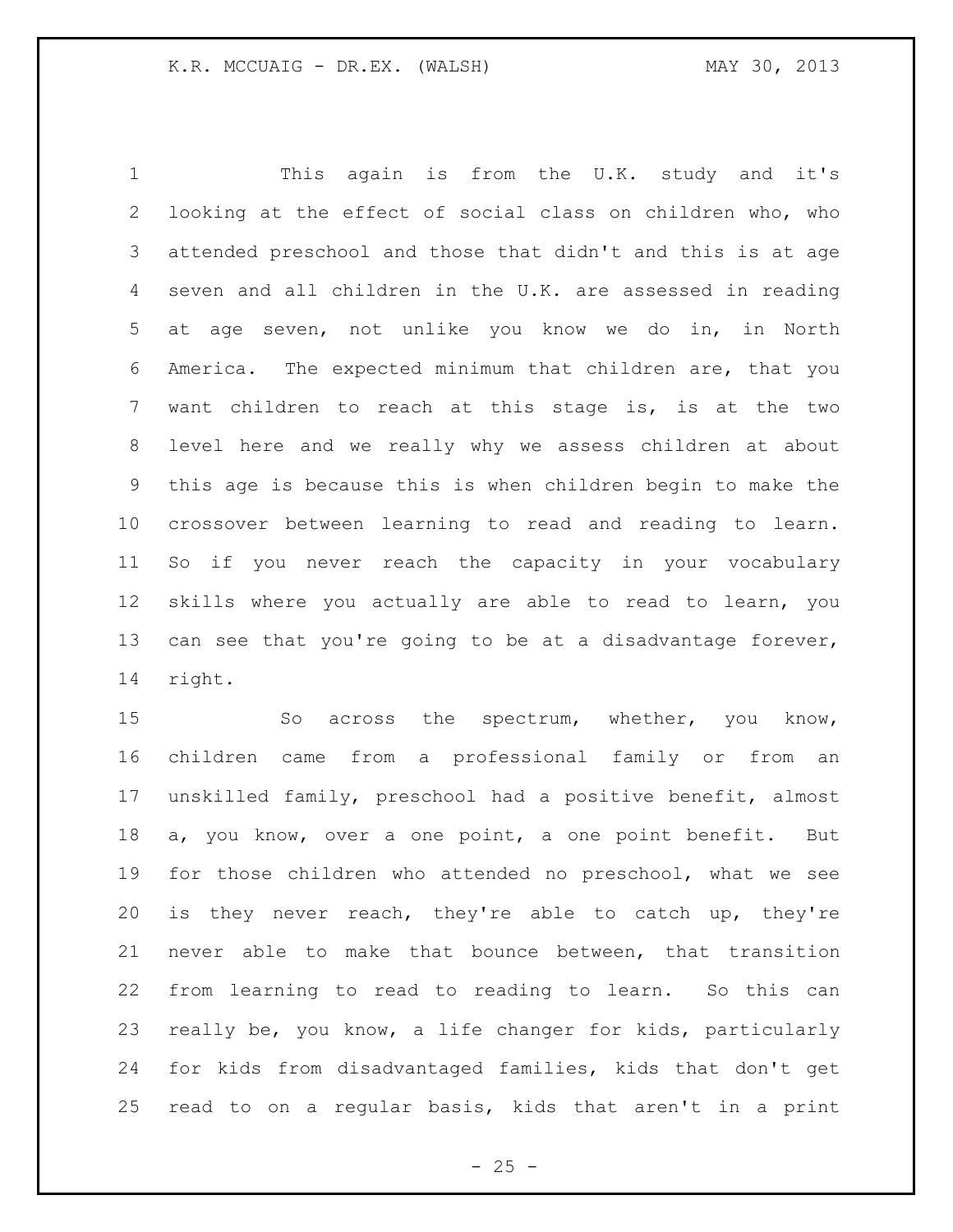This again is from the U.K. study and it's looking at the effect of social class on children who, who attended preschool and those that didn't and this is at age seven and all children in the U.K. are assessed in reading at age seven, not unlike you know we do in, in North America. The expected minimum that children are, that you want children to reach at this stage is, is at the two level here and we really why we assess children at about this age is because this is when children begin to make the crossover between learning to read and reading to learn. So if you never reach the capacity in your vocabulary skills where you actually are able to read to learn, you can see that you're going to be at a disadvantage forever, right.

So across the spectrum, whether, you know, children came from a professional family or from an unskilled family, preschool had a positive benefit, almost a, you know, over a one point, a one point benefit. But for those children who attended no preschool, what we see is they never reach, they're able to catch up, they're never able to make that bounce between, that transition from learning to read to reading to learn. So this can really be, you know, a life changer for kids, particularly for kids from disadvantaged families, kids that don't get read to on a regular basis, kids that aren't in a print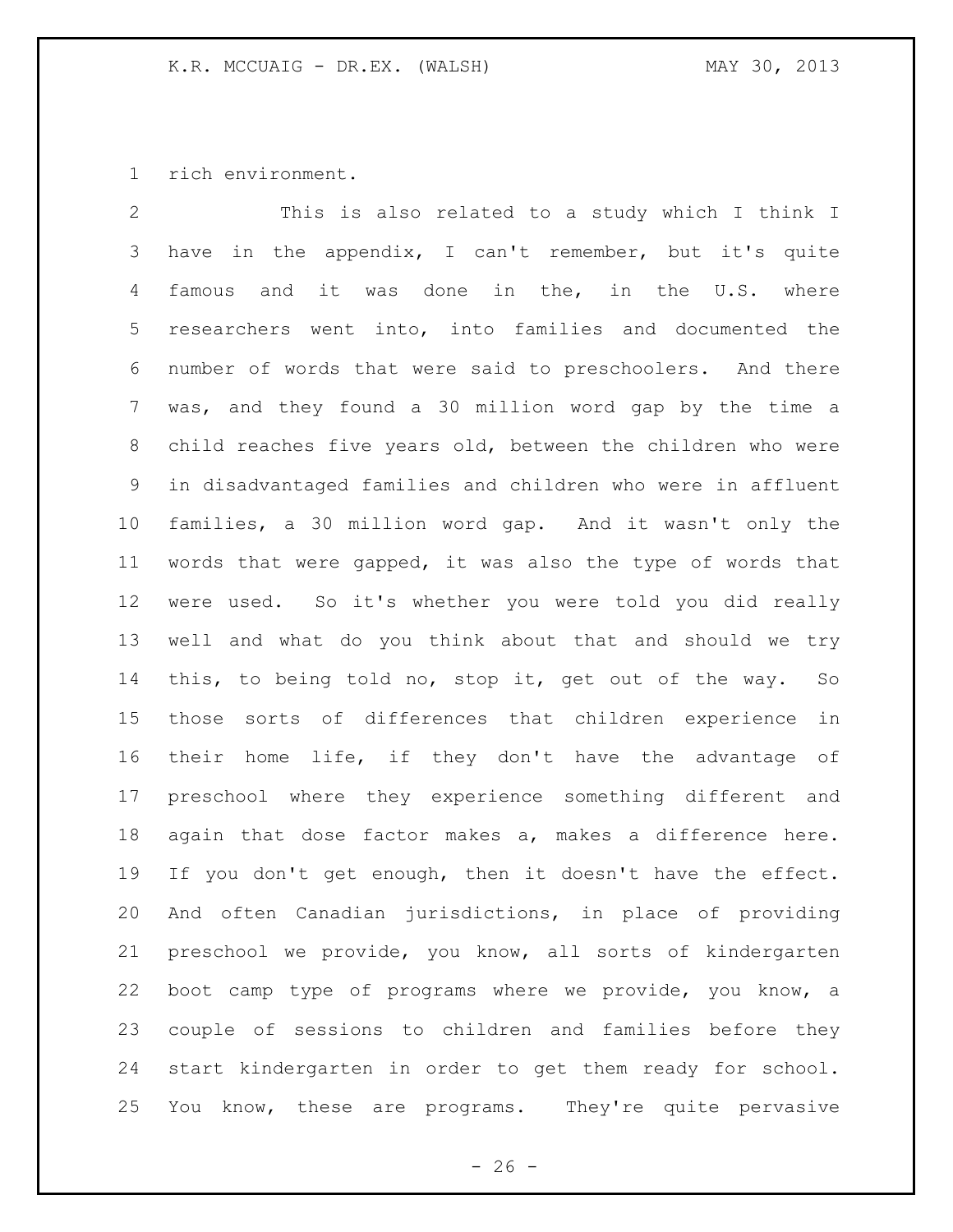rich environment.

This is also related to a study which I think I have in the appendix, I can't remember, but it's quite famous and it was done in the, in the U.S. where researchers went into, into families and documented the number of words that were said to preschoolers. And there was, and they found a 30 million word gap by the time a child reaches five years old, between the children who were in disadvantaged families and children who were in affluent families, a 30 million word gap. And it wasn't only the words that were gapped, it was also the type of words that were used. So it's whether you were told you did really well and what do you think about that and should we try this, to being told no, stop it, get out of the way. So those sorts of differences that children experience in their home life, if they don't have the advantage of preschool where they experience something different and again that dose factor makes a, makes a difference here. If you don't get enough, then it doesn't have the effect. And often Canadian jurisdictions, in place of providing preschool we provide, you know, all sorts of kindergarten boot camp type of programs where we provide, you know, a couple of sessions to children and families before they start kindergarten in order to get them ready for school. You know, these are programs. They're quite pervasive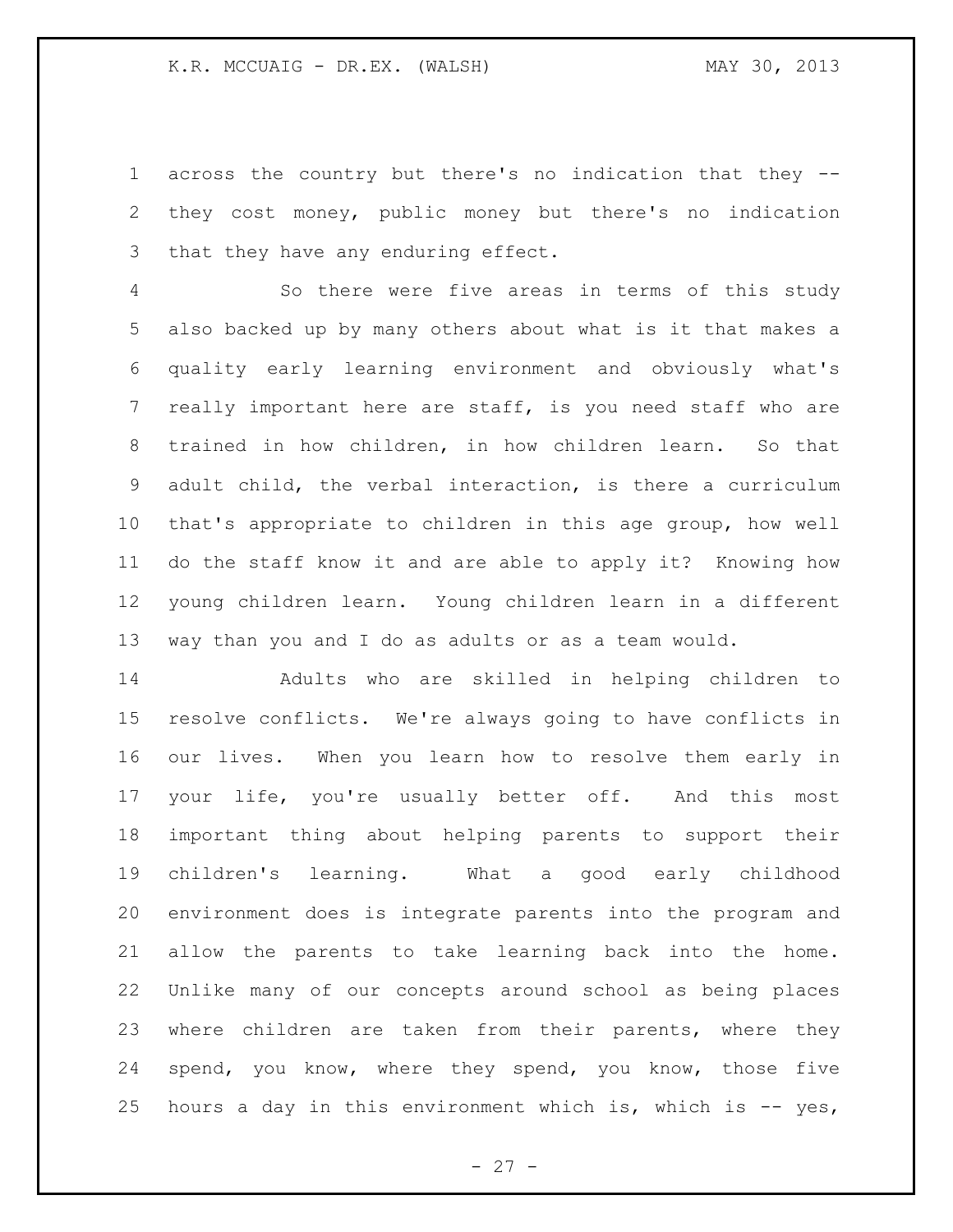across the country but there's no indication that they -- they cost money, public money but there's no indication that they have any enduring effect.

So there were five areas in terms of this study also backed up by many others about what is it that makes a quality early learning environment and obviously what's really important here are staff, is you need staff who are trained in how children, in how children learn. So that adult child, the verbal interaction, is there a curriculum that's appropriate to children in this age group, how well do the staff know it and are able to apply it? Knowing how young children learn. Young children learn in a different way than you and I do as adults or as a team would.

Adults who are skilled in helping children to resolve conflicts. We're always going to have conflicts in our lives. When you learn how to resolve them early in your life, you're usually better off. And this most important thing about helping parents to support their children's learning. What a good early childhood environment does is integrate parents into the program and allow the parents to take learning back into the home. Unlike many of our concepts around school as being places where children are taken from their parents, where they spend, you know, where they spend, you know, those five hours a day in this environment which is, which is -- yes,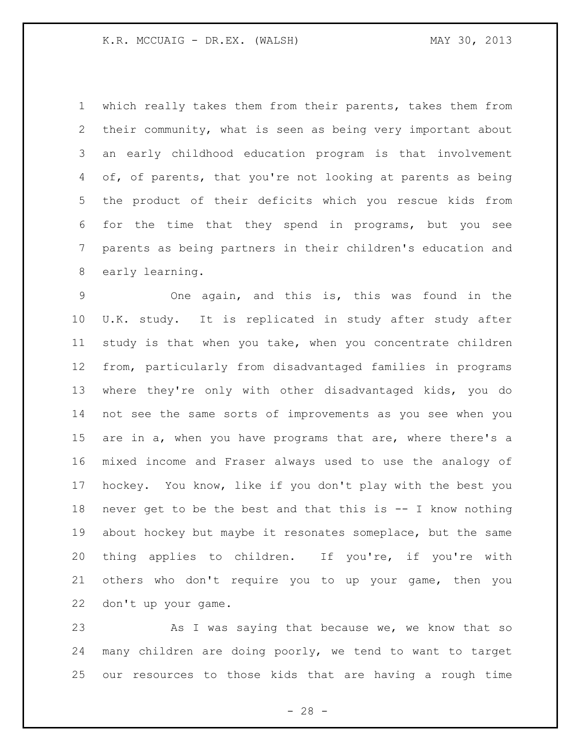which really takes them from their parents, takes them from their community, what is seen as being very important about an early childhood education program is that involvement of, of parents, that you're not looking at parents as being the product of their deficits which you rescue kids from for the time that they spend in programs, but you see parents as being partners in their children's education and early learning.

One again, and this is, this was found in the U.K. study. It is replicated in study after study after study is that when you take, when you concentrate children from, particularly from disadvantaged families in programs where they're only with other disadvantaged kids, you do not see the same sorts of improvements as you see when you are in a, when you have programs that are, where there's a mixed income and Fraser always used to use the analogy of hockey. You know, like if you don't play with the best you never get to be the best and that this is -- I know nothing about hockey but maybe it resonates someplace, but the same thing applies to children. If you're, if you're with others who don't require you to up your game, then you don't up your game.

As I was saying that because we, we know that so many children are doing poorly, we tend to want to target our resources to those kids that are having a rough time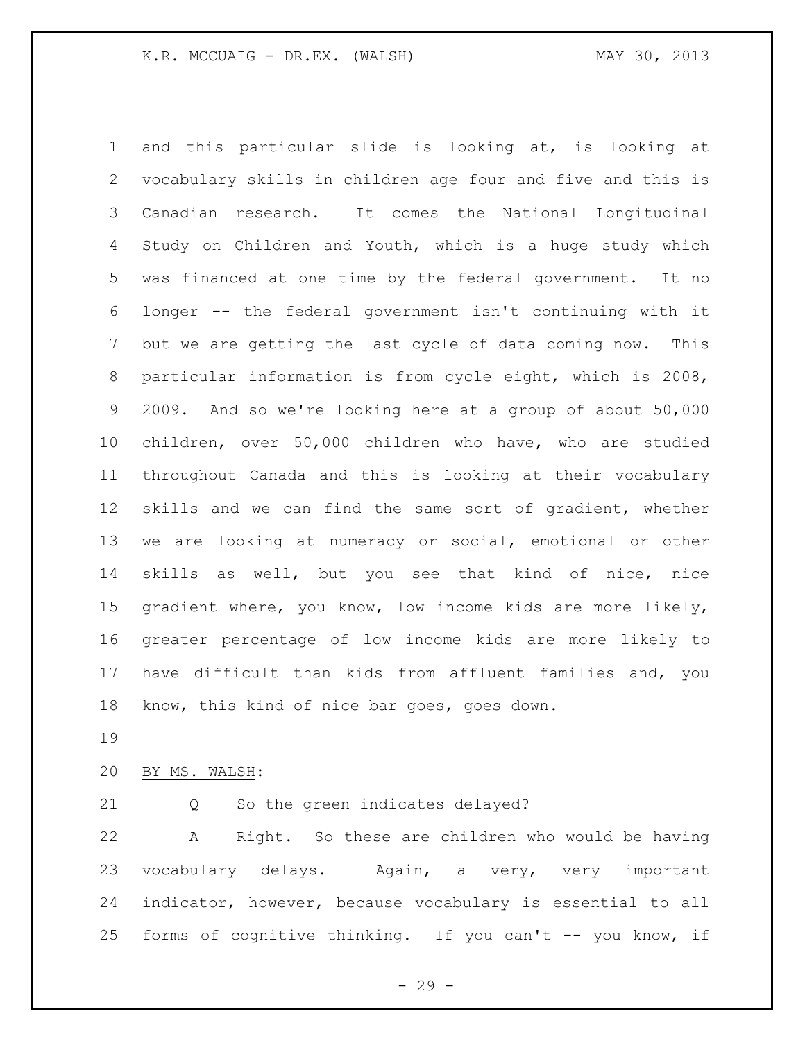and this particular slide is looking at, is looking at vocabulary skills in children age four and five and this is Canadian research. It comes the National Longitudinal Study on Children and Youth, which is a huge study which was financed at one time by the federal government. It no longer -- the federal government isn't continuing with it but we are getting the last cycle of data coming now. This particular information is from cycle eight, which is 2008, 2009. And so we're looking here at a group of about 50,000 children, over 50,000 children who have, who are studied throughout Canada and this is looking at their vocabulary skills and we can find the same sort of gradient, whether we are looking at numeracy or social, emotional or other skills as well, but you see that kind of nice, nice gradient where, you know, low income kids are more likely, greater percentage of low income kids are more likely to have difficult than kids from affluent families and, you know, this kind of nice bar goes, goes down.

BY MS. WALSH:

Q So the green indicates delayed?

A Right. So these are children who would be having vocabulary delays. Again, a very, very important indicator, however, because vocabulary is essential to all forms of cognitive thinking. If you can't -- you know, if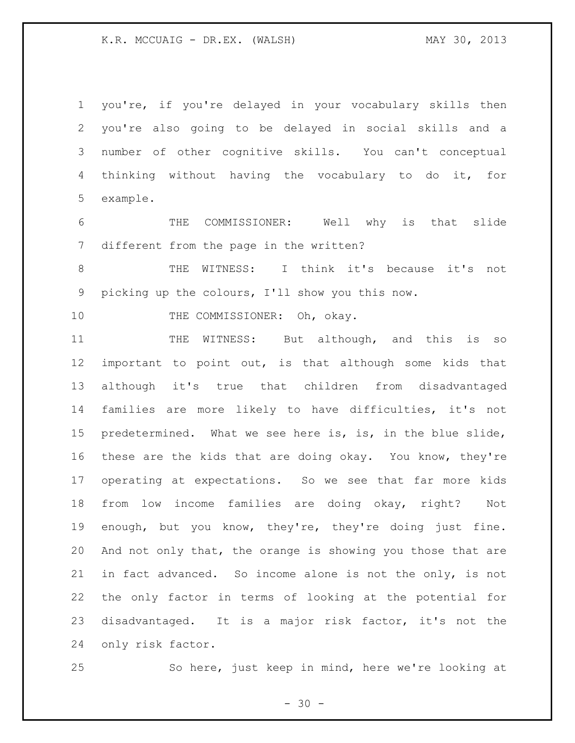you're, if you're delayed in your vocabulary skills then you're also going to be delayed in social skills and a number of other cognitive skills. You can't conceptual thinking without having the vocabulary to do it, for example.

THE COMMISSIONER: Well why is that slide different from the page in the written?

THE WITNESS: I think it's because it's not picking up the colours, I'll show you this now.

THE COMMISSIONER: Oh, okay.

THE WITNESS: But although, and this is so important to point out, is that although some kids that although it's true that children from disadvantaged families are more likely to have difficulties, it's not predetermined. What we see here is, is, in the blue slide, these are the kids that are doing okay. You know, they're operating at expectations. So we see that far more kids from low income families are doing okay, right? Not enough, but you know, they're, they're doing just fine. And not only that, the orange is showing you those that are in fact advanced. So income alone is not the only, is not the only factor in terms of looking at the potential for disadvantaged. It is a major risk factor, it's not the only risk factor.

So here, just keep in mind, here we're looking at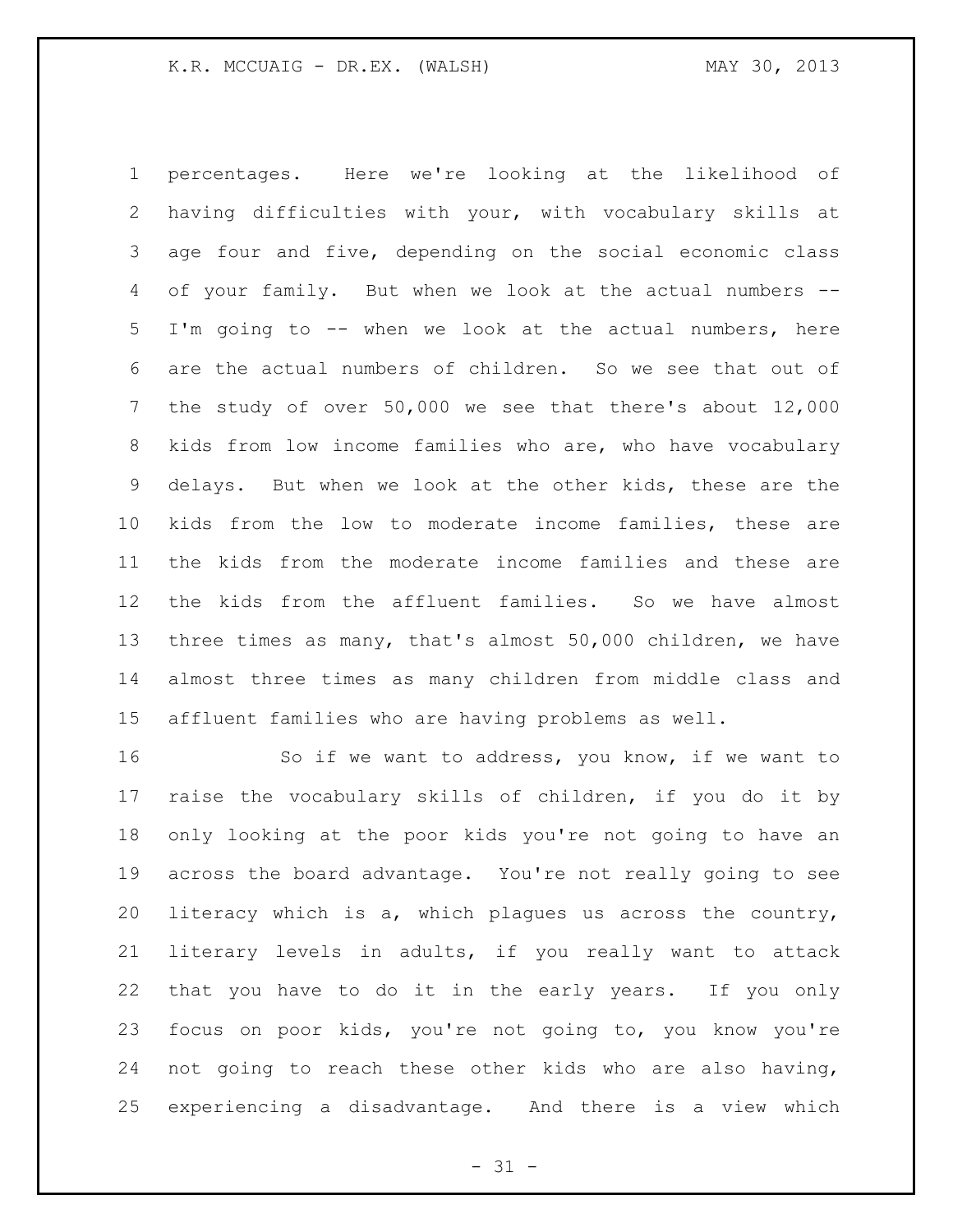percentages. Here we're looking at the likelihood of having difficulties with your, with vocabulary skills at age four and five, depending on the social economic class of your family. But when we look at the actual numbers -- I'm going to -- when we look at the actual numbers, here are the actual numbers of children. So we see that out of the study of over 50,000 we see that there's about 12,000 kids from low income families who are, who have vocabulary delays. But when we look at the other kids, these are the kids from the low to moderate income families, these are the kids from the moderate income families and these are the kids from the affluent families. So we have almost three times as many, that's almost 50,000 children, we have almost three times as many children from middle class and affluent families who are having problems as well.

So if we want to address, you know, if we want to raise the vocabulary skills of children, if you do it by only looking at the poor kids you're not going to have an across the board advantage. You're not really going to see literacy which is a, which plagues us across the country, literary levels in adults, if you really want to attack that you have to do it in the early years. If you only focus on poor kids, you're not going to, you know you're not going to reach these other kids who are also having, experiencing a disadvantage. And there is a view which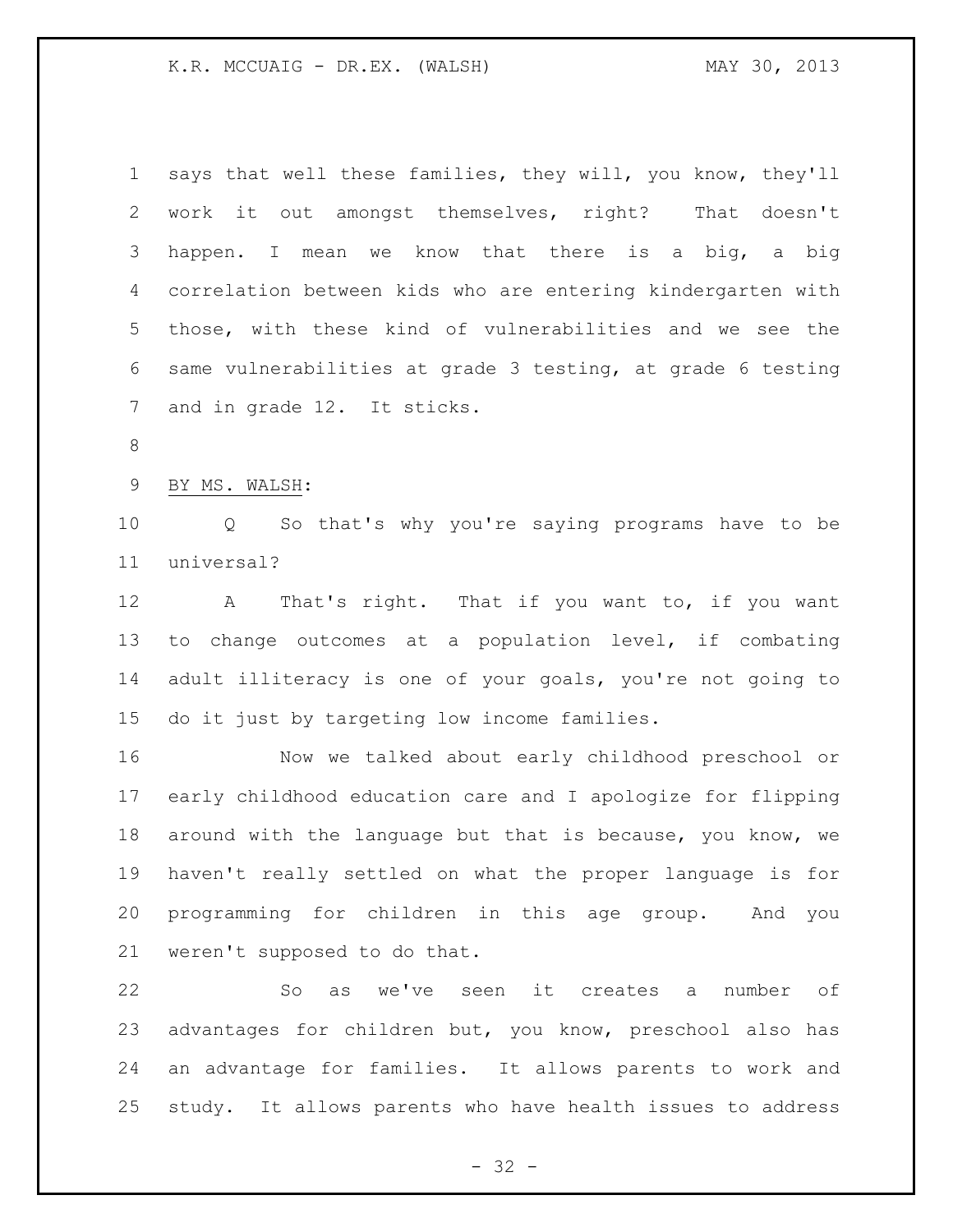says that well these families, they will, you know, they'll work it out amongst themselves, right? That doesn't happen. I mean we know that there is a big, a big correlation between kids who are entering kindergarten with those, with these kind of vulnerabilities and we see the same vulnerabilities at grade 3 testing, at grade 6 testing and in grade 12. It sticks.

BY MS. WALSH:

Q So that's why you're saying programs have to be universal?

A That's right. That if you want to, if you want to change outcomes at a population level, if combating adult illiteracy is one of your goals, you're not going to do it just by targeting low income families.

Now we talked about early childhood preschool or early childhood education care and I apologize for flipping around with the language but that is because, you know, we haven't really settled on what the proper language is for programming for children in this age group. And you weren't supposed to do that.

So as we've seen it creates a number of advantages for children but, you know, preschool also has an advantage for families. It allows parents to work and study. It allows parents who have health issues to address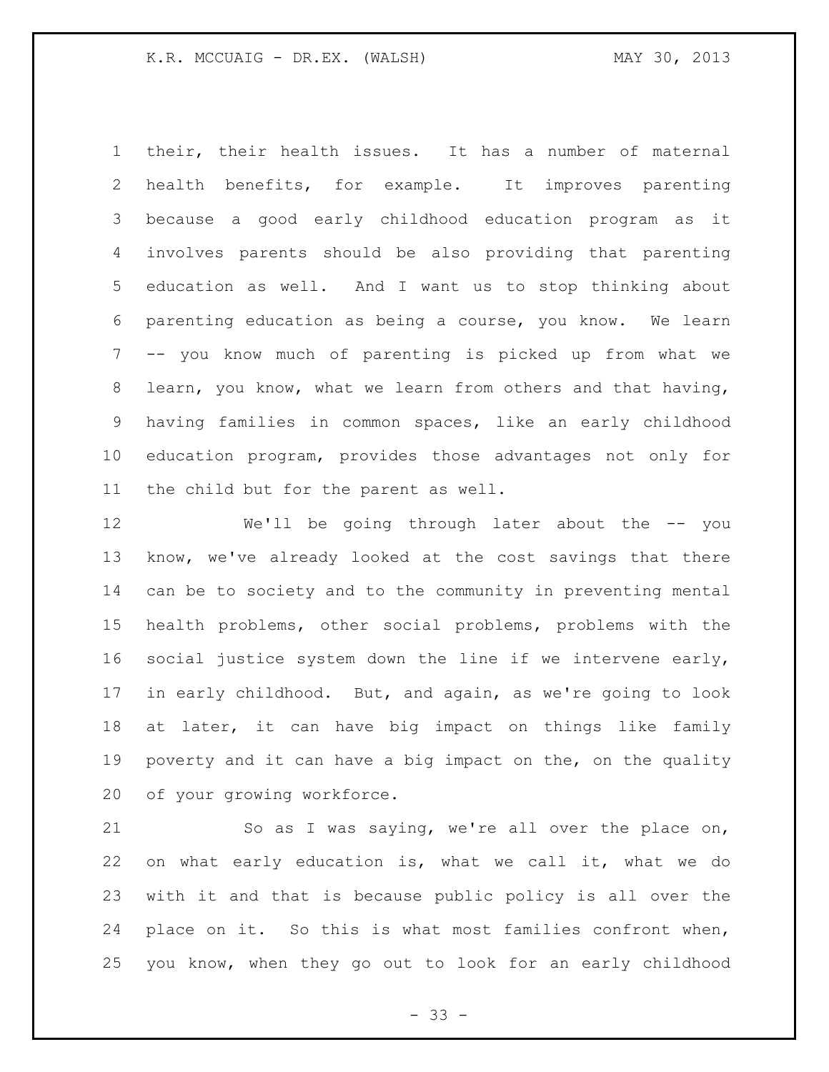their, their health issues. It has a number of maternal health benefits, for example. It improves parenting because a good early childhood education program as it involves parents should be also providing that parenting education as well. And I want us to stop thinking about parenting education as being a course, you know. We learn -- you know much of parenting is picked up from what we learn, you know, what we learn from others and that having, having families in common spaces, like an early childhood education program, provides those advantages not only for the child but for the parent as well.

We'll be going through later about the -- you know, we've already looked at the cost savings that there can be to society and to the community in preventing mental health problems, other social problems, problems with the social justice system down the line if we intervene early, in early childhood. But, and again, as we're going to look at later, it can have big impact on things like family poverty and it can have a big impact on the, on the quality of your growing workforce.

So as I was saying, we're all over the place on, on what early education is, what we call it, what we do with it and that is because public policy is all over the place on it. So this is what most families confront when, you know, when they go out to look for an early childhood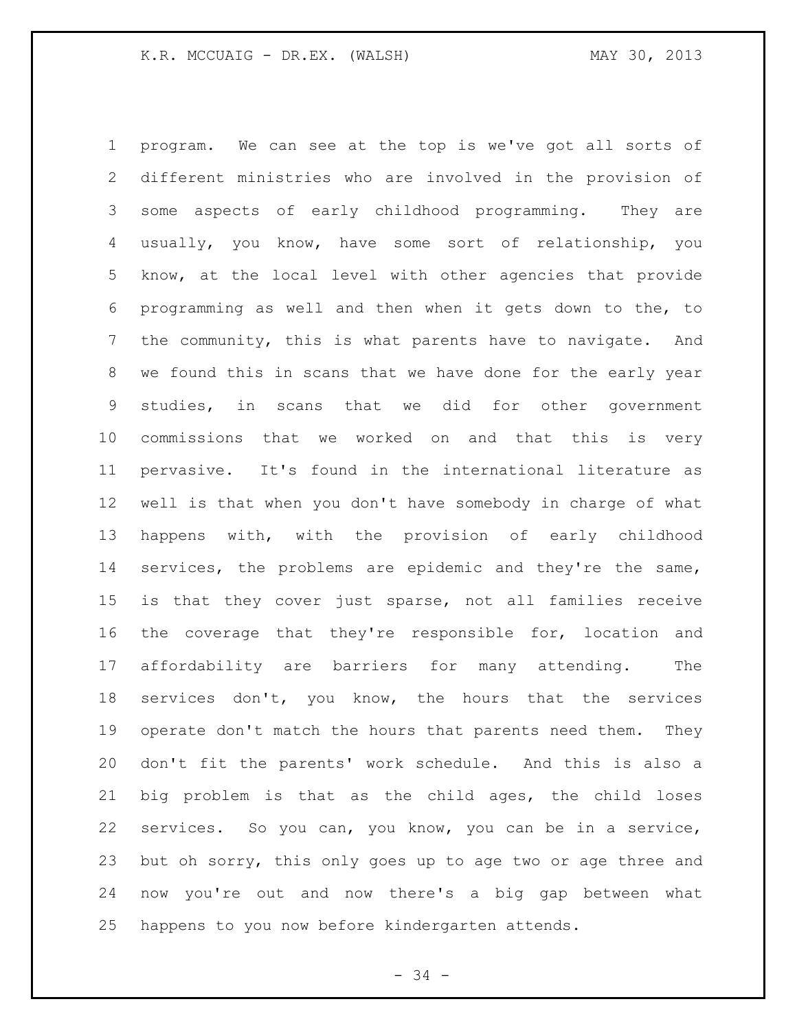program. We can see at the top is we've got all sorts of different ministries who are involved in the provision of some aspects of early childhood programming. They are usually, you know, have some sort of relationship, you know, at the local level with other agencies that provide programming as well and then when it gets down to the, to the community, this is what parents have to navigate. And we found this in scans that we have done for the early year studies, in scans that we did for other government commissions that we worked on and that this is very pervasive. It's found in the international literature as well is that when you don't have somebody in charge of what happens with, with the provision of early childhood services, the problems are epidemic and they're the same, is that they cover just sparse, not all families receive the coverage that they're responsible for, location and affordability are barriers for many attending. The services don't, you know, the hours that the services operate don't match the hours that parents need them. They don't fit the parents' work schedule. And this is also a big problem is that as the child ages, the child loses services. So you can, you know, you can be in a service, but oh sorry, this only goes up to age two or age three and now you're out and now there's a big gap between what happens to you now before kindergarten attends.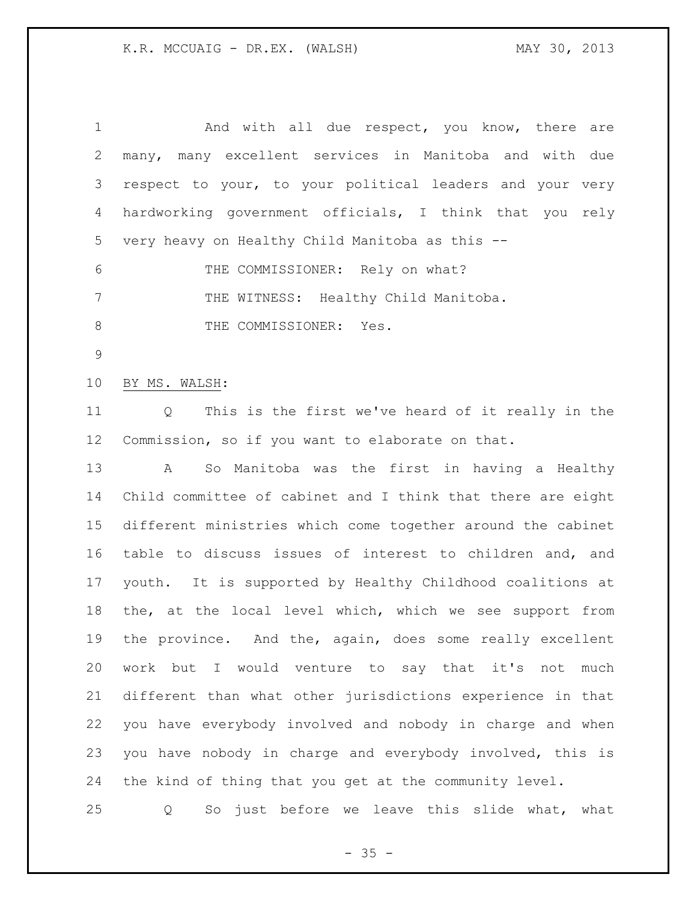And with all due respect, you know, there are many, many excellent services in Manitoba and with due respect to your, to your political leaders and your very hardworking government officials, I think that you rely very heavy on Healthy Child Manitoba as this --

THE COMMISSIONER: Rely on what?

THE WITNESS: Healthy Child Manitoba.

THE COMMISSIONER: Yes.

BY MS. WALSH:

Q This is the first we've heard of it really in the Commission, so if you want to elaborate on that.

A So Manitoba was the first in having a Healthy Child committee of cabinet and I think that there are eight different ministries which come together around the cabinet table to discuss issues of interest to children and, and youth. It is supported by Healthy Childhood coalitions at the, at the local level which, which we see support from the province. And the, again, does some really excellent work but I would venture to say that it's not much different than what other jurisdictions experience in that you have everybody involved and nobody in charge and when you have nobody in charge and everybody involved, this is the kind of thing that you get at the community level.

Q So just before we leave this slide what, what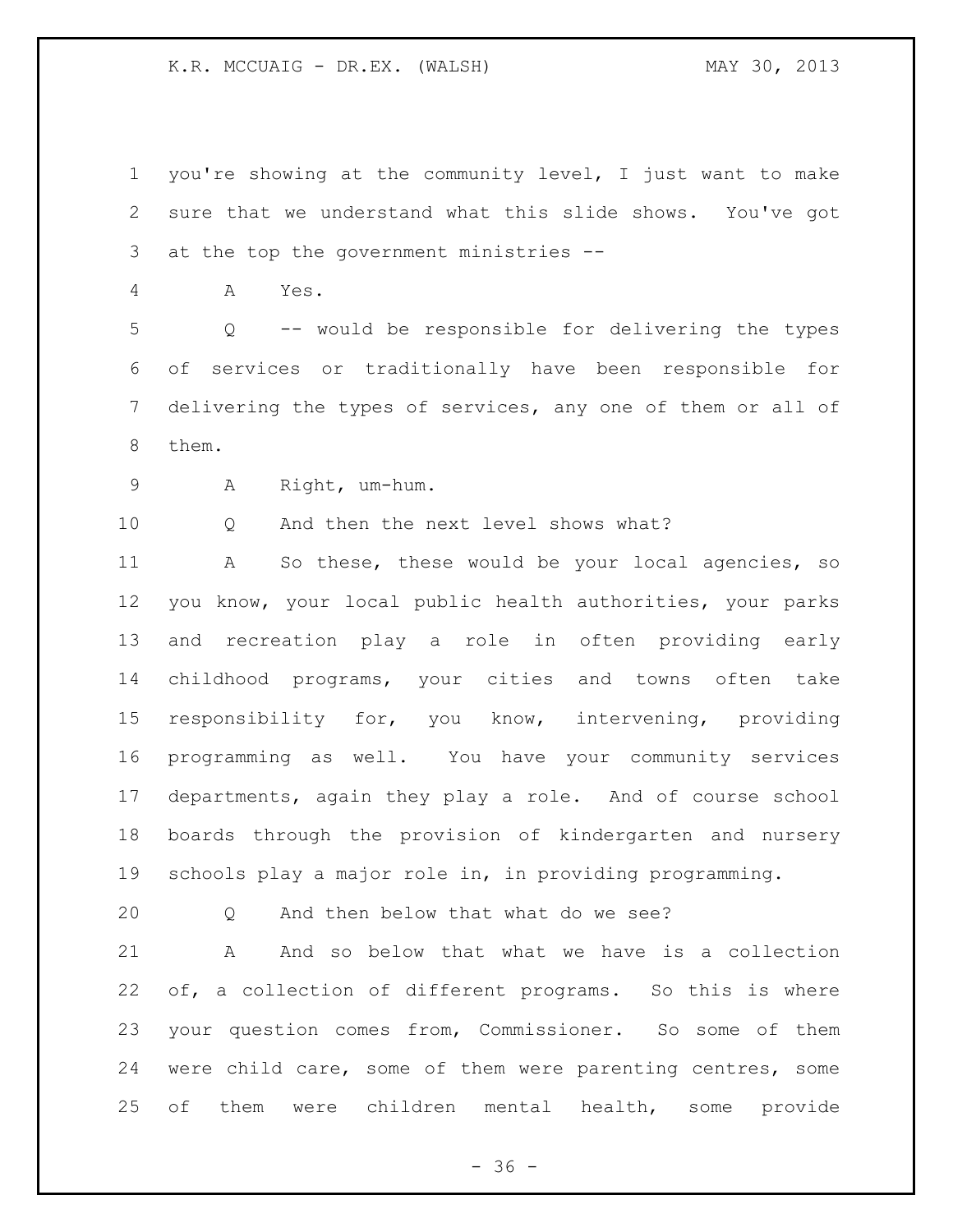you're showing at the community level, I just want to make sure that we understand what this slide shows. You've got at the top the government ministries --

A Yes.

Q -- would be responsible for delivering the types of services or traditionally have been responsible for delivering the types of services, any one of them or all of them.

A Right, um-hum.

Q And then the next level shows what?

A So these, these would be your local agencies, so you know, your local public health authorities, your parks and recreation play a role in often providing early childhood programs, your cities and towns often take responsibility for, you know, intervening, providing programming as well. You have your community services departments, again they play a role. And of course school boards through the provision of kindergarten and nursery schools play a major role in, in providing programming.

Q And then below that what do we see?

A And so below that what we have is a collection of, a collection of different programs. So this is where your question comes from, Commissioner. So some of them were child care, some of them were parenting centres, some of them were children mental health, some provide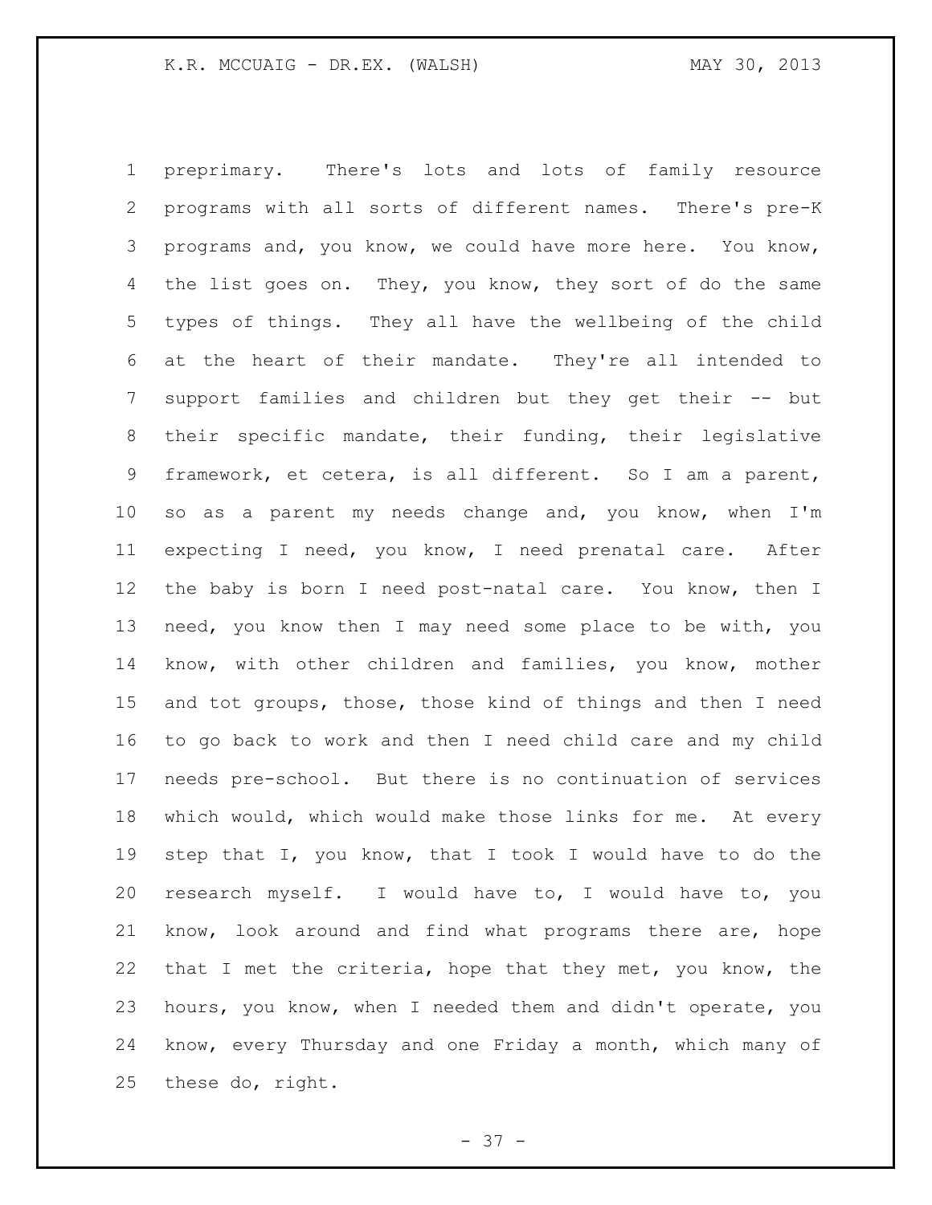preprimary. There's lots and lots of family resource programs with all sorts of different names. There's pre-K programs and, you know, we could have more here. You know, the list goes on. They, you know, they sort of do the same types of things. They all have the wellbeing of the child at the heart of their mandate. They're all intended to support families and children but they get their -- but their specific mandate, their funding, their legislative framework, et cetera, is all different. So I am a parent, so as a parent my needs change and, you know, when I'm expecting I need, you know, I need prenatal care. After the baby is born I need post-natal care. You know, then I need, you know then I may need some place to be with, you know, with other children and families, you know, mother and tot groups, those, those kind of things and then I need to go back to work and then I need child care and my child needs pre-school. But there is no continuation of services which would, which would make those links for me. At every step that I, you know, that I took I would have to do the research myself. I would have to, I would have to, you know, look around and find what programs there are, hope that I met the criteria, hope that they met, you know, the hours, you know, when I needed them and didn't operate, you know, every Thursday and one Friday a month, which many of these do, right.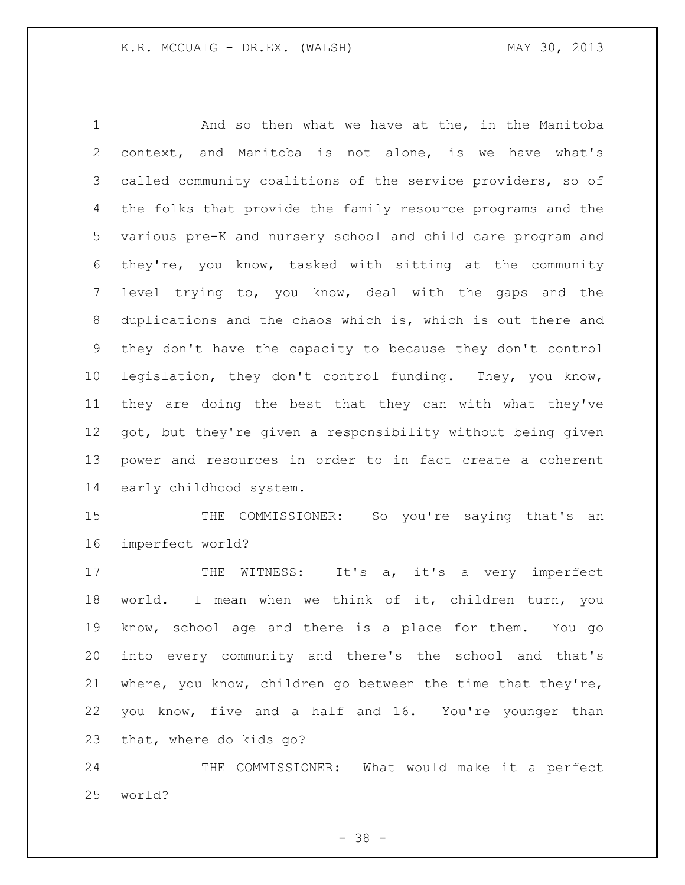And so then what we have at the, in the Manitoba context, and Manitoba is not alone, is we have what's called community coalitions of the service providers, so of the folks that provide the family resource programs and the various pre-K and nursery school and child care program and they're, you know, tasked with sitting at the community level trying to, you know, deal with the gaps and the duplications and the chaos which is, which is out there and they don't have the capacity to because they don't control legislation, they don't control funding. They, you know, they are doing the best that they can with what they've got, but they're given a responsibility without being given power and resources in order to in fact create a coherent early childhood system.

THE COMMISSIONER: So you're saying that's an imperfect world?

THE WITNESS: It's a, it's a very imperfect world. I mean when we think of it, children turn, you know, school age and there is a place for them. You go into every community and there's the school and that's where, you know, children go between the time that they're, you know, five and a half and 16. You're younger than that, where do kids go?

THE COMMISSIONER: What would make it a perfect world?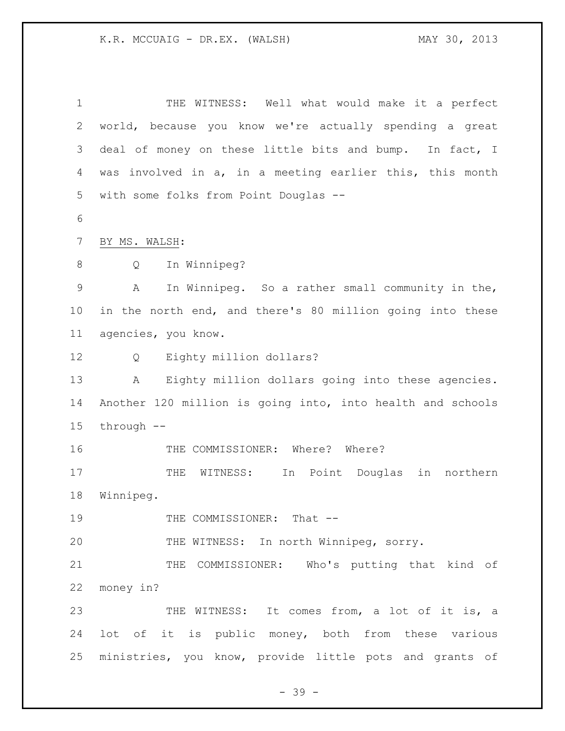THE WITNESS: Well what would make it a perfect world, because you know we're actually spending a great deal of money on these little bits and bump. In fact, I was involved in a, in a meeting earlier this, this month with some folks from Point Douglas --

BY MS. WALSH:

Q In Winnipeg?

A In Winnipeg. So a rather small community in the, in the north end, and there's 80 million going into these agencies, you know.

Q Eighty million dollars?

A Eighty million dollars going into these agencies. Another 120 million is going into, into health and schools through --

THE COMMISSIONER: Where? Where?

THE WITNESS: In Point Douglas in northern Winnipeg.

THE COMMISSIONER: That --

THE WITNESS: In north Winnipeg, sorry.

THE COMMISSIONER: Who's putting that kind of money in?

THE WITNESS: It comes from, a lot of it is, a lot of it is public money, both from these various ministries, you know, provide little pots and grants of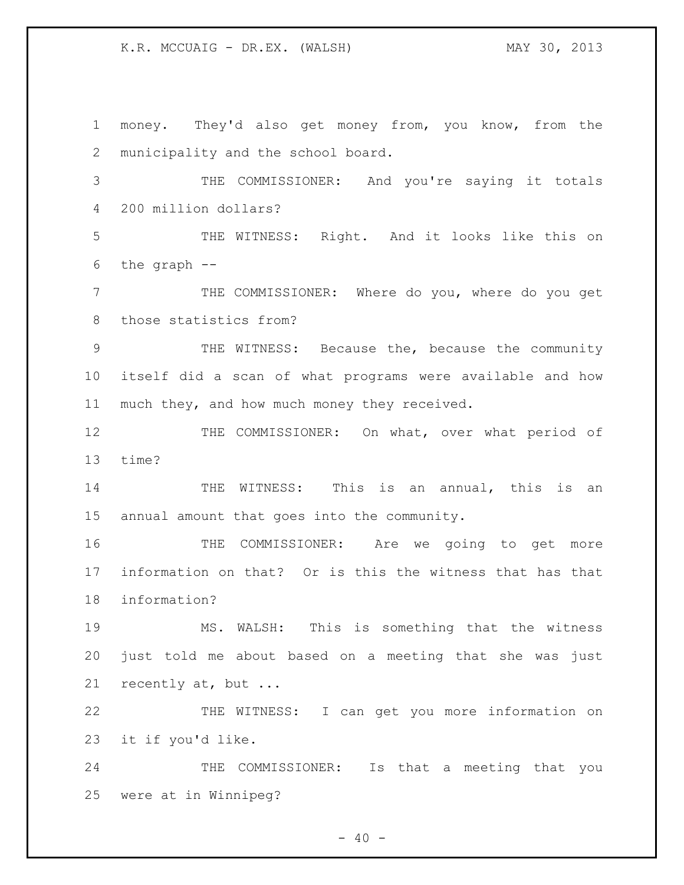money. They'd also get money from, you know, from the municipality and the school board.

THE COMMISSIONER: And you're saying it totals 200 million dollars?

THE WITNESS: Right. And it looks like this on the graph --

THE COMMISSIONER: Where do you, where do you get those statistics from?

THE WITNESS: Because the, because the community itself did a scan of what programs were available and how much they, and how much money they received.

THE COMMISSIONER: On what, over what period of time?

THE WITNESS: This is an annual, this is an annual amount that goes into the community.

THE COMMISSIONER: Are we going to get more information on that? Or is this the witness that has that information?

MS. WALSH: This is something that the witness just told me about based on a meeting that she was just recently at, but ...

THE WITNESS: I can get you more information on it if you'd like.

THE COMMISSIONER: Is that a meeting that you were at in Winnipeg?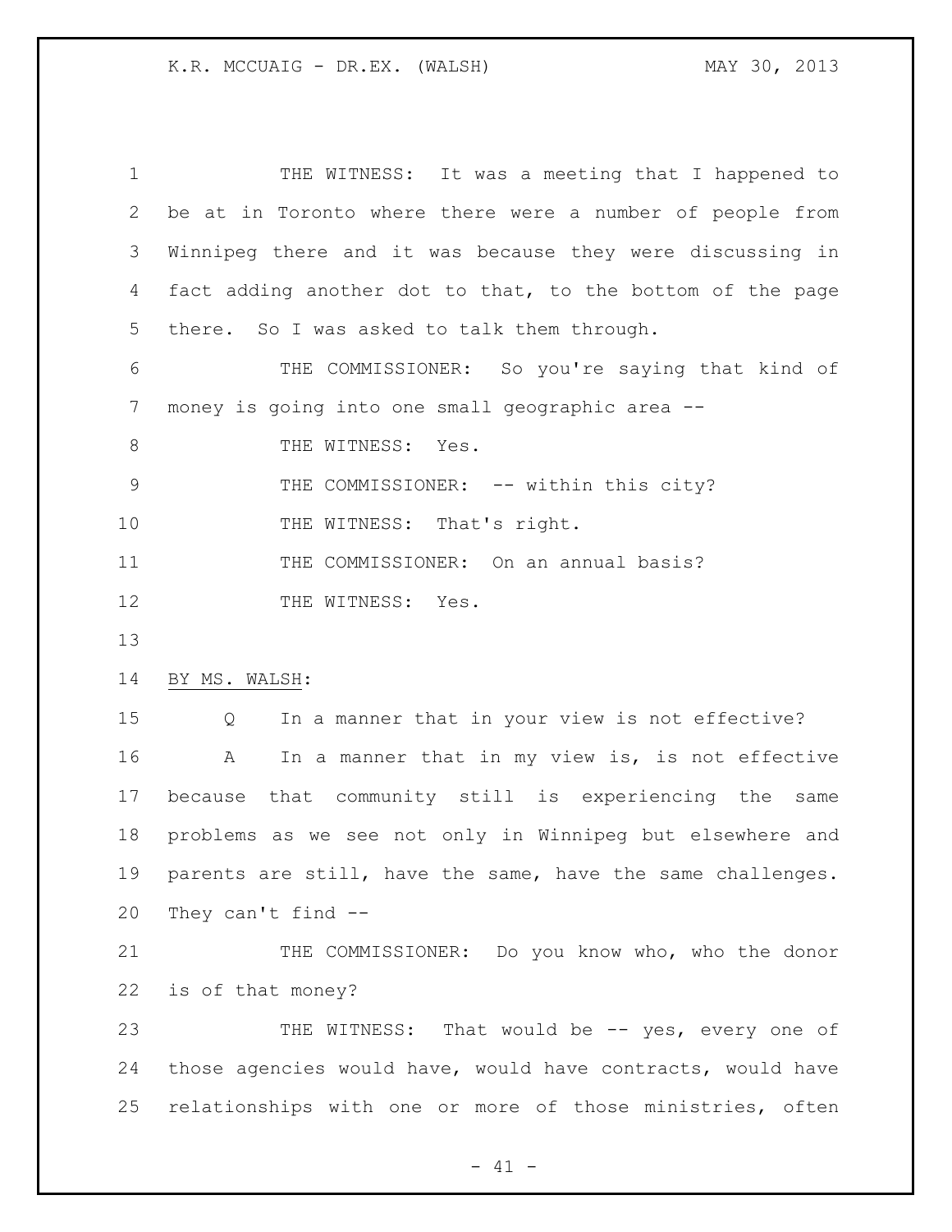THE WITNESS: It was a meeting that I happened to be at in Toronto where there were a number of people from Winnipeg there and it was because they were discussing in fact adding another dot to that, to the bottom of the page there. So I was asked to talk them through.

THE COMMISSIONER: So you're saying that kind of money is going into one small geographic area --

THE WITNESS: Yes.

THE COMMISSIONER: -- within this city?

THE WITNESS: That's right.

THE COMMISSIONER: On an annual basis?

THE WITNESS: Yes.

BY MS. WALSH:

Q In a manner that in your view is not effective?

A In a manner that in my view is, is not effective because that community still is experiencing the same problems as we see not only in Winnipeg but elsewhere and parents are still, have the same, have the same challenges. They can't find --

THE COMMISSIONER: Do you know who, who the donor is of that money?

THE WITNESS: That would be -- yes, every one of those agencies would have, would have contracts, would have relationships with one or more of those ministries, often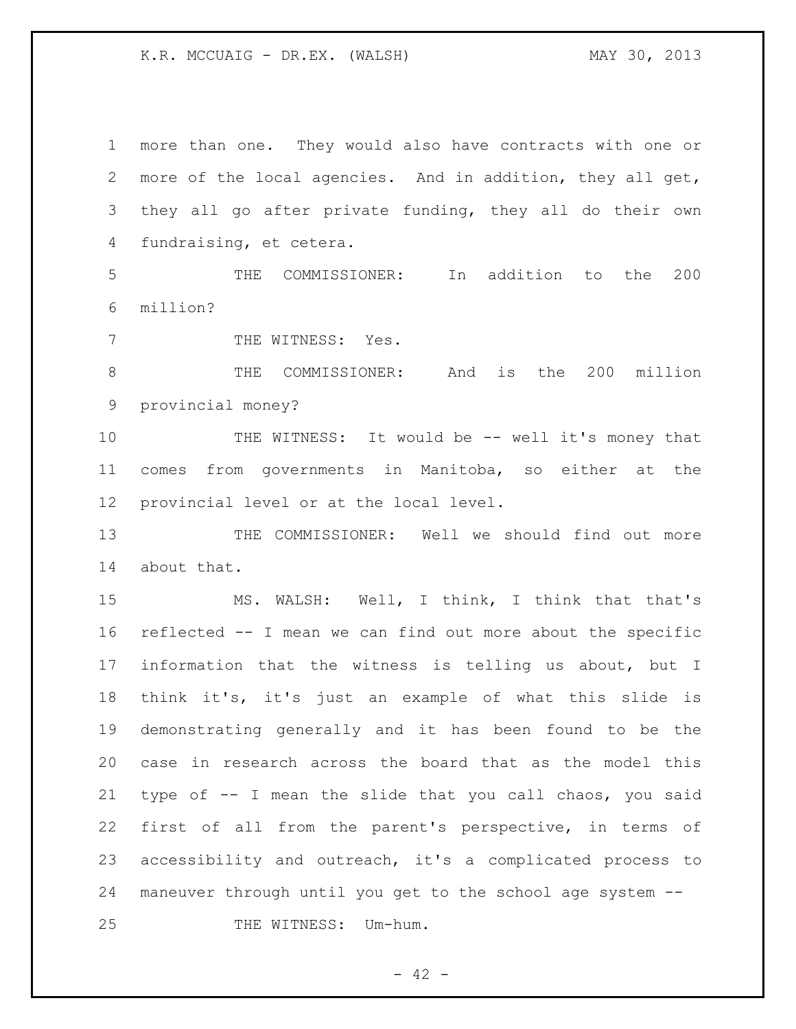more than one. They would also have contracts with one or more of the local agencies. And in addition, they all get, they all go after private funding, they all do their own fundraising, et cetera.

THE COMMISSIONER: In addition to the 200 million?

THE WITNESS: Yes.

THE COMMISSIONER: And is the 200 million provincial money?

THE WITNESS: It would be -- well it's money that comes from governments in Manitoba, so either at the provincial level or at the local level.

THE COMMISSIONER: Well we should find out more about that.

MS. WALSH: Well, I think, I think that that's reflected -- I mean we can find out more about the specific information that the witness is telling us about, but I think it's, it's just an example of what this slide is demonstrating generally and it has been found to be the case in research across the board that as the model this type of -- I mean the slide that you call chaos, you said first of all from the parent's perspective, in terms of accessibility and outreach, it's a complicated process to maneuver through until you get to the school age system --

THE WITNESS: Um-hum.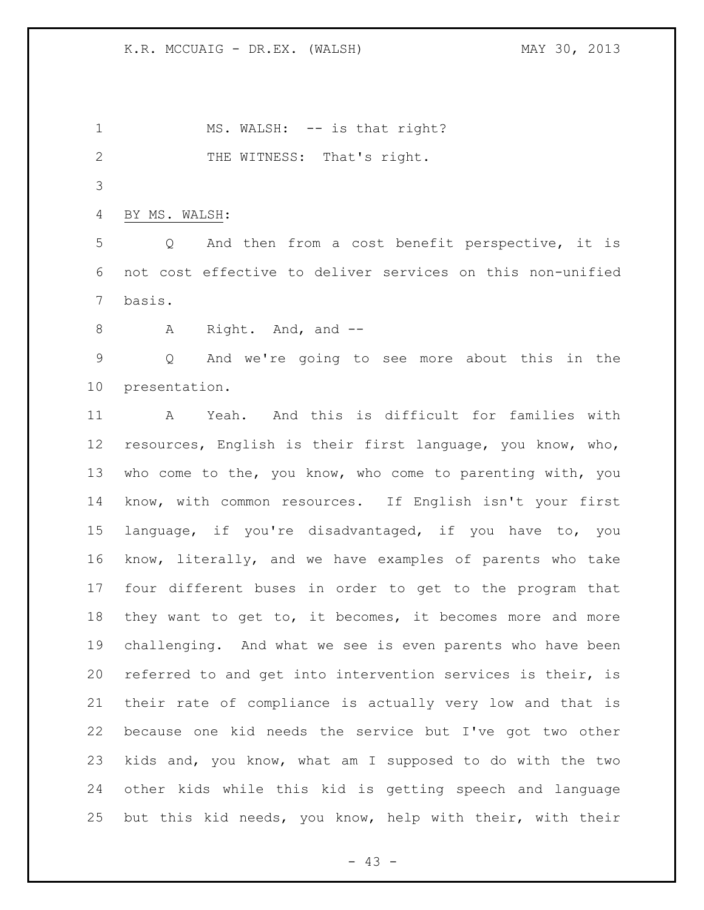MS. WALSH: -- is that right?

THE WITNESS: That's right.

BY MS. WALSH:

Q And then from a cost benefit perspective, it is not cost effective to deliver services on this non-unified basis.

A Right. And, and --

Q And we're going to see more about this in the presentation.

A Yeah. And this is difficult for families with resources, English is their first language, you know, who, who come to the, you know, who come to parenting with, you know, with common resources. If English isn't your first language, if you're disadvantaged, if you have to, you know, literally, and we have examples of parents who take four different buses in order to get to the program that they want to get to, it becomes, it becomes more and more challenging. And what we see is even parents who have been referred to and get into intervention services is their, is their rate of compliance is actually very low and that is because one kid needs the service but I've got two other kids and, you know, what am I supposed to do with the two other kids while this kid is getting speech and language but this kid needs, you know, help with their, with their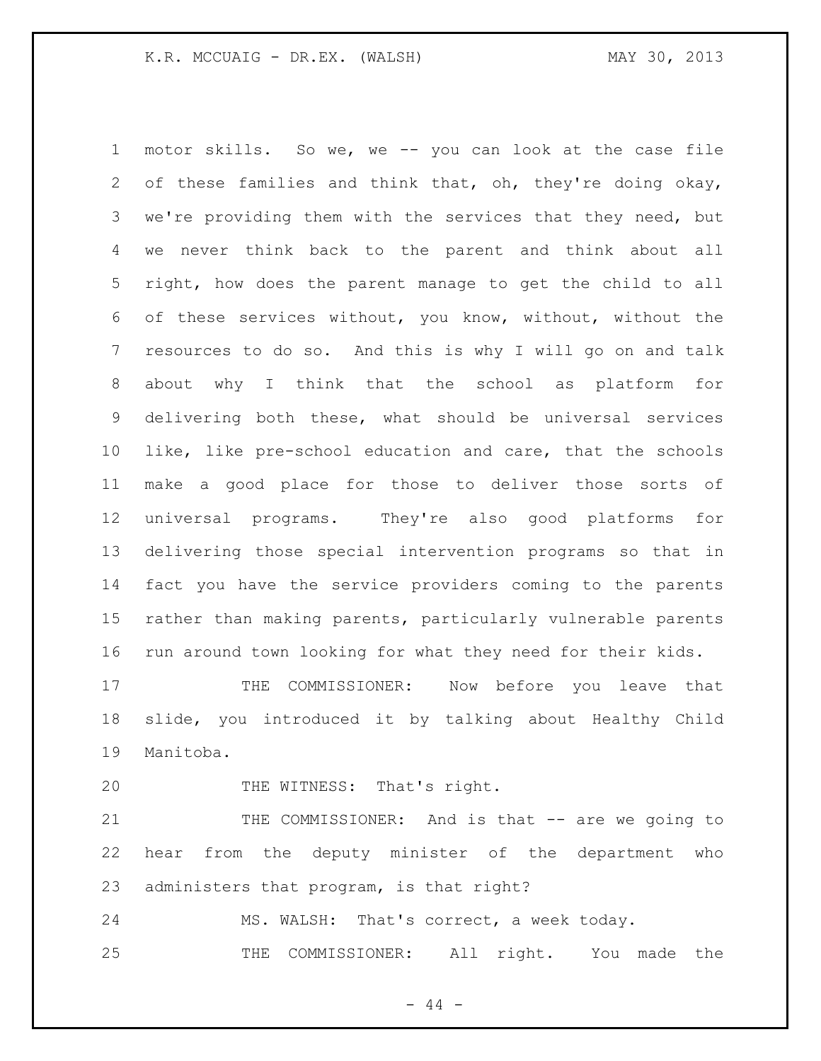motor skills. So we, we -- you can look at the case file of these families and think that, oh, they're doing okay, we're providing them with the services that they need, but we never think back to the parent and think about all right, how does the parent manage to get the child to all of these services without, you know, without, without the resources to do so. And this is why I will go on and talk about why I think that the school as platform for delivering both these, what should be universal services like, like pre-school education and care, that the schools make a good place for those to deliver those sorts of universal programs. They're also good platforms for delivering those special intervention programs so that in fact you have the service providers coming to the parents rather than making parents, particularly vulnerable parents run around town looking for what they need for their kids.

THE COMMISSIONER: Now before you leave that slide, you introduced it by talking about Healthy Child Manitoba.

THE WITNESS: That's right.

THE COMMISSIONER: And is that -- are we going to hear from the deputy minister of the department who administers that program, is that right?

MS. WALSH: That's correct, a week today.

THE COMMISSIONER: All right. You made the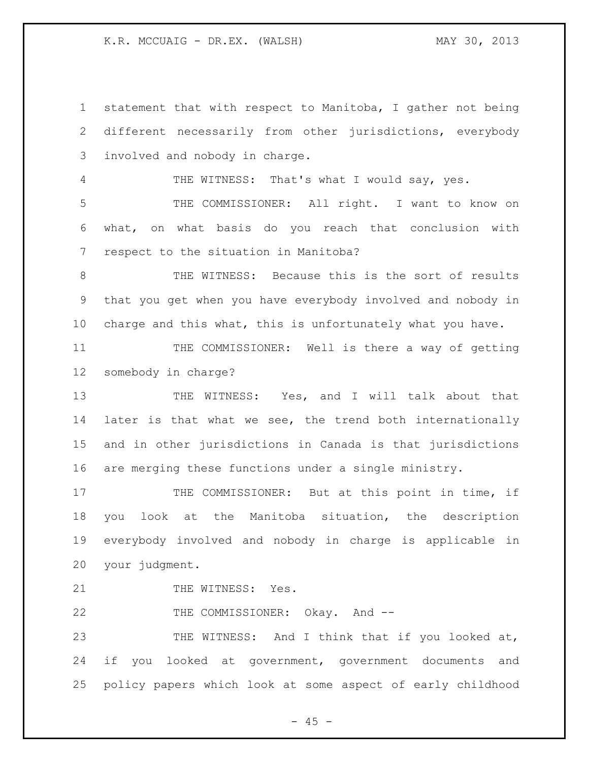statement that with respect to Manitoba, I gather not being different necessarily from other jurisdictions, everybody involved and nobody in charge.

THE WITNESS: That's what I would say, yes.

THE COMMISSIONER: All right. I want to know on what, on what basis do you reach that conclusion with respect to the situation in Manitoba?

THE WITNESS: Because this is the sort of results that you get when you have everybody involved and nobody in charge and this what, this is unfortunately what you have.

THE COMMISSIONER: Well is there a way of getting somebody in charge?

THE WITNESS: Yes, and I will talk about that later is that what we see, the trend both internationally and in other jurisdictions in Canada is that jurisdictions are merging these functions under a single ministry.

THE COMMISSIONER: But at this point in time, if you look at the Manitoba situation, the description everybody involved and nobody in charge is applicable in your judgment.

THE WITNESS: Yes.

THE COMMISSIONER: Okay. And --

THE WITNESS: And I think that if you looked at, if you looked at government, government documents and policy papers which look at some aspect of early childhood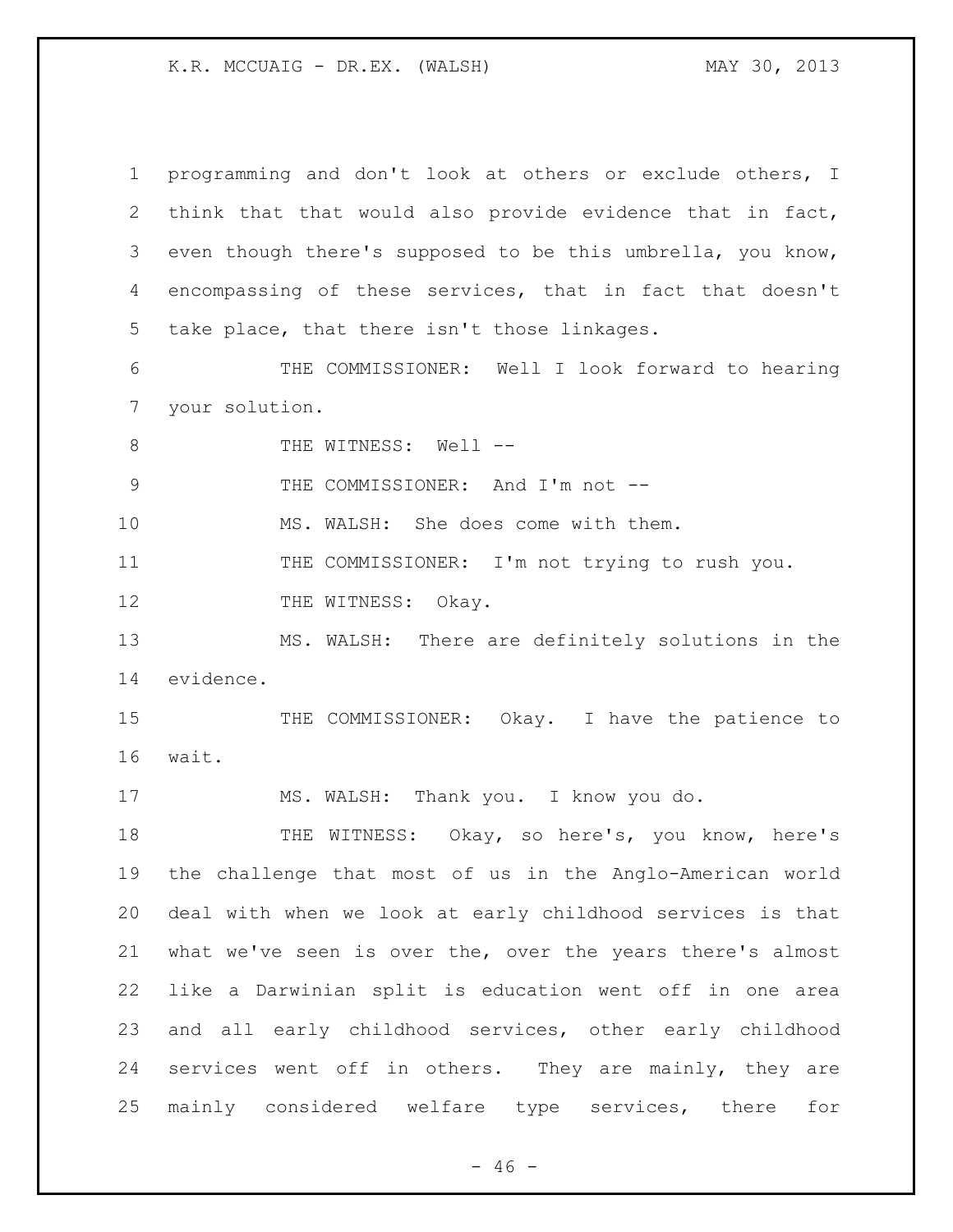programming and don't look at others or exclude others, I think that that would also provide evidence that in fact, even though there's supposed to be this umbrella, you know, encompassing of these services, that in fact that doesn't take place, that there isn't those linkages.

THE COMMISSIONER: Well I look forward to hearing your solution.

THE WITNESS: Well --

THE COMMISSIONER: And I'm not --

MS. WALSH: She does come with them.

THE COMMISSIONER: I'm not trying to rush you.

THE WITNESS: Okay.

MS. WALSH: There are definitely solutions in the evidence.

THE COMMISSIONER: Okay. I have the patience to wait.

MS. WALSH: Thank you. I know you do.

THE WITNESS: Okay, so here's, you know, here's the challenge that most of us in the Anglo-American world deal with when we look at early childhood services is that what we've seen is over the, over the years there's almost like a Darwinian split is education went off in one area and all early childhood services, other early childhood services went off in others. They are mainly, they are mainly considered welfare type services, there for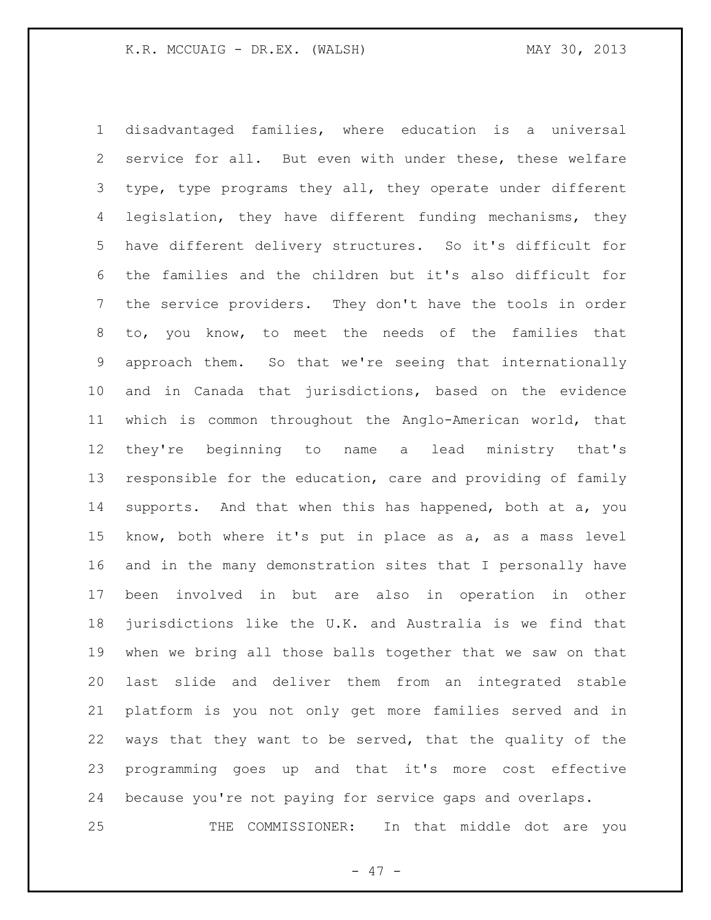disadvantaged families, where education is a universal service for all. But even with under these, these welfare type, type programs they all, they operate under different legislation, they have different funding mechanisms, they have different delivery structures. So it's difficult for the families and the children but it's also difficult for the service providers. They don't have the tools in order to, you know, to meet the needs of the families that approach them. So that we're seeing that internationally and in Canada that jurisdictions, based on the evidence which is common throughout the Anglo-American world, that they're beginning to name a lead ministry that's responsible for the education, care and providing of family supports. And that when this has happened, both at a, you know, both where it's put in place as a, as a mass level and in the many demonstration sites that I personally have been involved in but are also in operation in other jurisdictions like the U.K. and Australia is we find that when we bring all those balls together that we saw on that last slide and deliver them from an integrated stable platform is you not only get more families served and in ways that they want to be served, that the quality of the programming goes up and that it's more cost effective because you're not paying for service gaps and overlaps.

THE COMMISSIONER: In that middle dot are you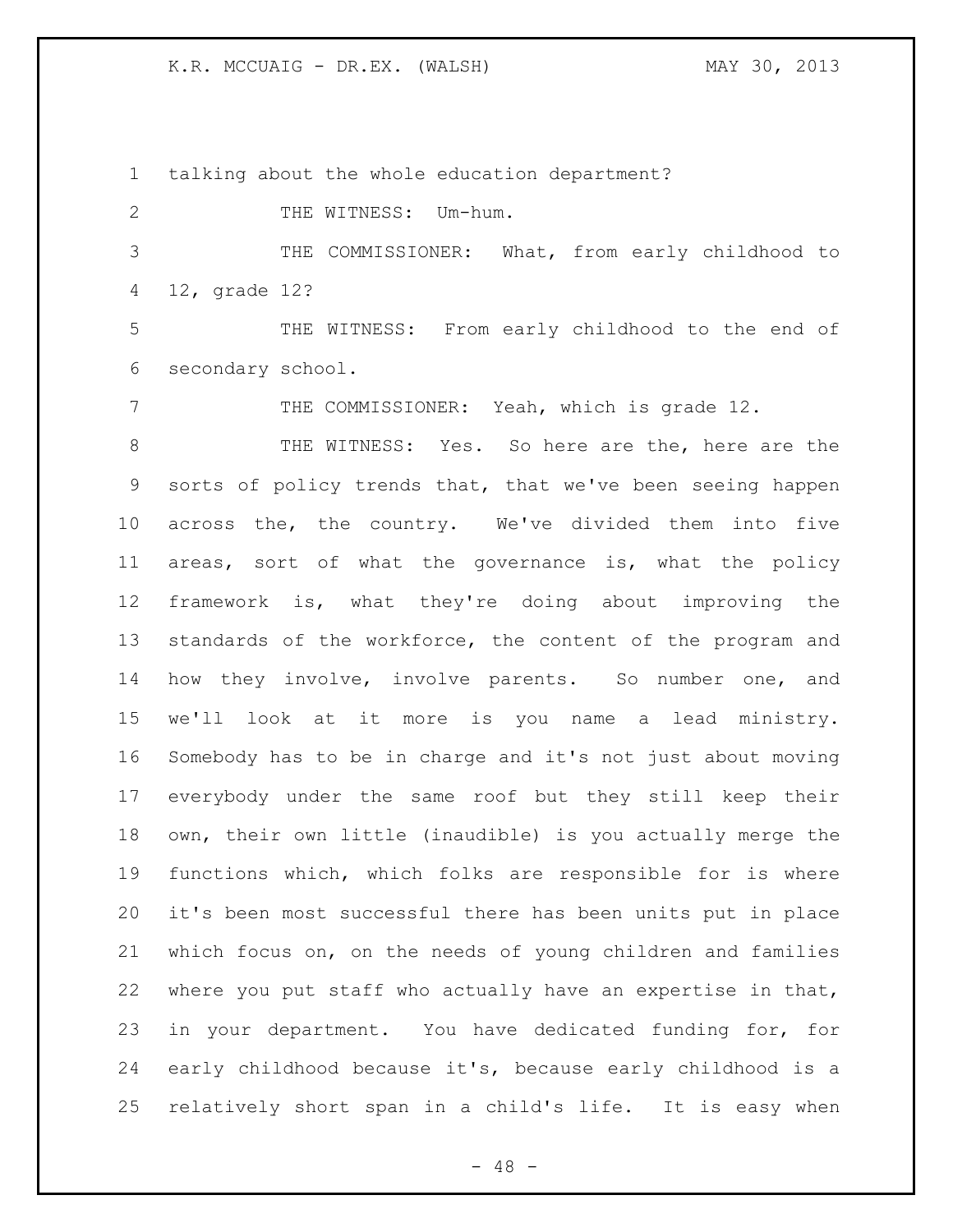talking about the whole education department?

THE WITNESS: Um-hum.

THE COMMISSIONER: What, from early childhood to 12, grade 12?

THE WITNESS: From early childhood to the end of secondary school.

THE COMMISSIONER: Yeah, which is grade 12.

THE WITNESS: Yes. So here are the, here are the sorts of policy trends that, that we've been seeing happen across the, the country. We've divided them into five areas, sort of what the governance is, what the policy framework is, what they're doing about improving the standards of the workforce, the content of the program and how they involve, involve parents. So number one, and we'll look at it more is you name a lead ministry. Somebody has to be in charge and it's not just about moving everybody under the same roof but they still keep their own, their own little (inaudible) is you actually merge the functions which, which folks are responsible for is where it's been most successful there has been units put in place which focus on, on the needs of young children and families where you put staff who actually have an expertise in that, in your department. You have dedicated funding for, for early childhood because it's, because early childhood is a relatively short span in a child's life. It is easy when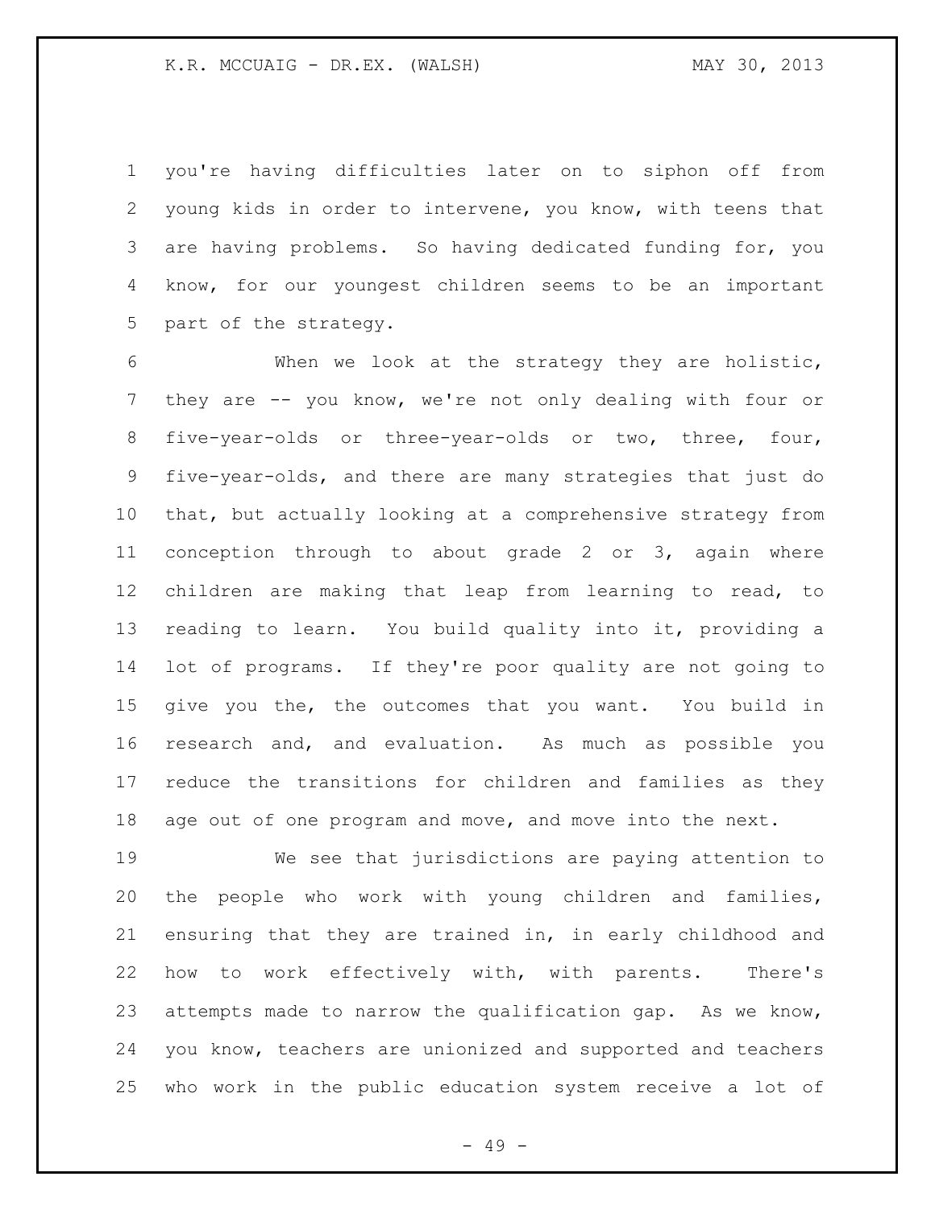you're having difficulties later on to siphon off from young kids in order to intervene, you know, with teens that are having problems. So having dedicated funding for, you know, for our youngest children seems to be an important part of the strategy.

When we look at the strategy they are holistic, they are -- you know, we're not only dealing with four or five-year-olds or three-year-olds or two, three, four, five-year-olds, and there are many strategies that just do that, but actually looking at a comprehensive strategy from conception through to about grade 2 or 3, again where children are making that leap from learning to read, to reading to learn. You build quality into it, providing a lot of programs. If they're poor quality are not going to give you the, the outcomes that you want. You build in research and, and evaluation. As much as possible you reduce the transitions for children and families as they age out of one program and move, and move into the next.

We see that jurisdictions are paying attention to the people who work with young children and families, ensuring that they are trained in, in early childhood and how to work effectively with, with parents. There's attempts made to narrow the qualification gap. As we know, you know, teachers are unionized and supported and teachers who work in the public education system receive a lot of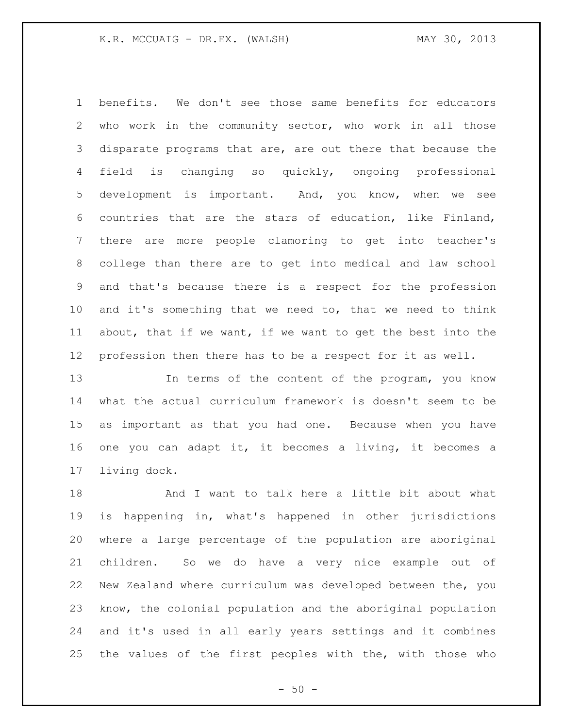benefits. We don't see those same benefits for educators who work in the community sector, who work in all those disparate programs that are, are out there that because the field is changing so quickly, ongoing professional development is important. And, you know, when we see countries that are the stars of education, like Finland, there are more people clamoring to get into teacher's college than there are to get into medical and law school and that's because there is a respect for the profession and it's something that we need to, that we need to think about, that if we want, if we want to get the best into the profession then there has to be a respect for it as well.

In terms of the content of the program, you know what the actual curriculum framework is doesn't seem to be as important as that you had one. Because when you have one you can adapt it, it becomes a living, it becomes a living dock.

And I want to talk here a little bit about what is happening in, what's happened in other jurisdictions where a large percentage of the population are aboriginal children. So we do have a very nice example out of New Zealand where curriculum was developed between the, you know, the colonial population and the aboriginal population and it's used in all early years settings and it combines the values of the first peoples with the, with those who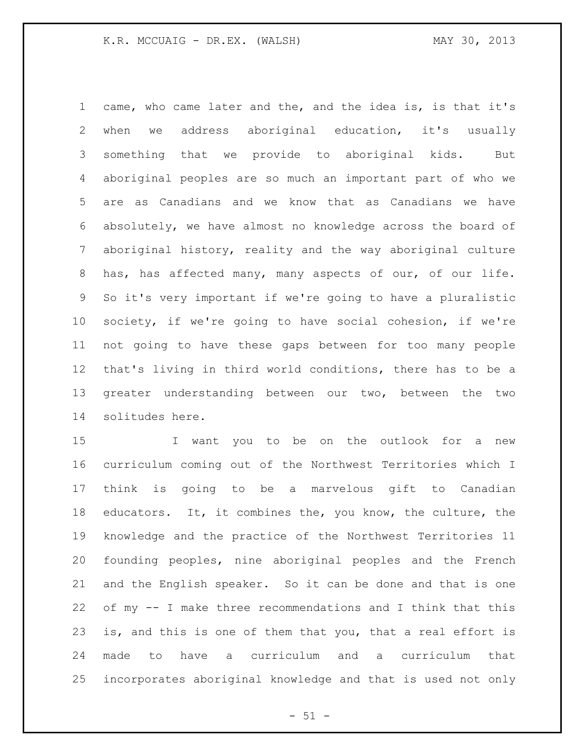came, who came later and the, and the idea is, is that it's when we address aboriginal education, it's usually something that we provide to aboriginal kids. But aboriginal peoples are so much an important part of who we are as Canadians and we know that as Canadians we have absolutely, we have almost no knowledge across the board of aboriginal history, reality and the way aboriginal culture has, has affected many, many aspects of our, of our life. So it's very important if we're going to have a pluralistic society, if we're going to have social cohesion, if we're not going to have these gaps between for too many people that's living in third world conditions, there has to be a greater understanding between our two, between the two solitudes here.

I want you to be on the outlook for a new curriculum coming out of the Northwest Territories which I think is going to be a marvelous gift to Canadian educators. It, it combines the, you know, the culture, the knowledge and the practice of the Northwest Territories 11 founding peoples, nine aboriginal peoples and the French and the English speaker. So it can be done and that is one of my -- I make three recommendations and I think that this is, and this is one of them that you, that a real effort is made to have a curriculum and a curriculum that incorporates aboriginal knowledge and that is used not only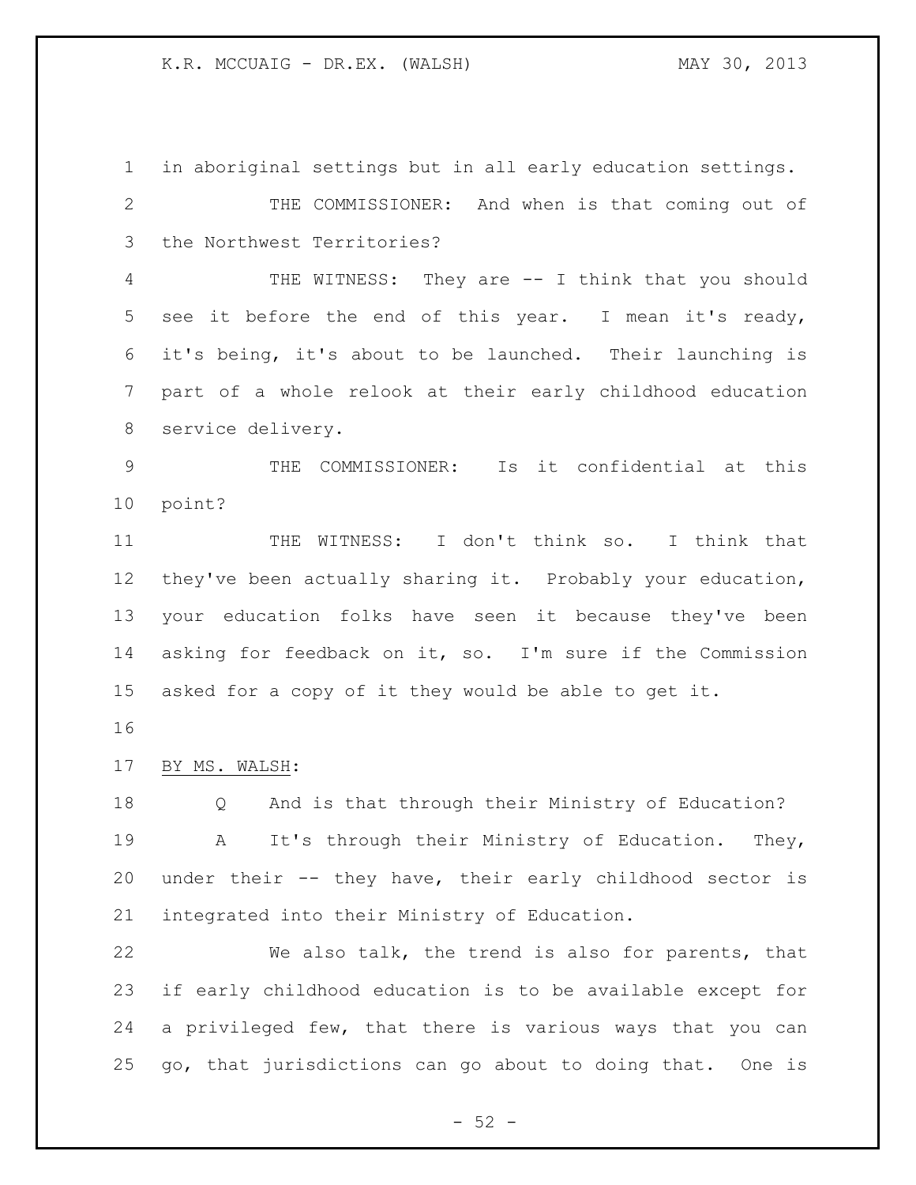in aboriginal settings but in all early education settings.

THE COMMISSIONER: And when is that coming out of the Northwest Territories?

THE WITNESS: They are -- I think that you should see it before the end of this year. I mean it's ready, it's being, it's about to be launched. Their launching is part of a whole relook at their early childhood education service delivery.

THE COMMISSIONER: Is it confidential at this point?

THE WITNESS: I don't think so. I think that they've been actually sharing it. Probably your education, your education folks have seen it because they've been asking for feedback on it, so. I'm sure if the Commission asked for a copy of it they would be able to get it.

BY MS. WALSH:

Q And is that through their Ministry of Education?

A It's through their Ministry of Education. They, under their -- they have, their early childhood sector is integrated into their Ministry of Education.

We also talk, the trend is also for parents, that if early childhood education is to be available except for a privileged few, that there is various ways that you can go, that jurisdictions can go about to doing that. One is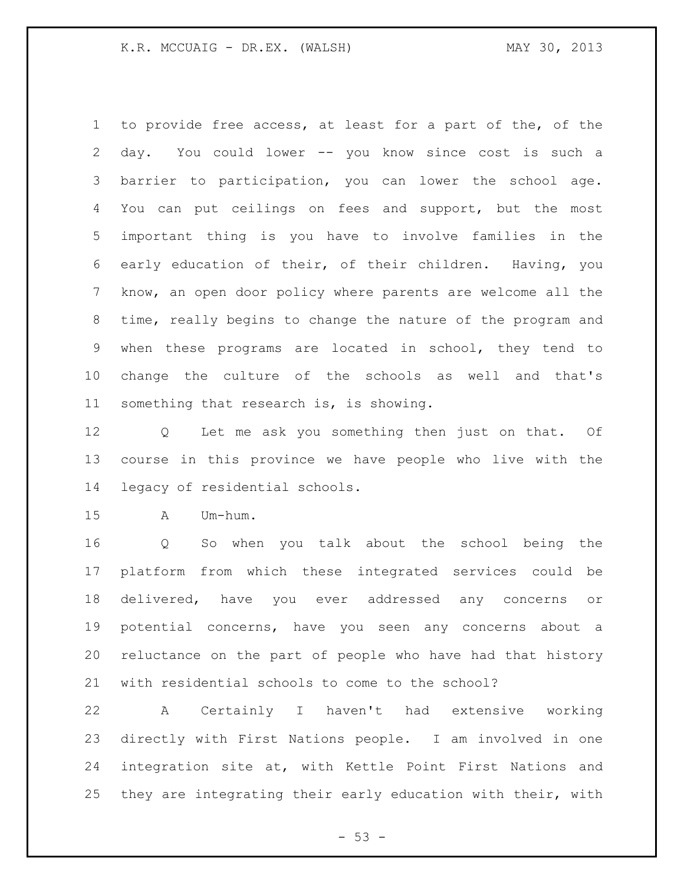to provide free access, at least for a part of the, of the day. You could lower -- you know since cost is such a barrier to participation, you can lower the school age. You can put ceilings on fees and support, but the most important thing is you have to involve families in the early education of their, of their children. Having, you know, an open door policy where parents are welcome all the time, really begins to change the nature of the program and when these programs are located in school, they tend to change the culture of the schools as well and that's something that research is, is showing.

Q Let me ask you something then just on that. Of course in this province we have people who live with the legacy of residential schools.

A Um-hum.

Q So when you talk about the school being the platform from which these integrated services could be delivered, have you ever addressed any concerns or potential concerns, have you seen any concerns about a reluctance on the part of people who have had that history with residential schools to come to the school?

A Certainly I haven't had extensive working directly with First Nations people. I am involved in one integration site at, with Kettle Point First Nations and they are integrating their early education with their, with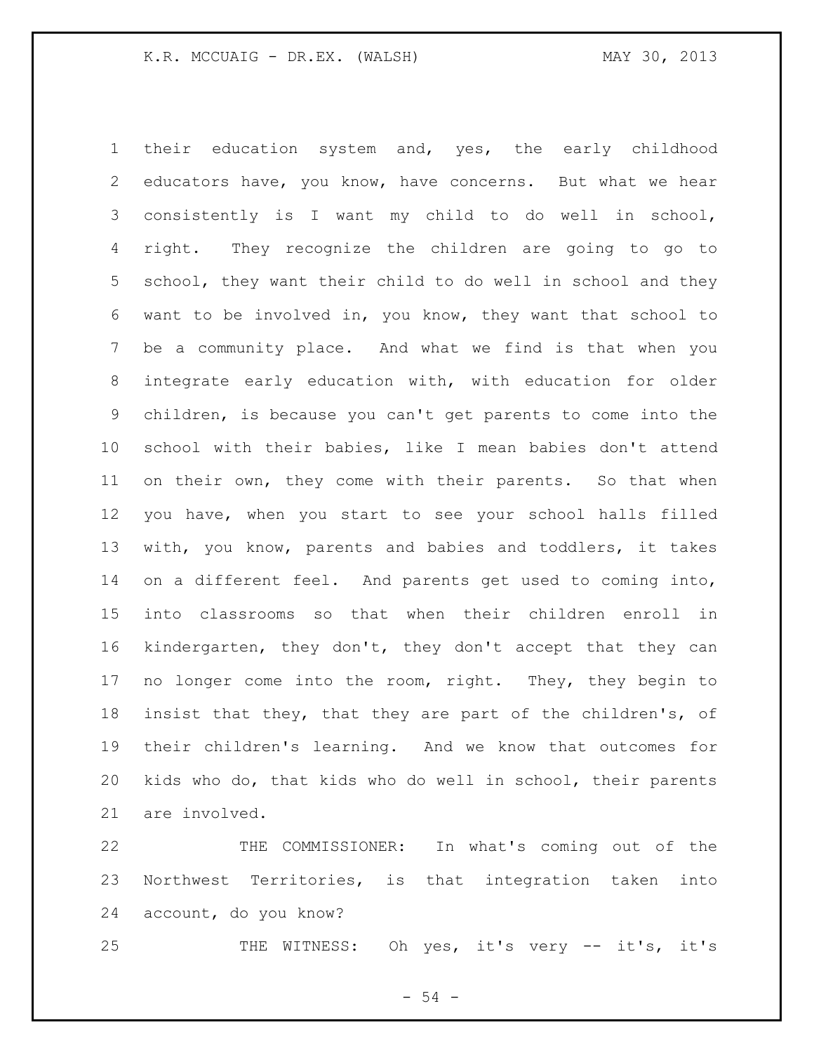their education system and, yes, the early childhood educators have, you know, have concerns. But what we hear consistently is I want my child to do well in school, right. They recognize the children are going to go to school, they want their child to do well in school and they want to be involved in, you know, they want that school to be a community place. And what we find is that when you integrate early education with, with education for older children, is because you can't get parents to come into the school with their babies, like I mean babies don't attend on their own, they come with their parents. So that when you have, when you start to see your school halls filled with, you know, parents and babies and toddlers, it takes on a different feel. And parents get used to coming into, into classrooms so that when their children enroll in kindergarten, they don't, they don't accept that they can no longer come into the room, right. They, they begin to insist that they, that they are part of the children's, of their children's learning. And we know that outcomes for kids who do, that kids who do well in school, their parents are involved.

THE COMMISSIONER: In what's coming out of the Northwest Territories, is that integration taken into account, do you know?

THE WITNESS: Oh yes, it's very -- it's, it's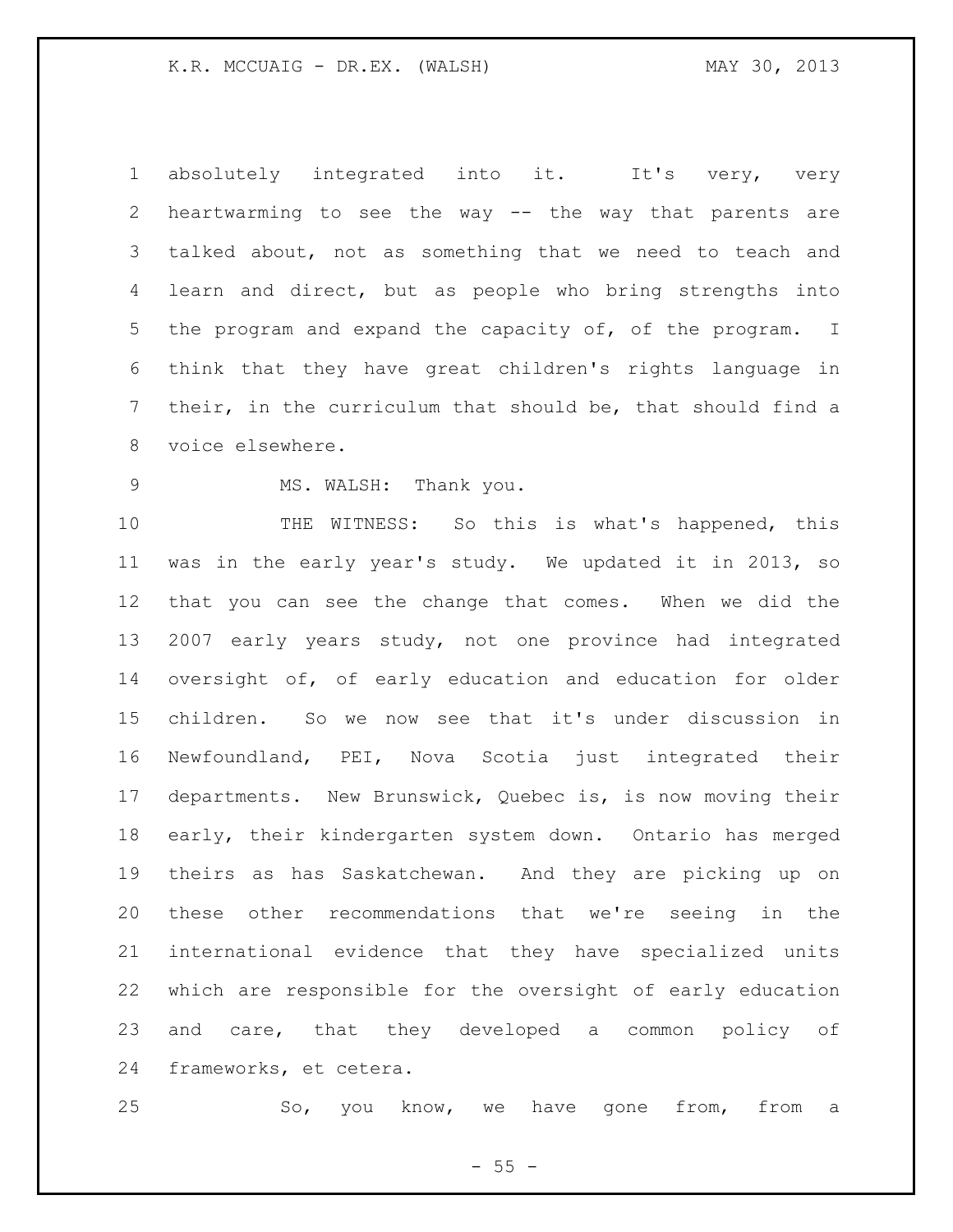absolutely integrated into it. It's very, very heartwarming to see the way -- the way that parents are talked about, not as something that we need to teach and learn and direct, but as people who bring strengths into the program and expand the capacity of, of the program. I think that they have great children's rights language in their, in the curriculum that should be, that should find a voice elsewhere.

MS. WALSH: Thank you.

THE WITNESS: So this is what's happened, this was in the early year's study. We updated it in 2013, so that you can see the change that comes. When we did the 2007 early years study, not one province had integrated oversight of, of early education and education for older children. So we now see that it's under discussion in Newfoundland, PEI, Nova Scotia just integrated their departments. New Brunswick, Quebec is, is now moving their early, their kindergarten system down. Ontario has merged theirs as has Saskatchewan. And they are picking up on these other recommendations that we're seeing in the international evidence that they have specialized units which are responsible for the oversight of early education and care, that they developed a common policy of frameworks, et cetera.

So, you know, we have gone from, from a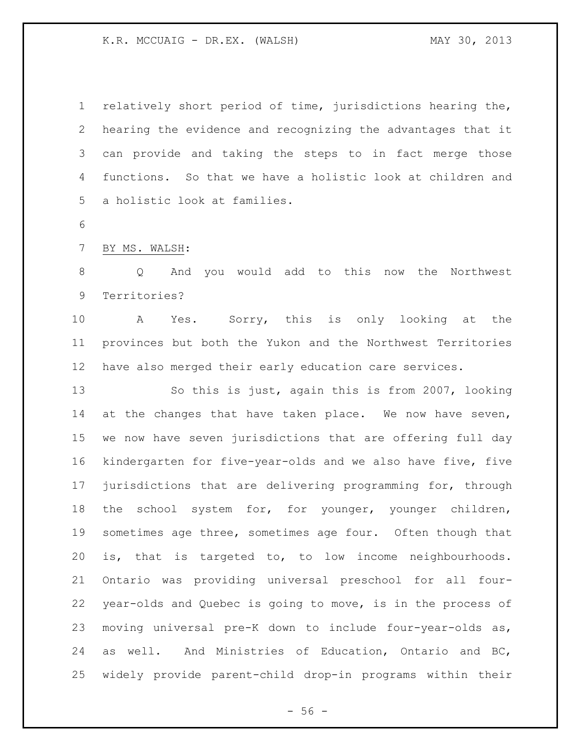relatively short period of time, jurisdictions hearing the, hearing the evidence and recognizing the advantages that it can provide and taking the steps to in fact merge those functions. So that we have a holistic look at children and a holistic look at families.

BY MS. WALSH:

Q And you would add to this now the Northwest Territories?

A Yes. Sorry, this is only looking at the provinces but both the Yukon and the Northwest Territories have also merged their early education care services.

So this is just, again this is from 2007, looking at the changes that have taken place. We now have seven, we now have seven jurisdictions that are offering full day kindergarten for five-year-olds and we also have five, five jurisdictions that are delivering programming for, through the school system for, for younger, younger children, sometimes age three, sometimes age four. Often though that is, that is targeted to, to low income neighbourhoods. Ontario was providing universal preschool for all four-year-olds and Quebec is going to move, is in the process of moving universal pre-K down to include four-year-olds as, as well. And Ministries of Education, Ontario and BC, widely provide parent-child drop-in programs within their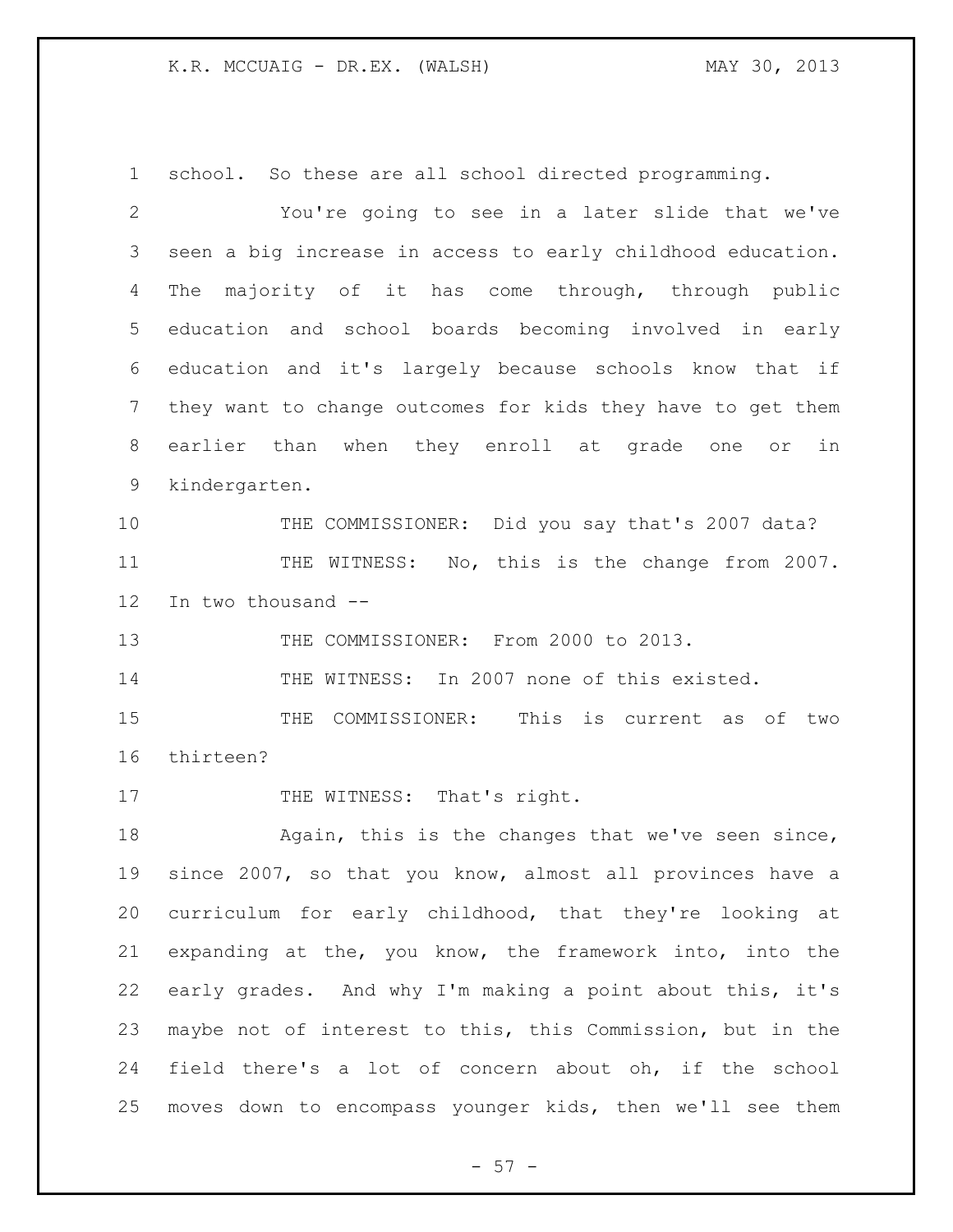school. So these are all school directed programming.

You're going to see in a later slide that we've seen a big increase in access to early childhood education. The majority of it has come through, through public education and school boards becoming involved in early education and it's largely because schools know that if they want to change outcomes for kids they have to get them earlier than when they enroll at grade one or in kindergarten.

THE COMMISSIONER: Did you say that's 2007 data?

THE WITNESS: No, this is the change from 2007. In two thousand --

THE COMMISSIONER: From 2000 to 2013.

THE WITNESS: In 2007 none of this existed.

THE COMMISSIONER: This is current as of two thirteen?

THE WITNESS: That's right.

Again, this is the changes that we've seen since, since 2007, so that you know, almost all provinces have a curriculum for early childhood, that they're looking at expanding at the, you know, the framework into, into the early grades. And why I'm making a point about this, it's maybe not of interest to this, this Commission, but in the field there's a lot of concern about oh, if the school moves down to encompass younger kids, then we'll see them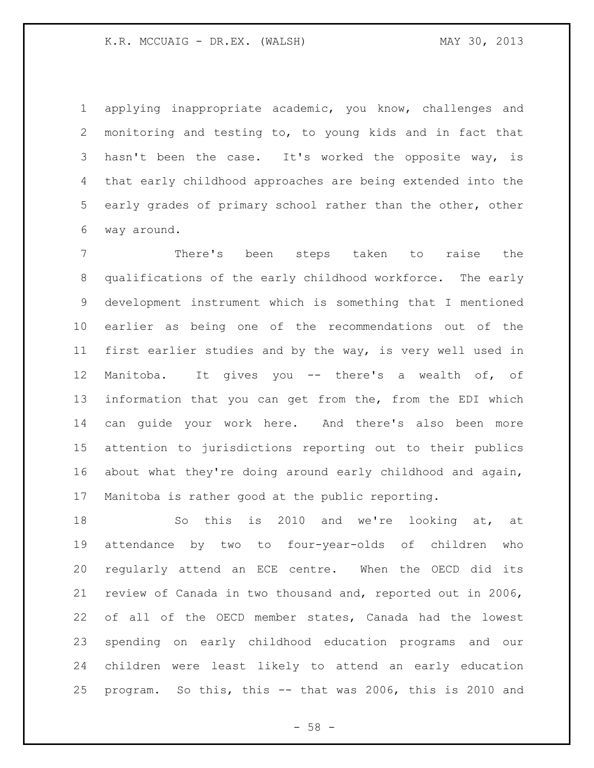applying inappropriate academic, you know, challenges and monitoring and testing to, to young kids and in fact that hasn't been the case. It's worked the opposite way, is that early childhood approaches are being extended into the early grades of primary school rather than the other, other way around.

There's been steps taken to raise the qualifications of the early childhood workforce. The early development instrument which is something that I mentioned earlier as being one of the recommendations out of the first earlier studies and by the way, is very well used in Manitoba. It gives you -- there's a wealth of, of information that you can get from the, from the EDI which can guide your work here. And there's also been more attention to jurisdictions reporting out to their publics about what they're doing around early childhood and again, Manitoba is rather good at the public reporting.

So this is 2010 and we're looking at, at attendance by two to four-year-olds of children who regularly attend an ECE centre. When the OECD did its review of Canada in two thousand and, reported out in 2006, of all of the OECD member states, Canada had the lowest spending on early childhood education programs and our children were least likely to attend an early education program. So this, this -- that was 2006, this is 2010 and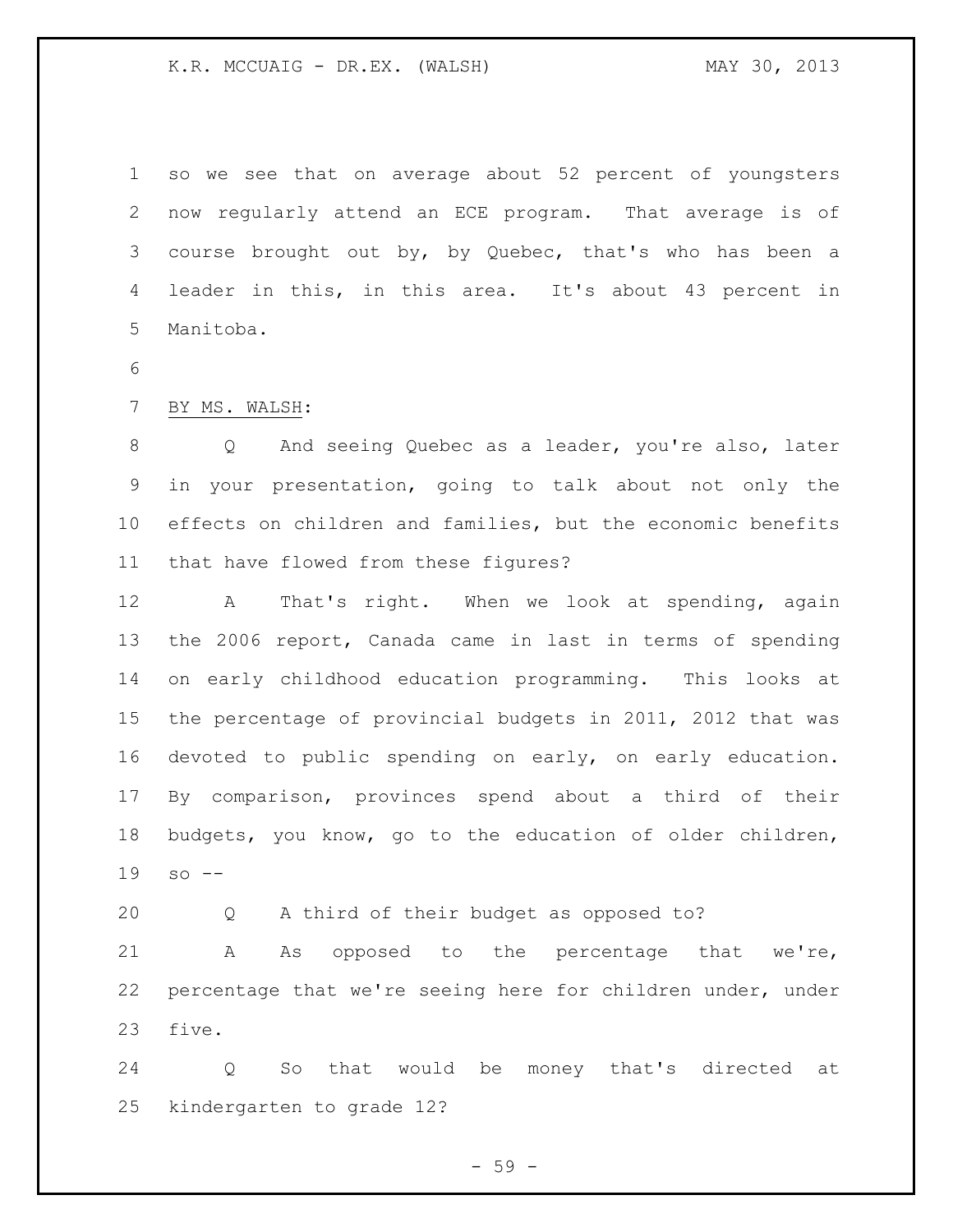so we see that on average about 52 percent of youngsters now regularly attend an ECE program. That average is of course brought out by, by Quebec, that's who has been a leader in this, in this area. It's about 43 percent in Manitoba.

BY MS. WALSH:

Q And seeing Quebec as a leader, you're also, later in your presentation, going to talk about not only the effects on children and families, but the economic benefits that have flowed from these figures?

A That's right. When we look at spending, again the 2006 report, Canada came in last in terms of spending on early childhood education programming. This looks at the percentage of provincial budgets in 2011, 2012 that was devoted to public spending on early, on early education. By comparison, provinces spend about a third of their budgets, you know, go to the education of older children, so --

Q A third of their budget as opposed to?

A As opposed to the percentage that we're, percentage that we're seeing here for children under, under five.

Q So that would be money that's directed at kindergarten to grade 12?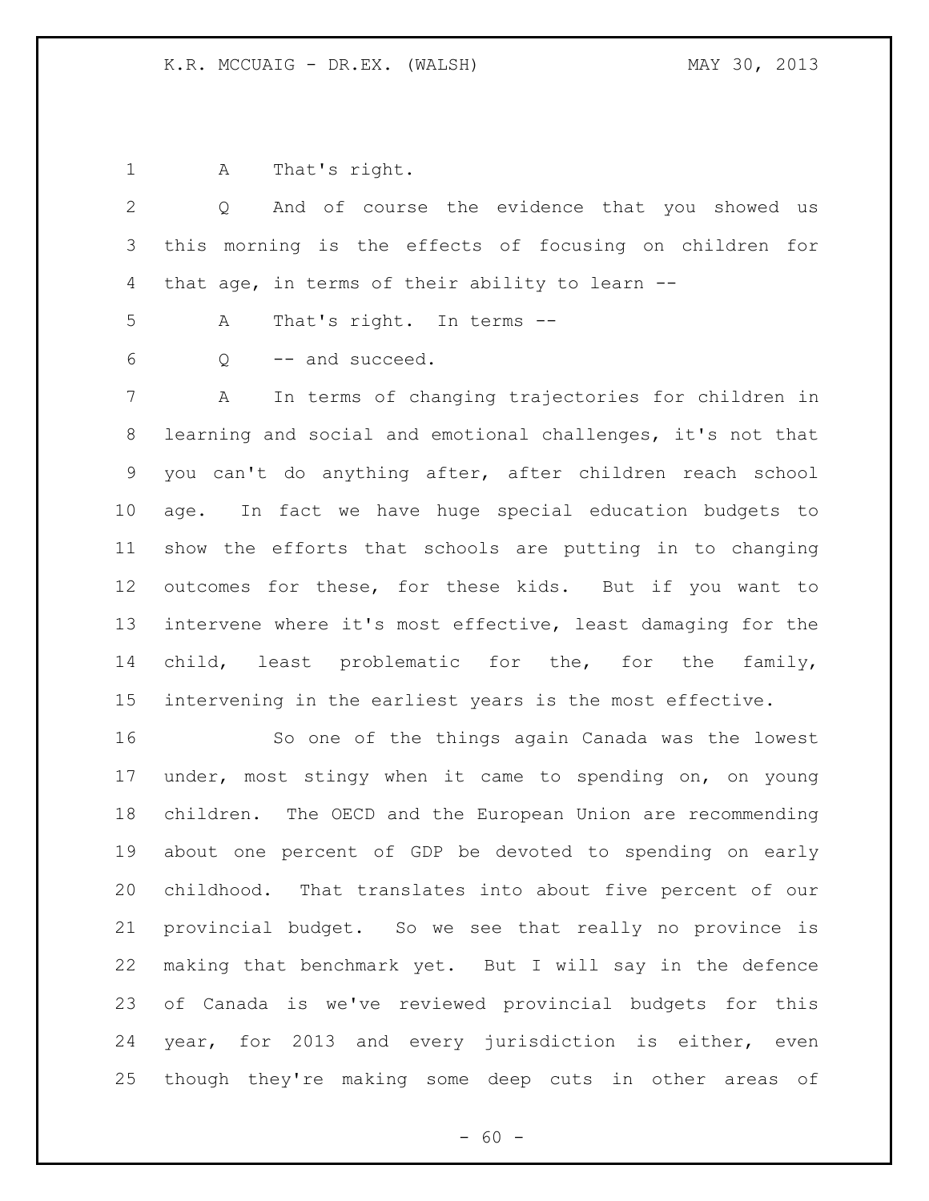A That's right.

Q And of course the evidence that you showed us this morning is the effects of focusing on children for that age, in terms of their ability to learn --

A That's right. In terms --

Q -- and succeed.

A In terms of changing trajectories for children in learning and social and emotional challenges, it's not that you can't do anything after, after children reach school age. In fact we have huge special education budgets to show the efforts that schools are putting in to changing outcomes for these, for these kids. But if you want to intervene where it's most effective, least damaging for the child, least problematic for the, for the family, intervening in the earliest years is the most effective.

So one of the things again Canada was the lowest under, most stingy when it came to spending on, on young children. The OECD and the European Union are recommending about one percent of GDP be devoted to spending on early childhood. That translates into about five percent of our provincial budget. So we see that really no province is making that benchmark yet. But I will say in the defence of Canada is we've reviewed provincial budgets for this year, for 2013 and every jurisdiction is either, even though they're making some deep cuts in other areas of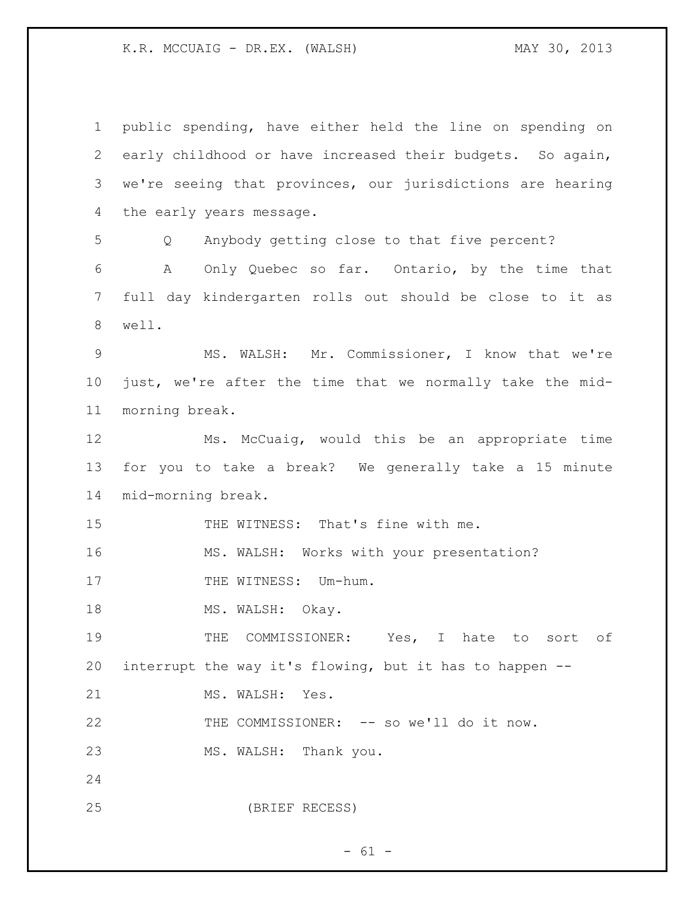public spending, have either held the line on spending on early childhood or have increased their budgets. So again, we're seeing that provinces, our jurisdictions are hearing the early years message.

Q Anybody getting close to that five percent?

A Only Quebec so far. Ontario, by the time that full day kindergarten rolls out should be close to it as well.

MS. WALSH: Mr. Commissioner, I know that we're just, we're after the time that we normally take the mid-morning break.

Ms. McCuaig, would this be an appropriate time for you to take a break? We generally take a 15 minute mid-morning break.

THE WITNESS: That's fine with me.

MS. WALSH: Works with your presentation?

THE WITNESS: Um-hum.

MS. WALSH: Okay.

THE COMMISSIONER: Yes, I hate to sort of interrupt the way it's flowing, but it has to happen --

MS. WALSH: Yes.

THE COMMISSIONER: -- so we'll do it now.

MS. WALSH: Thank you.

(BRIEF RECESS)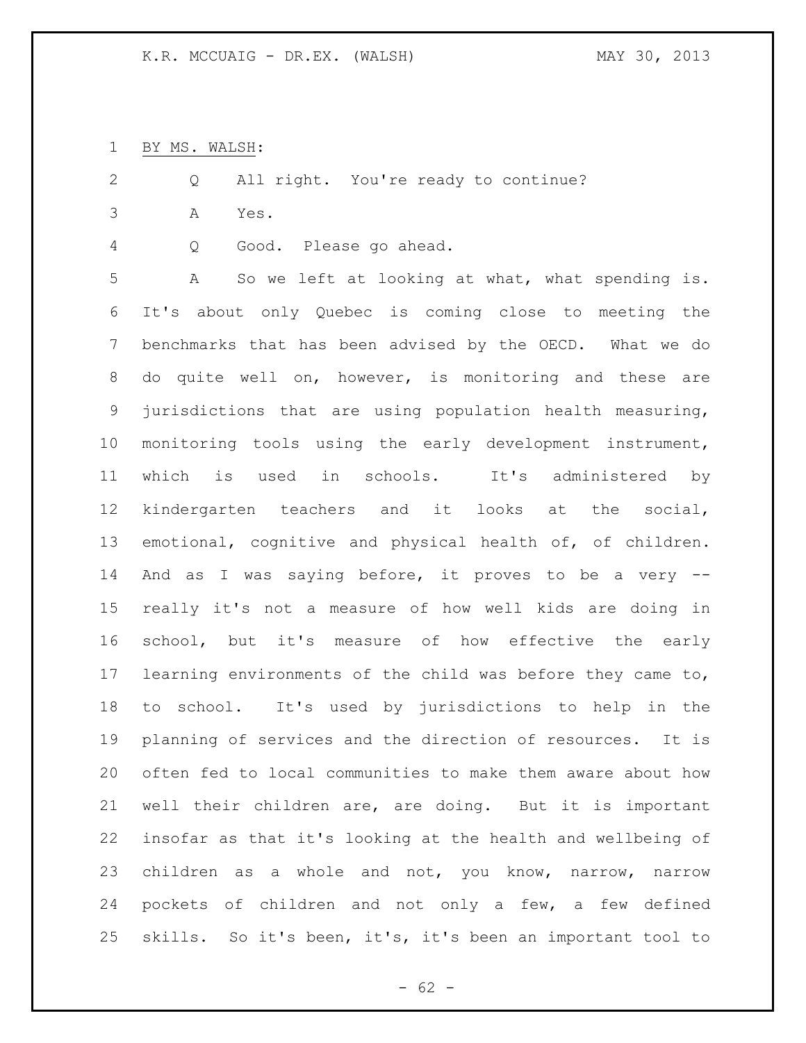BY MS. WALSH:

Q All right. You're ready to continue?

A Yes.

Q Good. Please go ahead.

A So we left at looking at what, what spending is. It's about only Quebec is coming close to meeting the benchmarks that has been advised by the OECD. What we do do quite well on, however, is monitoring and these are jurisdictions that are using population health measuring, monitoring tools using the early development instrument, which is used in schools. It's administered by kindergarten teachers and it looks at the social, emotional, cognitive and physical health of, of children. And as I was saying before, it proves to be a very -- really it's not a measure of how well kids are doing in school, but it's measure of how effective the early learning environments of the child was before they came to, to school. It's used by jurisdictions to help in the planning of services and the direction of resources. It is often fed to local communities to make them aware about how well their children are, are doing. But it is important insofar as that it's looking at the health and wellbeing of children as a whole and not, you know, narrow, narrow pockets of children and not only a few, a few defined skills. So it's been, it's, it's been an important tool to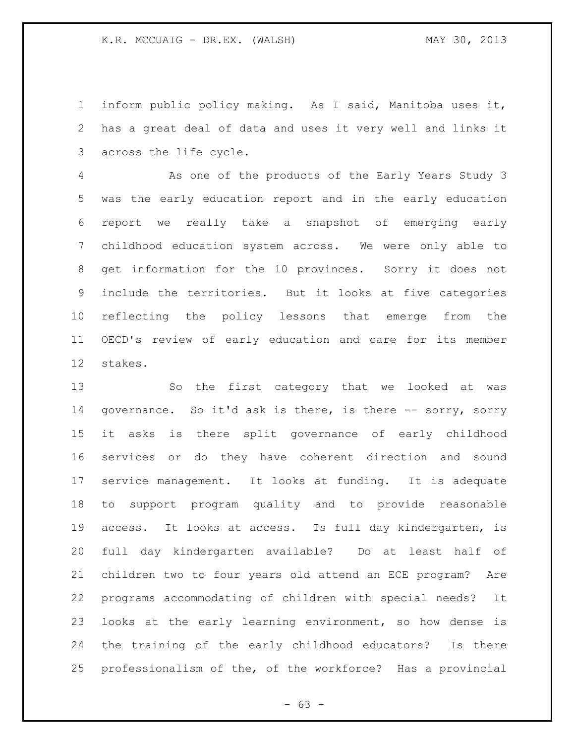inform public policy making. As I said, Manitoba uses it, has a great deal of data and uses it very well and links it across the life cycle.

As one of the products of the Early Years Study 3 was the early education report and in the early education report we really take a snapshot of emerging early childhood education system across. We were only able to get information for the 10 provinces. Sorry it does not include the territories. But it looks at five categories reflecting the policy lessons that emerge from the OECD's review of early education and care for its member stakes.

So the first category that we looked at was governance. So it'd ask is there, is there -- sorry, sorry it asks is there split governance of early childhood services or do they have coherent direction and sound service management. It looks at funding. It is adequate to support program quality and to provide reasonable access. It looks at access. Is full day kindergarten, is full day kindergarten available? Do at least half of children two to four years old attend an ECE program? Are programs accommodating of children with special needs? It looks at the early learning environment, so how dense is the training of the early childhood educators? Is there professionalism of the, of the workforce? Has a provincial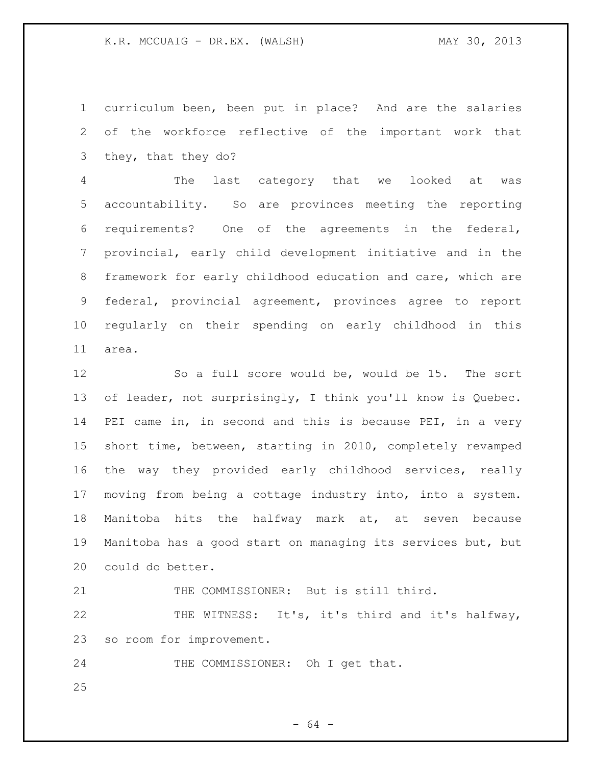curriculum been, been put in place? And are the salaries of the workforce reflective of the important work that they, that they do?

The last category that we looked at was accountability. So are provinces meeting the reporting requirements? One of the agreements in the federal, provincial, early child development initiative and in the framework for early childhood education and care, which are federal, provincial agreement, provinces agree to report regularly on their spending on early childhood in this area.

So a full score would be, would be 15. The sort of leader, not surprisingly, I think you'll know is Quebec. PEI came in, in second and this is because PEI, in a very short time, between, starting in 2010, completely revamped the way they provided early childhood services, really moving from being a cottage industry into, into a system. Manitoba hits the halfway mark at, at seven because Manitoba has a good start on managing its services but, but could do better.

THE COMMISSIONER: But is still third.

THE WITNESS: It's, it's third and it's halfway, so room for improvement.

THE COMMISSIONER: Oh I get that.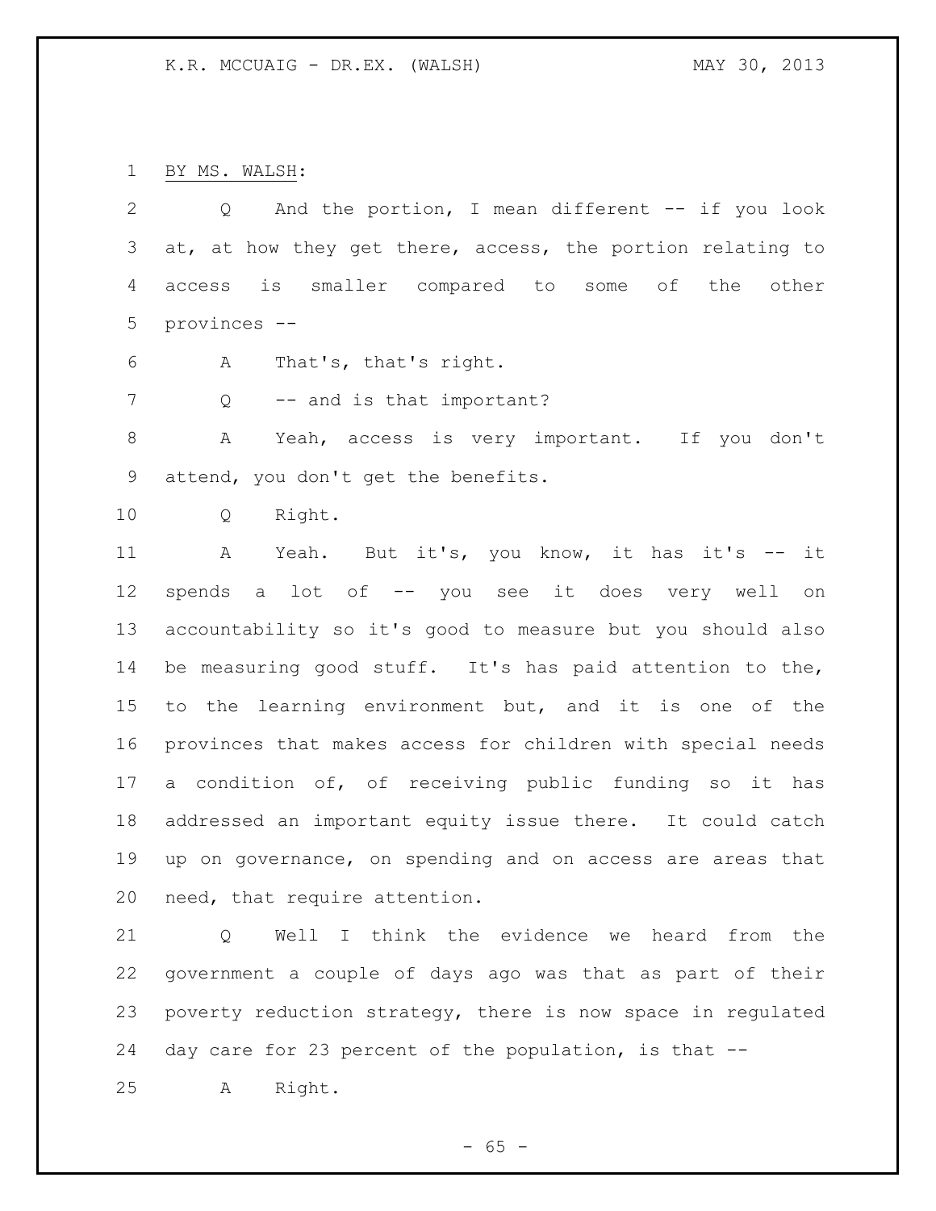BY MS. WALSH:

Q And the portion, I mean different -- if you look at, at how they get there, access, the portion relating to access is smaller compared to some of the other provinces --

A That's, that's right.

Q -- and is that important?

A Yeah, access is very important. If you don't attend, you don't get the benefits.

Q Right.

A Yeah. But it's, you know, it has it's -- it spends a lot of -- you see it does very well on accountability so it's good to measure but you should also be measuring good stuff. It's has paid attention to the, to the learning environment but, and it is one of the provinces that makes access for children with special needs a condition of, of receiving public funding so it has addressed an important equity issue there. It could catch up on governance, on spending and on access are areas that need, that require attention.

Q Well I think the evidence we heard from the government a couple of days ago was that as part of their poverty reduction strategy, there is now space in regulated day care for 23 percent of the population, is that --

A Right.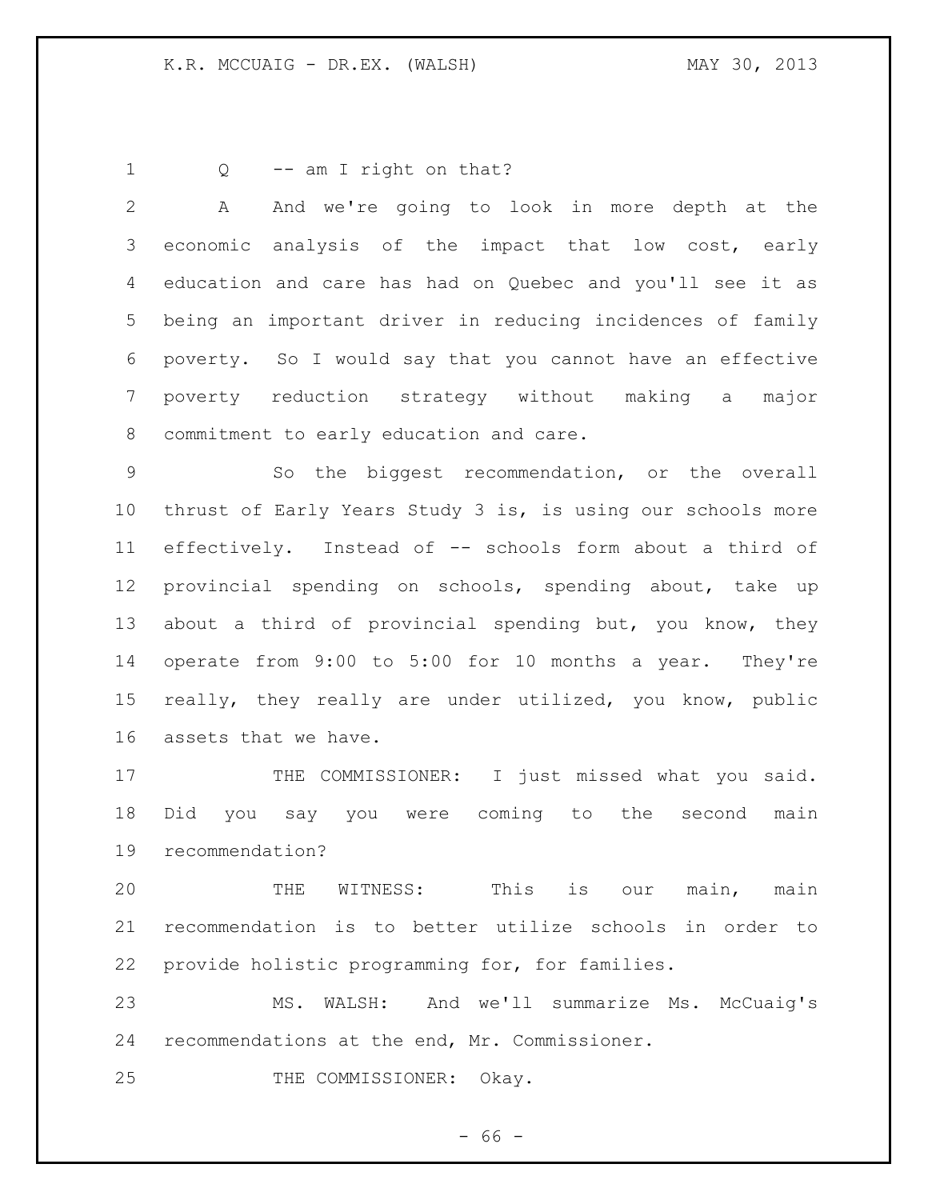Q -- am I right on that?

A And we're going to look in more depth at the economic analysis of the impact that low cost, early education and care has had on Quebec and you'll see it as being an important driver in reducing incidences of family poverty. So I would say that you cannot have an effective poverty reduction strategy without making a major commitment to early education and care.

So the biggest recommendation, or the overall thrust of Early Years Study 3 is, is using our schools more effectively. Instead of -- schools form about a third of provincial spending on schools, spending about, take up about a third of provincial spending but, you know, they operate from 9:00 to 5:00 for 10 months a year. They're really, they really are under utilized, you know, public assets that we have.

THE COMMISSIONER: I just missed what you said. Did you say you were coming to the second main recommendation?

THE WITNESS: This is our main, main recommendation is to better utilize schools in order to provide holistic programming for, for families.

MS. WALSH: And we'll summarize Ms. McCuaig's recommendations at the end, Mr. Commissioner.

THE COMMISSIONER: Okay.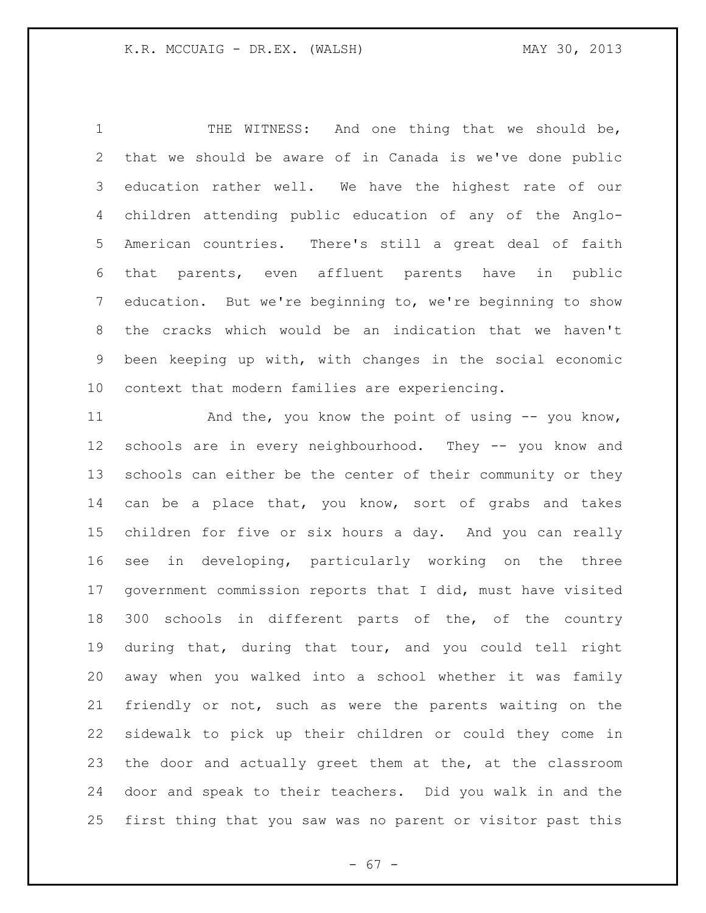THE WITNESS: And one thing that we should be, that we should be aware of in Canada is we've done public education rather well. We have the highest rate of our children attending public education of any of the Anglo-American countries. There's still a great deal of faith that parents, even affluent parents have in public education. But we're beginning to, we're beginning to show the cracks which would be an indication that we haven't been keeping up with, with changes in the social economic context that modern families are experiencing.

And the, you know the point of using -- you know, schools are in every neighbourhood. They -- you know and schools can either be the center of their community or they can be a place that, you know, sort of grabs and takes children for five or six hours a day. And you can really see in developing, particularly working on the three government commission reports that I did, must have visited 300 schools in different parts of the, of the country during that, during that tour, and you could tell right away when you walked into a school whether it was family friendly or not, such as were the parents waiting on the sidewalk to pick up their children or could they come in the door and actually greet them at the, at the classroom door and speak to their teachers. Did you walk in and the first thing that you saw was no parent or visitor past this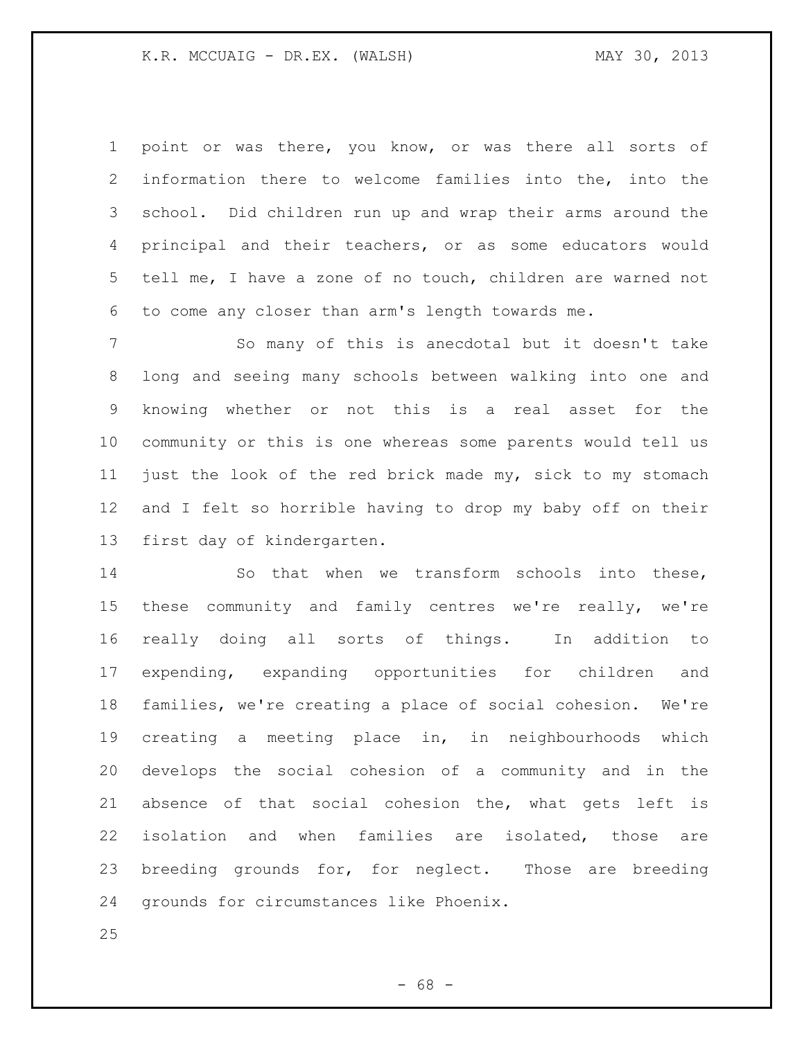point or was there, you know, or was there all sorts of information there to welcome families into the, into the school. Did children run up and wrap their arms around the principal and their teachers, or as some educators would tell me, I have a zone of no touch, children are warned not to come any closer than arm's length towards me.

So many of this is anecdotal but it doesn't take long and seeing many schools between walking into one and knowing whether or not this is a real asset for the community or this is one whereas some parents would tell us just the look of the red brick made my, sick to my stomach and I felt so horrible having to drop my baby off on their first day of kindergarten.

So that when we transform schools into these, these community and family centres we're really, we're really doing all sorts of things. In addition to expending, expanding opportunities for children and families, we're creating a place of social cohesion. We're creating a meeting place in, in neighbourhoods which develops the social cohesion of a community and in the absence of that social cohesion the, what gets left is isolation and when families are isolated, those are breeding grounds for, for neglect. Those are breeding grounds for circumstances like Phoenix.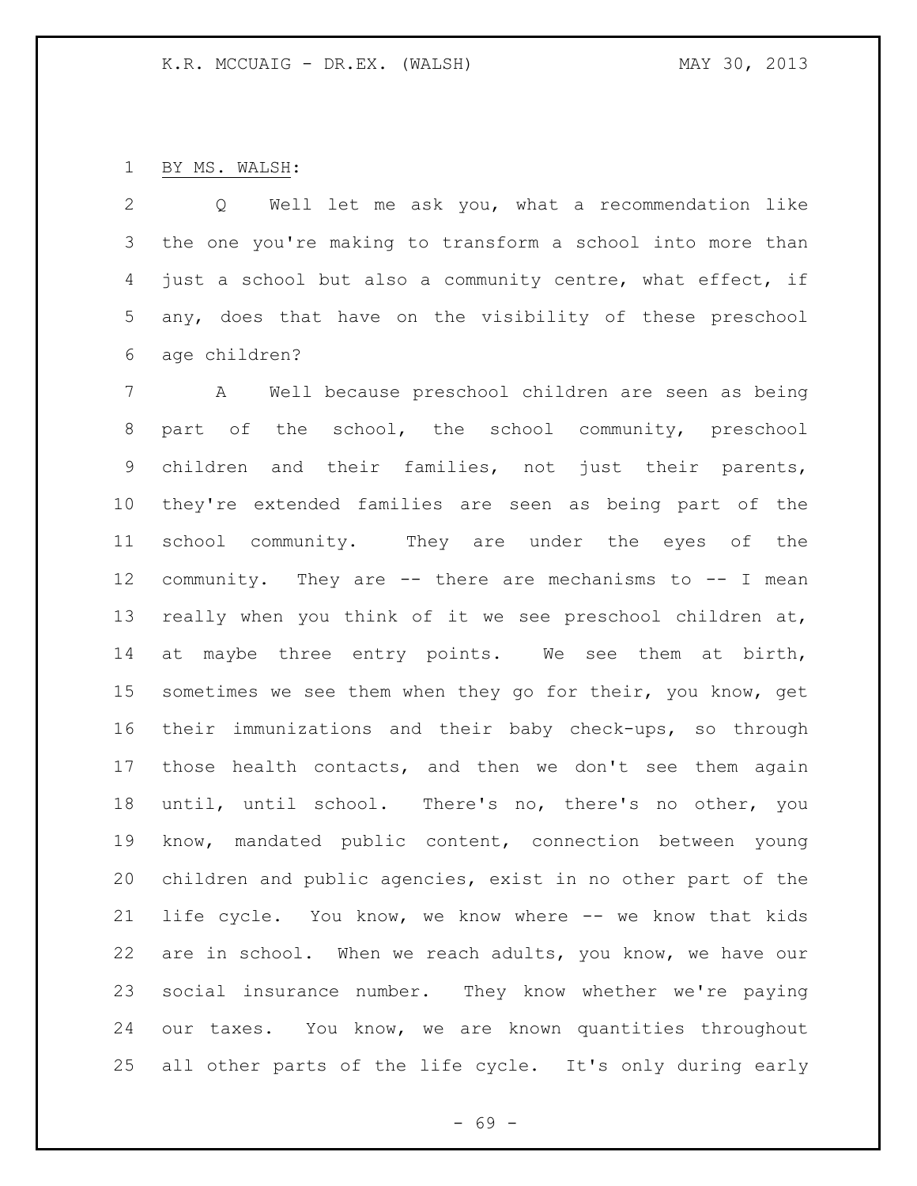BY MS. WALSH:

Q Well let me ask you, what a recommendation like the one you're making to transform a school into more than just a school but also a community centre, what effect, if any, does that have on the visibility of these preschool age children?

A Well because preschool children are seen as being part of the school, the school community, preschool children and their families, not just their parents, they're extended families are seen as being part of the school community. They are under the eyes of the community. They are -- there are mechanisms to -- I mean really when you think of it we see preschool children at, at maybe three entry points. We see them at birth, sometimes we see them when they go for their, you know, get their immunizations and their baby check-ups, so through those health contacts, and then we don't see them again until, until school. There's no, there's no other, you know, mandated public content, connection between young children and public agencies, exist in no other part of the life cycle. You know, we know where -- we know that kids are in school. When we reach adults, you know, we have our social insurance number. They know whether we're paying our taxes. You know, we are known quantities throughout all other parts of the life cycle. It's only during early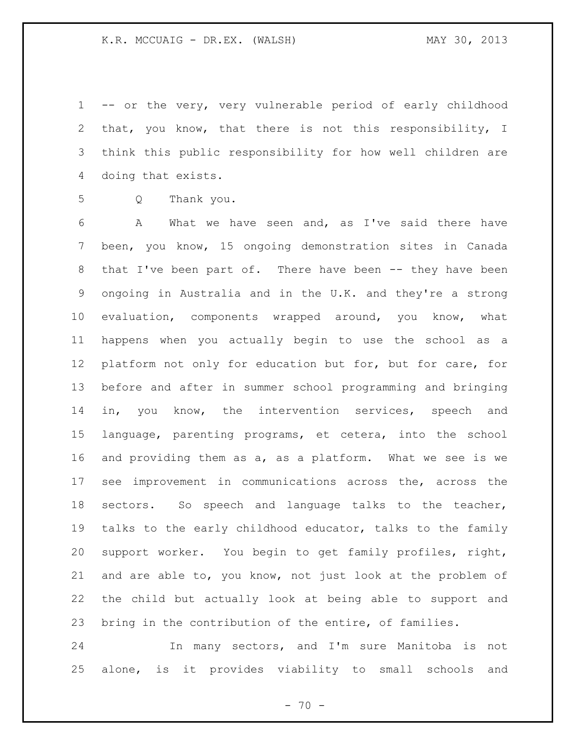-- or the very, very vulnerable period of early childhood that, you know, that there is not this responsibility, I think this public responsibility for how well children are doing that exists.

Q Thank you.

A What we have seen and, as I've said there have been, you know, 15 ongoing demonstration sites in Canada that I've been part of. There have been -- they have been ongoing in Australia and in the U.K. and they're a strong evaluation, components wrapped around, you know, what happens when you actually begin to use the school as a platform not only for education but for, but for care, for before and after in summer school programming and bringing in, you know, the intervention services, speech and language, parenting programs, et cetera, into the school and providing them as a, as a platform. What we see is we see improvement in communications across the, across the sectors. So speech and language talks to the teacher, talks to the early childhood educator, talks to the family support worker. You begin to get family profiles, right, and are able to, you know, not just look at the problem of the child but actually look at being able to support and bring in the contribution of the entire, of families.

In many sectors, and I'm sure Manitoba is not alone, is it provides viability to small schools and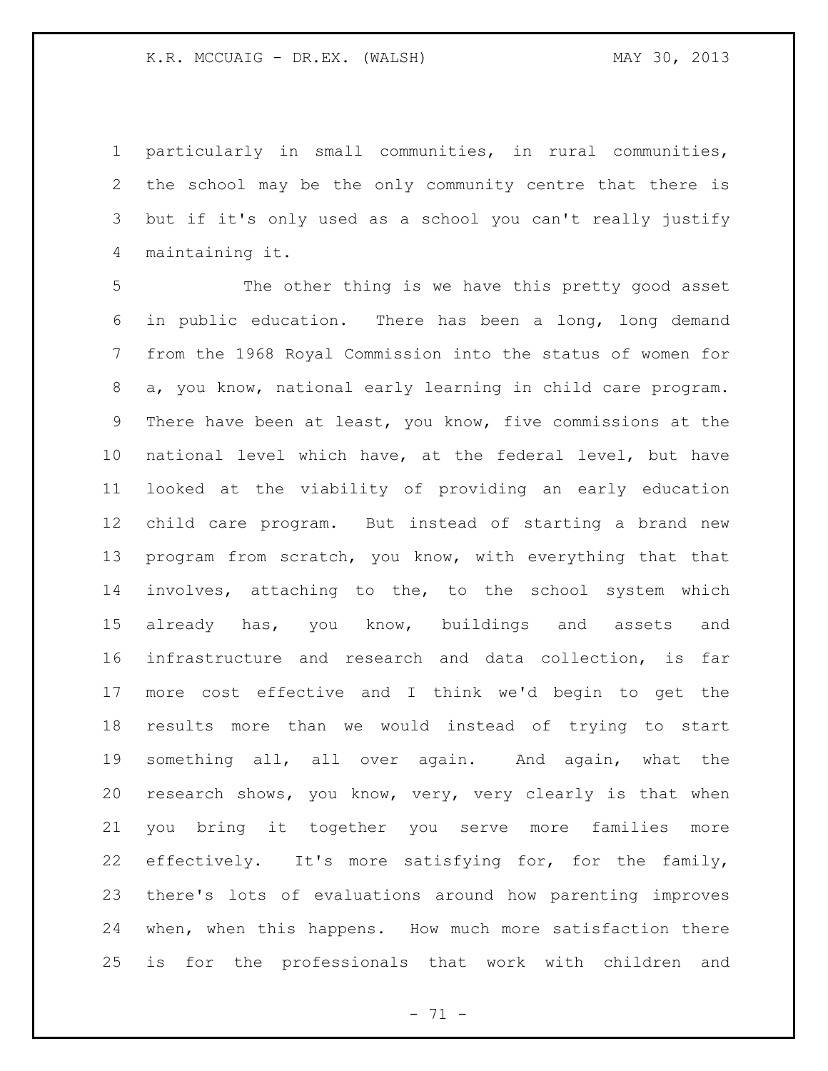particularly in small communities, in rural communities, the school may be the only community centre that there is but if it's only used as a school you can't really justify maintaining it.

The other thing is we have this pretty good asset in public education. There has been a long, long demand from the 1968 Royal Commission into the status of women for a, you know, national early learning in child care program. There have been at least, you know, five commissions at the national level which have, at the federal level, but have looked at the viability of providing an early education child care program. But instead of starting a brand new program from scratch, you know, with everything that that involves, attaching to the, to the school system which already has, you know, buildings and assets and infrastructure and research and data collection, is far more cost effective and I think we'd begin to get the results more than we would instead of trying to start something all, all over again. And again, what the research shows, you know, very, very clearly is that when you bring it together you serve more families more effectively. It's more satisfying for, for the family, there's lots of evaluations around how parenting improves when, when this happens. How much more satisfaction there is for the professionals that work with children and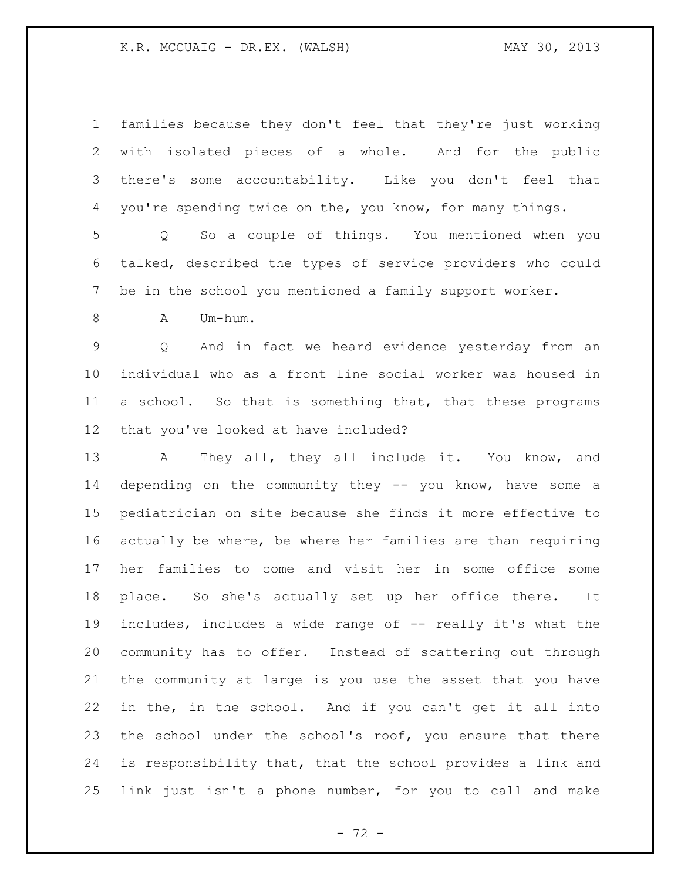families because they don't feel that they're just working with isolated pieces of a whole. And for the public there's some accountability. Like you don't feel that you're spending twice on the, you know, for many things.

Q So a couple of things. You mentioned when you talked, described the types of service providers who could be in the school you mentioned a family support worker.

A Um-hum.

Q And in fact we heard evidence yesterday from an individual who as a front line social worker was housed in a school. So that is something that, that these programs that you've looked at have included?

A They all, they all include it. You know, and depending on the community they -- you know, have some a pediatrician on site because she finds it more effective to actually be where, be where her families are than requiring her families to come and visit her in some office some place. So she's actually set up her office there. It includes, includes a wide range of -- really it's what the community has to offer. Instead of scattering out through the community at large is you use the asset that you have in the, in the school. And if you can't get it all into the school under the school's roof, you ensure that there is responsibility that, that the school provides a link and link just isn't a phone number, for you to call and make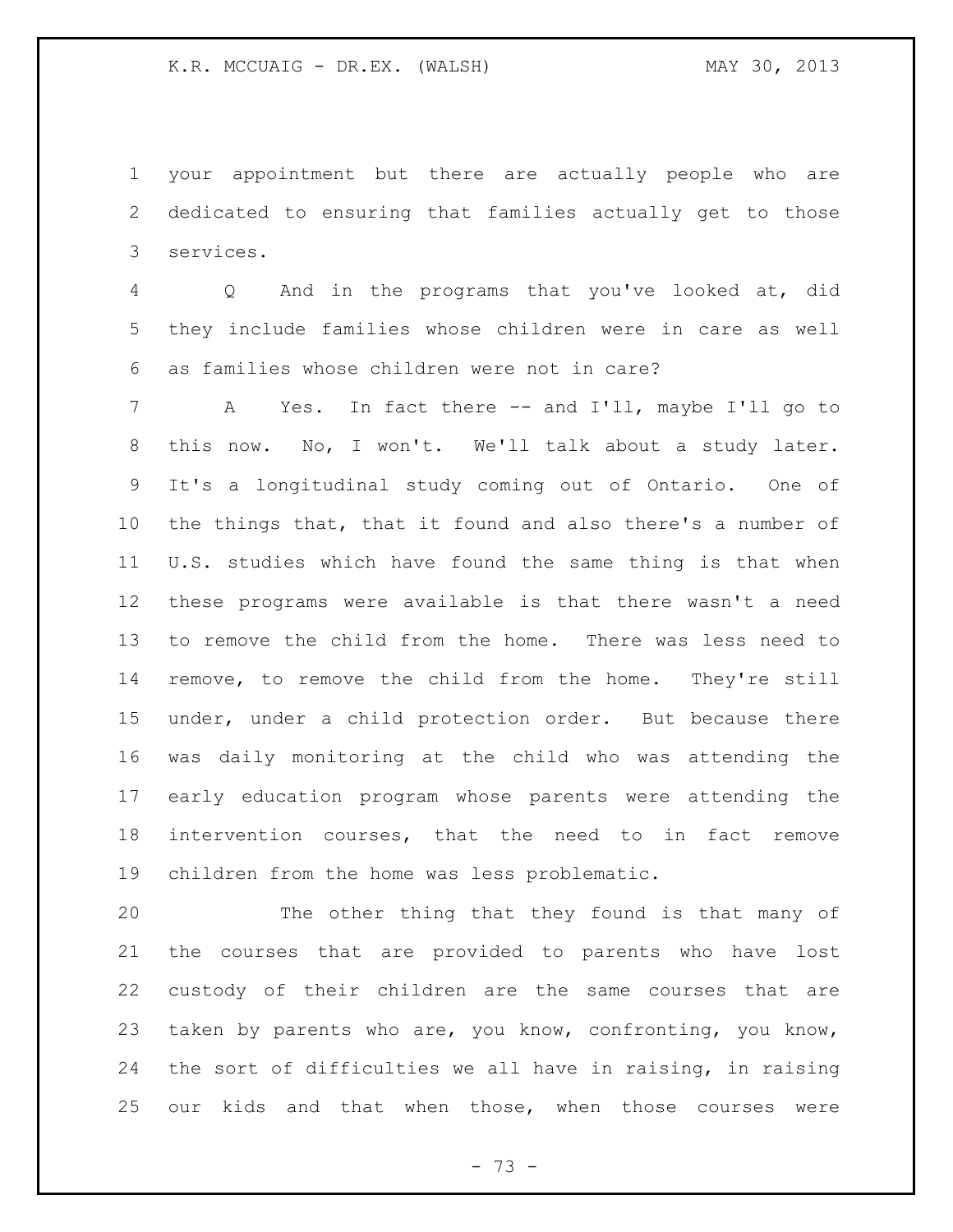your appointment but there are actually people who are dedicated to ensuring that families actually get to those services.

Q And in the programs that you've looked at, did they include families whose children were in care as well as families whose children were not in care?

A Yes. In fact there -- and I'll, maybe I'll go to this now. No, I won't. We'll talk about a study later. It's a longitudinal study coming out of Ontario. One of the things that, that it found and also there's a number of U.S. studies which have found the same thing is that when these programs were available is that there wasn't a need to remove the child from the home. There was less need to remove, to remove the child from the home. They're still under, under a child protection order. But because there was daily monitoring at the child who was attending the early education program whose parents were attending the intervention courses, that the need to in fact remove children from the home was less problematic.

The other thing that they found is that many of the courses that are provided to parents who have lost custody of their children are the same courses that are taken by parents who are, you know, confronting, you know, the sort of difficulties we all have in raising, in raising our kids and that when those, when those courses were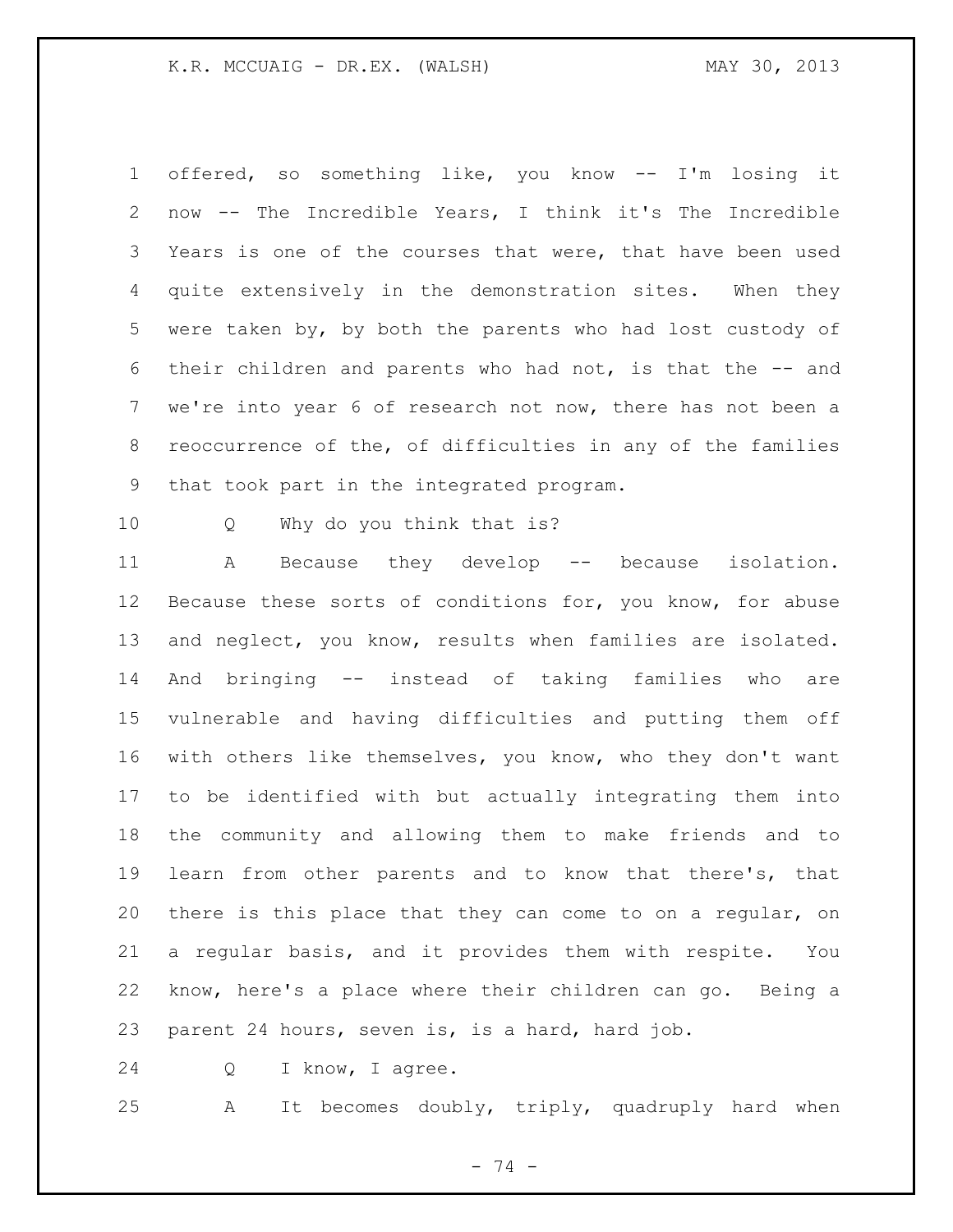offered, so something like, you know -- I'm losing it now -- The Incredible Years, I think it's The Incredible Years is one of the courses that were, that have been used quite extensively in the demonstration sites. When they were taken by, by both the parents who had lost custody of their children and parents who had not, is that the -- and we're into year 6 of research not now, there has not been a reoccurrence of the, of difficulties in any of the families that took part in the integrated program.

Q Why do you think that is?

A Because they develop -- because isolation. Because these sorts of conditions for, you know, for abuse and neglect, you know, results when families are isolated. And bringing -- instead of taking families who are vulnerable and having difficulties and putting them off with others like themselves, you know, who they don't want to be identified with but actually integrating them into the community and allowing them to make friends and to learn from other parents and to know that there's, that there is this place that they can come to on a regular, on a regular basis, and it provides them with respite. You know, here's a place where their children can go. Being a parent 24 hours, seven is, is a hard, hard job.

Q I know, I agree.

A It becomes doubly, triply, quadruply hard when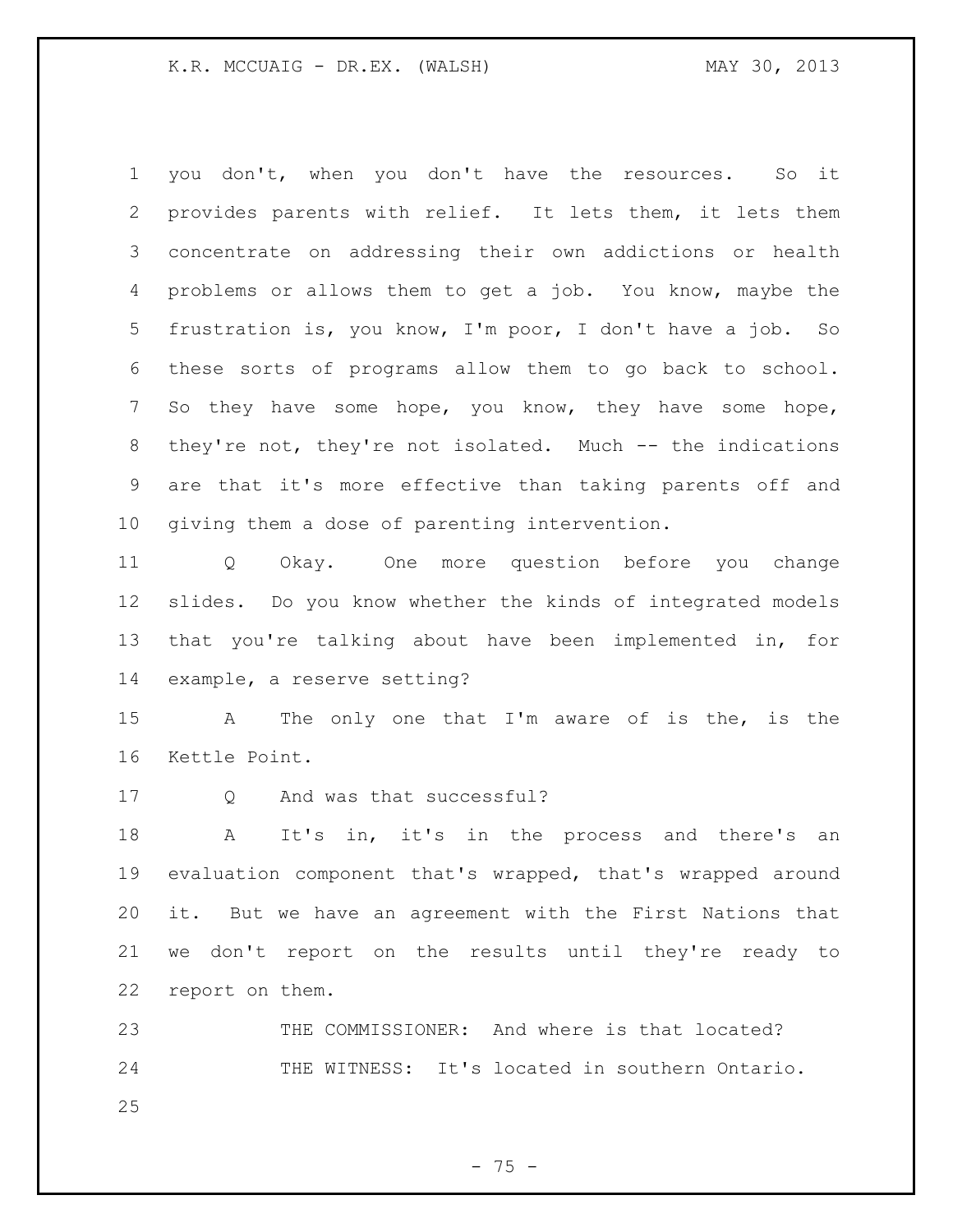you don't, when you don't have the resources. So it provides parents with relief. It lets them, it lets them concentrate on addressing their own addictions or health problems or allows them to get a job. You know, maybe the frustration is, you know, I'm poor, I don't have a job. So these sorts of programs allow them to go back to school. So they have some hope, you know, they have some hope, they're not, they're not isolated. Much -- the indications are that it's more effective than taking parents off and giving them a dose of parenting intervention.

Q Okay. One more question before you change slides. Do you know whether the kinds of integrated models that you're talking about have been implemented in, for example, a reserve setting?

A The only one that I'm aware of is the, is the Kettle Point.

Q And was that successful?

A It's in, it's in the process and there's an evaluation component that's wrapped, that's wrapped around it. But we have an agreement with the First Nations that we don't report on the results until they're ready to report on them.

THE COMMISSIONER: And where is that located?

THE WITNESS: It's located in southern Ontario.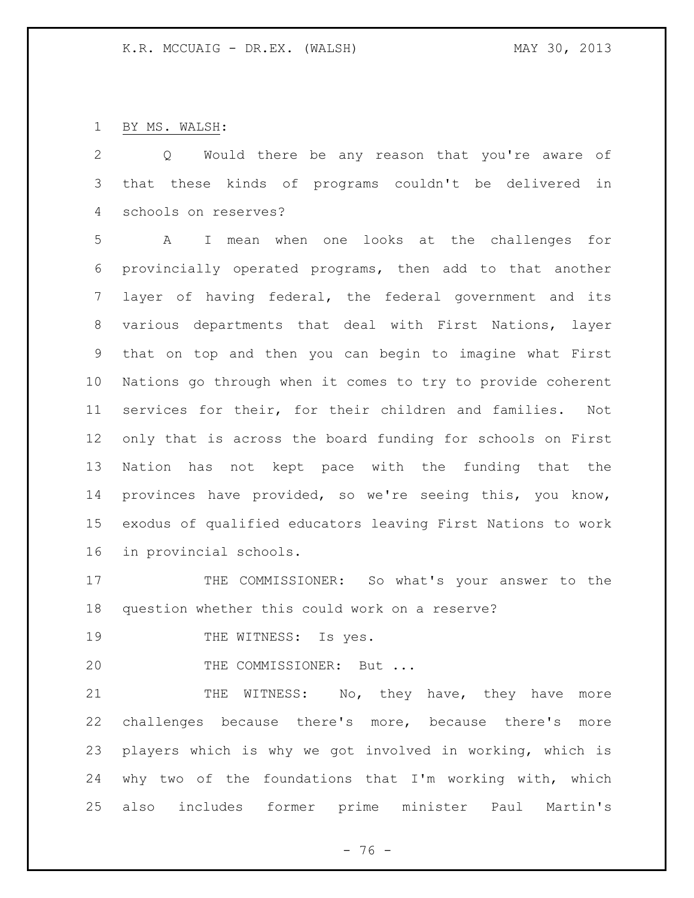BY MS. WALSH:

Q Would there be any reason that you're aware of that these kinds of programs couldn't be delivered in schools on reserves?

A I mean when one looks at the challenges for provincially operated programs, then add to that another layer of having federal, the federal government and its various departments that deal with First Nations, layer that on top and then you can begin to imagine what First Nations go through when it comes to try to provide coherent services for their, for their children and families. Not only that is across the board funding for schools on First Nation has not kept pace with the funding that the provinces have provided, so we're seeing this, you know, exodus of qualified educators leaving First Nations to work in provincial schools.

THE COMMISSIONER: So what's your answer to the question whether this could work on a reserve?

THE WITNESS: Is yes.

THE COMMISSIONER: But ...

THE WITNESS: No, they have, they have more challenges because there's more, because there's more players which is why we got involved in working, which is why two of the foundations that I'm working with, which also includes former prime minister Paul Martin's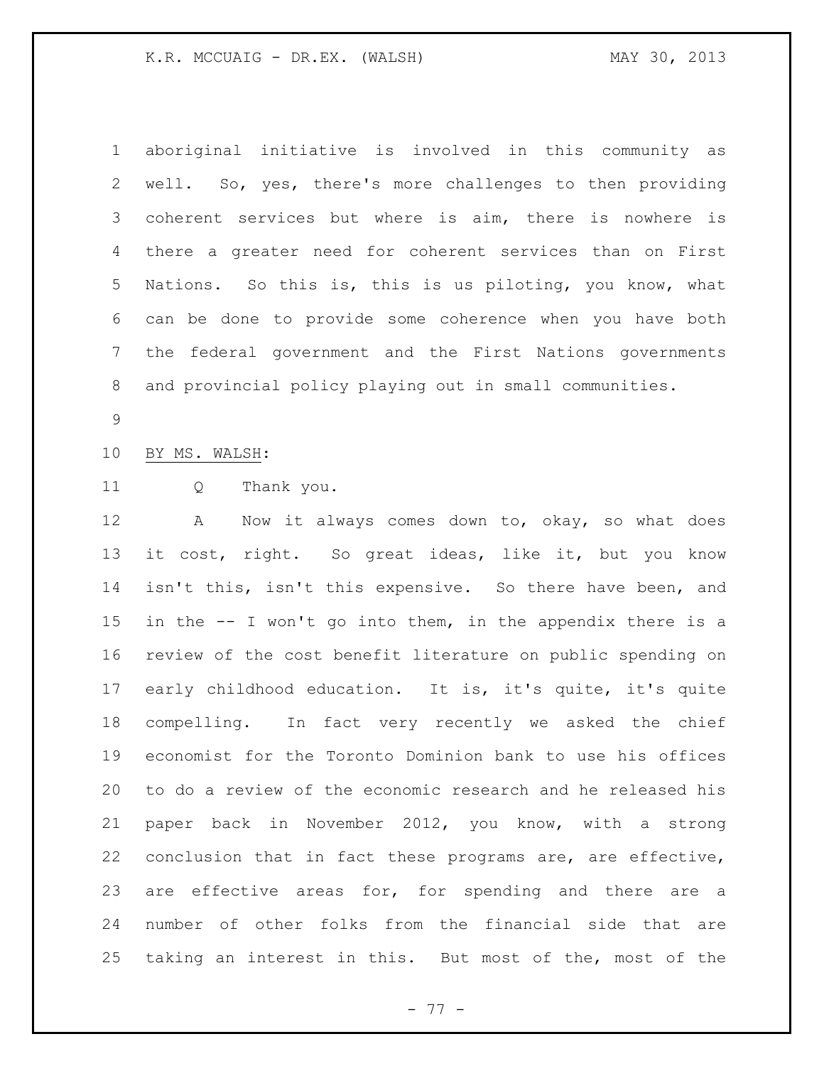aboriginal initiative is involved in this community as well. So, yes, there's more challenges to then providing coherent services but where is aim, there is nowhere is there a greater need for coherent services than on First Nations. So this is, this is us piloting, you know, what can be done to provide some coherence when you have both the federal government and the First Nations governments and provincial policy playing out in small communities.

BY MS. WALSH:

Q Thank you.

A Now it always comes down to, okay, so what does it cost, right. So great ideas, like it, but you know isn't this, isn't this expensive. So there have been, and in the -- I won't go into them, in the appendix there is a review of the cost benefit literature on public spending on early childhood education. It is, it's quite, it's quite compelling. In fact very recently we asked the chief economist for the Toronto Dominion bank to use his offices to do a review of the economic research and he released his paper back in November 2012, you know, with a strong conclusion that in fact these programs are, are effective, are effective areas for, for spending and there are a number of other folks from the financial side that are taking an interest in this. But most of the, most of the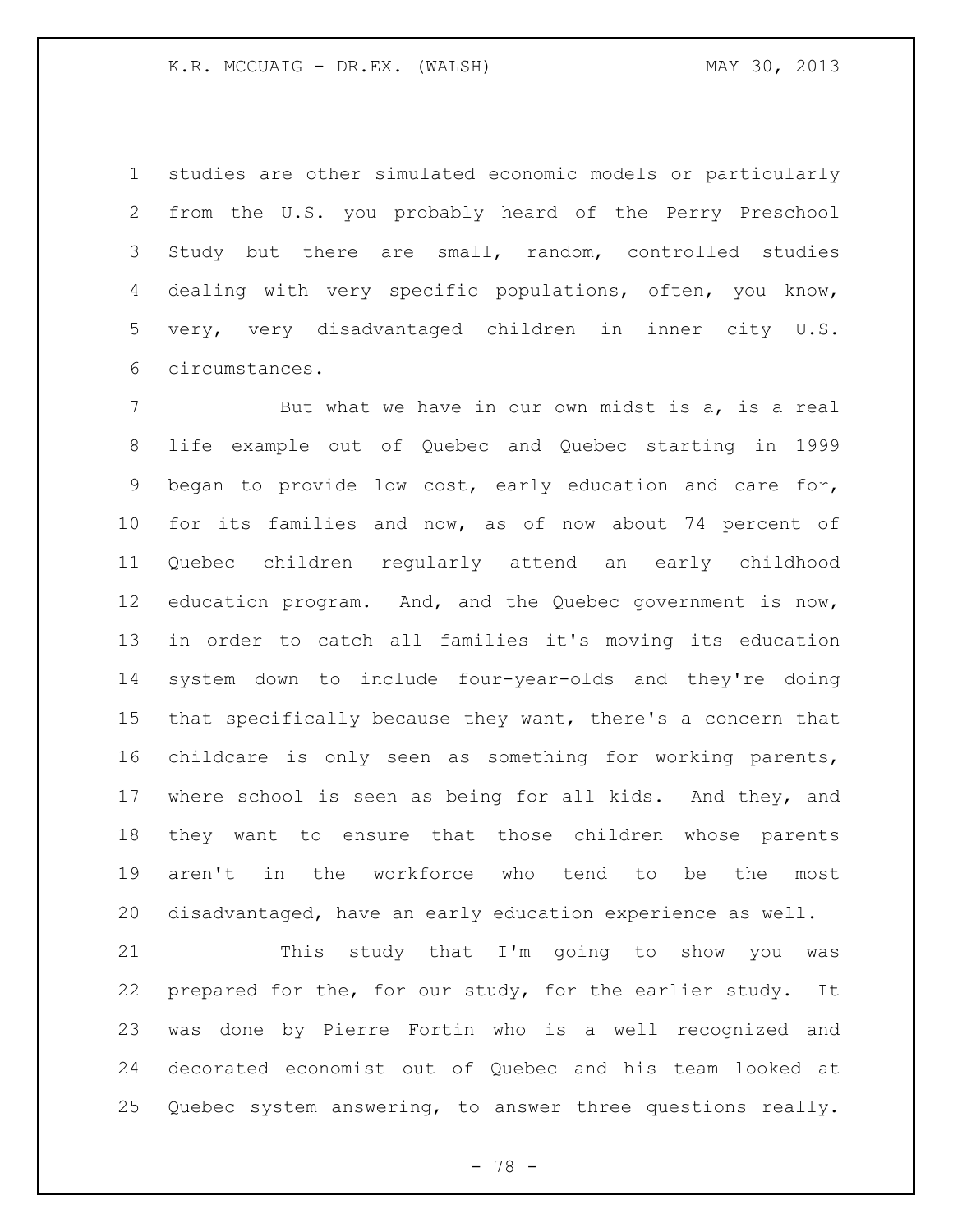studies are other simulated economic models or particularly from the U.S. you probably heard of the Perry Preschool Study but there are small, random, controlled studies dealing with very specific populations, often, you know, very, very disadvantaged children in inner city U.S. circumstances.

But what we have in our own midst is a, is a real life example out of Quebec and Quebec starting in 1999 began to provide low cost, early education and care for, for its families and now, as of now about 74 percent of Quebec children regularly attend an early childhood education program. And, and the Quebec government is now, in order to catch all families it's moving its education system down to include four-year-olds and they're doing that specifically because they want, there's a concern that childcare is only seen as something for working parents, where school is seen as being for all kids. And they, and they want to ensure that those children whose parents aren't in the workforce who tend to be the most disadvantaged, have an early education experience as well.

This study that I'm going to show you was prepared for the, for our study, for the earlier study. It was done by Pierre Fortin who is a well recognized and decorated economist out of Quebec and his team looked at Quebec system answering, to answer three questions really.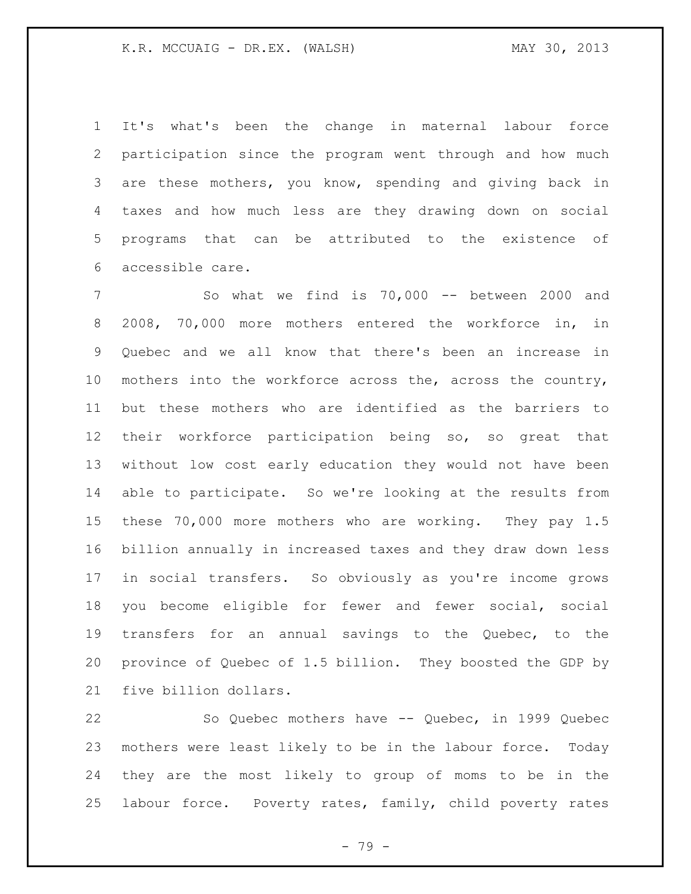It's what's been the change in maternal labour force participation since the program went through and how much are these mothers, you know, spending and giving back in taxes and how much less are they drawing down on social programs that can be attributed to the existence of accessible care.

So what we find is 70,000 -- between 2000 and 2008, 70,000 more mothers entered the workforce in, in Quebec and we all know that there's been an increase in mothers into the workforce across the, across the country, but these mothers who are identified as the barriers to their workforce participation being so, so great that without low cost early education they would not have been able to participate. So we're looking at the results from these 70,000 more mothers who are working. They pay 1.5 billion annually in increased taxes and they draw down less in social transfers. So obviously as you're income grows you become eligible for fewer and fewer social, social transfers for an annual savings to the Quebec, to the province of Quebec of 1.5 billion. They boosted the GDP by five billion dollars.

So Quebec mothers have -- Quebec, in 1999 Quebec mothers were least likely to be in the labour force. Today they are the most likely to group of moms to be in the labour force. Poverty rates, family, child poverty rates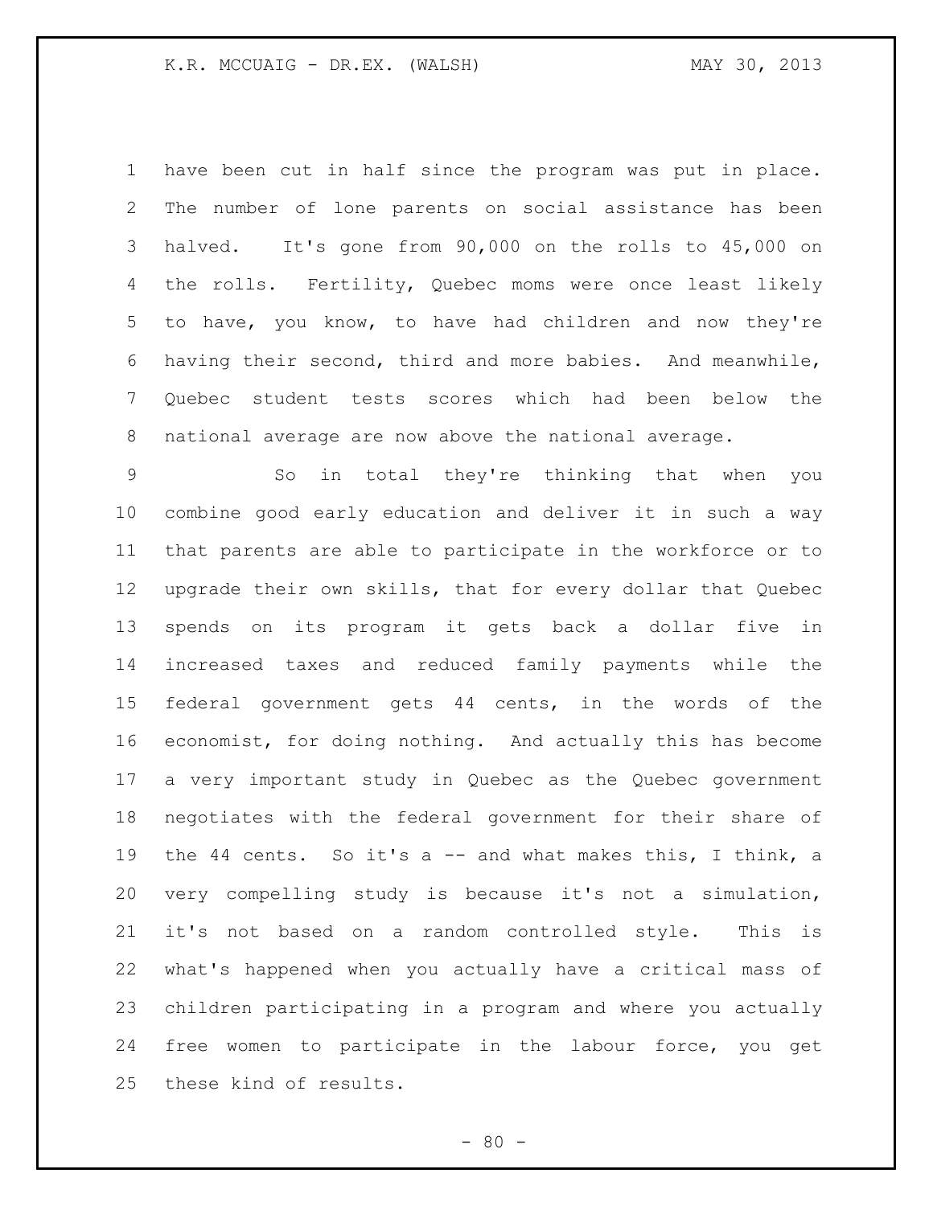have been cut in half since the program was put in place. The number of lone parents on social assistance has been halved. It's gone from 90,000 on the rolls to 45,000 on the rolls. Fertility, Quebec moms were once least likely to have, you know, to have had children and now they're having their second, third and more babies. And meanwhile, Quebec student tests scores which had been below the national average are now above the national average.

So in total they're thinking that when you combine good early education and deliver it in such a way that parents are able to participate in the workforce or to upgrade their own skills, that for every dollar that Quebec spends on its program it gets back a dollar five in increased taxes and reduced family payments while the federal government gets 44 cents, in the words of the economist, for doing nothing. And actually this has become a very important study in Quebec as the Quebec government negotiates with the federal government for their share of the 44 cents. So it's a -- and what makes this, I think, a very compelling study is because it's not a simulation, it's not based on a random controlled style. This is what's happened when you actually have a critical mass of children participating in a program and where you actually free women to participate in the labour force, you get these kind of results.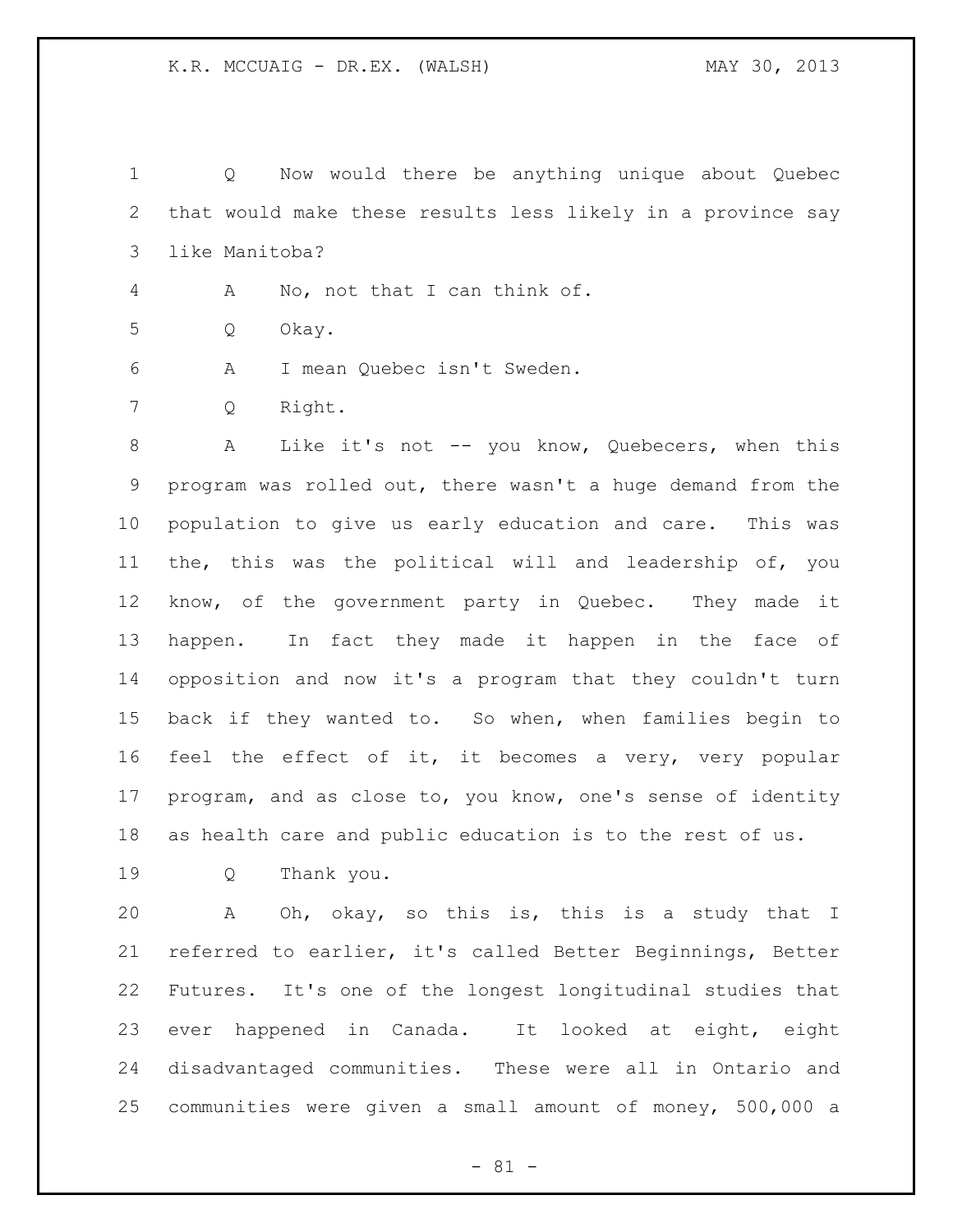Q Now would there be anything unique about Quebec that would make these results less likely in a province say like Manitoba?

A No, not that I can think of.

Q Okay.

A I mean Quebec isn't Sweden.

Q Right.

A Like it's not -- you know, Quebecers, when this program was rolled out, there wasn't a huge demand from the population to give us early education and care. This was the, this was the political will and leadership of, you know, of the government party in Quebec. They made it happen. In fact they made it happen in the face of opposition and now it's a program that they couldn't turn back if they wanted to. So when, when families begin to feel the effect of it, it becomes a very, very popular program, and as close to, you know, one's sense of identity as health care and public education is to the rest of us.

Q Thank you.

A Oh, okay, so this is, this is a study that I referred to earlier, it's called Better Beginnings, Better Futures. It's one of the longest longitudinal studies that ever happened in Canada. It looked at eight, eight disadvantaged communities. These were all in Ontario and communities were given a small amount of money, 500,000 a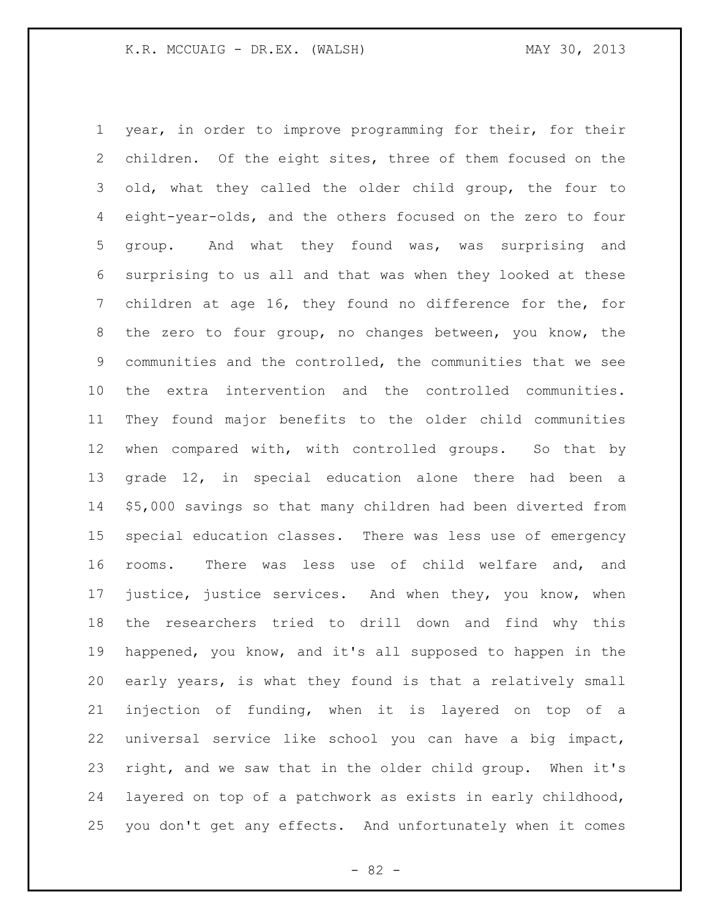year, in order to improve programming for their, for their children. Of the eight sites, three of them focused on the old, what they called the older child group, the four to eight-year-olds, and the others focused on the zero to four group. And what they found was, was surprising and surprising to us all and that was when they looked at these children at age 16, they found no difference for the, for the zero to four group, no changes between, you know, the communities and the controlled, the communities that we see the extra intervention and the controlled communities. They found major benefits to the older child communities when compared with, with controlled groups. So that by grade 12, in special education alone there had been a $5,000 savings so that many children had been diverted from special education classes. There was less use of emergency rooms. There was less use of child welfare and, and justice, justice services. And when they, you know, when the researchers tried to drill down and find why this happened, you know, and it's all supposed to happen in the early years, is what they found is that a relatively small injection of funding, when it is layered on top of a universal service like school you can have a big impact, right, and we saw that in the older child group. When it's layered on top of a patchwork as exists in early childhood, you don't get any effects. And unfortunately when it comes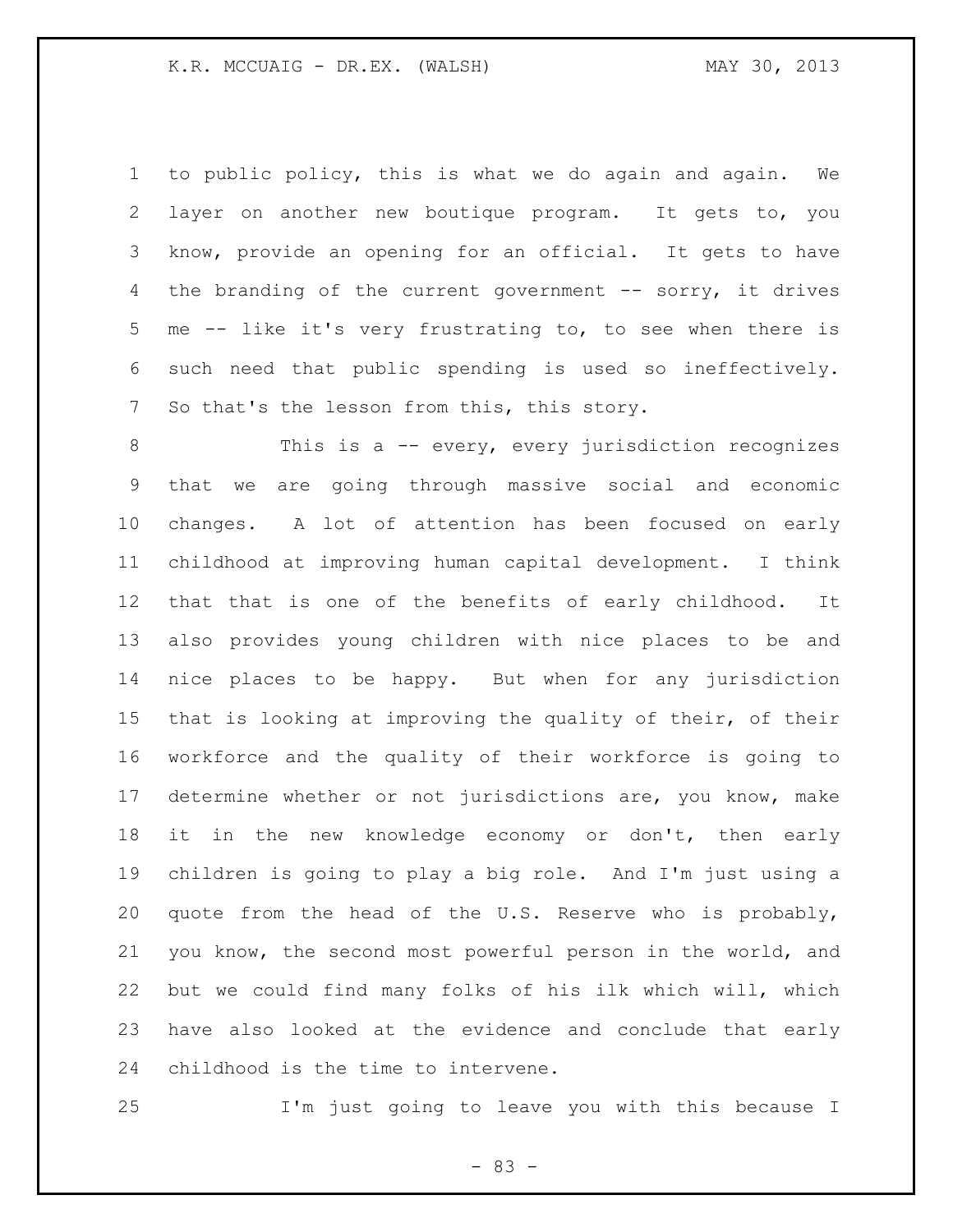to public policy, this is what we do again and again. We layer on another new boutique program. It gets to, you know, provide an opening for an official. It gets to have the branding of the current government -- sorry, it drives me -- like it's very frustrating to, to see when there is such need that public spending is used so ineffectively. So that's the lesson from this, this story.

This is a -- every, every jurisdiction recognizes that we are going through massive social and economic changes. A lot of attention has been focused on early childhood at improving human capital development. I think that that is one of the benefits of early childhood. It also provides young children with nice places to be and nice places to be happy. But when for any jurisdiction that is looking at improving the quality of their, of their workforce and the quality of their workforce is going to determine whether or not jurisdictions are, you know, make it in the new knowledge economy or don't, then early children is going to play a big role. And I'm just using a quote from the head of the U.S. Reserve who is probably, you know, the second most powerful person in the world, and but we could find many folks of his ilk which will, which have also looked at the evidence and conclude that early childhood is the time to intervene.

I'm just going to leave you with this because I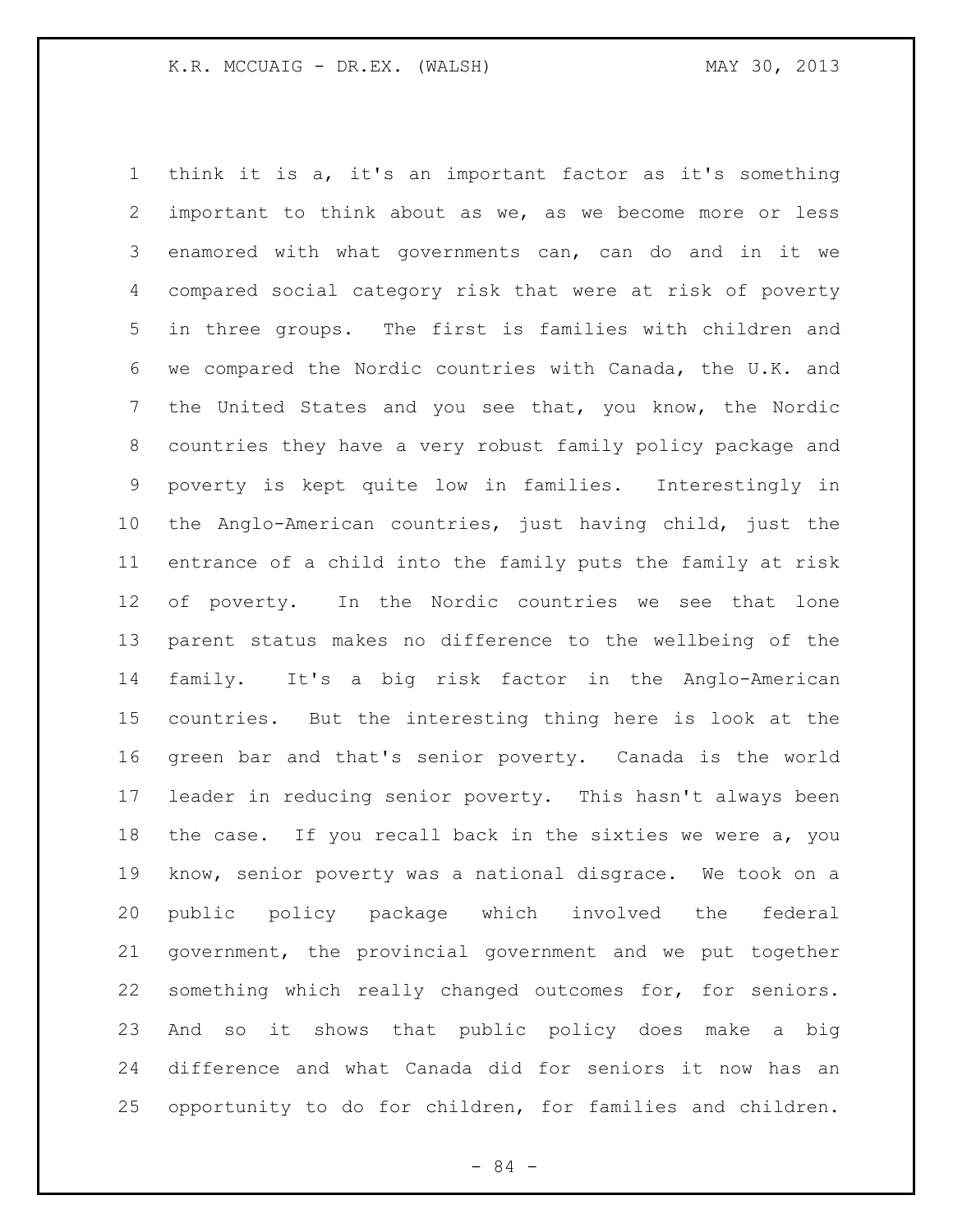think it is a, it's an important factor as it's something important to think about as we, as we become more or less enamored with what governments can, can do and in it we compared social category risk that were at risk of poverty in three groups. The first is families with children and we compared the Nordic countries with Canada, the U.K. and the United States and you see that, you know, the Nordic countries they have a very robust family policy package and poverty is kept quite low in families. Interestingly in the Anglo-American countries, just having child, just the entrance of a child into the family puts the family at risk of poverty. In the Nordic countries we see that lone parent status makes no difference to the wellbeing of the family. It's a big risk factor in the Anglo-American countries. But the interesting thing here is look at the green bar and that's senior poverty. Canada is the world leader in reducing senior poverty. This hasn't always been the case. If you recall back in the sixties we were a, you know, senior poverty was a national disgrace. We took on a public policy package which involved the federal government, the provincial government and we put together something which really changed outcomes for, for seniors. And so it shows that public policy does make a big difference and what Canada did for seniors it now has an opportunity to do for children, for families and children.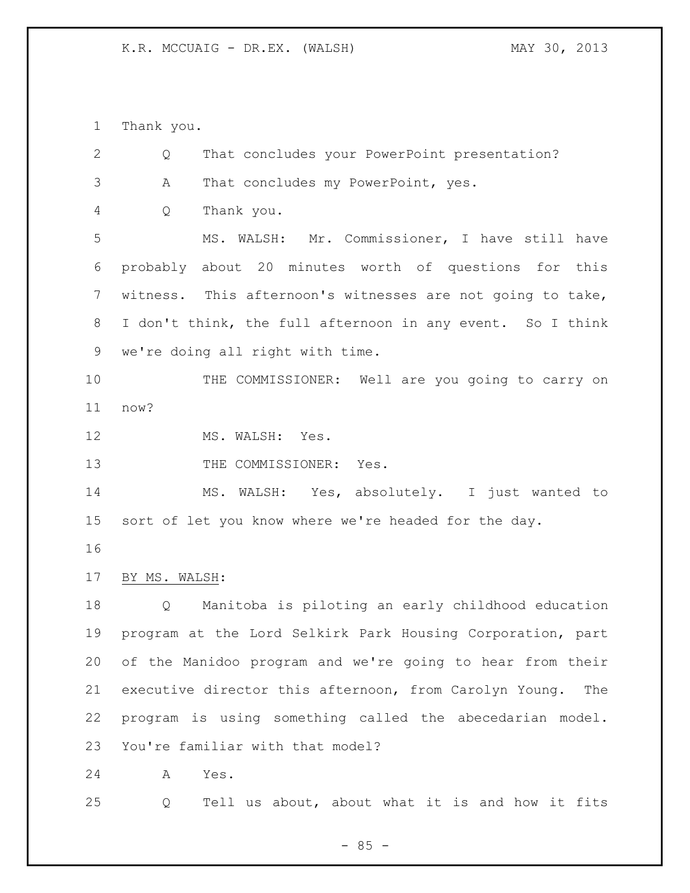Thank you.

Q That concludes your PowerPoint presentation?

A That concludes my PowerPoint, yes.

Q Thank you.

MS. WALSH: Mr. Commissioner, I have still have probably about 20 minutes worth of questions for this witness. This afternoon's witnesses are not going to take, I don't think, the full afternoon in any event. So I think we're doing all right with time.

THE COMMISSIONER: Well are you going to carry on now?

MS. WALSH: Yes.

THE COMMISSIONER: Yes.

MS. WALSH: Yes, absolutely. I just wanted to sort of let you know where we're headed for the day.

BY MS. WALSH:

Q Manitoba is piloting an early childhood education program at the Lord Selkirk Park Housing Corporation, part of the Manidoo program and we're going to hear from their executive director this afternoon, from Carolyn Young. The program is using something called the abecedarian model. You're familiar with that model?

A Yes.

Q Tell us about, about what it is and how it fits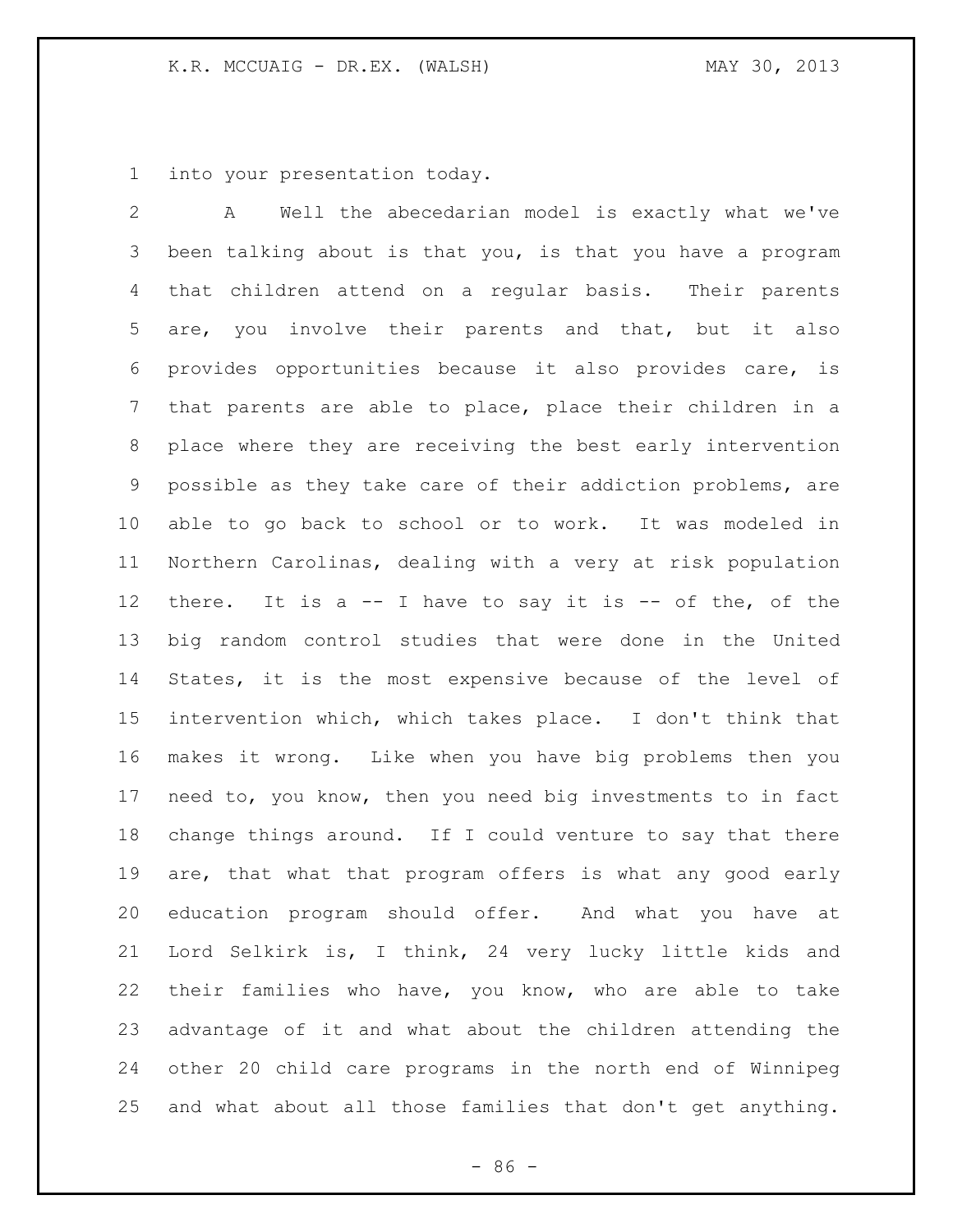into your presentation today.

A Well the abecedarian model is exactly what we've been talking about is that you, is that you have a program that children attend on a regular basis. Their parents are, you involve their parents and that, but it also provides opportunities because it also provides care, is that parents are able to place, place their children in a place where they are receiving the best early intervention possible as they take care of their addiction problems, are able to go back to school or to work. It was modeled in Northern Carolinas, dealing with a very at risk population there. It is a -- I have to say it is -- of the, of the big random control studies that were done in the United States, it is the most expensive because of the level of intervention which, which takes place. I don't think that makes it wrong. Like when you have big problems then you need to, you know, then you need big investments to in fact change things around. If I could venture to say that there are, that what that program offers is what any good early education program should offer. And what you have at Lord Selkirk is, I think, 24 very lucky little kids and their families who have, you know, who are able to take advantage of it and what about the children attending the other 20 child care programs in the north end of Winnipeg and what about all those families that don't get anything.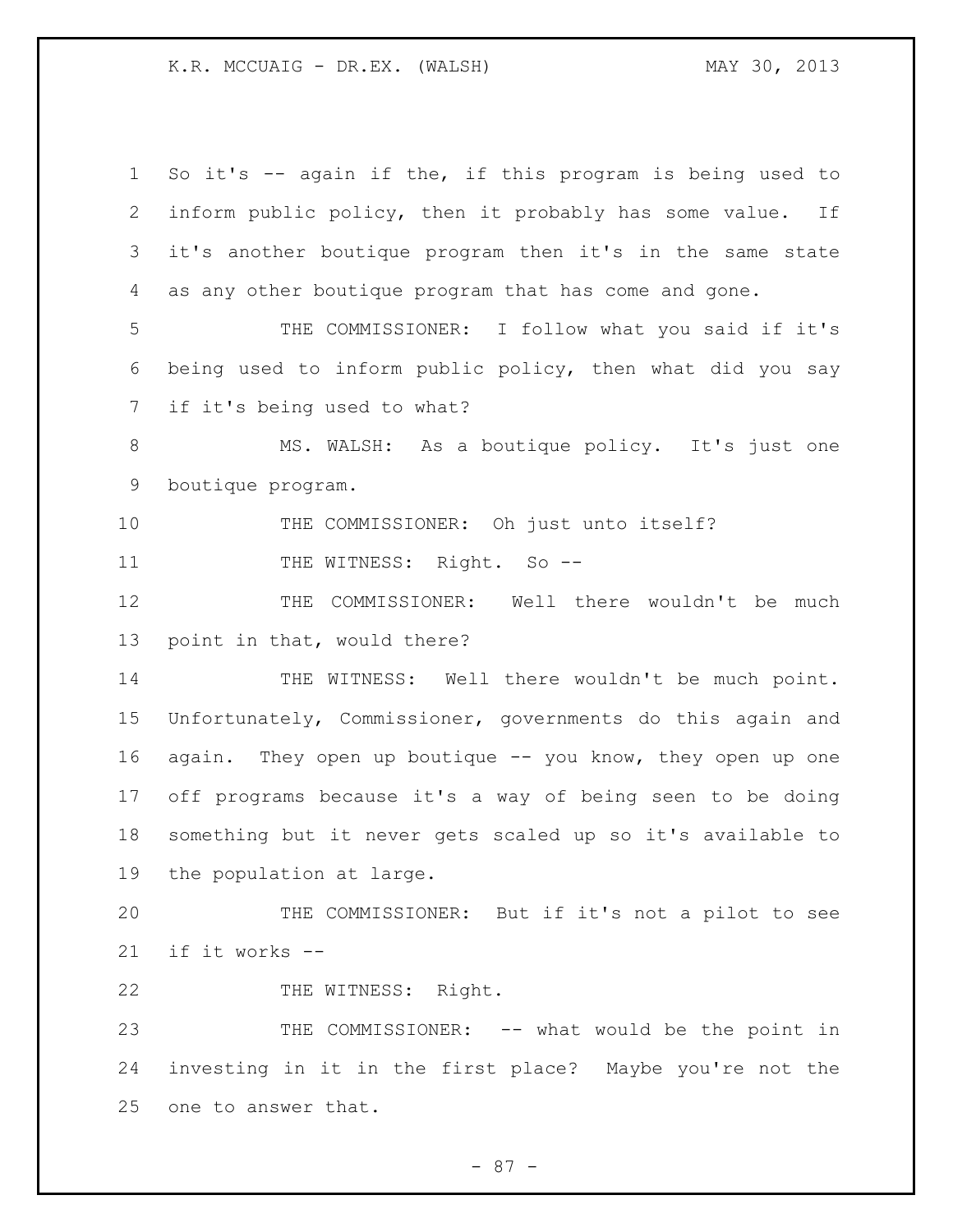So it's -- again if the, if this program is being used to inform public policy, then it probably has some value. If it's another boutique program then it's in the same state as any other boutique program that has come and gone.

THE COMMISSIONER: I follow what you said if it's being used to inform public policy, then what did you say if it's being used to what?

MS. WALSH: As a boutique policy. It's just one boutique program.

THE COMMISSIONER: Oh just unto itself?

THE WITNESS: Right. So --

THE COMMISSIONER: Well there wouldn't be much point in that, would there?

THE WITNESS: Well there wouldn't be much point. Unfortunately, Commissioner, governments do this again and again. They open up boutique -- you know, they open up one off programs because it's a way of being seen to be doing something but it never gets scaled up so it's available to the population at large.

THE COMMISSIONER: But if it's not a pilot to see if it works --

THE WITNESS: Right.

THE COMMISSIONER: -- what would be the point in investing in it in the first place? Maybe you're not the one to answer that.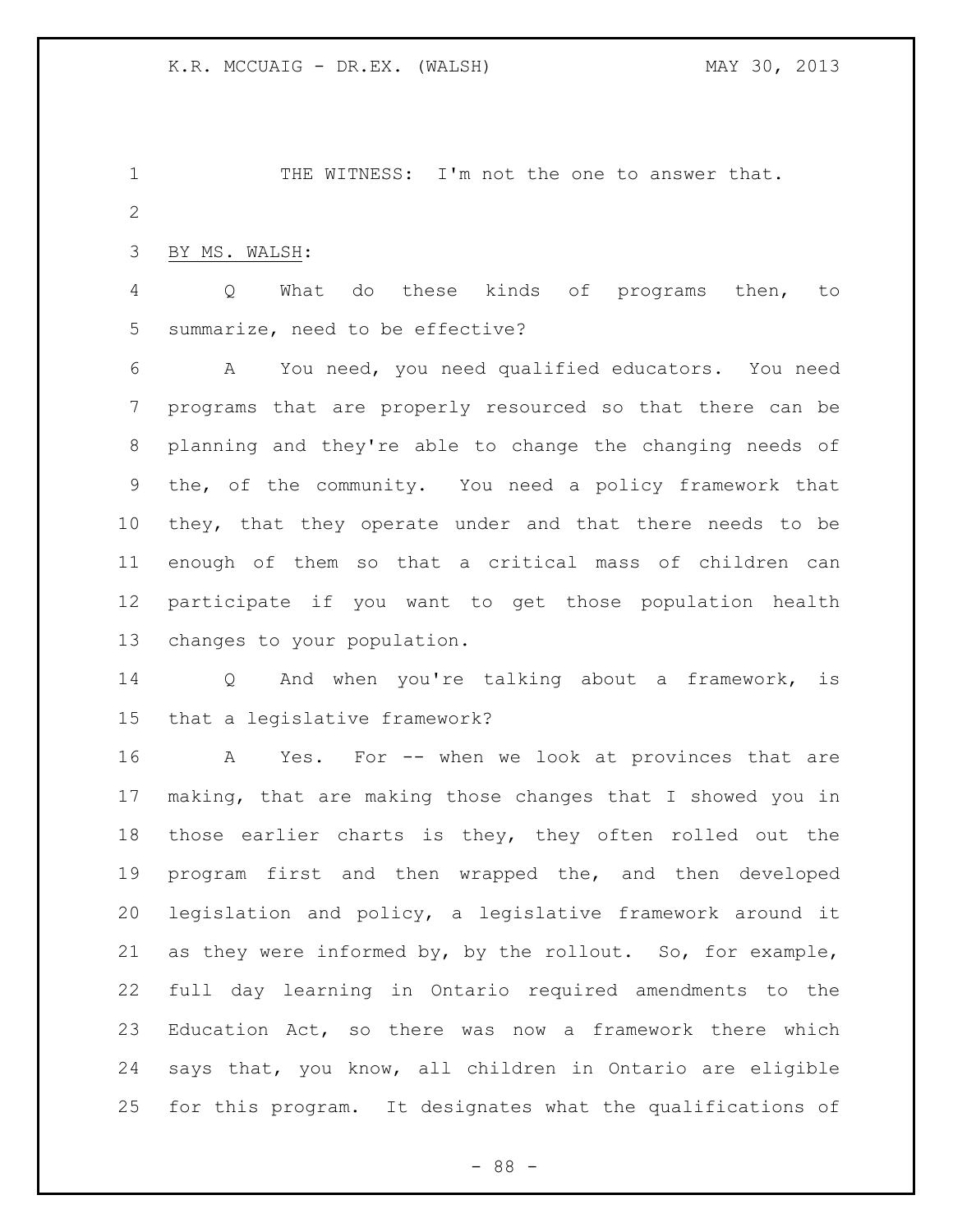THE WITNESS: I'm not the one to answer that.

BY MS. WALSH:

Q What do these kinds of programs then, to summarize, need to be effective?

A You need, you need qualified educators. You need programs that are properly resourced so that there can be planning and they're able to change the changing needs of the, of the community. You need a policy framework that they, that they operate under and that there needs to be enough of them so that a critical mass of children can participate if you want to get those population health changes to your population.

Q And when you're talking about a framework, is that a legislative framework?

A Yes. For -- when we look at provinces that are making, that are making those changes that I showed you in those earlier charts is they, they often rolled out the program first and then wrapped the, and then developed legislation and policy, a legislative framework around it as they were informed by, by the rollout. So, for example, full day learning in Ontario required amendments to the Education Act, so there was now a framework there which says that, you know, all children in Ontario are eligible for this program. It designates what the qualifications of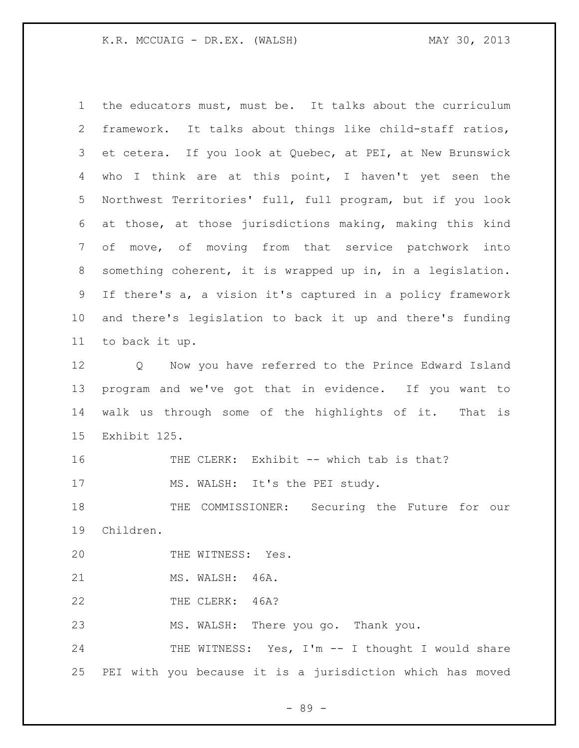the educators must, must be. It talks about the curriculum framework. It talks about things like child-staff ratios, et cetera. If you look at Quebec, at PEI, at New Brunswick who I think are at this point, I haven't yet seen the Northwest Territories' full, full program, but if you look at those, at those jurisdictions making, making this kind of move, of moving from that service patchwork into something coherent, it is wrapped up in, in a legislation. If there's a, a vision it's captured in a policy framework and there's legislation to back it up and there's funding to back it up.

Q Now you have referred to the Prince Edward Island program and we've got that in evidence. If you want to walk us through some of the highlights of it. That is Exhibit 125.

THE CLERK: Exhibit -- which tab is that?

MS. WALSH: It's the PEI study.

THE COMMISSIONER: Securing the Future for our Children.

THE WITNESS: Yes.

MS. WALSH: 46A.

THE CLERK: 46A?

MS. WALSH: There you go. Thank you.

THE WITNESS: Yes, I'm -- I thought I would share PEI with you because it is a jurisdiction which has moved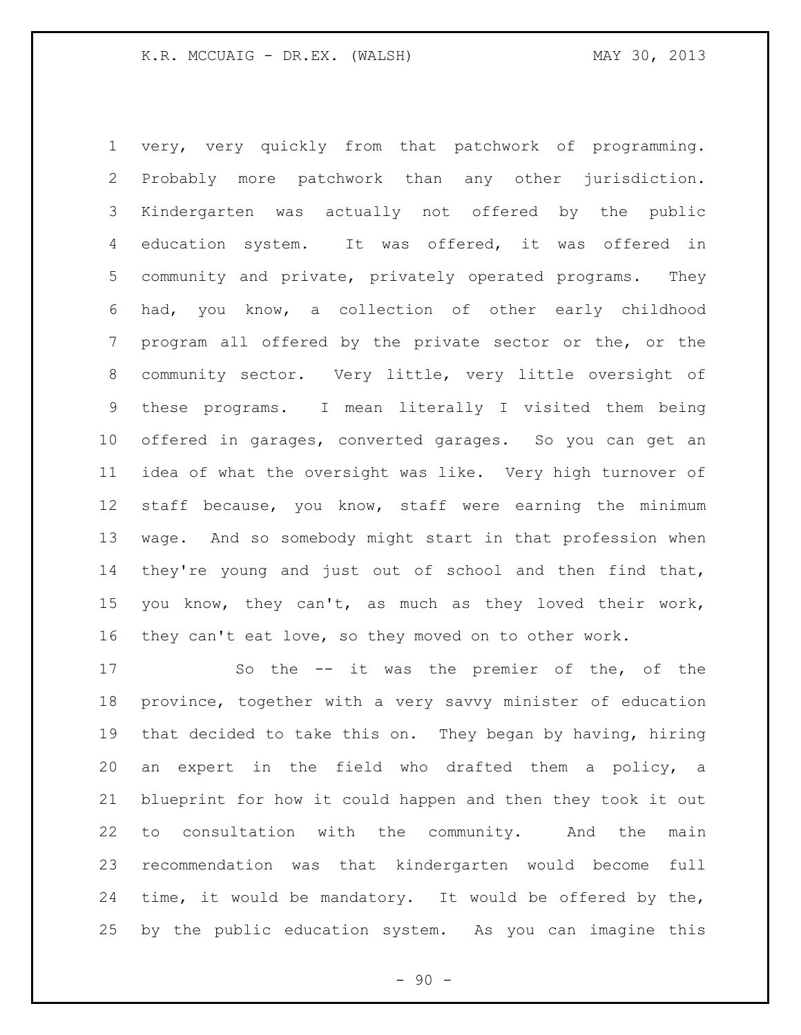very, very quickly from that patchwork of programming. Probably more patchwork than any other jurisdiction. Kindergarten was actually not offered by the public education system. It was offered, it was offered in community and private, privately operated programs. They had, you know, a collection of other early childhood program all offered by the private sector or the, or the community sector. Very little, very little oversight of these programs. I mean literally I visited them being offered in garages, converted garages. So you can get an idea of what the oversight was like. Very high turnover of staff because, you know, staff were earning the minimum wage. And so somebody might start in that profession when they're young and just out of school and then find that, you know, they can't, as much as they loved their work, they can't eat love, so they moved on to other work.

So the -- it was the premier of the, of the province, together with a very savvy minister of education that decided to take this on. They began by having, hiring an expert in the field who drafted them a policy, a blueprint for how it could happen and then they took it out to consultation with the community. And the main recommendation was that kindergarten would become full time, it would be mandatory. It would be offered by the, by the public education system. As you can imagine this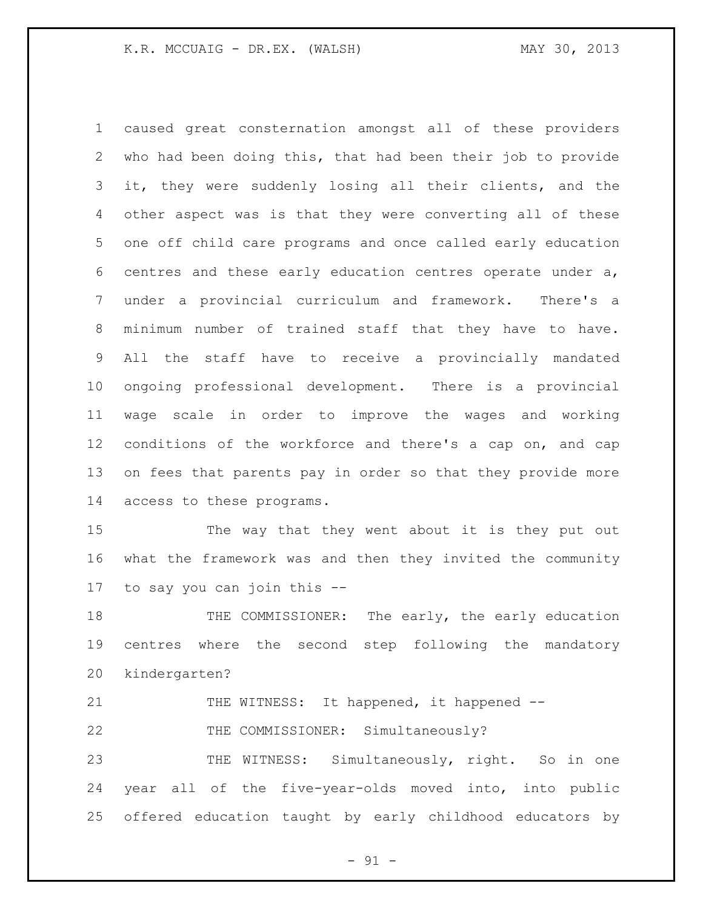caused great consternation amongst all of these providers who had been doing this, that had been their job to provide it, they were suddenly losing all their clients, and the other aspect was is that they were converting all of these one off child care programs and once called early education centres and these early education centres operate under a, under a provincial curriculum and framework. There's a minimum number of trained staff that they have to have. All the staff have to receive a provincially mandated ongoing professional development. There is a provincial wage scale in order to improve the wages and working conditions of the workforce and there's a cap on, and cap on fees that parents pay in order so that they provide more access to these programs.

The way that they went about it is they put out what the framework was and then they invited the community to say you can join this --

THE COMMISSIONER: The early, the early education centres where the second step following the mandatory kindergarten?

THE WITNESS: It happened, it happened --

THE COMMISSIONER: Simultaneously?

THE WITNESS: Simultaneously, right. So in one year all of the five-year-olds moved into, into public offered education taught by early childhood educators by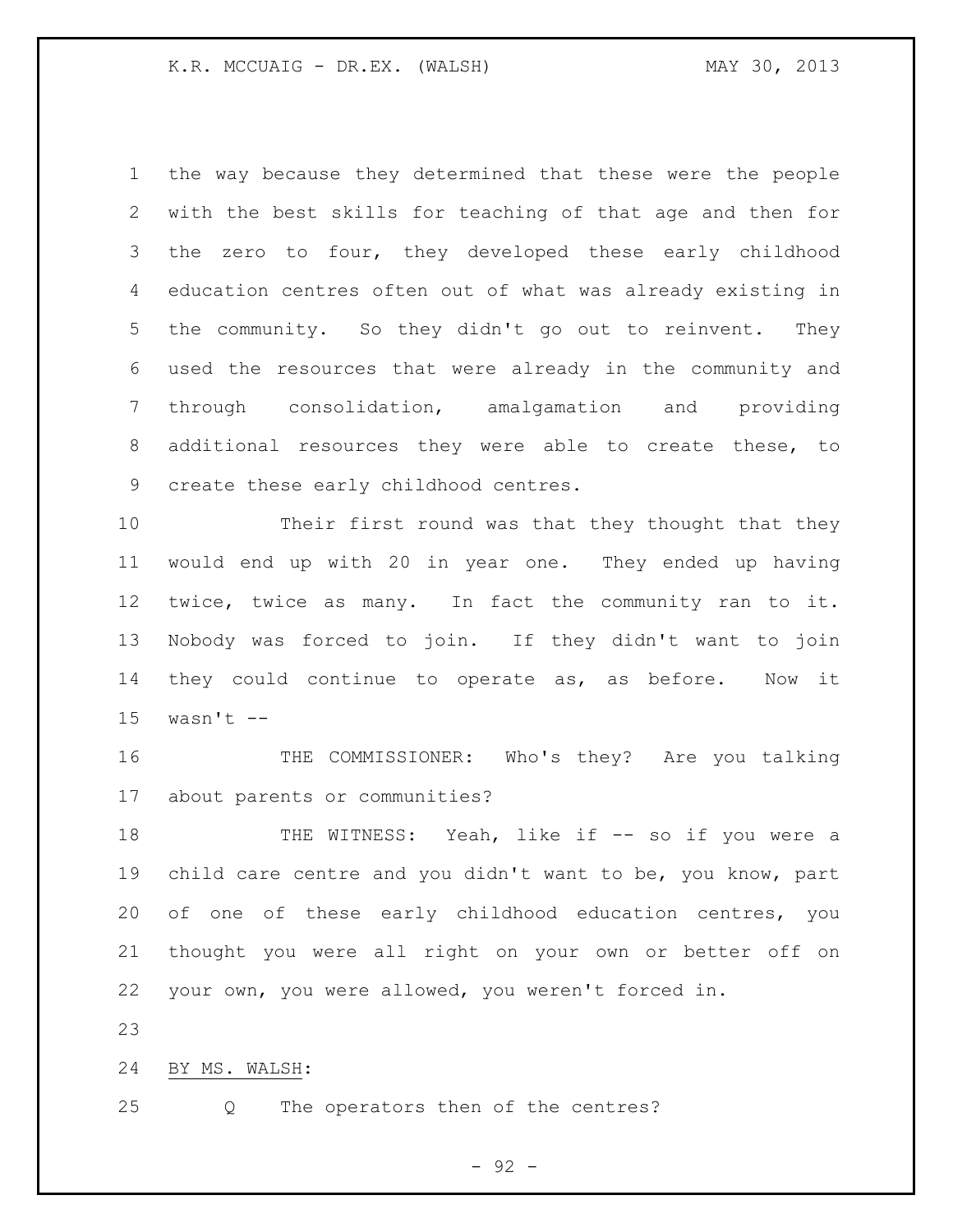the way because they determined that these were the people with the best skills for teaching of that age and then for the zero to four, they developed these early childhood education centres often out of what was already existing in the community. So they didn't go out to reinvent. They used the resources that were already in the community and through consolidation, amalgamation and providing additional resources they were able to create these, to create these early childhood centres.

Their first round was that they thought that they would end up with 20 in year one. They ended up having twice, twice as many. In fact the community ran to it. Nobody was forced to join. If they didn't want to join they could continue to operate as, as before. Now it wasn't --

THE COMMISSIONER: Who's they? Are you talking about parents or communities?

THE WITNESS: Yeah, like if -- so if you were a child care centre and you didn't want to be, you know, part of one of these early childhood education centres, you thought you were all right on your own or better off on your own, you were allowed, you weren't forced in.

BY MS. WALSH:

Q The operators then of the centres?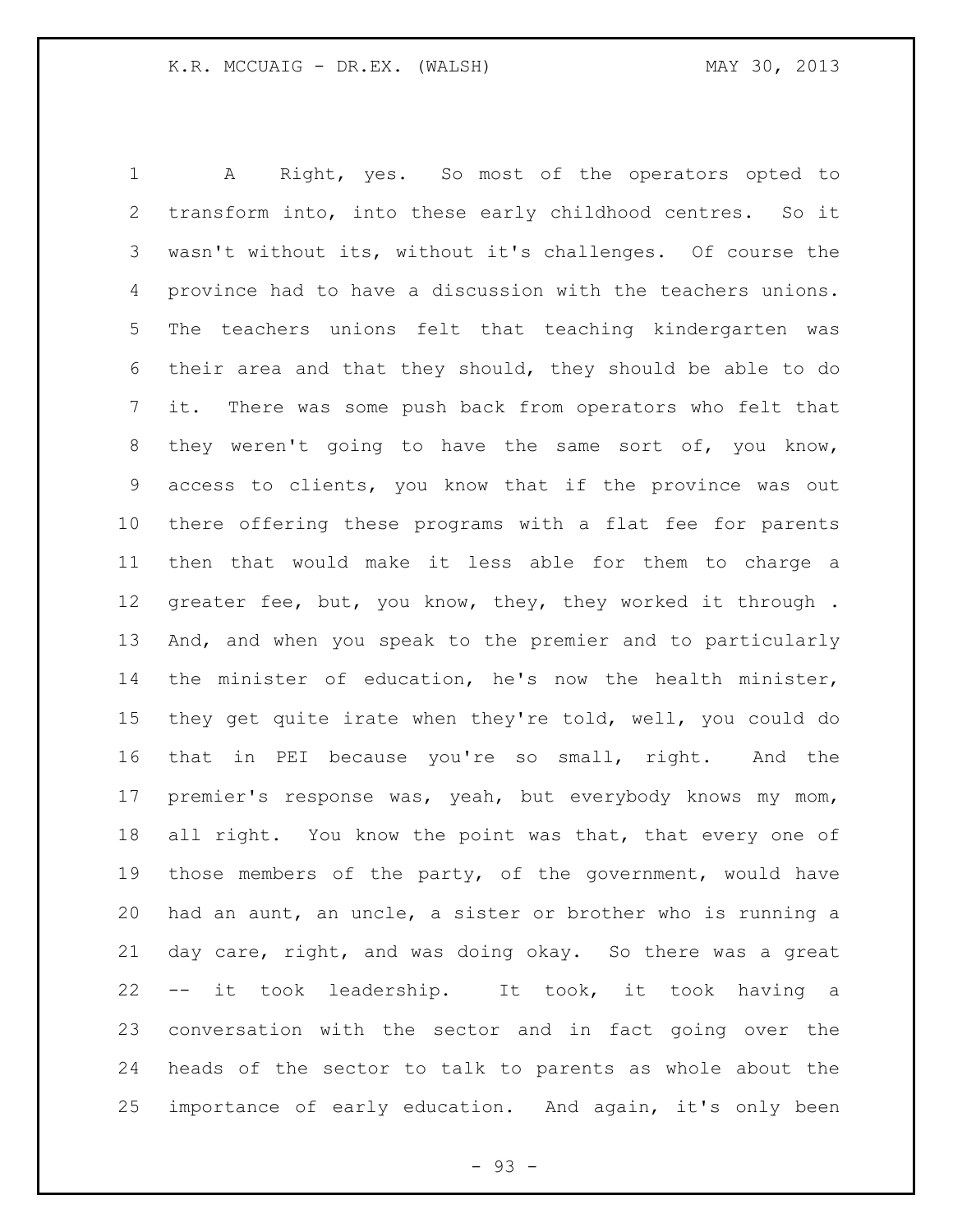A Right, yes. So most of the operators opted to transform into, into these early childhood centres. So it wasn't without its, without it's challenges. Of course the province had to have a discussion with the teachers unions. The teachers unions felt that teaching kindergarten was their area and that they should, they should be able to do it. There was some push back from operators who felt that they weren't going to have the same sort of, you know, access to clients, you know that if the province was out there offering these programs with a flat fee for parents then that would make it less able for them to charge a greater fee, but, you know, they, they worked it through . And, and when you speak to the premier and to particularly the minister of education, he's now the health minister, they get quite irate when they're told, well, you could do that in PEI because you're so small, right. And the premier's response was, yeah, but everybody knows my mom, all right. You know the point was that, that every one of those members of the party, of the government, would have had an aunt, an uncle, a sister or brother who is running a day care, right, and was doing okay. So there was a great -- it took leadership. It took, it took having a conversation with the sector and in fact going over the heads of the sector to talk to parents as whole about the importance of early education. And again, it's only been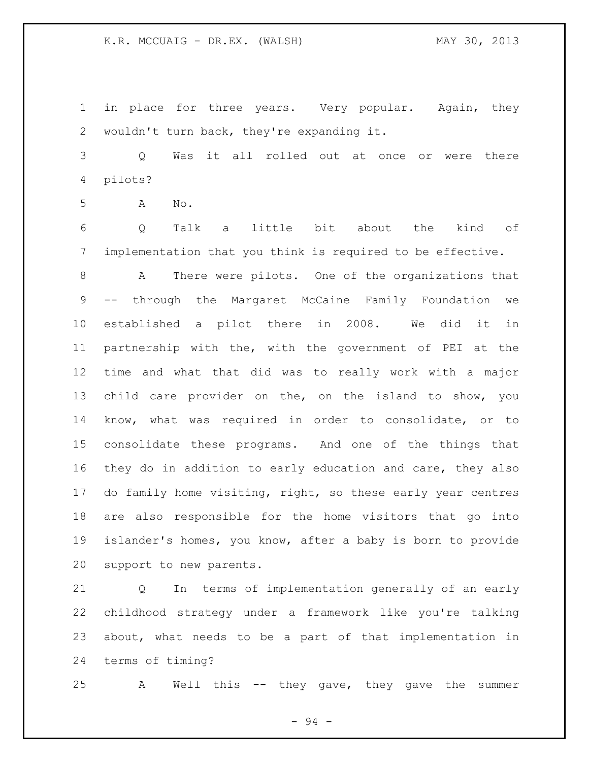in place for three years. Very popular. Again, they wouldn't turn back, they're expanding it.

Q Was it all rolled out at once or were there pilots?

A No.

Q Talk a little bit about the kind of implementation that you think is required to be effective.

A There were pilots. One of the organizations that -- through the Margaret McCaine Family Foundation we established a pilot there in 2008. We did it in partnership with the, with the government of PEI at the time and what that did was to really work with a major child care provider on the, on the island to show, you know, what was required in order to consolidate, or to consolidate these programs. And one of the things that they do in addition to early education and care, they also do family home visiting, right, so these early year centres are also responsible for the home visitors that go into islander's homes, you know, after a baby is born to provide support to new parents.

Q In terms of implementation generally of an early childhood strategy under a framework like you're talking about, what needs to be a part of that implementation in terms of timing?

A Well this -- they gave, they gave the summer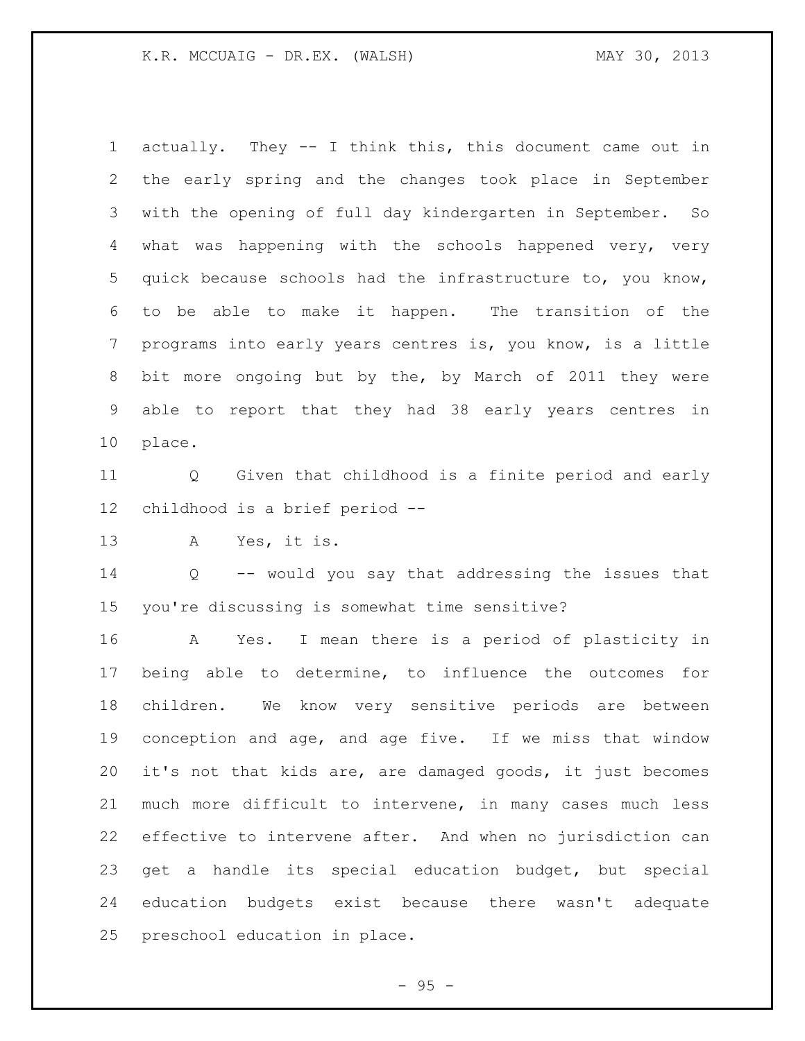actually. They -- I think this, this document came out in the early spring and the changes took place in September with the opening of full day kindergarten in September. So what was happening with the schools happened very, very quick because schools had the infrastructure to, you know, to be able to make it happen. The transition of the programs into early years centres is, you know, is a little bit more ongoing but by the, by March of 2011 they were able to report that they had 38 early years centres in place.

Q Given that childhood is a finite period and early childhood is a brief period --

A Yes, it is.

Q -- would you say that addressing the issues that you're discussing is somewhat time sensitive?

A Yes. I mean there is a period of plasticity in being able to determine, to influence the outcomes for children. We know very sensitive periods are between conception and age, and age five. If we miss that window it's not that kids are, are damaged goods, it just becomes much more difficult to intervene, in many cases much less effective to intervene after. And when no jurisdiction can get a handle its special education budget, but special education budgets exist because there wasn't adequate preschool education in place.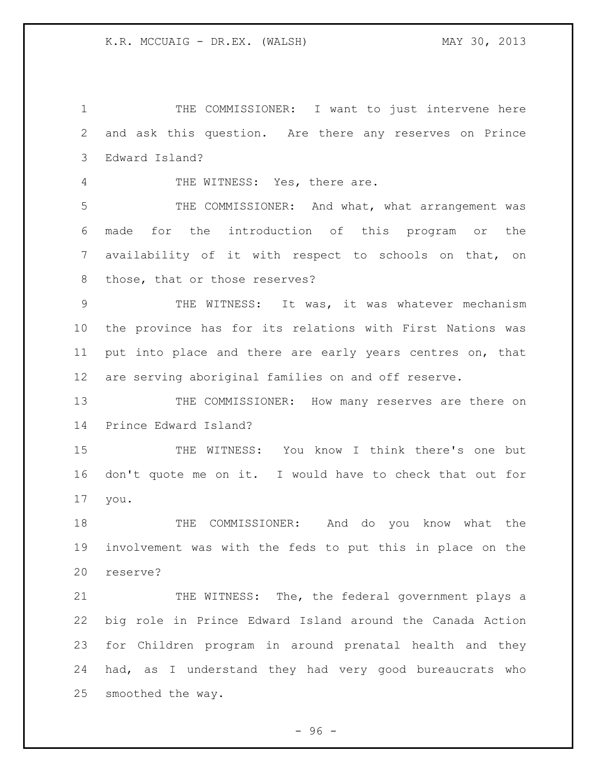THE COMMISSIONER: I want to just intervene here and ask this question. Are there any reserves on Prince Edward Island?

THE WITNESS: Yes, there are.

THE COMMISSIONER: And what, what arrangement was made for the introduction of this program or the availability of it with respect to schools on that, on those, that or those reserves?

THE WITNESS: It was, it was whatever mechanism the province has for its relations with First Nations was put into place and there are early years centres on, that are serving aboriginal families on and off reserve.

THE COMMISSIONER: How many reserves are there on Prince Edward Island?

THE WITNESS: You know I think there's one but don't quote me on it. I would have to check that out for you.

THE COMMISSIONER: And do you know what the involvement was with the feds to put this in place on the reserve?

THE WITNESS: The, the federal government plays a big role in Prince Edward Island around the Canada Action for Children program in around prenatal health and they had, as I understand they had very good bureaucrats who smoothed the way.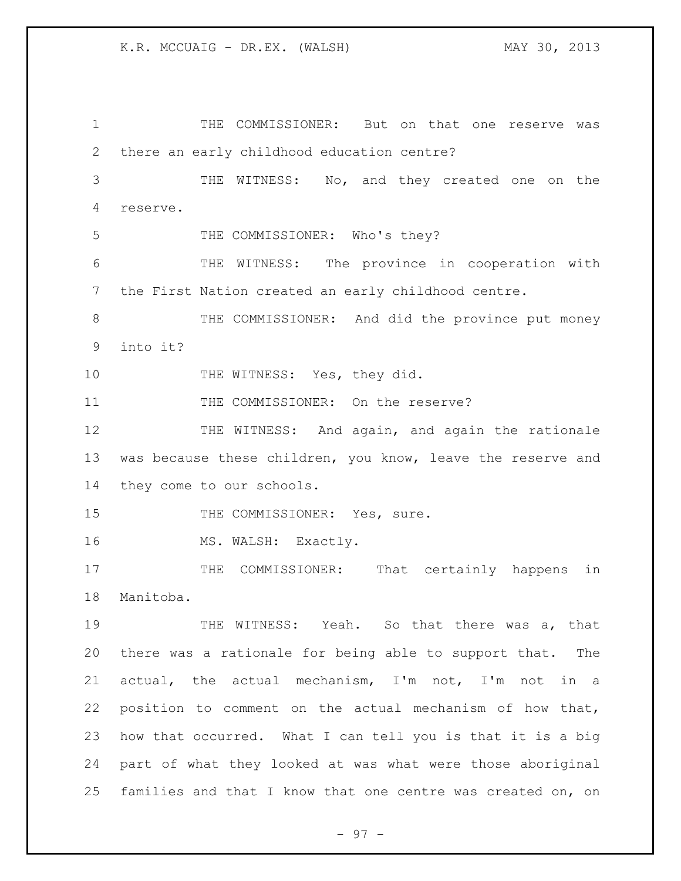THE COMMISSIONER: But on that one reserve was there an early childhood education centre?

THE WITNESS: No, and they created one on the reserve.

THE COMMISSIONER: Who's they?

THE WITNESS: The province in cooperation with the First Nation created an early childhood centre.

THE COMMISSIONER: And did the province put money into it?

THE WITNESS: Yes, they did.

THE COMMISSIONER: On the reserve?

THE WITNESS: And again, and again the rationale was because these children, you know, leave the reserve and they come to our schools.

THE COMMISSIONER: Yes, sure.

MS. WALSH: Exactly.

THE COMMISSIONER: That certainly happens in Manitoba.

THE WITNESS: Yeah. So that there was a, that there was a rationale for being able to support that. The actual, the actual mechanism, I'm not, I'm not in a position to comment on the actual mechanism of how that, how that occurred. What I can tell you is that it is a big part of what they looked at was what were those aboriginal families and that I know that one centre was created on, on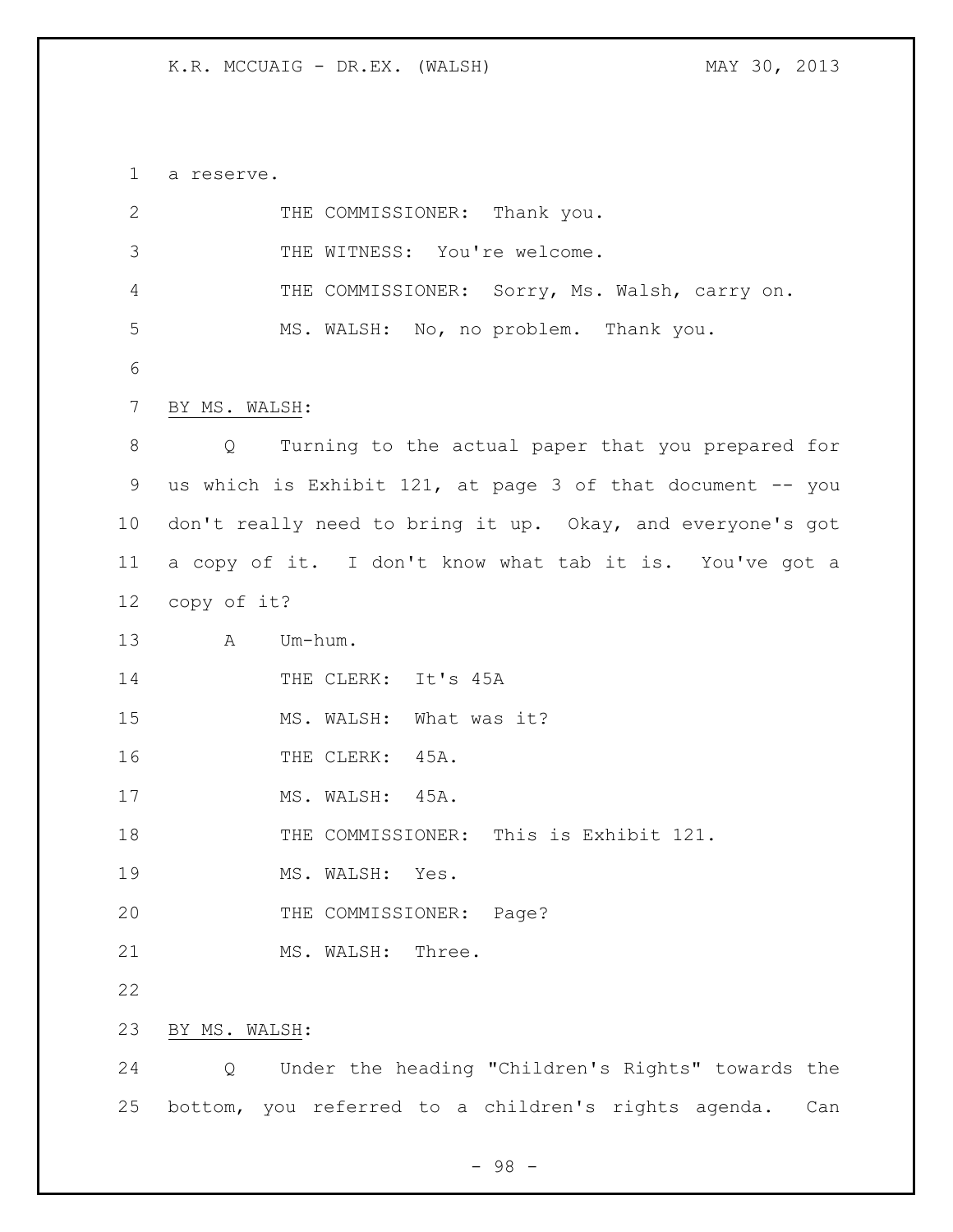a reserve.

THE COMMISSIONER: Thank you.

THE WITNESS: You're welcome.

THE COMMISSIONER: Sorry, Ms. Walsh, carry on.

MS. WALSH: No, no problem. Thank you.

BY MS. WALSH:

Q Turning to the actual paper that you prepared for us which is Exhibit 121, at page 3 of that document -- you don't really need to bring it up. Okay, and everyone's got a copy of it. I don't know what tab it is. You've got a copy of it?

A Um-hum.

THE CLERK: It's 45A

MS. WALSH: What was it?

THE CLERK: 45A.

MS. WALSH: 45A.

THE COMMISSIONER: This is Exhibit 121.

MS. WALSH: Yes.

THE COMMISSIONER: Page?

MS. WALSH: Three.

BY MS. WALSH:

Q Under the heading "Children's Rights" towards the bottom, you referred to a children's rights agenda. Can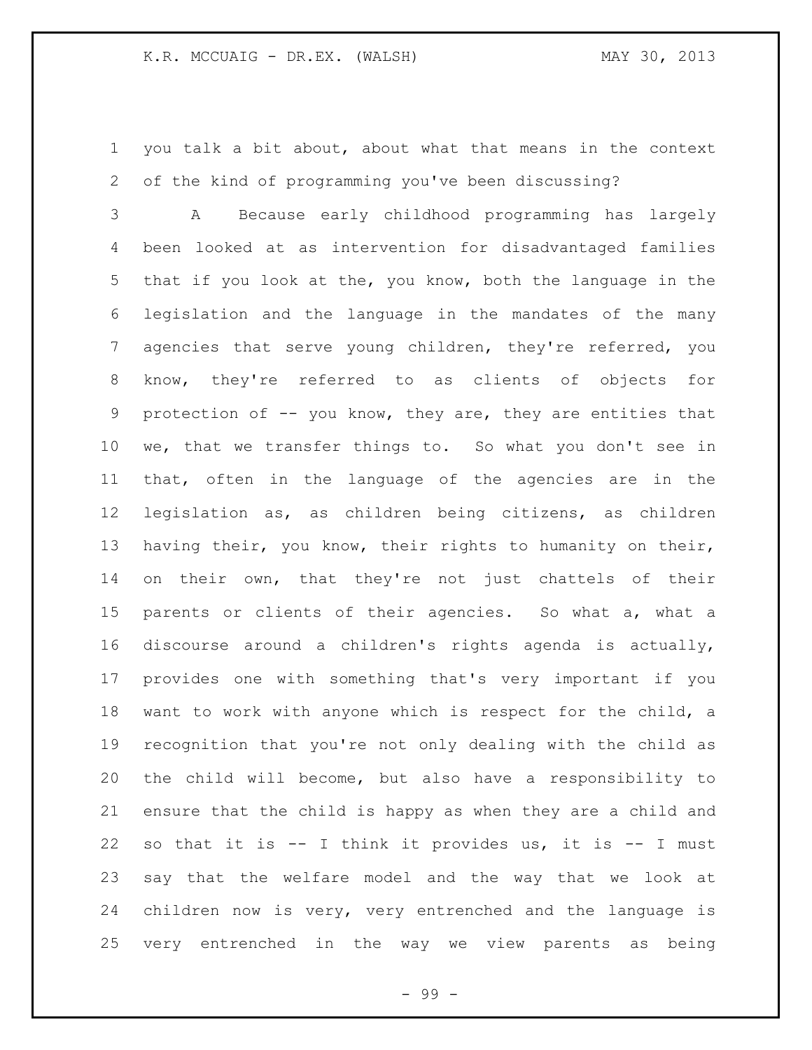you talk a bit about, about what that means in the context of the kind of programming you've been discussing?

A Because early childhood programming has largely been looked at as intervention for disadvantaged families that if you look at the, you know, both the language in the legislation and the language in the mandates of the many agencies that serve young children, they're referred, you know, they're referred to as clients of objects for protection of -- you know, they are, they are entities that we, that we transfer things to. So what you don't see in that, often in the language of the agencies are in the legislation as, as children being citizens, as children having their, you know, their rights to humanity on their, on their own, that they're not just chattels of their parents or clients of their agencies. So what a, what a discourse around a children's rights agenda is actually, provides one with something that's very important if you want to work with anyone which is respect for the child, a recognition that you're not only dealing with the child as the child will become, but also have a responsibility to ensure that the child is happy as when they are a child and so that it is -- I think it provides us, it is -- I must say that the welfare model and the way that we look at children now is very, very entrenched and the language is very entrenched in the way we view parents as being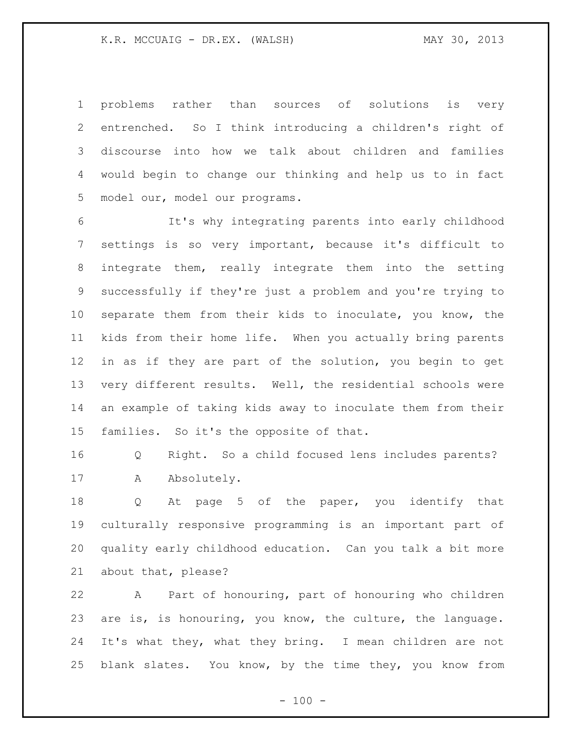problems rather than sources of solutions is very entrenched. So I think introducing a children's right of discourse into how we talk about children and families would begin to change our thinking and help us to in fact model our, model our programs.

It's why integrating parents into early childhood settings is so very important, because it's difficult to integrate them, really integrate them into the setting successfully if they're just a problem and you're trying to separate them from their kids to inoculate, you know, the kids from their home life. When you actually bring parents in as if they are part of the solution, you begin to get very different results. Well, the residential schools were an example of taking kids away to inoculate them from their families. So it's the opposite of that.

Q Right. So a child focused lens includes parents?

A Absolutely.

Q At page 5 of the paper, you identify that culturally responsive programming is an important part of quality early childhood education. Can you talk a bit more about that, please?

A Part of honouring, part of honouring who children are is, is honouring, you know, the culture, the language. It's what they, what they bring. I mean children are not blank slates. You know, by the time they, you know from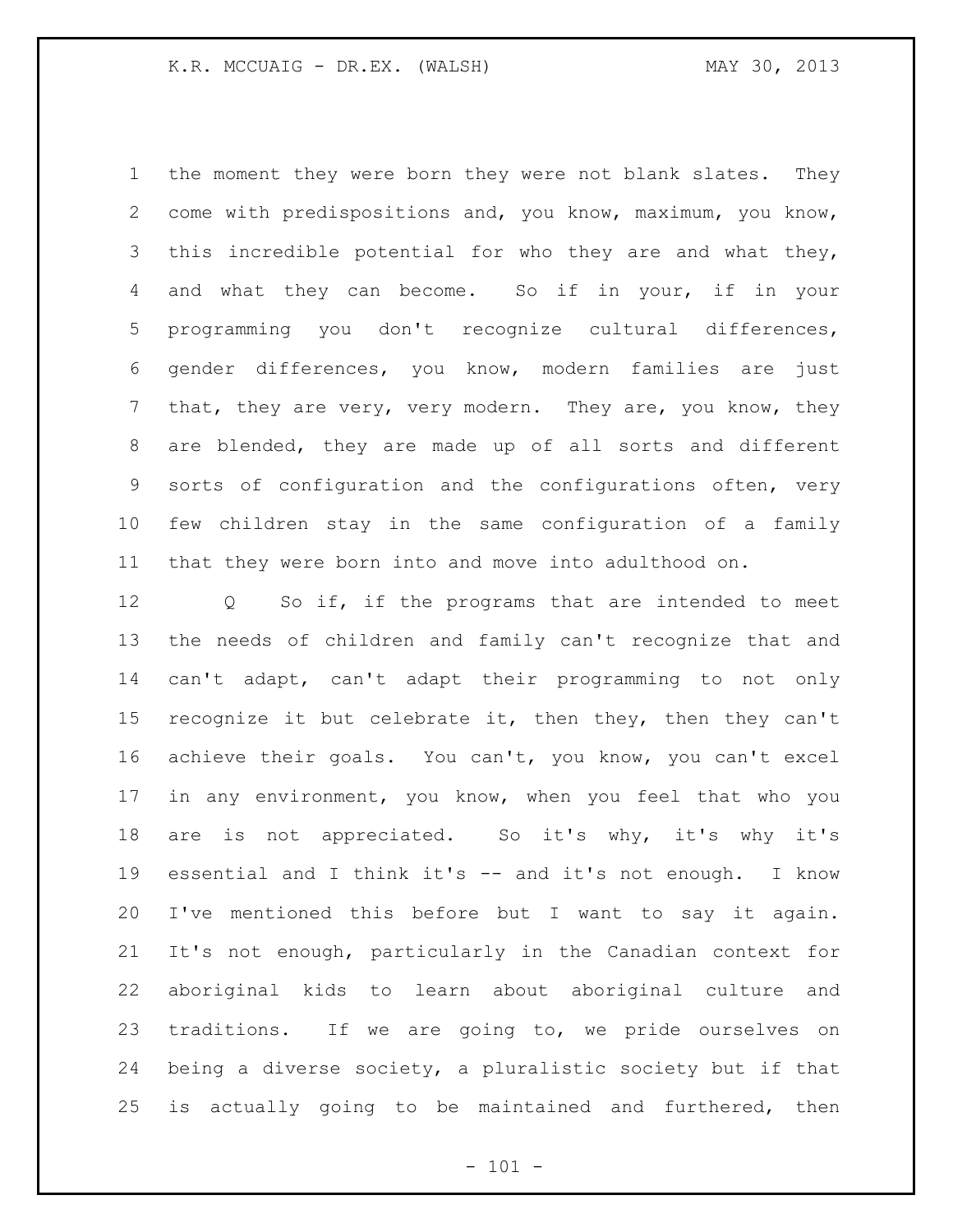the moment they were born they were not blank slates. They come with predispositions and, you know, maximum, you know, this incredible potential for who they are and what they, and what they can become. So if in your, if in your programming you don't recognize cultural differences, gender differences, you know, modern families are just that, they are very, very modern. They are, you know, they are blended, they are made up of all sorts and different sorts of configuration and the configurations often, very few children stay in the same configuration of a family that they were born into and move into adulthood on.

Q So if, if the programs that are intended to meet the needs of children and family can't recognize that and can't adapt, can't adapt their programming to not only recognize it but celebrate it, then they, then they can't achieve their goals. You can't, you know, you can't excel in any environment, you know, when you feel that who you are is not appreciated. So it's why, it's why it's essential and I think it's -- and it's not enough. I know I've mentioned this before but I want to say it again. It's not enough, particularly in the Canadian context for aboriginal kids to learn about aboriginal culture and traditions. If we are going to, we pride ourselves on being a diverse society, a pluralistic society but if that is actually going to be maintained and furthered, then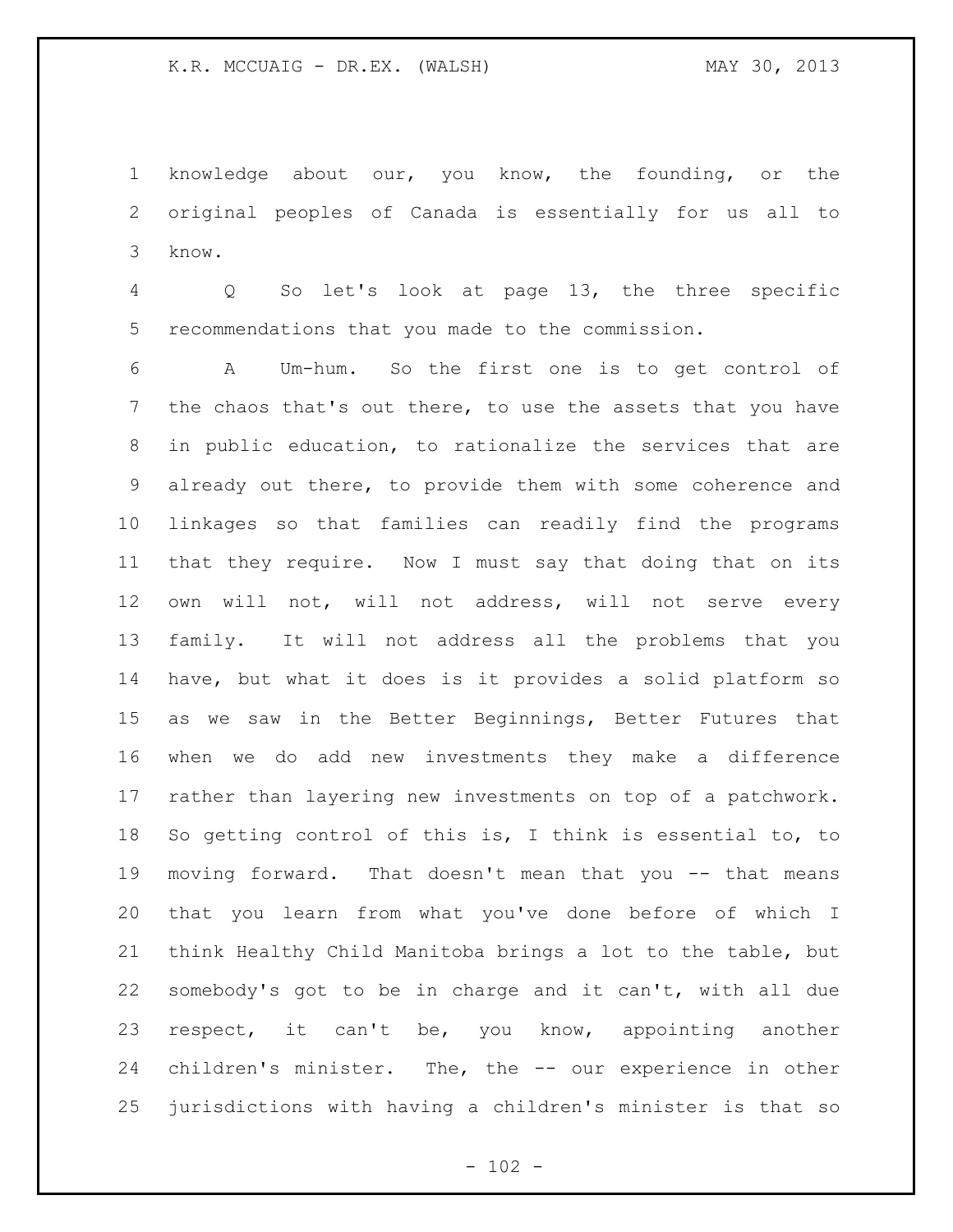knowledge about our, you know, the founding, or the original peoples of Canada is essentially for us all to know.

Q So let's look at page 13, the three specific recommendations that you made to the commission.

A Um-hum. So the first one is to get control of the chaos that's out there, to use the assets that you have in public education, to rationalize the services that are already out there, to provide them with some coherence and linkages so that families can readily find the programs that they require. Now I must say that doing that on its own will not, will not address, will not serve every family. It will not address all the problems that you have, but what it does is it provides a solid platform so as we saw in the Better Beginnings, Better Futures that when we do add new investments they make a difference rather than layering new investments on top of a patchwork. So getting control of this is, I think is essential to, to moving forward. That doesn't mean that you -- that means that you learn from what you've done before of which I think Healthy Child Manitoba brings a lot to the table, but somebody's got to be in charge and it can't, with all due respect, it can't be, you know, appointing another children's minister. The, the -- our experience in other jurisdictions with having a children's minister is that so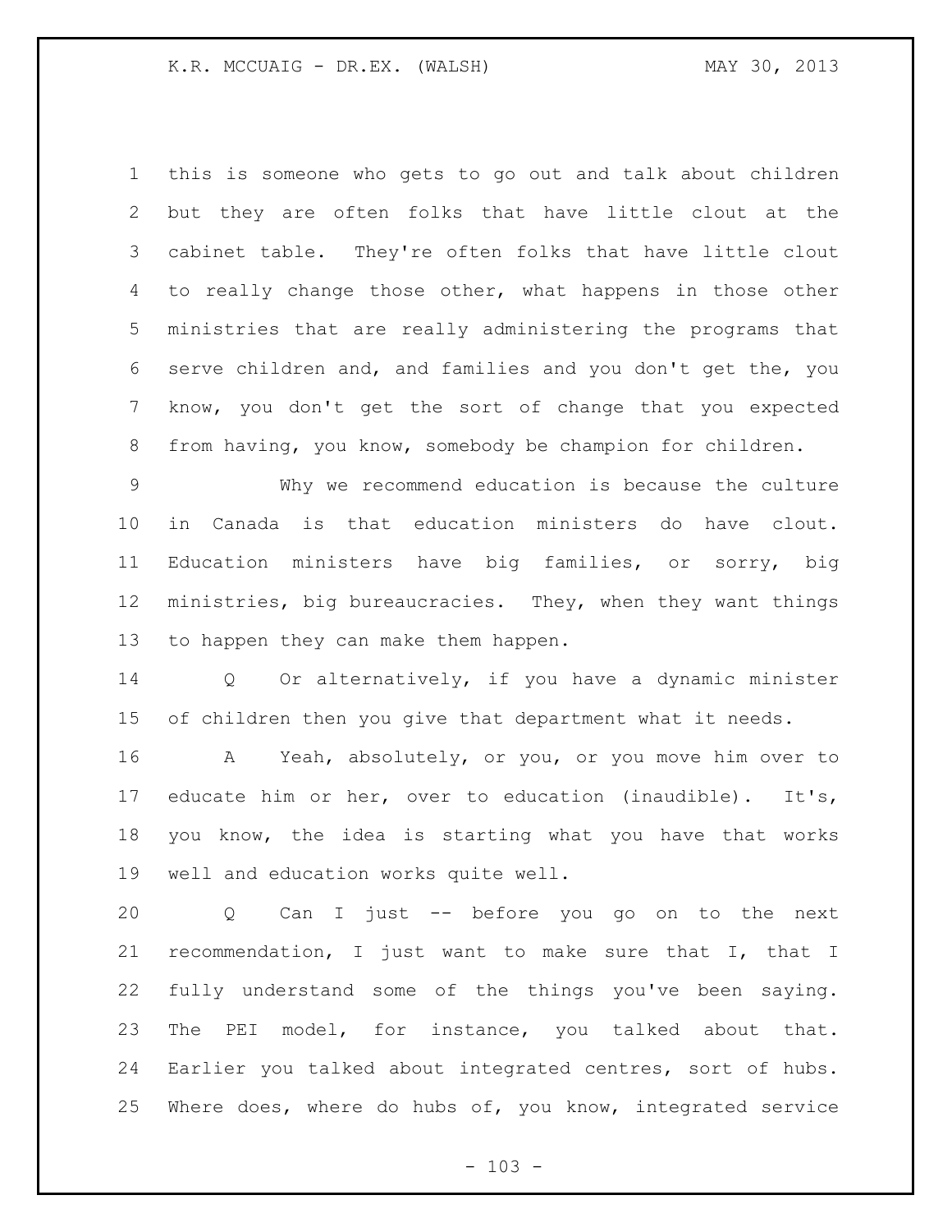this is someone who gets to go out and talk about children but they are often folks that have little clout at the cabinet table. They're often folks that have little clout to really change those other, what happens in those other ministries that are really administering the programs that serve children and, and families and you don't get the, you know, you don't get the sort of change that you expected from having, you know, somebody be champion for children.

Why we recommend education is because the culture in Canada is that education ministers do have clout. Education ministers have big families, or sorry, big ministries, big bureaucracies. They, when they want things to happen they can make them happen.

Q Or alternatively, if you have a dynamic minister of children then you give that department what it needs.

A Yeah, absolutely, or you, or you move him over to educate him or her, over to education (inaudible). It's, you know, the idea is starting what you have that works well and education works quite well.

Q Can I just -- before you go on to the next recommendation, I just want to make sure that I, that I fully understand some of the things you've been saying. The PEI model, for instance, you talked about that. Earlier you talked about integrated centres, sort of hubs. Where does, where do hubs of, you know, integrated service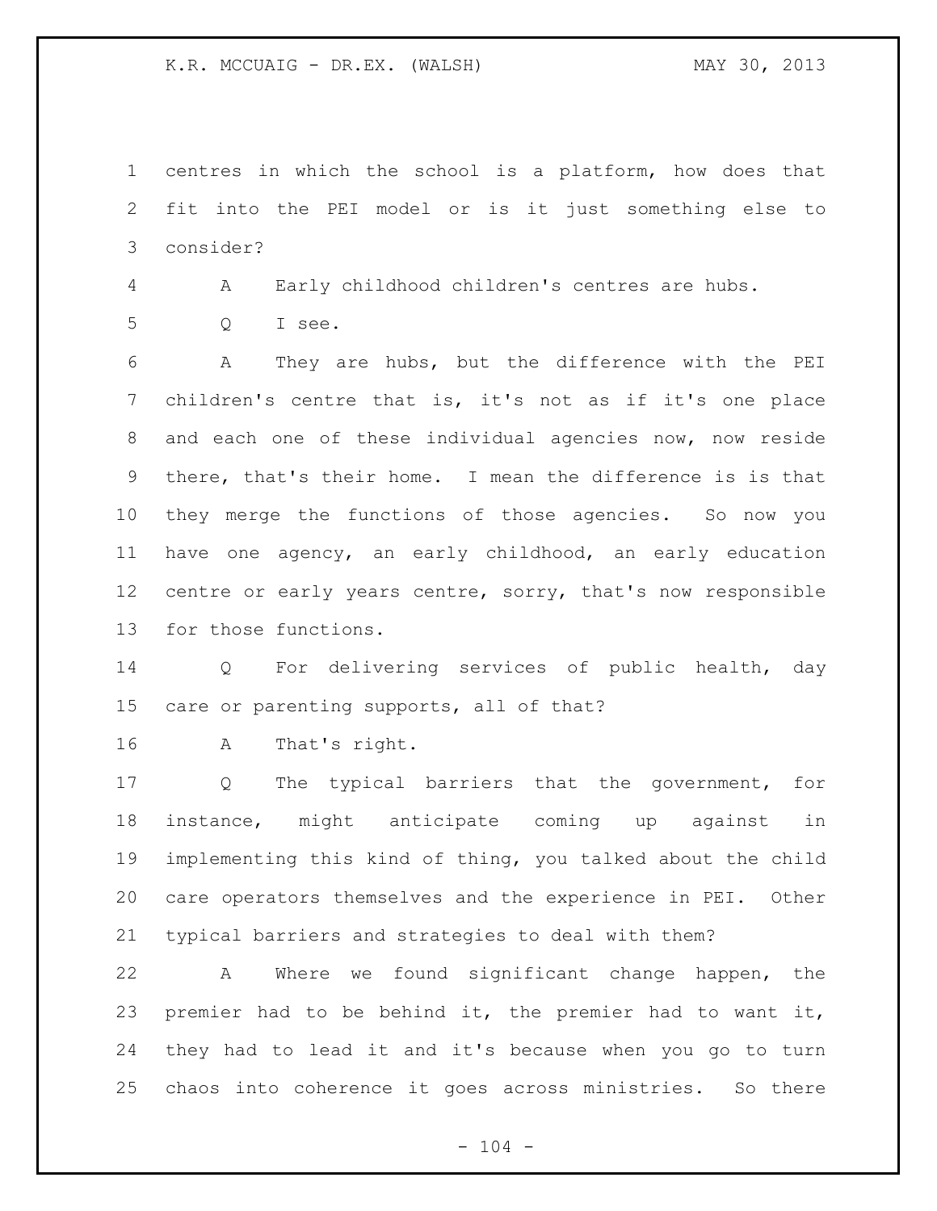centres in which the school is a platform, how does that fit into the PEI model or is it just something else to consider?

A Early childhood children's centres are hubs.

Q I see.

A They are hubs, but the difference with the PEI children's centre that is, it's not as if it's one place and each one of these individual agencies now, now reside there, that's their home. I mean the difference is is that they merge the functions of those agencies. So now you have one agency, an early childhood, an early education centre or early years centre, sorry, that's now responsible for those functions.

Q For delivering services of public health, day care or parenting supports, all of that?

A That's right.

Q The typical barriers that the government, for instance, might anticipate coming up against in implementing this kind of thing, you talked about the child care operators themselves and the experience in PEI. Other typical barriers and strategies to deal with them?

A Where we found significant change happen, the premier had to be behind it, the premier had to want it, they had to lead it and it's because when you go to turn chaos into coherence it goes across ministries. So there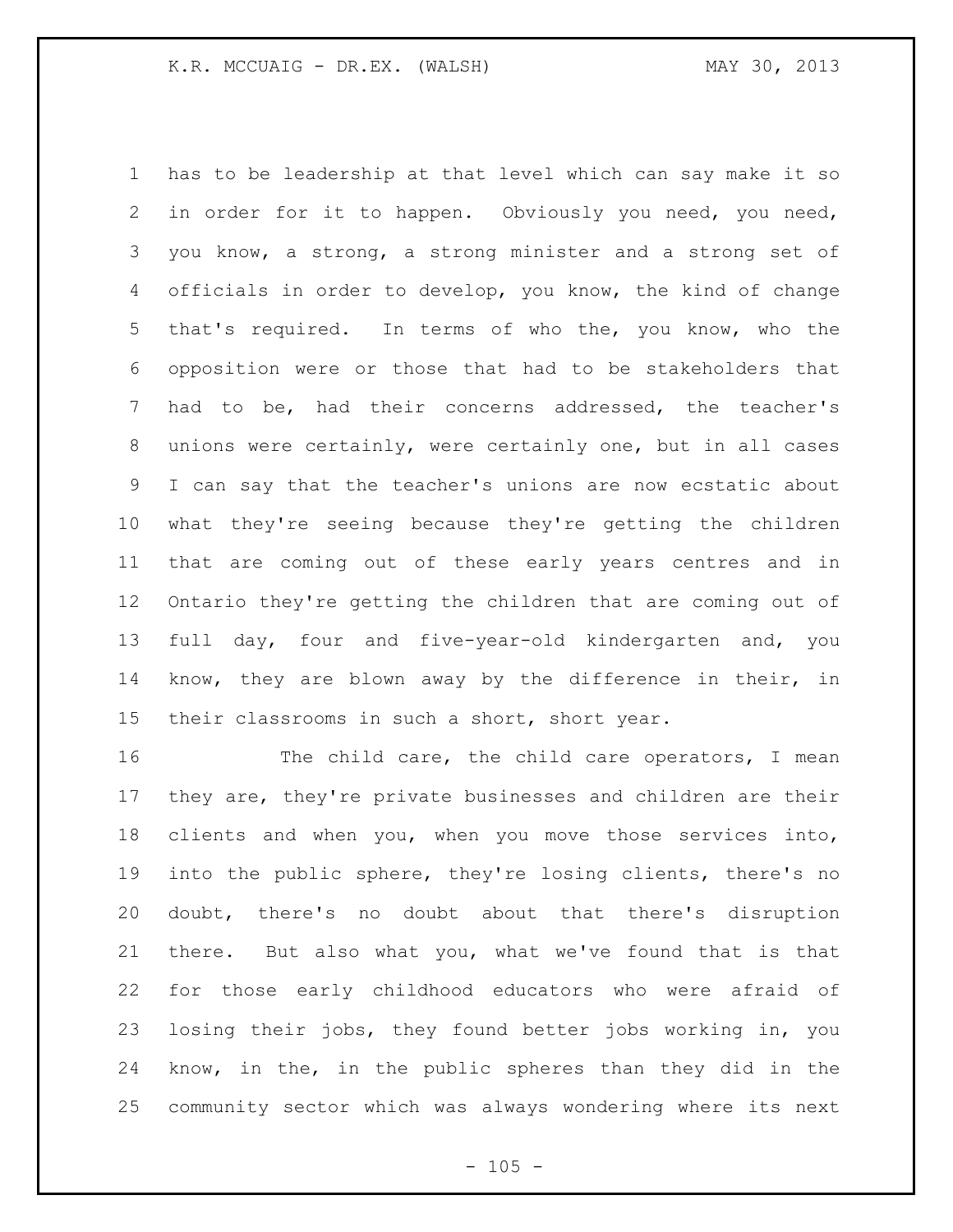has to be leadership at that level which can say make it so in order for it to happen. Obviously you need, you need, you know, a strong, a strong minister and a strong set of officials in order to develop, you know, the kind of change that's required. In terms of who the, you know, who the opposition were or those that had to be stakeholders that had to be, had their concerns addressed, the teacher's unions were certainly, were certainly one, but in all cases I can say that the teacher's unions are now ecstatic about what they're seeing because they're getting the children that are coming out of these early years centres and in Ontario they're getting the children that are coming out of full day, four and five-year-old kindergarten and, you know, they are blown away by the difference in their, in their classrooms in such a short, short year.

The child care, the child care operators, I mean they are, they're private businesses and children are their clients and when you, when you move those services into, into the public sphere, they're losing clients, there's no doubt, there's no doubt about that there's disruption there. But also what you, what we've found that is that for those early childhood educators who were afraid of losing their jobs, they found better jobs working in, you know, in the, in the public spheres than they did in the community sector which was always wondering where its next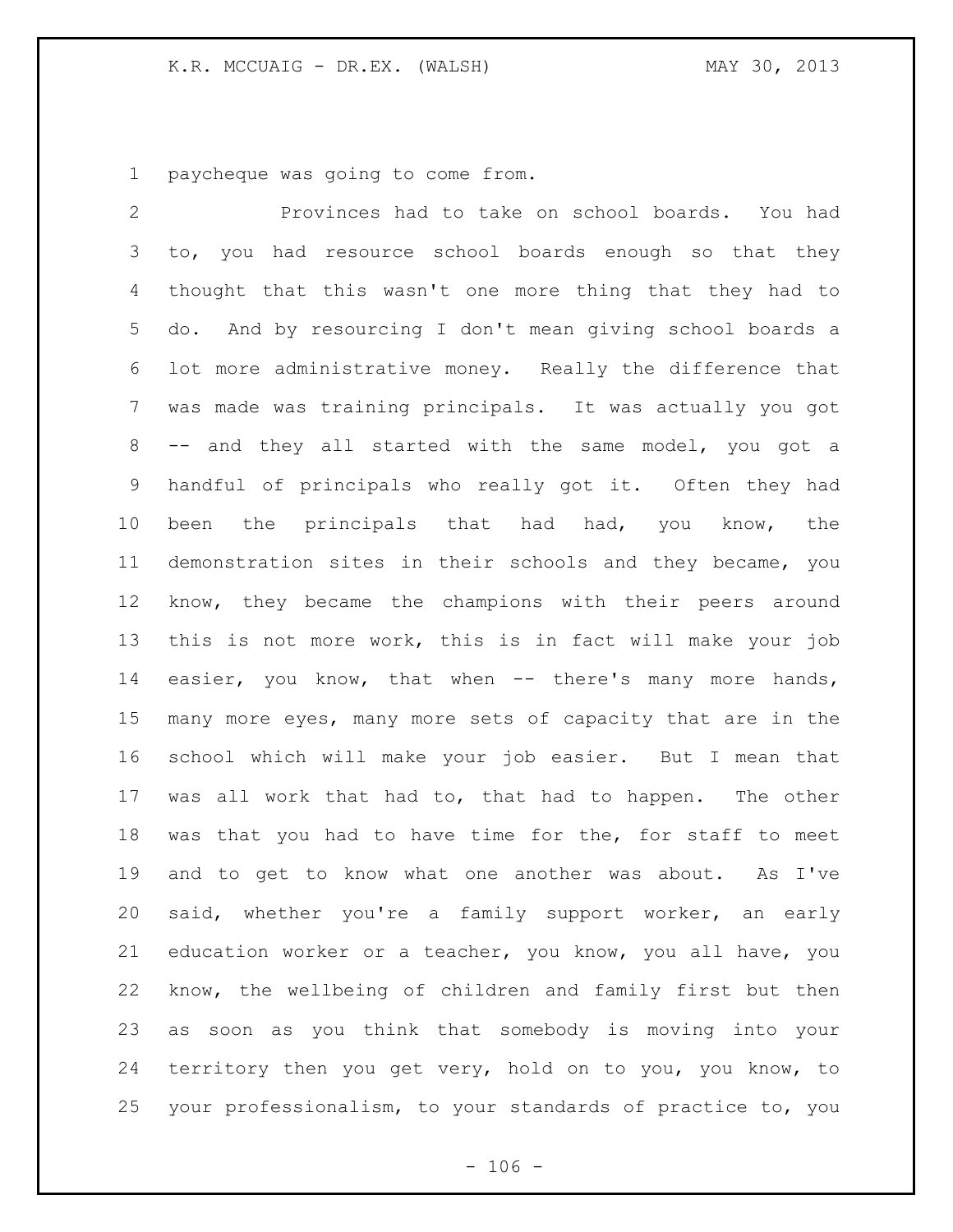paycheque was going to come from.

Provinces had to take on school boards. You had to, you had resource school boards enough so that they thought that this wasn't one more thing that they had to do. And by resourcing I don't mean giving school boards a lot more administrative money. Really the difference that was made was training principals. It was actually you got -- and they all started with the same model, you got a handful of principals who really got it. Often they had been the principals that had had, you know, the demonstration sites in their schools and they became, you know, they became the champions with their peers around this is not more work, this is in fact will make your job easier, you know, that when -- there's many more hands, many more eyes, many more sets of capacity that are in the school which will make your job easier. But I mean that was all work that had to, that had to happen. The other was that you had to have time for the, for staff to meet and to get to know what one another was about. As I've said, whether you're a family support worker, an early education worker or a teacher, you know, you all have, you know, the wellbeing of children and family first but then as soon as you think that somebody is moving into your territory then you get very, hold on to you, you know, to your professionalism, to your standards of practice to, you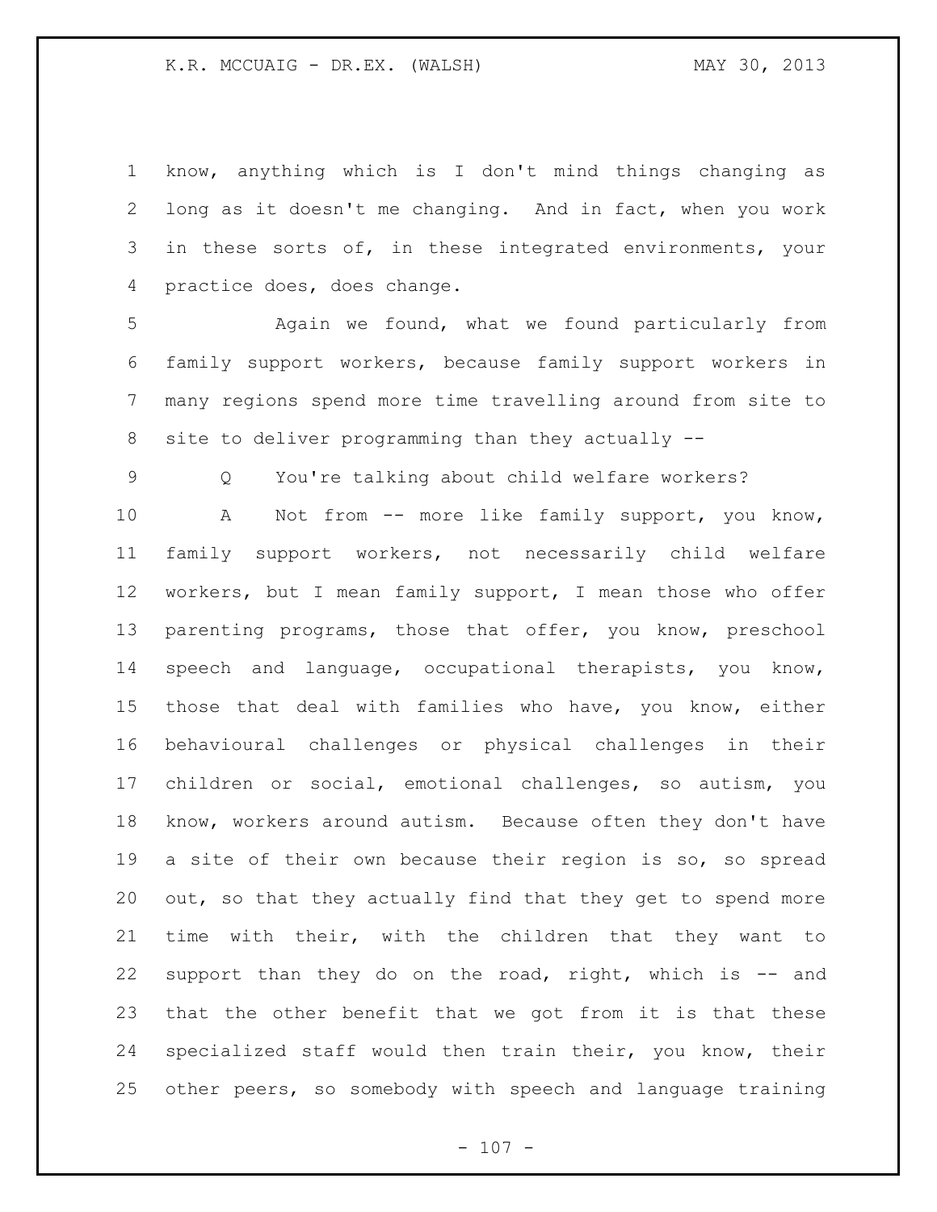know, anything which is I don't mind things changing as long as it doesn't me changing. And in fact, when you work in these sorts of, in these integrated environments, your practice does, does change.

Again we found, what we found particularly from family support workers, because family support workers in many regions spend more time travelling around from site to site to deliver programming than they actually --

Q You're talking about child welfare workers?

A Not from -- more like family support, you know, family support workers, not necessarily child welfare workers, but I mean family support, I mean those who offer parenting programs, those that offer, you know, preschool speech and language, occupational therapists, you know, those that deal with families who have, you know, either behavioural challenges or physical challenges in their children or social, emotional challenges, so autism, you know, workers around autism. Because often they don't have a site of their own because their region is so, so spread out, so that they actually find that they get to spend more time with their, with the children that they want to support than they do on the road, right, which is -- and that the other benefit that we got from it is that these specialized staff would then train their, you know, their other peers, so somebody with speech and language training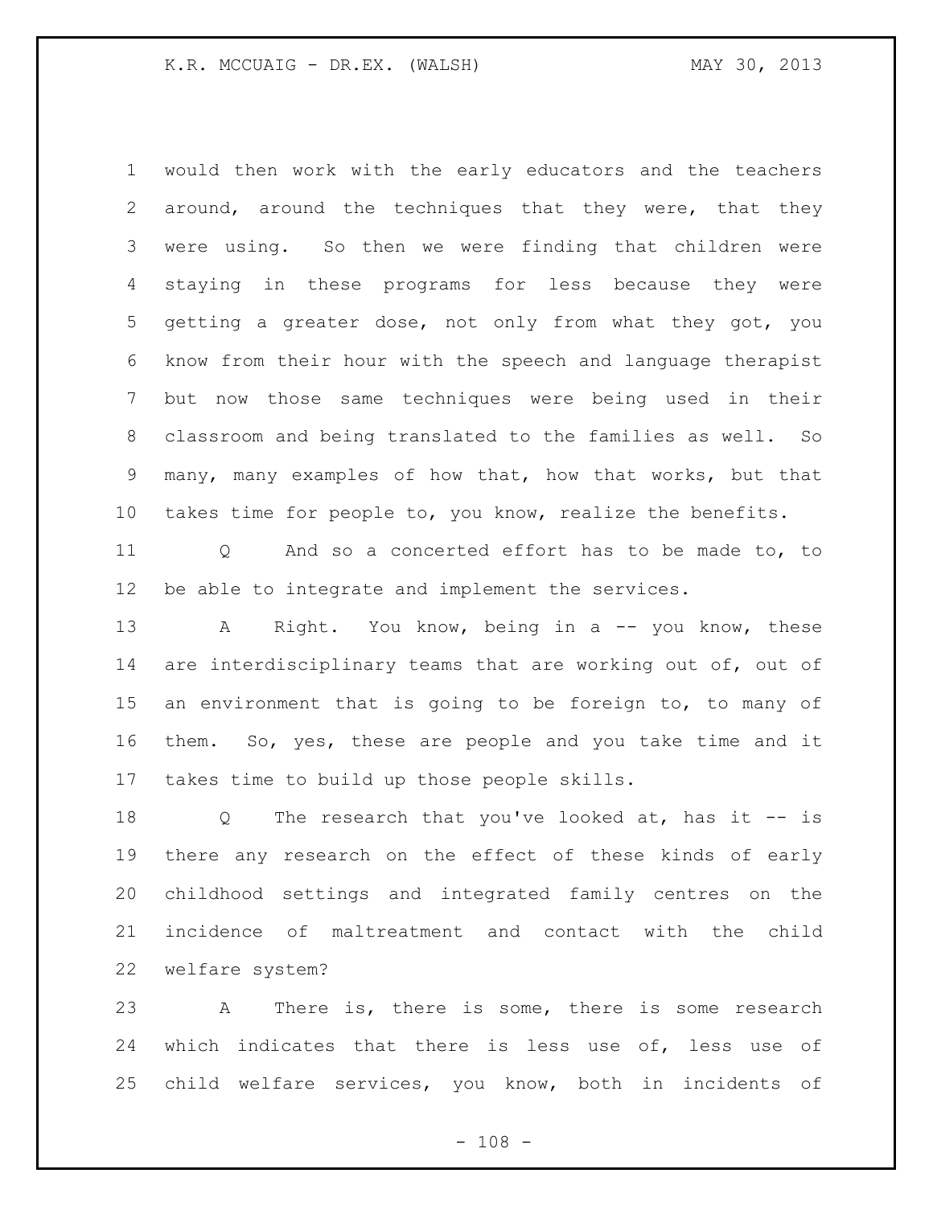would then work with the early educators and the teachers around, around the techniques that they were, that they were using. So then we were finding that children were staying in these programs for less because they were getting a greater dose, not only from what they got, you know from their hour with the speech and language therapist but now those same techniques were being used in their classroom and being translated to the families as well. So many, many examples of how that, how that works, but that takes time for people to, you know, realize the benefits.

Q And so a concerted effort has to be made to, to be able to integrate and implement the services.

A Right. You know, being in a -- you know, these are interdisciplinary teams that are working out of, out of an environment that is going to be foreign to, to many of them. So, yes, these are people and you take time and it takes time to build up those people skills.

Q The research that you've looked at, has it -- is there any research on the effect of these kinds of early childhood settings and integrated family centres on the incidence of maltreatment and contact with the child welfare system?

A There is, there is some, there is some research which indicates that there is less use of, less use of child welfare services, you know, both in incidents of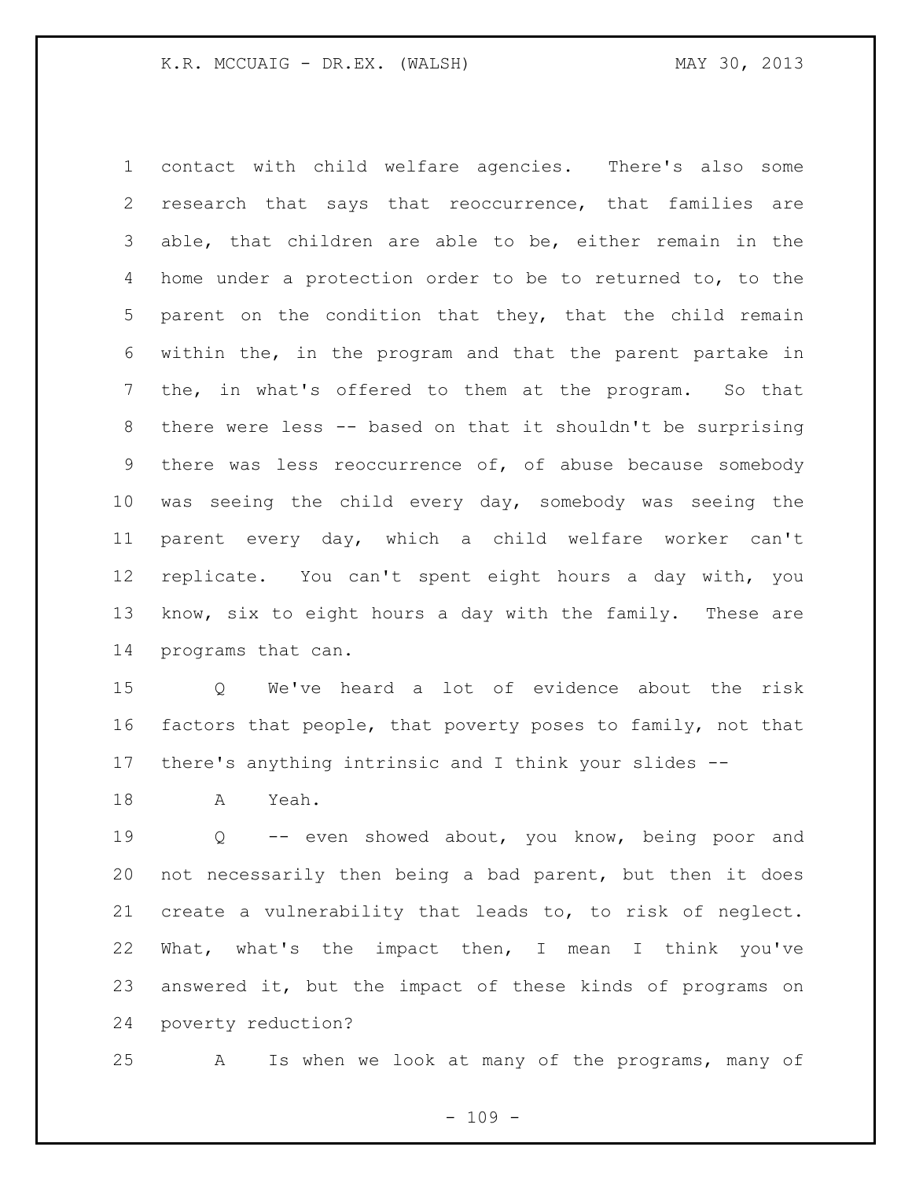contact with child welfare agencies. There's also some research that says that reoccurrence, that families are able, that children are able to be, either remain in the home under a protection order to be to returned to, to the parent on the condition that they, that the child remain within the, in the program and that the parent partake in the, in what's offered to them at the program. So that there were less -- based on that it shouldn't be surprising there was less reoccurrence of, of abuse because somebody was seeing the child every day, somebody was seeing the parent every day, which a child welfare worker can't replicate. You can't spent eight hours a day with, you know, six to eight hours a day with the family. These are programs that can.

Q We've heard a lot of evidence about the risk factors that people, that poverty poses to family, not that there's anything intrinsic and I think your slides --

A Yeah.

Q -- even showed about, you know, being poor and not necessarily then being a bad parent, but then it does create a vulnerability that leads to, to risk of neglect. What, what's the impact then, I mean I think you've answered it, but the impact of these kinds of programs on poverty reduction?

A Is when we look at many of the programs, many of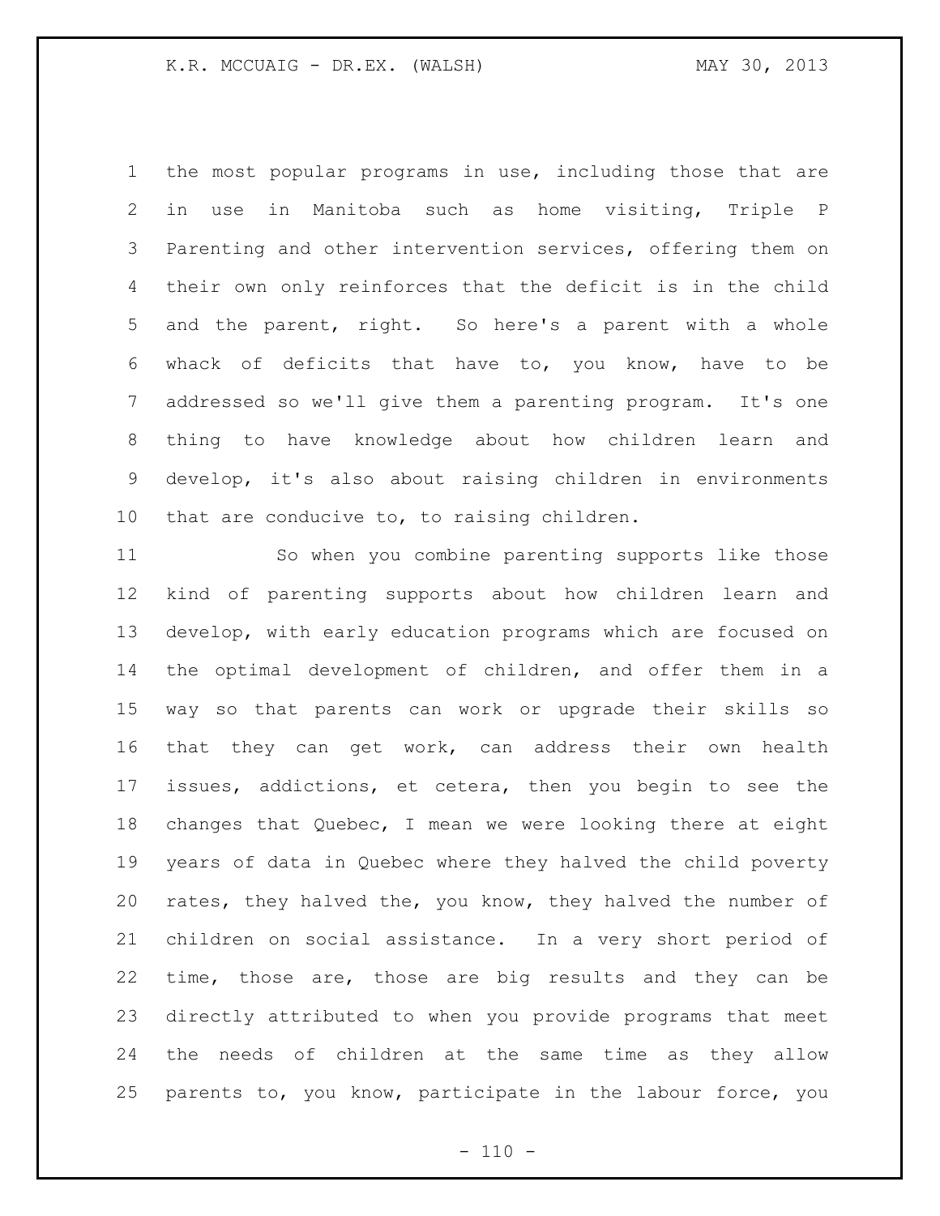the most popular programs in use, including those that are in use in Manitoba such as home visiting, Triple P Parenting and other intervention services, offering them on their own only reinforces that the deficit is in the child and the parent, right. So here's a parent with a whole whack of deficits that have to, you know, have to be addressed so we'll give them a parenting program. It's one thing to have knowledge about how children learn and develop, it's also about raising children in environments that are conducive to, to raising children.

So when you combine parenting supports like those kind of parenting supports about how children learn and develop, with early education programs which are focused on the optimal development of children, and offer them in a way so that parents can work or upgrade their skills so that they can get work, can address their own health issues, addictions, et cetera, then you begin to see the changes that Quebec, I mean we were looking there at eight years of data in Quebec where they halved the child poverty rates, they halved the, you know, they halved the number of children on social assistance. In a very short period of time, those are, those are big results and they can be directly attributed to when you provide programs that meet the needs of children at the same time as they allow parents to, you know, participate in the labour force, you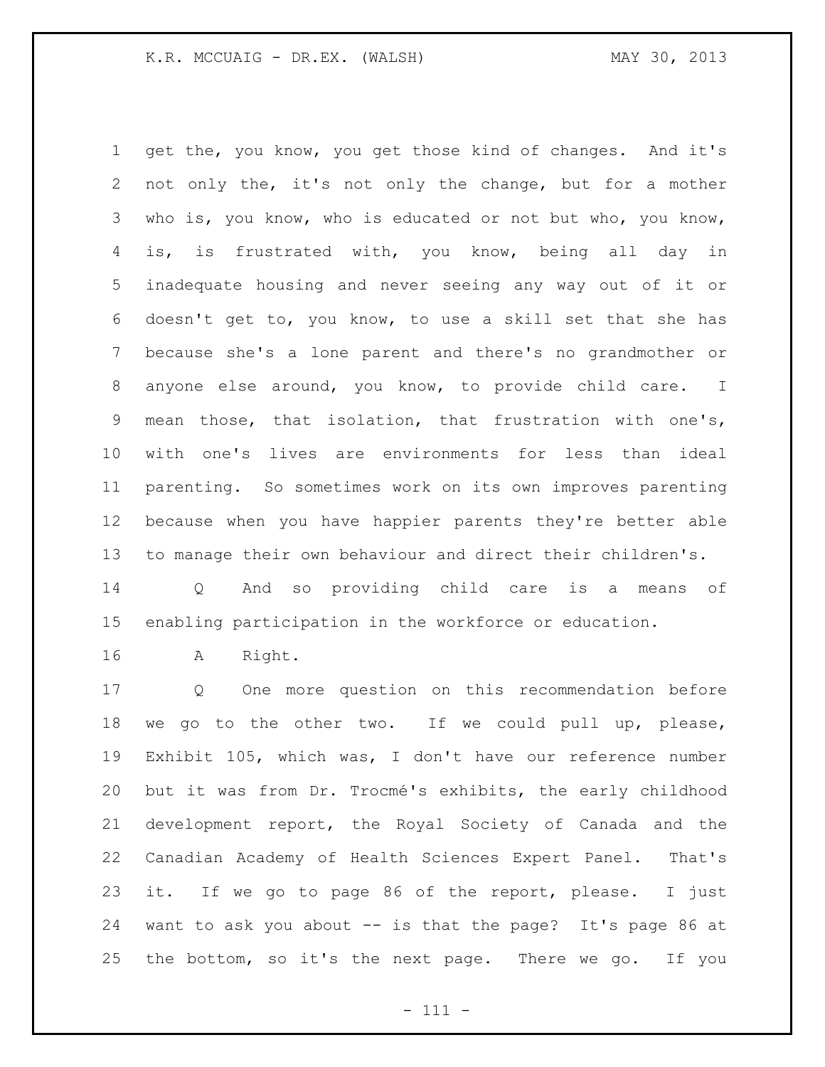get the, you know, you get those kind of changes. And it's not only the, it's not only the change, but for a mother who is, you know, who is educated or not but who, you know, is, is frustrated with, you know, being all day in inadequate housing and never seeing any way out of it or doesn't get to, you know, to use a skill set that she has because she's a lone parent and there's no grandmother or anyone else around, you know, to provide child care. I mean those, that isolation, that frustration with one's, with one's lives are environments for less than ideal parenting. So sometimes work on its own improves parenting because when you have happier parents they're better able to manage their own behaviour and direct their children's.

Q And so providing child care is a means of enabling participation in the workforce or education.

A Right.

Q One more question on this recommendation before we go to the other two. If we could pull up, please, Exhibit 105, which was, I don't have our reference number but it was from Dr. Trocmé's exhibits, the early childhood development report, the Royal Society of Canada and the Canadian Academy of Health Sciences Expert Panel. That's it. If we go to page 86 of the report, please. I just want to ask you about -- is that the page? It's page 86 at the bottom, so it's the next page. There we go. If you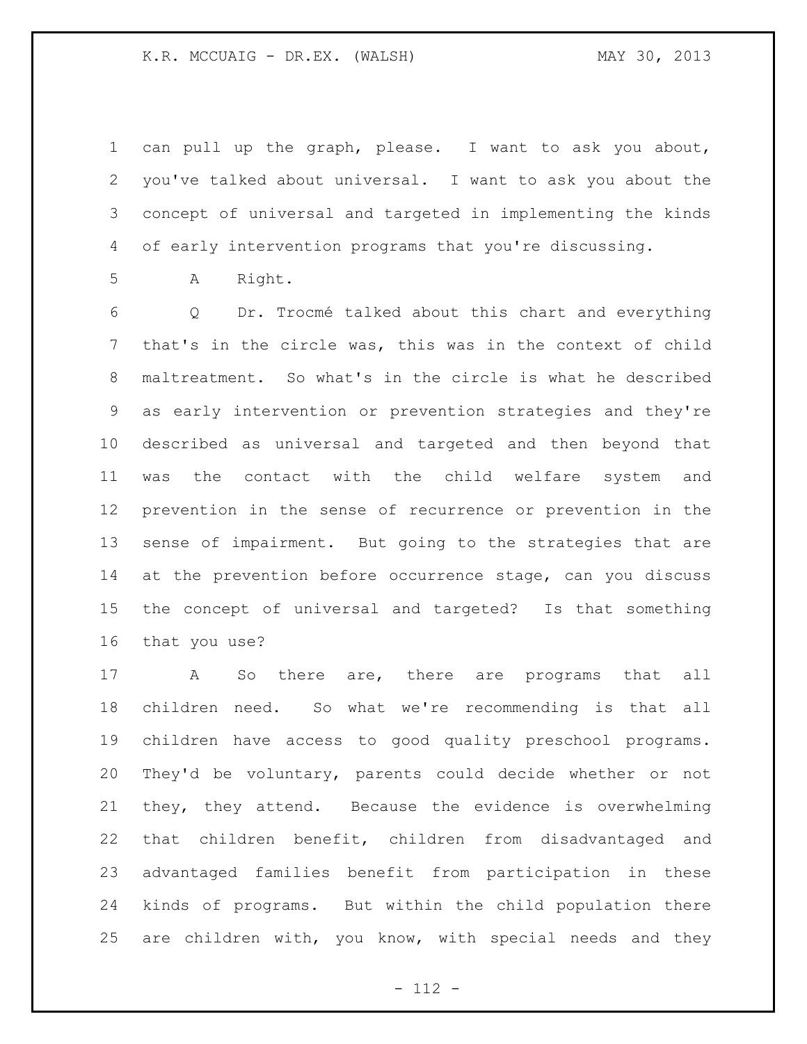can pull up the graph, please. I want to ask you about, you've talked about universal. I want to ask you about the concept of universal and targeted in implementing the kinds of early intervention programs that you're discussing.

A Right.

Q Dr. Trocmé talked about this chart and everything that's in the circle was, this was in the context of child maltreatment. So what's in the circle is what he described as early intervention or prevention strategies and they're described as universal and targeted and then beyond that was the contact with the child welfare system and prevention in the sense of recurrence or prevention in the sense of impairment. But going to the strategies that are at the prevention before occurrence stage, can you discuss the concept of universal and targeted? Is that something that you use?

A So there are, there are programs that all children need. So what we're recommending is that all children have access to good quality preschool programs. They'd be voluntary, parents could decide whether or not they, they attend. Because the evidence is overwhelming that children benefit, children from disadvantaged and advantaged families benefit from participation in these kinds of programs. But within the child population there are children with, you know, with special needs and they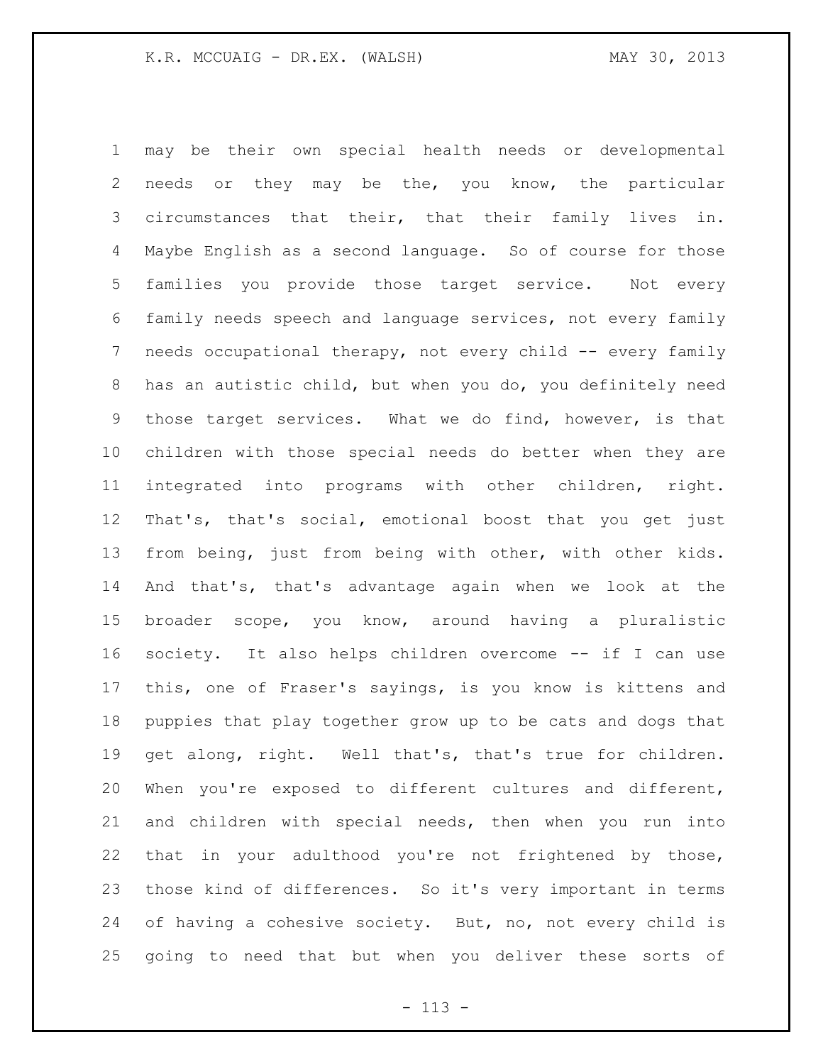may be their own special health needs or developmental needs or they may be the, you know, the particular circumstances that their, that their family lives in. Maybe English as a second language. So of course for those families you provide those target service. Not every family needs speech and language services, not every family needs occupational therapy, not every child -- every family has an autistic child, but when you do, you definitely need those target services. What we do find, however, is that children with those special needs do better when they are integrated into programs with other children, right. That's, that's social, emotional boost that you get just from being, just from being with other, with other kids. And that's, that's advantage again when we look at the broader scope, you know, around having a pluralistic society. It also helps children overcome -- if I can use this, one of Fraser's sayings, is you know is kittens and puppies that play together grow up to be cats and dogs that get along, right. Well that's, that's true for children. When you're exposed to different cultures and different, and children with special needs, then when you run into that in your adulthood you're not frightened by those, those kind of differences. So it's very important in terms of having a cohesive society. But, no, not every child is going to need that but when you deliver these sorts of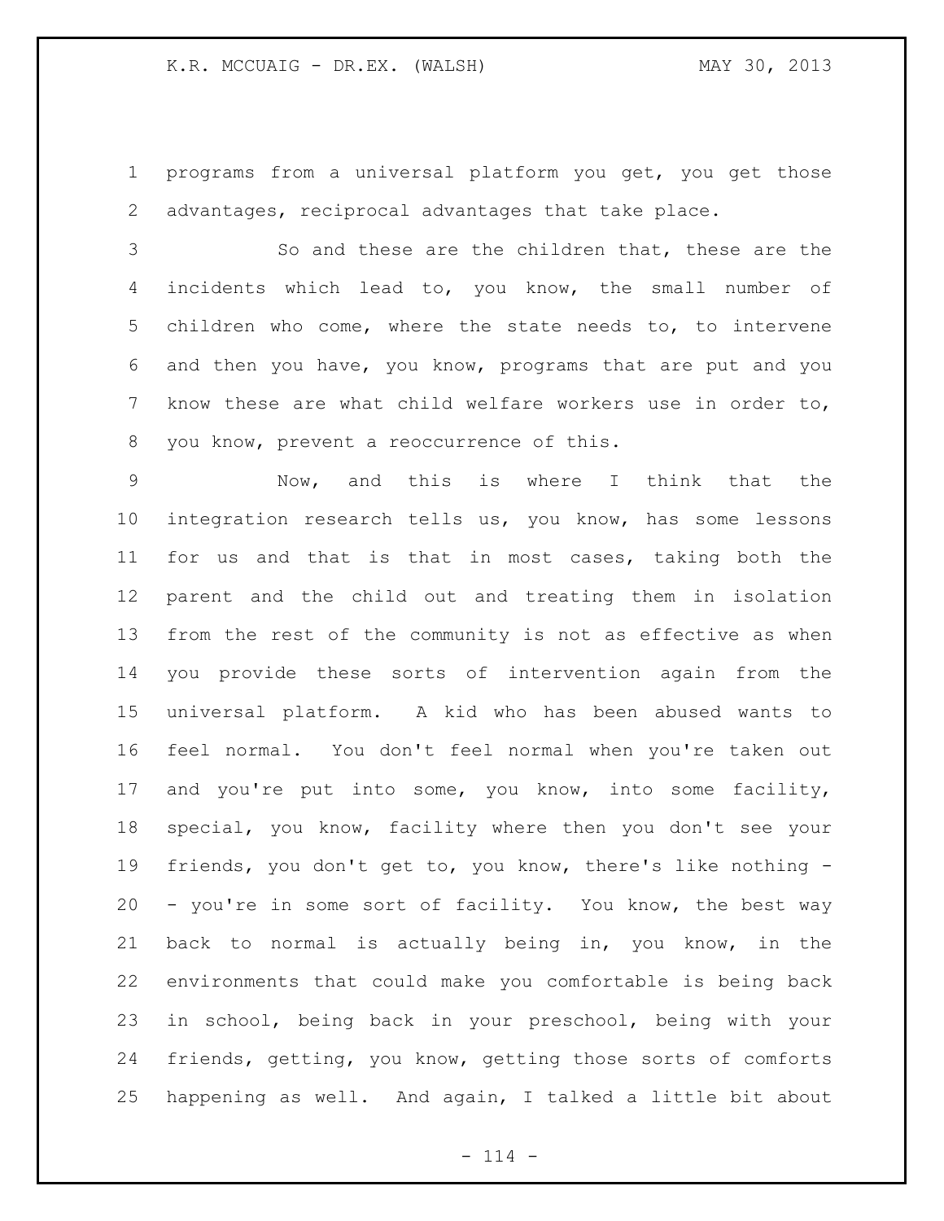programs from a universal platform you get, you get those advantages, reciprocal advantages that take place.

So and these are the children that, these are the incidents which lead to, you know, the small number of children who come, where the state needs to, to intervene and then you have, you know, programs that are put and you know these are what child welfare workers use in order to, you know, prevent a reoccurrence of this.

Now, and this is where I think that the integration research tells us, you know, has some lessons for us and that is that in most cases, taking both the parent and the child out and treating them in isolation from the rest of the community is not as effective as when you provide these sorts of intervention again from the universal platform. A kid who has been abused wants to feel normal. You don't feel normal when you're taken out and you're put into some, you know, into some facility, special, you know, facility where then you don't see your friends, you don't get to, you know, there's like nothing -- you're in some sort of facility. You know, the best way back to normal is actually being in, you know, in the environments that could make you comfortable is being back in school, being back in your preschool, being with your friends, getting, you know, getting those sorts of comforts happening as well. And again, I talked a little bit about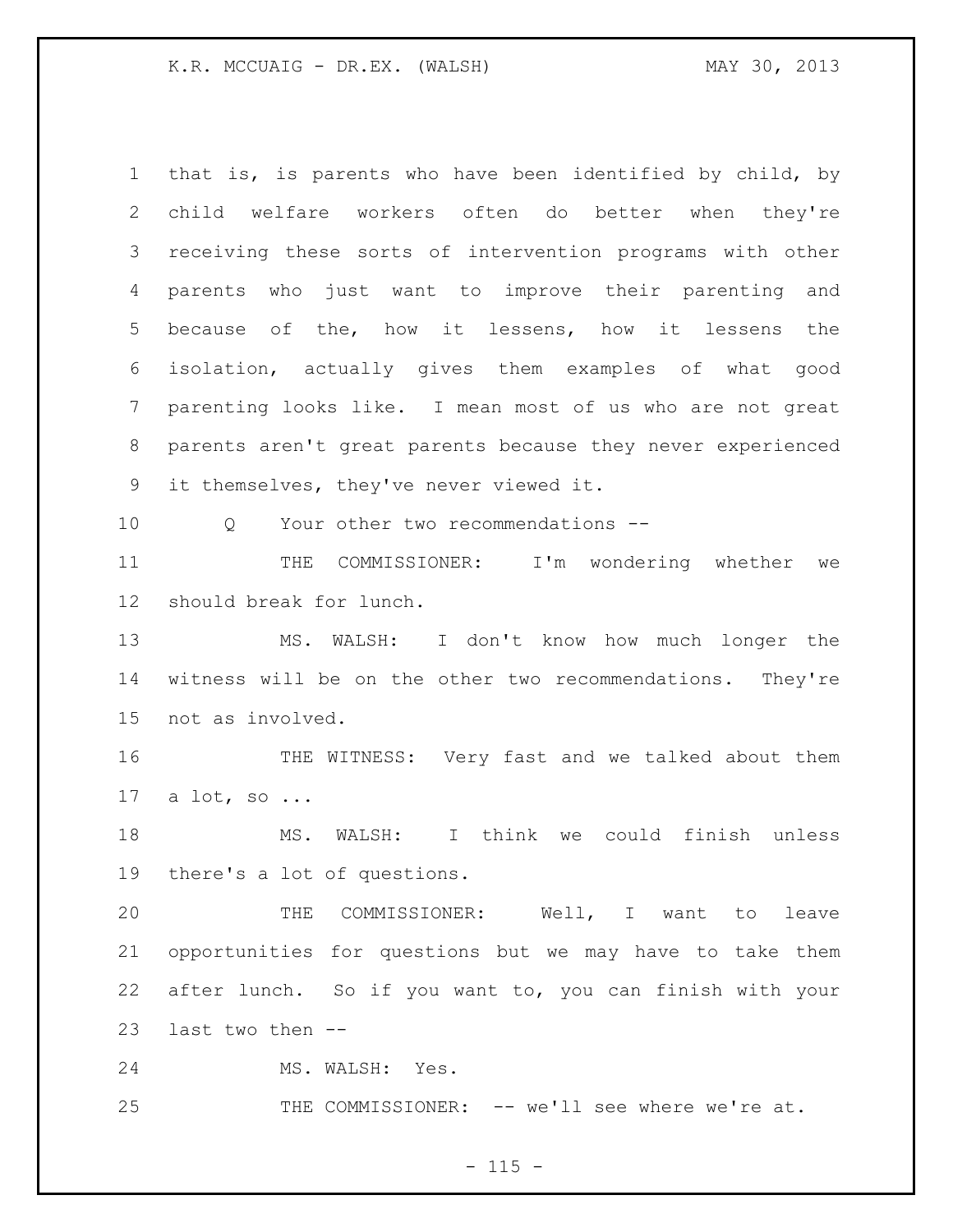that is, is parents who have been identified by child, by child welfare workers often do better when they're receiving these sorts of intervention programs with other parents who just want to improve their parenting and because of the, how it lessens, how it lessens the isolation, actually gives them examples of what good parenting looks like. I mean most of us who are not great parents aren't great parents because they never experienced it themselves, they've never viewed it.

Q Your other two recommendations --

THE COMMISSIONER: I'm wondering whether we should break for lunch.

MS. WALSH: I don't know how much longer the witness will be on the other two recommendations. They're not as involved.

THE WITNESS: Very fast and we talked about them a lot, so ...

MS. WALSH: I think we could finish unless there's a lot of questions.

THE COMMISSIONER: Well, I want to leave opportunities for questions but we may have to take them after lunch. So if you want to, you can finish with your last two then --

MS. WALSH: Yes.

THE COMMISSIONER: -- we'll see where we're at.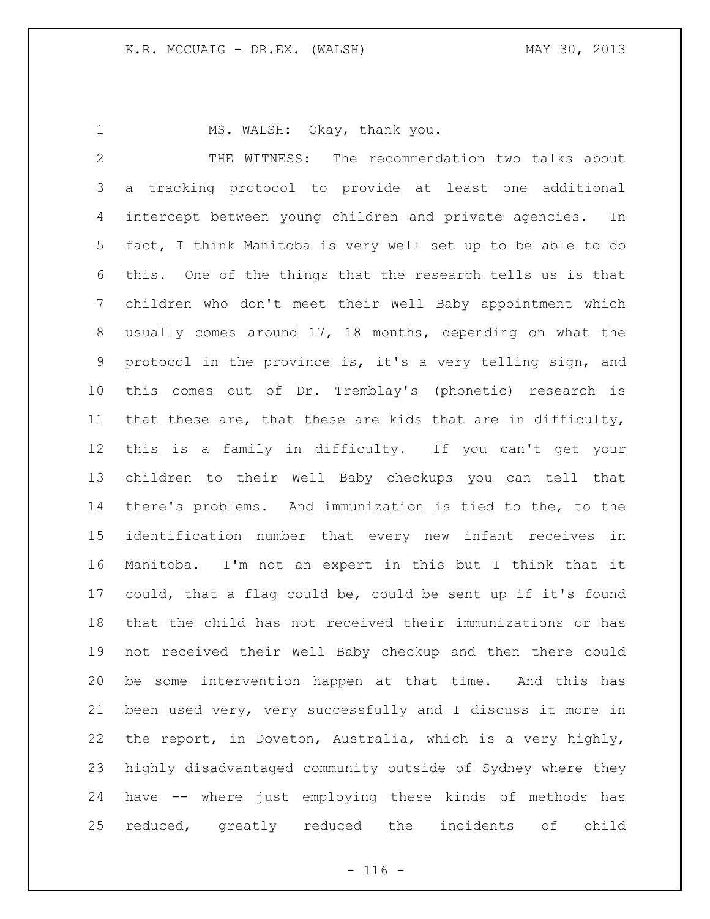MS. WALSH: Okay, thank you.

THE WITNESS: The recommendation two talks about a tracking protocol to provide at least one additional intercept between young children and private agencies. In fact, I think Manitoba is very well set up to be able to do this. One of the things that the research tells us is that children who don't meet their Well Baby appointment which usually comes around 17, 18 months, depending on what the protocol in the province is, it's a very telling sign, and this comes out of Dr. Tremblay's (phonetic) research is that these are, that these are kids that are in difficulty, this is a family in difficulty. If you can't get your children to their Well Baby checkups you can tell that there's problems. And immunization is tied to the, to the identification number that every new infant receives in Manitoba. I'm not an expert in this but I think that it could, that a flag could be, could be sent up if it's found that the child has not received their immunizations or has not received their Well Baby checkup and then there could be some intervention happen at that time. And this has been used very, very successfully and I discuss it more in the report, in Doveton, Australia, which is a very highly, highly disadvantaged community outside of Sydney where they have -- where just employing these kinds of methods has reduced, greatly reduced the incidents of child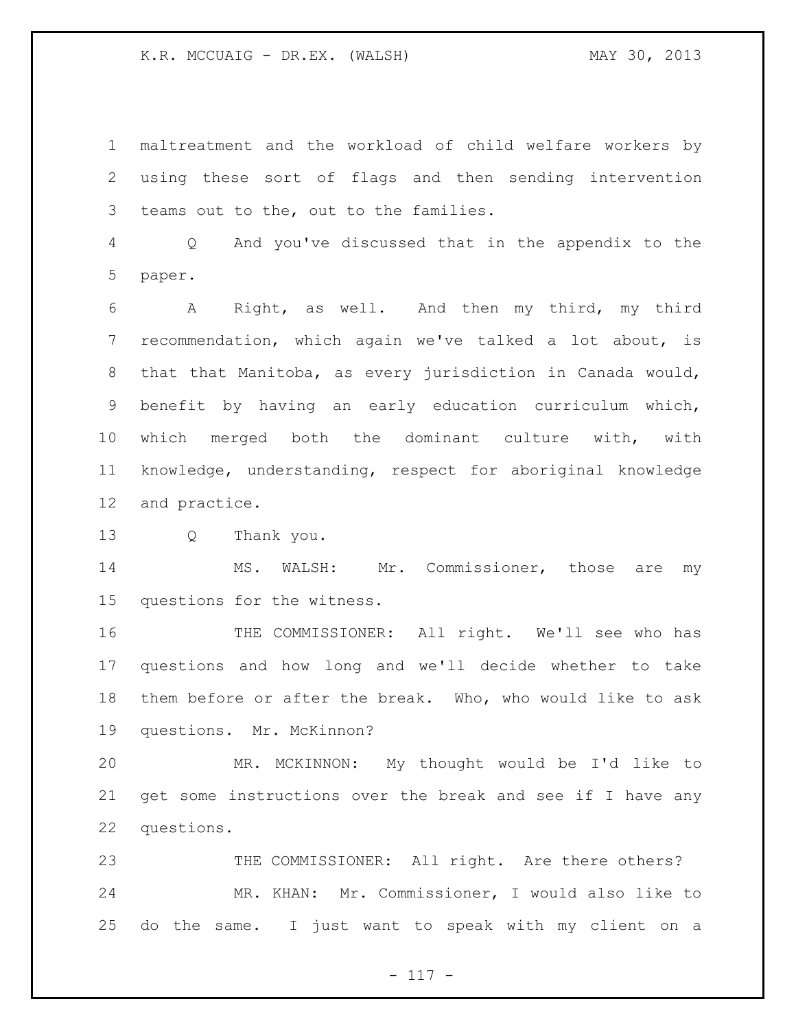maltreatment and the workload of child welfare workers by using these sort of flags and then sending intervention teams out to the, out to the families.

Q And you've discussed that in the appendix to the paper.

A Right, as well. And then my third, my third recommendation, which again we've talked a lot about, is that that Manitoba, as every jurisdiction in Canada would, benefit by having an early education curriculum which, which merged both the dominant culture with, with knowledge, understanding, respect for aboriginal knowledge and practice.

Q Thank you.

MS. WALSH: Mr. Commissioner, those are my questions for the witness.

THE COMMISSIONER: All right. We'll see who has questions and how long and we'll decide whether to take them before or after the break. Who, who would like to ask questions. Mr. McKinnon?

MR. MCKINNON: My thought would be I'd like to get some instructions over the break and see if I have any questions.

THE COMMISSIONER: All right. Are there others?

MR. KHAN: Mr. Commissioner, I would also like to do the same. I just want to speak with my client on a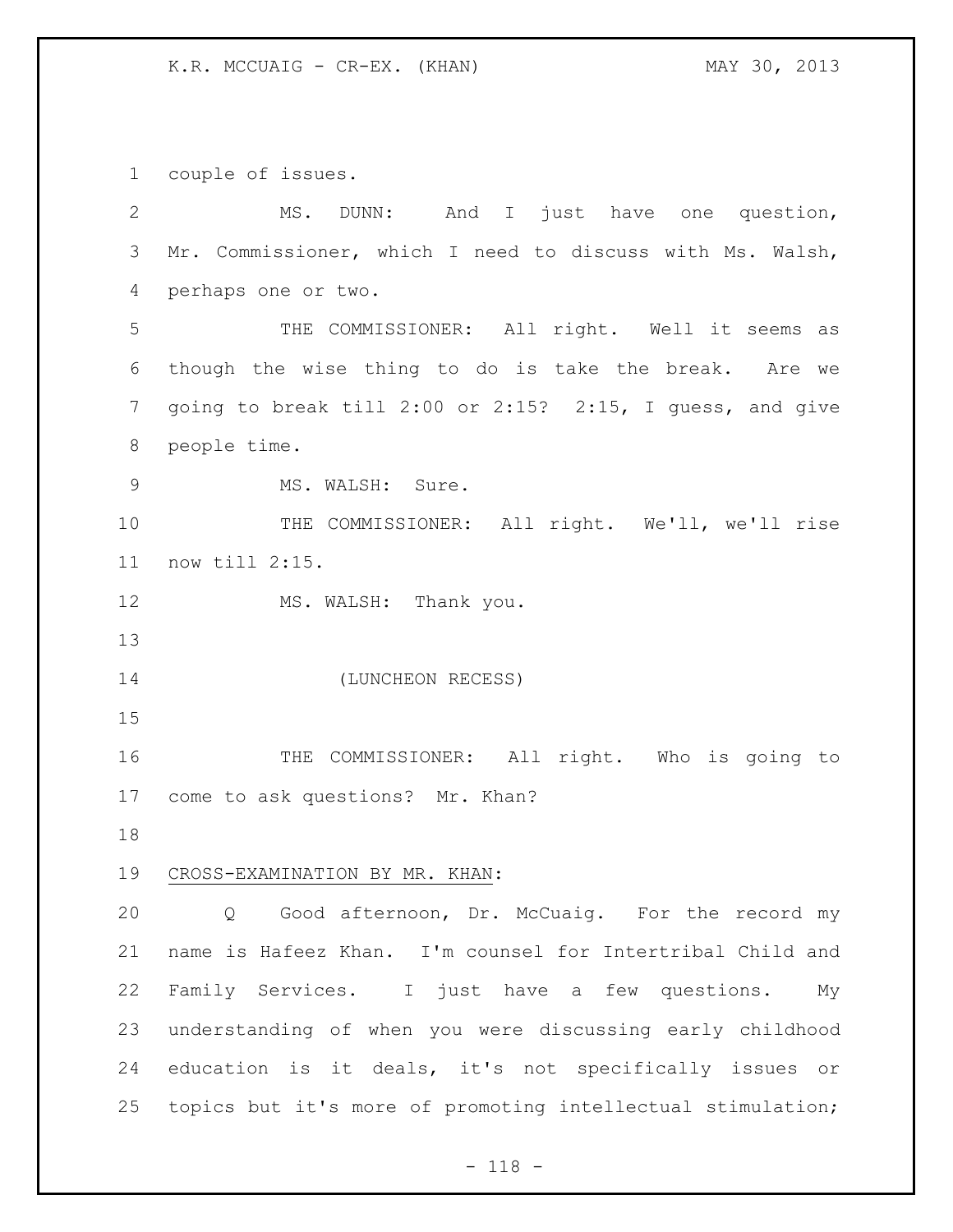couple of issues.

MS. DUNN: And I just have one question, Mr. Commissioner, which I need to discuss with Ms. Walsh, perhaps one or two.

THE COMMISSIONER: All right. Well it seems as though the wise thing to do is take the break. Are we going to break till 2:00 or 2:15? 2:15, I guess, and give people time.

MS. WALSH: Sure.

THE COMMISSIONER: All right. We'll, we'll rise now till 2:15.

MS. WALSH: Thank you.

(LUNCHEON RECESS)

THE COMMISSIONER: All right. Who is going to come to ask questions? Mr. Khan?

CROSS-EXAMINATION BY MR. KHAN:

Q Good afternoon, Dr. McCuaig. For the record my name is Hafeez Khan. I'm counsel for Intertribal Child and Family Services. I just have a few questions. My understanding of when you were discussing early childhood education is it deals, it's not specifically issues or topics but it's more of promoting intellectual stimulation;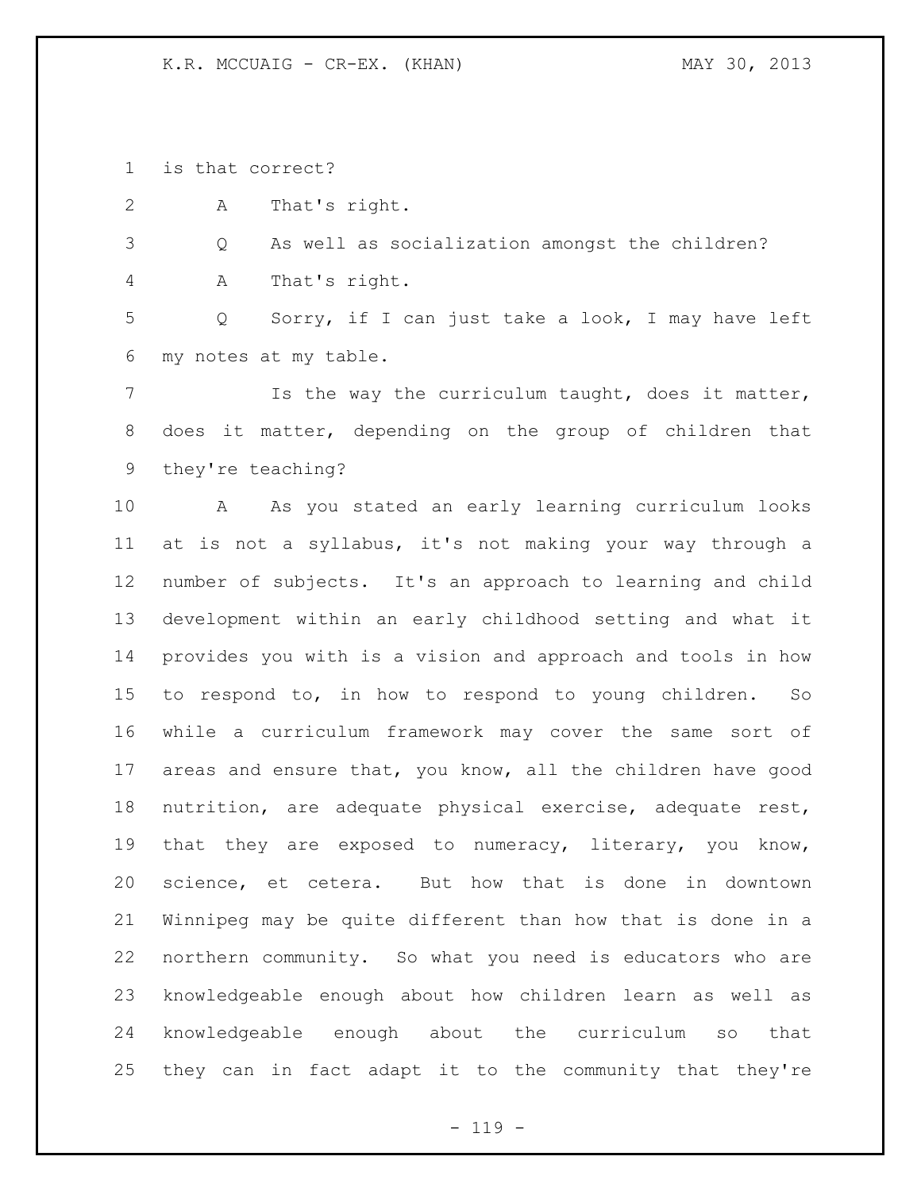is that correct?

A That's right.

Q As well as socialization amongst the children?

A That's right.

Q Sorry, if I can just take a look, I may have left my notes at my table.

Is the way the curriculum taught, does it matter, does it matter, depending on the group of children that they're teaching?

A As you stated an early learning curriculum looks at is not a syllabus, it's not making your way through a number of subjects. It's an approach to learning and child development within an early childhood setting and what it provides you with is a vision and approach and tools in how to respond to, in how to respond to young children. So while a curriculum framework may cover the same sort of areas and ensure that, you know, all the children have good nutrition, are adequate physical exercise, adequate rest, that they are exposed to numeracy, literary, you know, science, et cetera. But how that is done in downtown Winnipeg may be quite different than how that is done in a northern community. So what you need is educators who are knowledgeable enough about how children learn as well as knowledgeable enough about the curriculum so that they can in fact adapt it to the community that they're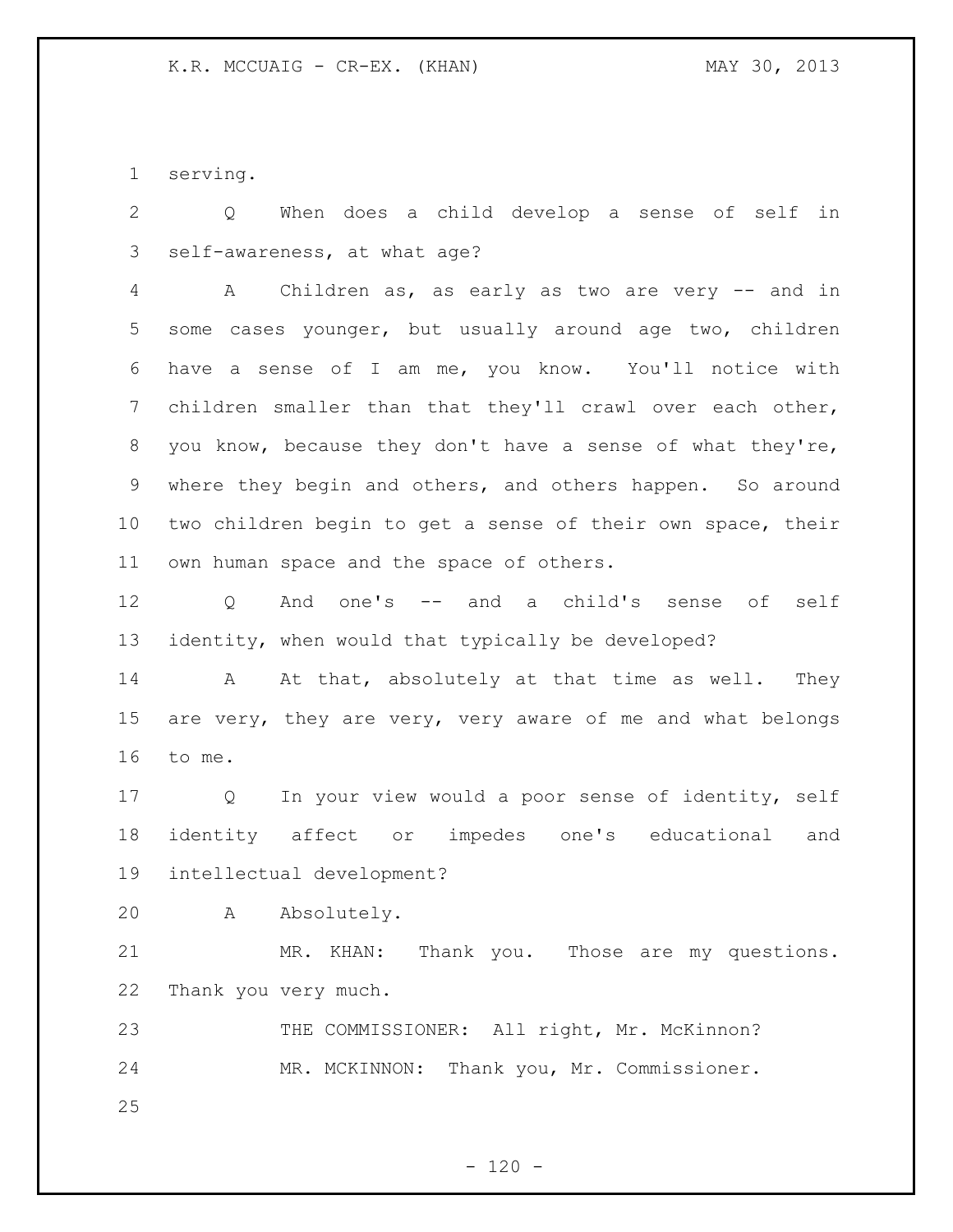serving.

Q When does a child develop a sense of self in self-awareness, at what age?

A Children as, as early as two are very -- and in some cases younger, but usually around age two, children have a sense of I am me, you know. You'll notice with children smaller than that they'll crawl over each other, you know, because they don't have a sense of what they're, where they begin and others, and others happen. So around two children begin to get a sense of their own space, their own human space and the space of others.

Q And one's -- and a child's sense of self identity, when would that typically be developed?

A At that, absolutely at that time as well. They are very, they are very, very aware of me and what belongs to me.

Q In your view would a poor sense of identity, self identity affect or impedes one's educational and intellectual development?

A Absolutely.

MR. KHAN: Thank you. Those are my questions. Thank you very much.

THE COMMISSIONER: All right, Mr. McKinnon?

MR. MCKINNON: Thank you, Mr. Commissioner.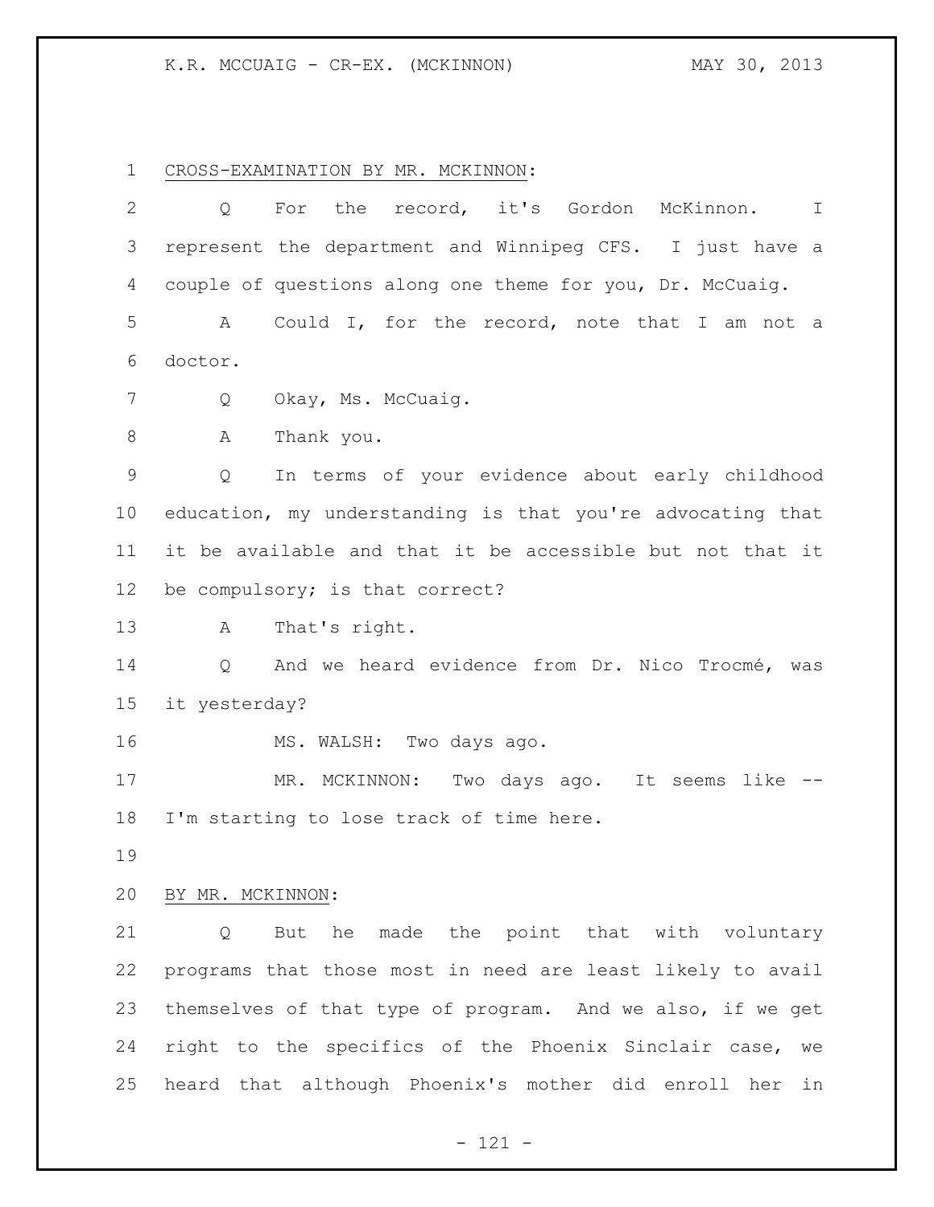CROSS-EXAMINATION BY MR. MCKINNON:

Q For the record, it's Gordon McKinnon. I represent the department and Winnipeg CFS. I just have a couple of questions along one theme for you, Dr. McCuaig.

A Could I, for the record, note that I am not a doctor.

Q Okay, Ms. McCuaig.

A Thank you.

Q In terms of your evidence about early childhood education, my understanding is that you're advocating that it be available and that it be accessible but not that it be compulsory; is that correct?

A That's right.

Q And we heard evidence from Dr. Nico Trocmé, was it yesterday?

MS. WALSH: Two days ago.

MR. MCKINNON: Two days ago. It seems like -- I'm starting to lose track of time here.

BY MR. MCKINNON:

Q But he made the point that with voluntary programs that those most in need are least likely to avail themselves of that type of program. And we also, if we get right to the specifics of the Phoenix Sinclair case, we heard that although Phoenix's mother did enroll her in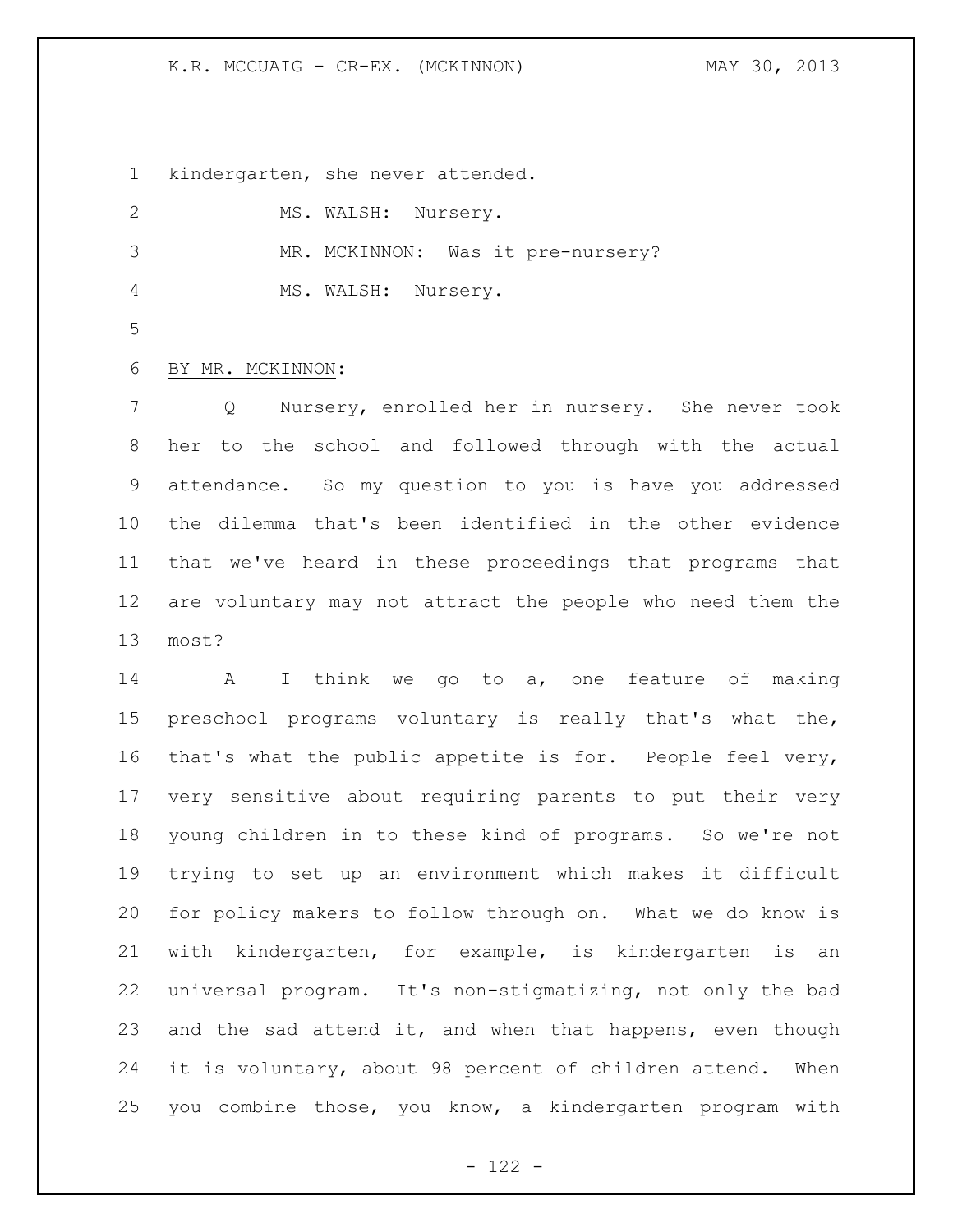kindergarten, she never attended.

MS. WALSH: Nursery.

MR. MCKINNON: Was it pre-nursery?

MS. WALSH: Nursery.

BY MR. MCKINNON:

Q Nursery, enrolled her in nursery. She never took her to the school and followed through with the actual attendance. So my question to you is have you addressed the dilemma that's been identified in the other evidence that we've heard in these proceedings that programs that are voluntary may not attract the people who need them the most?

A I think we go to a, one feature of making preschool programs voluntary is really that's what the, that's what the public appetite is for. People feel very, very sensitive about requiring parents to put their very young children in to these kind of programs. So we're not trying to set up an environment which makes it difficult for policy makers to follow through on. What we do know is with kindergarten, for example, is kindergarten is an universal program. It's non-stigmatizing, not only the bad and the sad attend it, and when that happens, even though it is voluntary, about 98 percent of children attend. When you combine those, you know, a kindergarten program with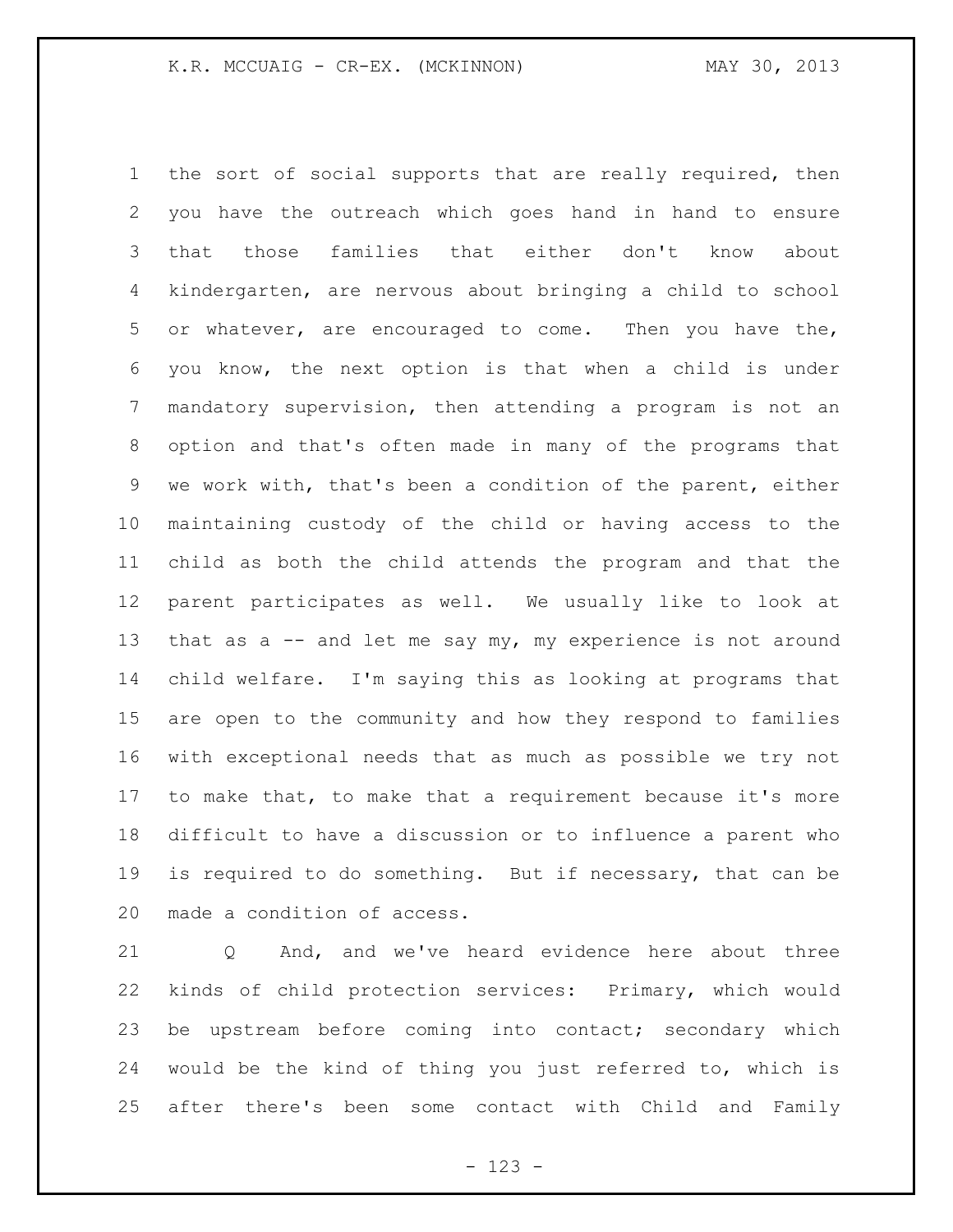the sort of social supports that are really required, then you have the outreach which goes hand in hand to ensure that those families that either don't know about kindergarten, are nervous about bringing a child to school or whatever, are encouraged to come. Then you have the, you know, the next option is that when a child is under mandatory supervision, then attending a program is not an option and that's often made in many of the programs that we work with, that's been a condition of the parent, either maintaining custody of the child or having access to the child as both the child attends the program and that the parent participates as well. We usually like to look at that as a -- and let me say my, my experience is not around child welfare. I'm saying this as looking at programs that are open to the community and how they respond to families with exceptional needs that as much as possible we try not to make that, to make that a requirement because it's more difficult to have a discussion or to influence a parent who is required to do something. But if necessary, that can be made a condition of access.

Q And, and we've heard evidence here about three kinds of child protection services: Primary, which would be upstream before coming into contact; secondary which would be the kind of thing you just referred to, which is after there's been some contact with Child and Family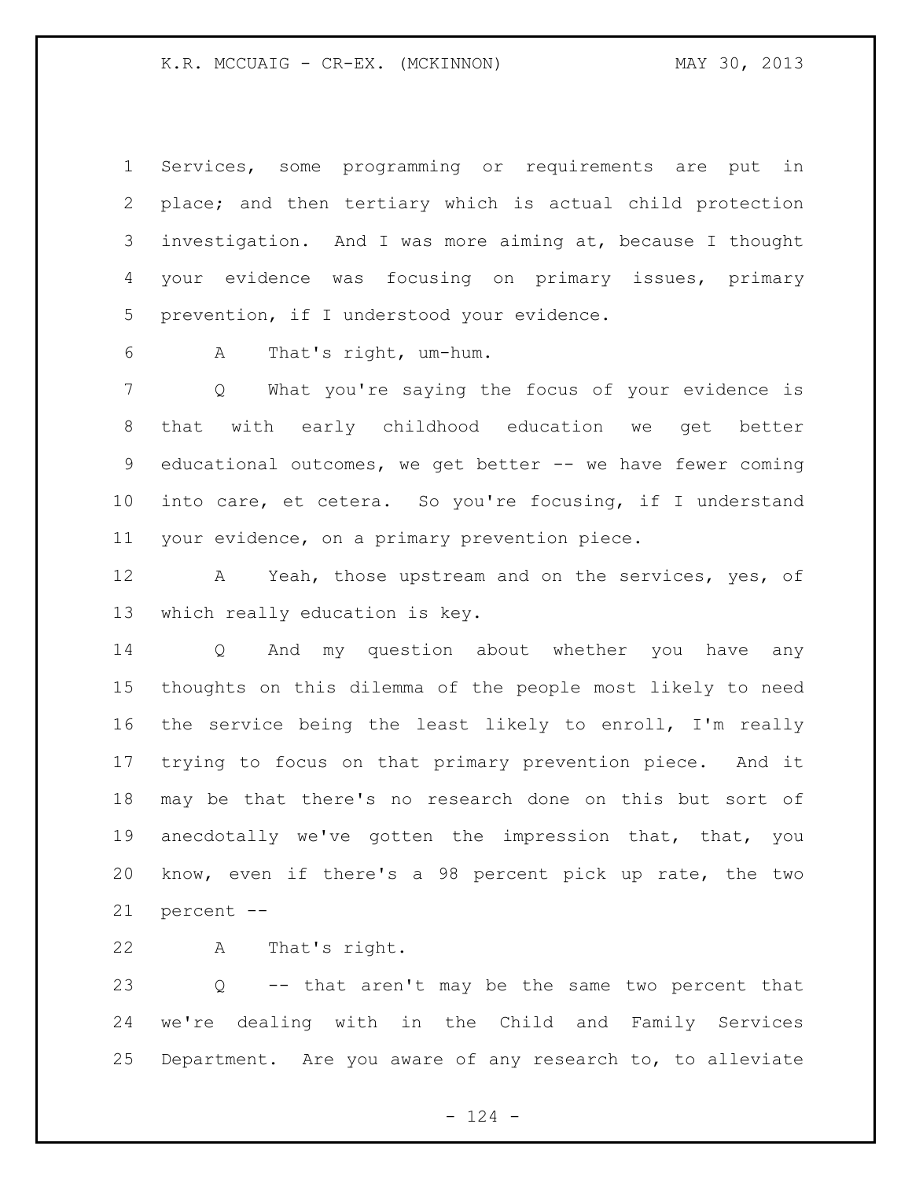Services, some programming or requirements are put in place; and then tertiary which is actual child protection investigation. And I was more aiming at, because I thought your evidence was focusing on primary issues, primary prevention, if I understood your evidence.

A That's right, um-hum.

Q What you're saying the focus of your evidence is that with early childhood education we get better educational outcomes, we get better -- we have fewer coming into care, et cetera. So you're focusing, if I understand your evidence, on a primary prevention piece.

A Yeah, those upstream and on the services, yes, of which really education is key.

Q And my question about whether you have any thoughts on this dilemma of the people most likely to need the service being the least likely to enroll, I'm really trying to focus on that primary prevention piece. And it may be that there's no research done on this but sort of anecdotally we've gotten the impression that, that, you know, even if there's a 98 percent pick up rate, the two percent --

A That's right.

Q -- that aren't may be the same two percent that we're dealing with in the Child and Family Services Department. Are you aware of any research to, to alleviate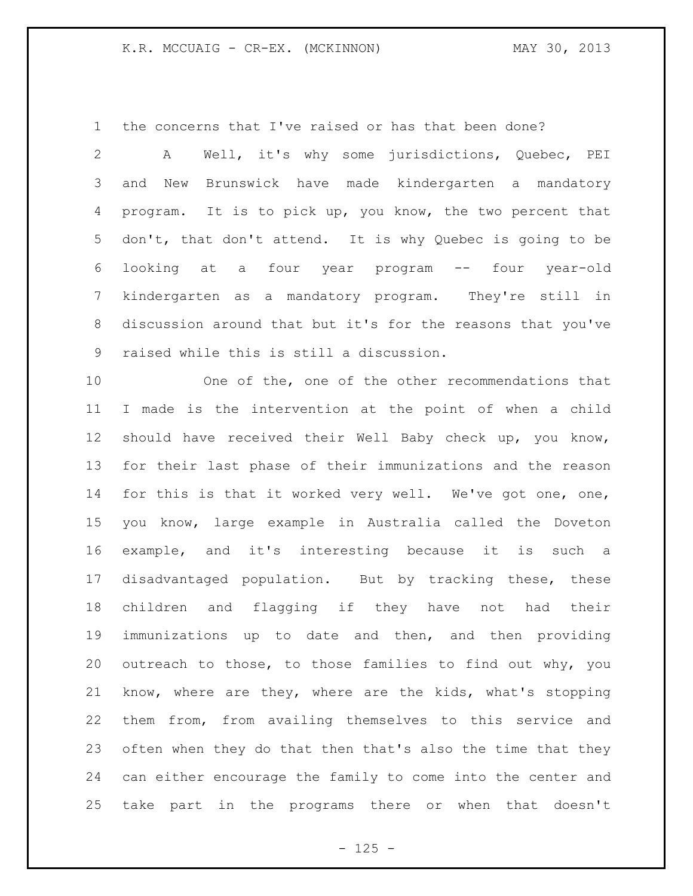the concerns that I've raised or has that been done?

A Well, it's why some jurisdictions, Quebec, PEI and New Brunswick have made kindergarten a mandatory program. It is to pick up, you know, the two percent that don't, that don't attend. It is why Quebec is going to be looking at a four year program -- four year-old kindergarten as a mandatory program. They're still in discussion around that but it's for the reasons that you've raised while this is still a discussion.

One of the, one of the other recommendations that I made is the intervention at the point of when a child should have received their Well Baby check up, you know, for their last phase of their immunizations and the reason for this is that it worked very well. We've got one, one, you know, large example in Australia called the Doveton example, and it's interesting because it is such a disadvantaged population. But by tracking these, these children and flagging if they have not had their immunizations up to date and then, and then providing outreach to those, to those families to find out why, you know, where are they, where are the kids, what's stopping them from, from availing themselves to this service and often when they do that then that's also the time that they can either encourage the family to come into the center and take part in the programs there or when that doesn't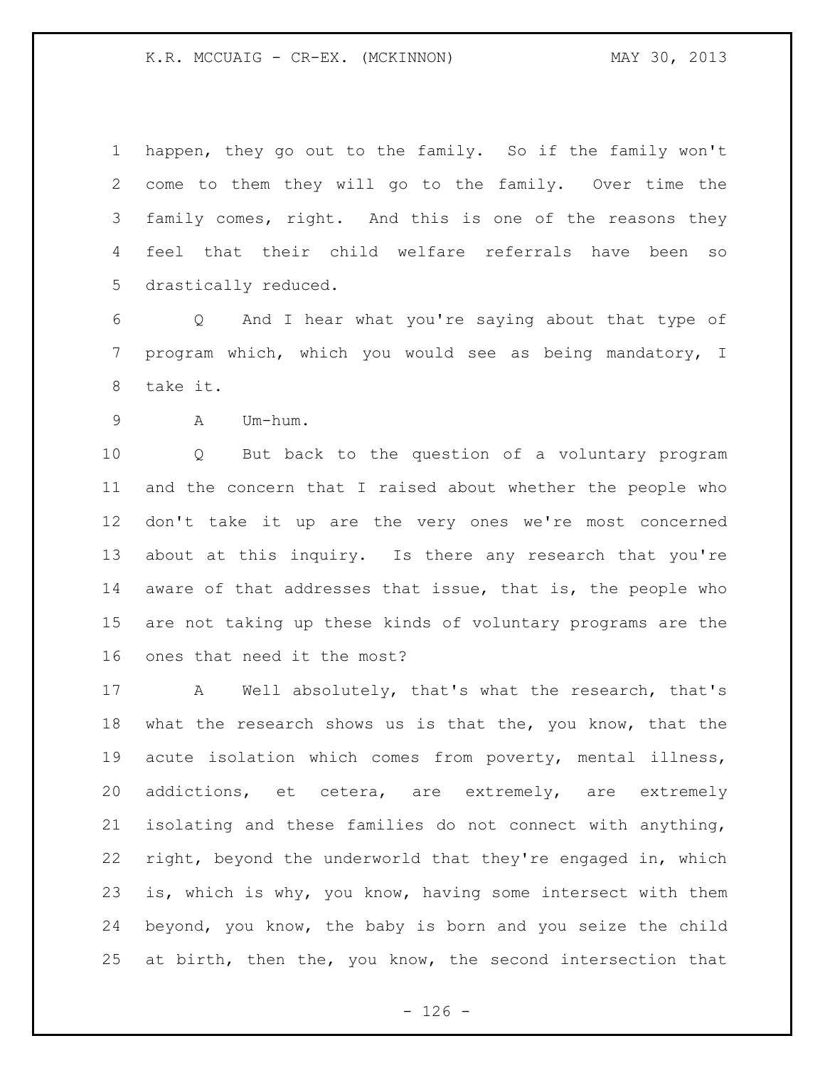happen, they go out to the family. So if the family won't come to them they will go to the family. Over time the family comes, right. And this is one of the reasons they feel that their child welfare referrals have been so drastically reduced.

Q And I hear what you're saying about that type of program which, which you would see as being mandatory, I take it.

A Um-hum.

Q But back to the question of a voluntary program and the concern that I raised about whether the people who don't take it up are the very ones we're most concerned about at this inquiry. Is there any research that you're aware of that addresses that issue, that is, the people who are not taking up these kinds of voluntary programs are the ones that need it the most?

A Well absolutely, that's what the research, that's what the research shows us is that the, you know, that the acute isolation which comes from poverty, mental illness, addictions, et cetera, are extremely, are extremely isolating and these families do not connect with anything, right, beyond the underworld that they're engaged in, which is, which is why, you know, having some intersect with them beyond, you know, the baby is born and you seize the child at birth, then the, you know, the second intersection that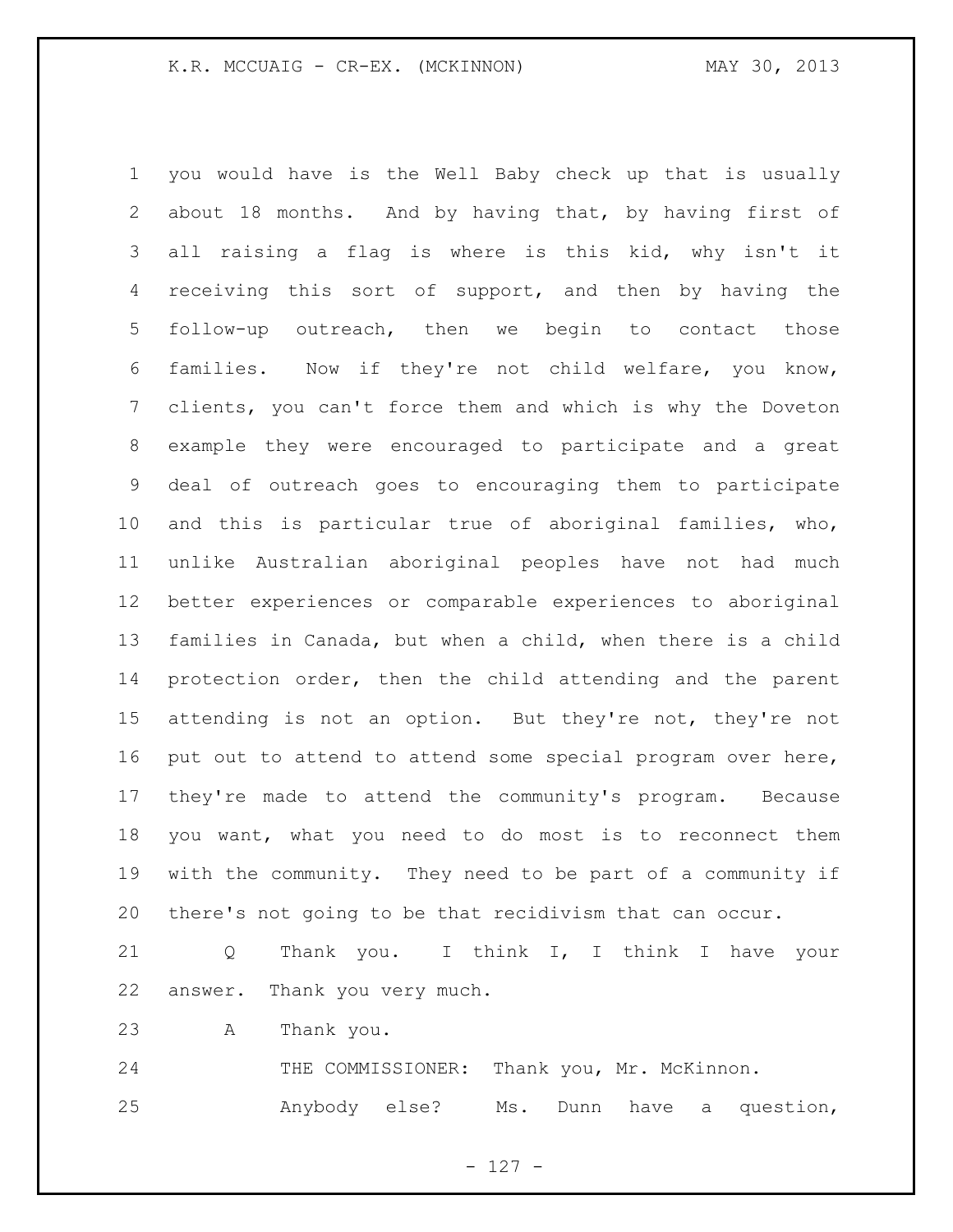you would have is the Well Baby check up that is usually about 18 months. And by having that, by having first of all raising a flag is where is this kid, why isn't it receiving this sort of support, and then by having the follow-up outreach, then we begin to contact those families. Now if they're not child welfare, you know, clients, you can't force them and which is why the Doveton example they were encouraged to participate and a great deal of outreach goes to encouraging them to participate and this is particular true of aboriginal families, who, unlike Australian aboriginal peoples have not had much better experiences or comparable experiences to aboriginal families in Canada, but when a child, when there is a child protection order, then the child attending and the parent attending is not an option. But they're not, they're not put out to attend to attend some special program over here, they're made to attend the community's program. Because you want, what you need to do most is to reconnect them with the community. They need to be part of a community if there's not going to be that recidivism that can occur.

Q Thank you. I think I, I think I have your answer. Thank you very much.

A Thank you.

THE COMMISSIONER: Thank you, Mr. McKinnon.

Anybody else? Ms. Dunn have a question,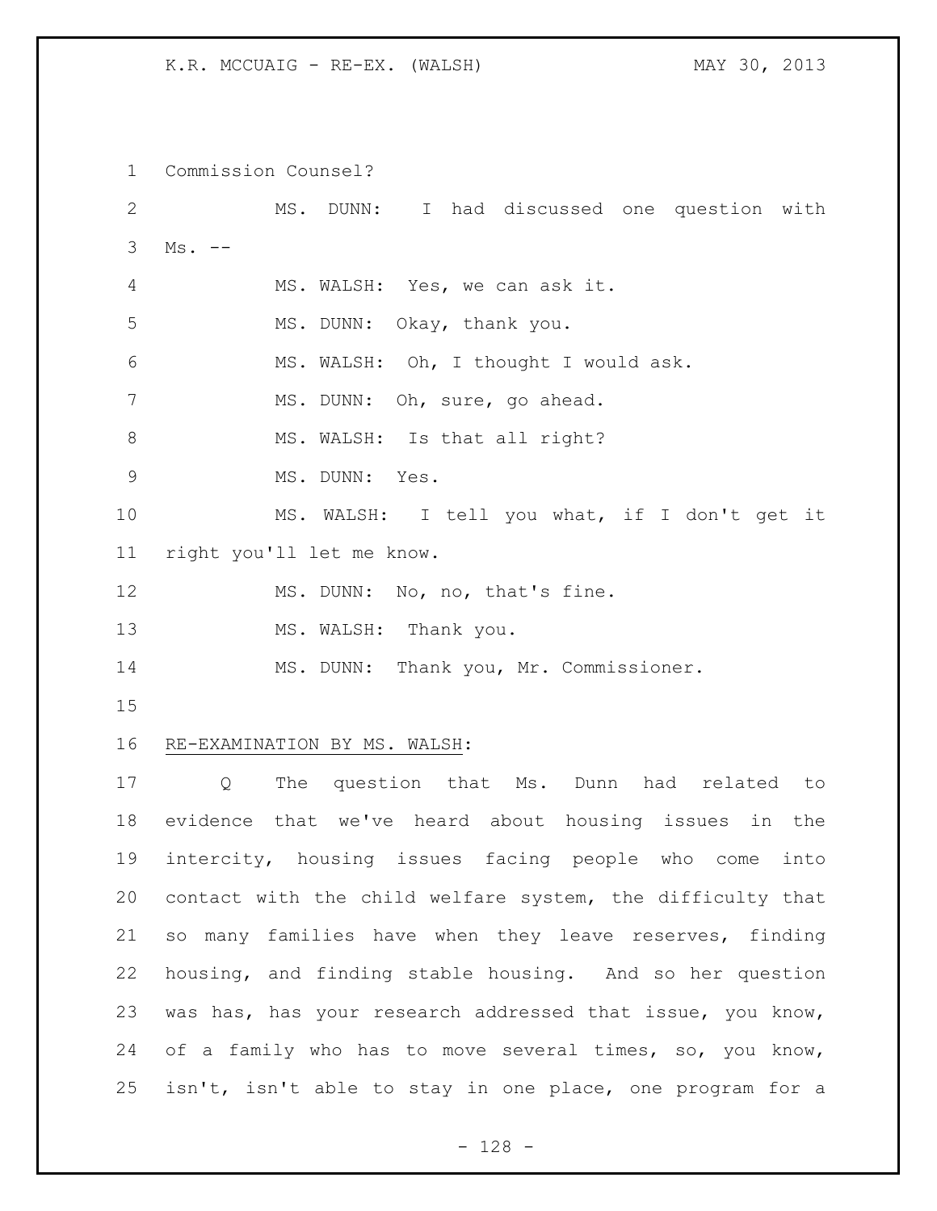Commission Counsel?

MS. DUNN: I had discussed one question with Ms. --

MS. WALSH: Yes, we can ask it.

MS. DUNN: Okay, thank you.

MS. WALSH: Oh, I thought I would ask.

MS. DUNN: Oh, sure, go ahead.

MS. WALSH: Is that all right?

MS. DUNN: Yes.

MS. WALSH: I tell you what, if I don't get it right you'll let me know.

MS. DUNN: No, no, that's fine.

MS. WALSH: Thank you.

MS. DUNN: Thank you, Mr. Commissioner.

RE-EXAMINATION BY MS. WALSH:

Q The question that Ms. Dunn had related to evidence that we've heard about housing issues in the intercity, housing issues facing people who come into contact with the child welfare system, the difficulty that so many families have when they leave reserves, finding housing, and finding stable housing. And so her question was has, has your research addressed that issue, you know, of a family who has to move several times, so, you know, isn't, isn't able to stay in one place, one program for a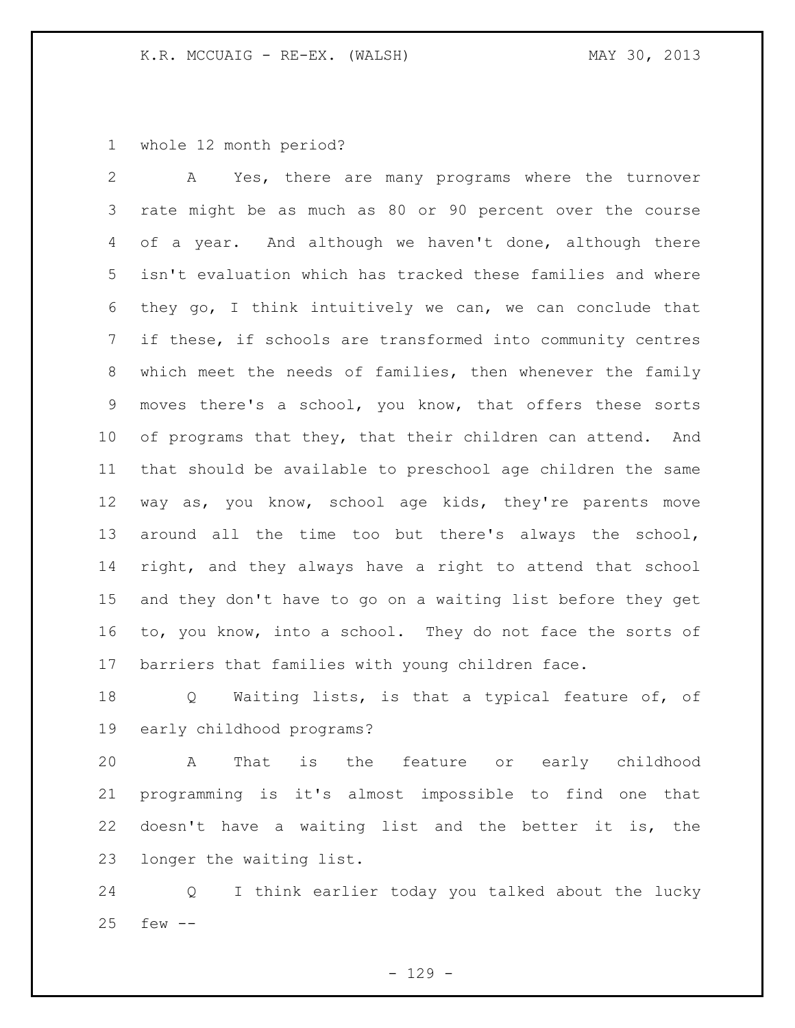whole 12 month period?

A Yes, there are many programs where the turnover rate might be as much as 80 or 90 percent over the course of a year. And although we haven't done, although there isn't evaluation which has tracked these families and where they go, I think intuitively we can, we can conclude that if these, if schools are transformed into community centres which meet the needs of families, then whenever the family moves there's a school, you know, that offers these sorts of programs that they, that their children can attend. And that should be available to preschool age children the same way as, you know, school age kids, they're parents move around all the time too but there's always the school, right, and they always have a right to attend that school and they don't have to go on a waiting list before they get to, you know, into a school. They do not face the sorts of barriers that families with young children face.

Q Waiting lists, is that a typical feature of, of early childhood programs?

A That is the feature or early childhood programming is it's almost impossible to find one that doesn't have a waiting list and the better it is, the longer the waiting list.

Q I think earlier today you talked about the lucky few --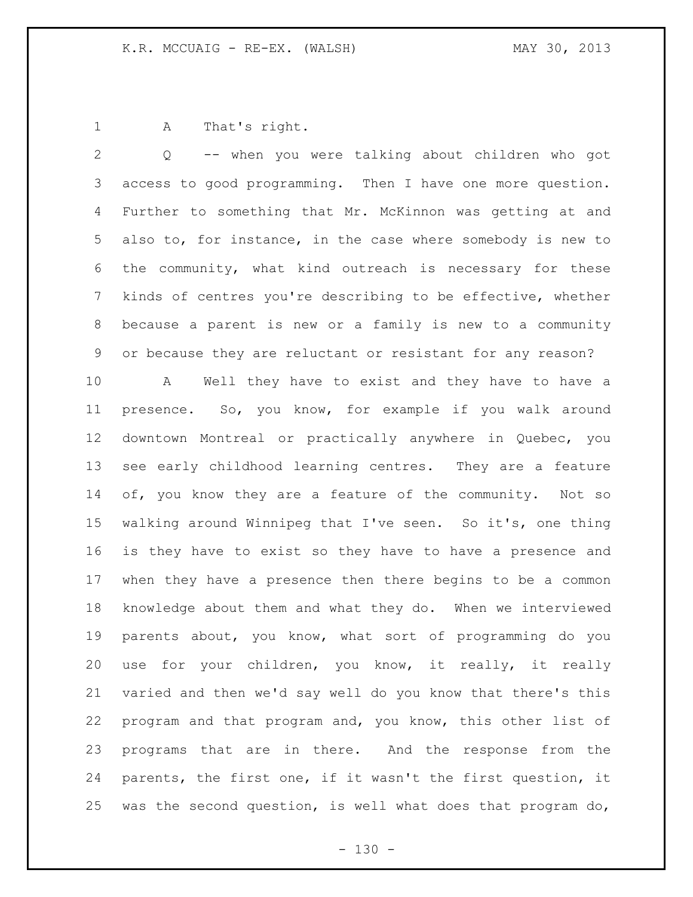A That's right.

Q -- when you were talking about children who got access to good programming. Then I have one more question. Further to something that Mr. McKinnon was getting at and also to, for instance, in the case where somebody is new to the community, what kind outreach is necessary for these kinds of centres you're describing to be effective, whether because a parent is new or a family is new to a community or because they are reluctant or resistant for any reason?

A Well they have to exist and they have to have a presence. So, you know, for example if you walk around downtown Montreal or practically anywhere in Quebec, you see early childhood learning centres. They are a feature of, you know they are a feature of the community. Not so walking around Winnipeg that I've seen. So it's, one thing is they have to exist so they have to have a presence and when they have a presence then there begins to be a common knowledge about them and what they do. When we interviewed parents about, you know, what sort of programming do you use for your children, you know, it really, it really varied and then we'd say well do you know that there's this program and that program and, you know, this other list of programs that are in there. And the response from the parents, the first one, if it wasn't the first question, it was the second question, is well what does that program do,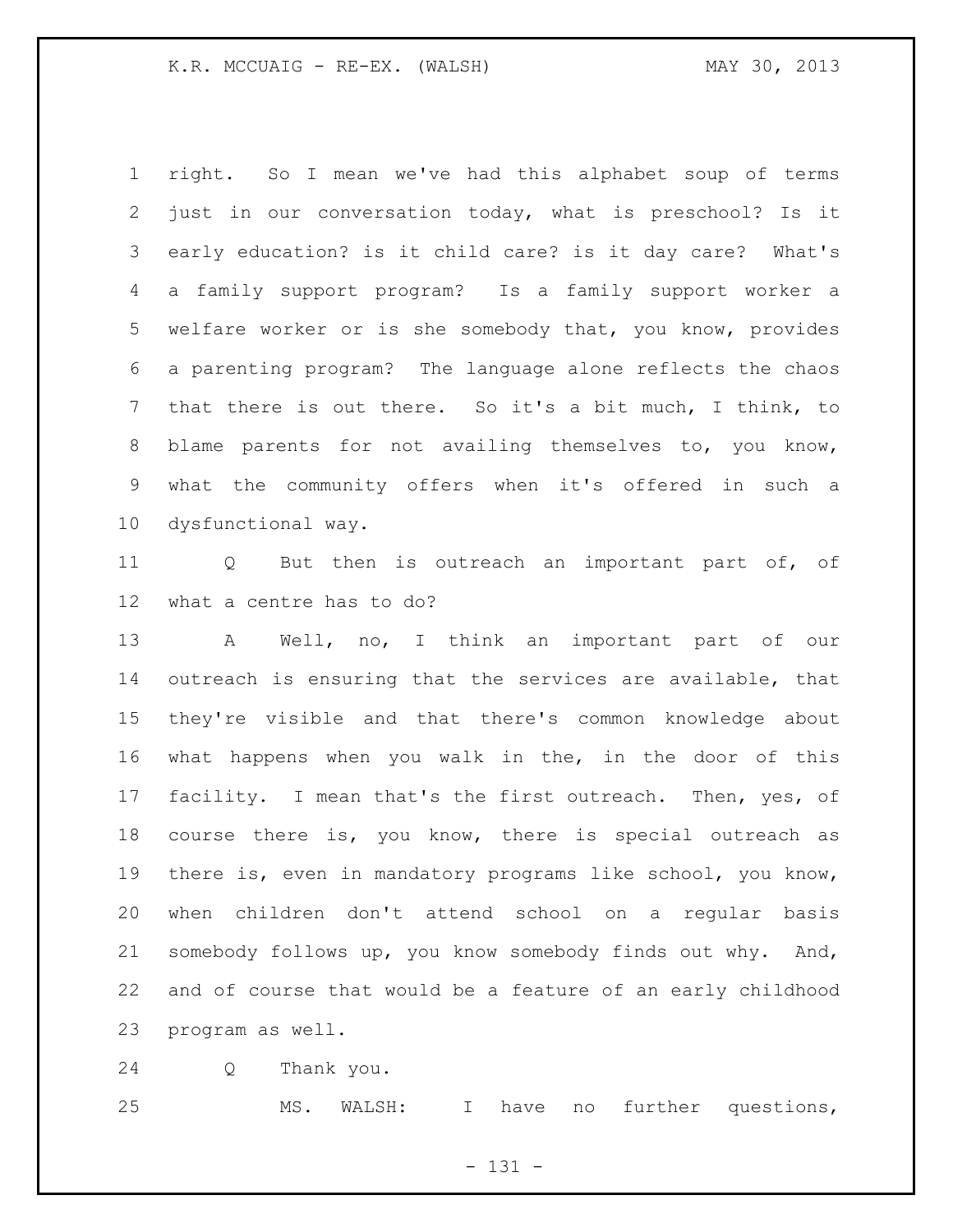right. So I mean we've had this alphabet soup of terms just in our conversation today, what is preschool? Is it early education? is it child care? is it day care? What's a family support program? Is a family support worker a welfare worker or is she somebody that, you know, provides a parenting program? The language alone reflects the chaos that there is out there. So it's a bit much, I think, to blame parents for not availing themselves to, you know, what the community offers when it's offered in such a dysfunctional way.

Q But then is outreach an important part of, of what a centre has to do?

A Well, no, I think an important part of our outreach is ensuring that the services are available, that they're visible and that there's common knowledge about what happens when you walk in the, in the door of this facility. I mean that's the first outreach. Then, yes, of course there is, you know, there is special outreach as there is, even in mandatory programs like school, you know, when children don't attend school on a regular basis somebody follows up, you know somebody finds out why. And, and of course that would be a feature of an early childhood program as well.

Q Thank you.

MS. WALSH: I have no further questions,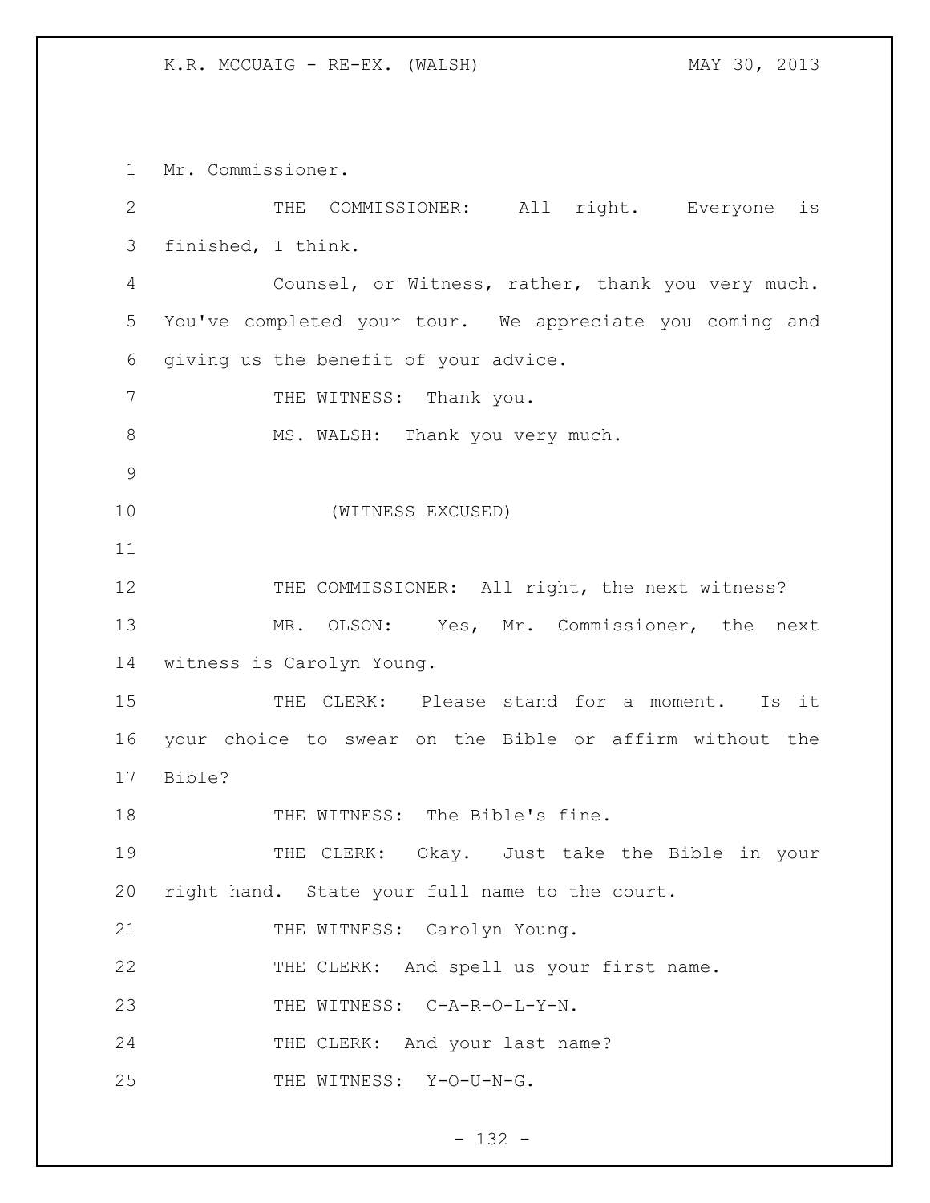Mr. Commissioner.

THE COMMISSIONER: All right. Everyone is finished, I think.

Counsel, or Witness, rather, thank you very much. You've completed your tour. We appreciate you coming and giving us the benefit of your advice.

THE WITNESS: Thank you.

MS. WALSH: Thank you very much.

(WITNESS EXCUSED)

THE COMMISSIONER: All right, the next witness?

MR. OLSON: Yes, Mr. Commissioner, the next witness is Carolyn Young.

THE CLERK: Please stand for a moment. Is it your choice to swear on the Bible or affirm without the Bible?

THE WITNESS: The Bible's fine.

THE CLERK: Okay. Just take the Bible in your right hand. State your full name to the court.

THE WITNESS: Carolyn Young.

THE CLERK: And spell us your first name.

THE WITNESS: C-A-R-O-L-Y-N.

THE CLERK: And your last name?

THE WITNESS: Y-O-U-N-G.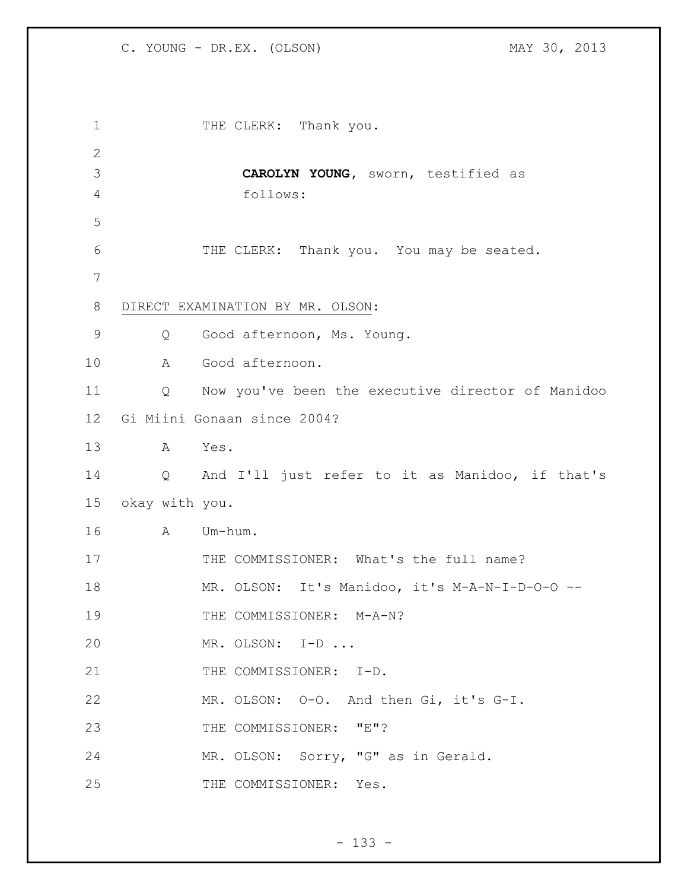THE CLERK: Thank you.

**CAROLYN YOUNG**, sworn, testified as follows:

THE CLERK: Thank you. You may be seated.

DIRECT EXAMINATION BY MR. OLSON:

Q Good afternoon, Ms. Young.

A Good afternoon.

Q Now you've been the executive director of Manidoo Gi Miini Gonaan since 2004?

A Yes.

Q And I'll just refer to it as Manidoo, if that's okay with you.

A Um-hum.

THE COMMISSIONER: What's the full name?

MR. OLSON: It's Manidoo, it's M-A-N-I-D-O-O --

THE COMMISSIONER: M-A-N?

MR. OLSON: I-D ...

THE COMMISSIONER: I-D.

MR. OLSON: O-O. And then Gi, it's G-I.

THE COMMISSIONER: "E"?

MR. OLSON: Sorry, "G" as in Gerald.

THE COMMISSIONER: Yes.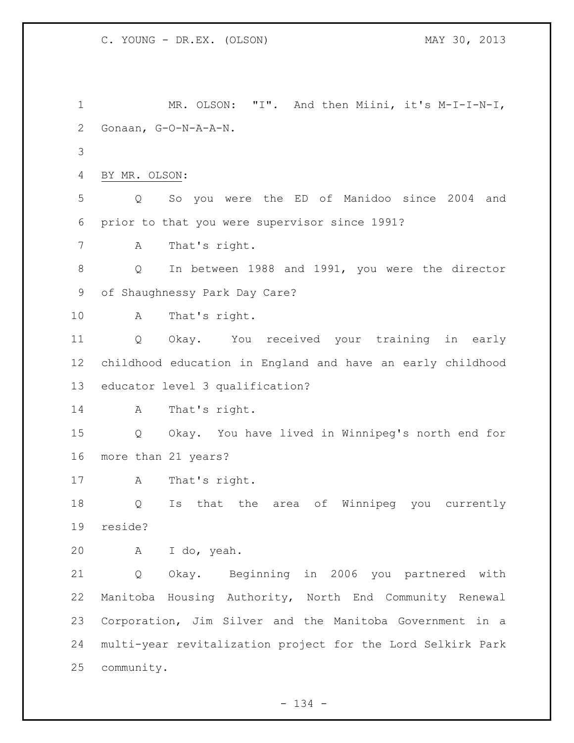MR. OLSON: "I". And then Miini, it's M-I-I-N-I, Gonaan, G-O-N-A-A-N.

BY MR. OLSON:

Q So you were the ED of Manidoo since 2004 and prior to that you were supervisor since 1991?

A That's right.

Q In between 1988 and 1991, you were the director of Shaughnessy Park Day Care?

A That's right.

Q Okay. You received your training in early childhood education in England and have an early childhood educator level 3 qualification?

A That's right.

Q Okay. You have lived in Winnipeg's north end for more than 21 years?

A That's right.

Q Is that the area of Winnipeg you currently reside?

A I do, yeah.

Q Okay. Beginning in 2006 you partnered with Manitoba Housing Authority, North End Community Renewal Corporation, Jim Silver and the Manitoba Government in a multi-year revitalization project for the Lord Selkirk Park community.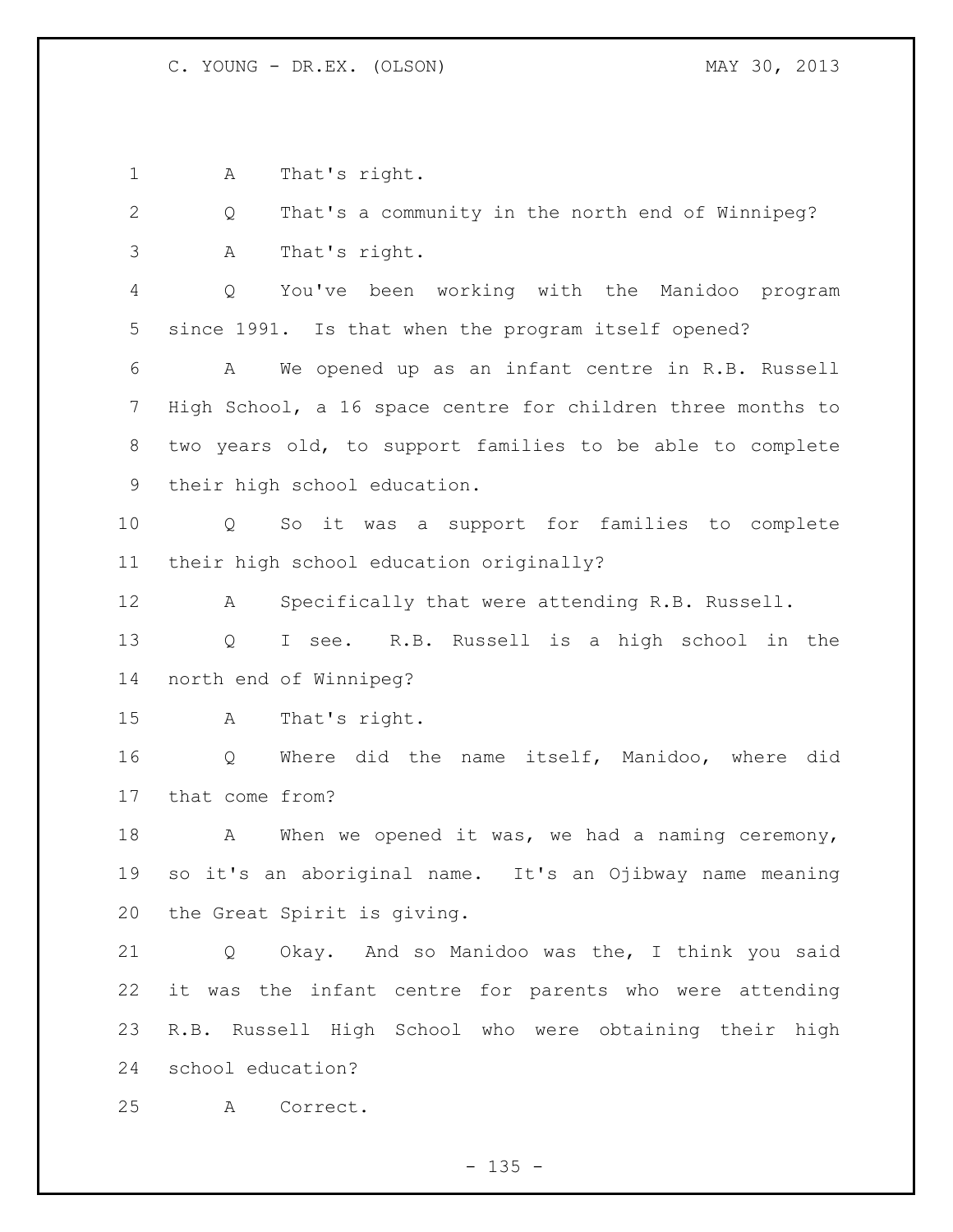A That's right.

Q That's a community in the north end of Winnipeg?

A That's right.

Q You've been working with the Manidoo program since 1991. Is that when the program itself opened?

A We opened up as an infant centre in R.B. Russell High School, a 16 space centre for children three months to two years old, to support families to be able to complete their high school education.

Q So it was a support for families to complete their high school education originally?

A Specifically that were attending R.B. Russell.

Q I see. R.B. Russell is a high school in the north end of Winnipeg?

A That's right.

Q Where did the name itself, Manidoo, where did that come from?

A When we opened it was, we had a naming ceremony, so it's an aboriginal name. It's an Ojibway name meaning the Great Spirit is giving.

Q Okay. And so Manidoo was the, I think you said it was the infant centre for parents who were attending R.B. Russell High School who were obtaining their high school education?

A Correct.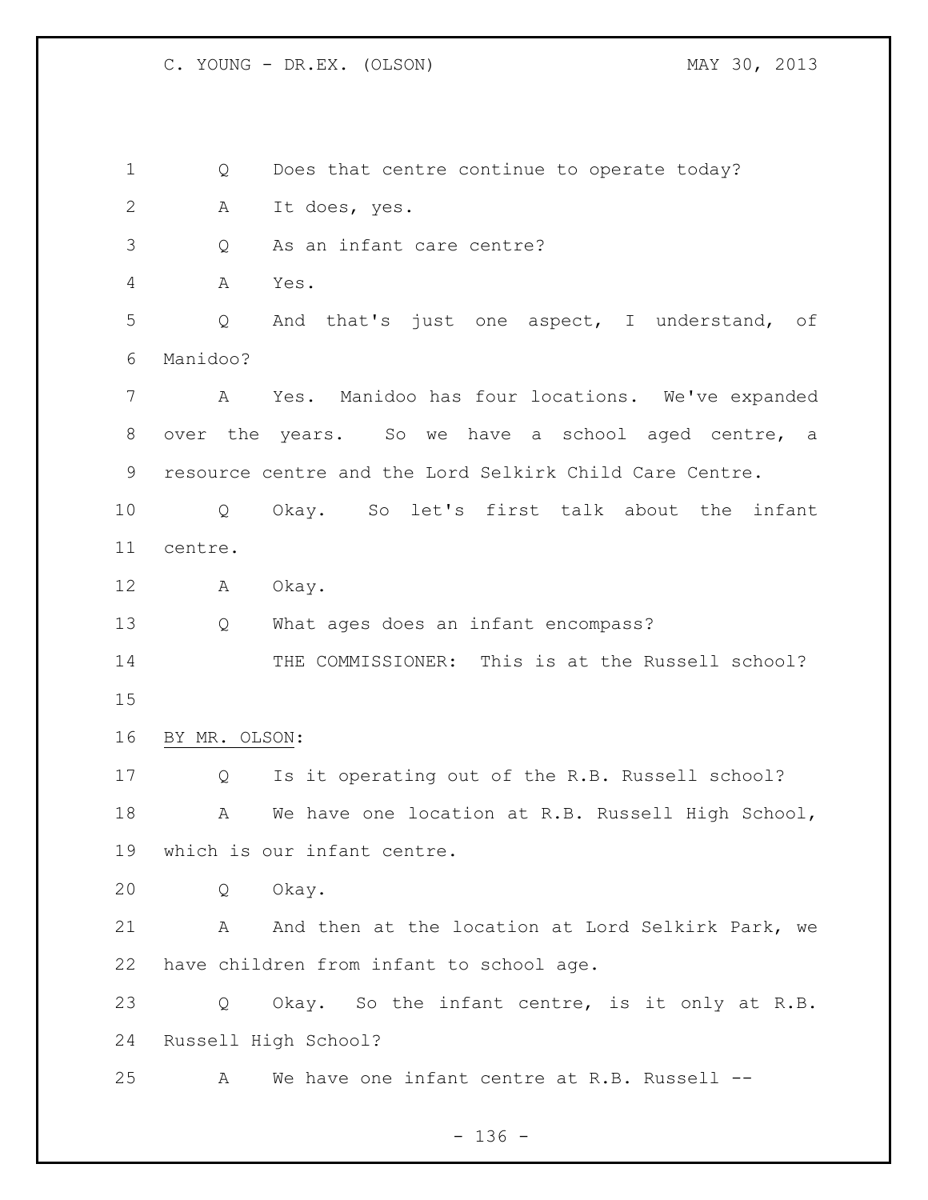Q Does that centre continue to operate today?

A It does, yes.

Q As an infant care centre?

A Yes.

Q And that's just one aspect, I understand, of Manidoo?

A Yes. Manidoo has four locations. We've expanded over the years. So we have a school aged centre, a resource centre and the Lord Selkirk Child Care Centre.

Q Okay. So let's first talk about the infant centre.

A Okay.

Q What ages does an infant encompass?

THE COMMISSIONER: This is at the Russell school?

BY MR. OLSON:

Q Is it operating out of the R.B. Russell school?

A We have one location at R.B. Russell High School, which is our infant centre.

Q Okay.

A And then at the location at Lord Selkirk Park, we have children from infant to school age.

Q Okay. So the infant centre, is it only at R.B. Russell High School?

A We have one infant centre at R.B. Russell --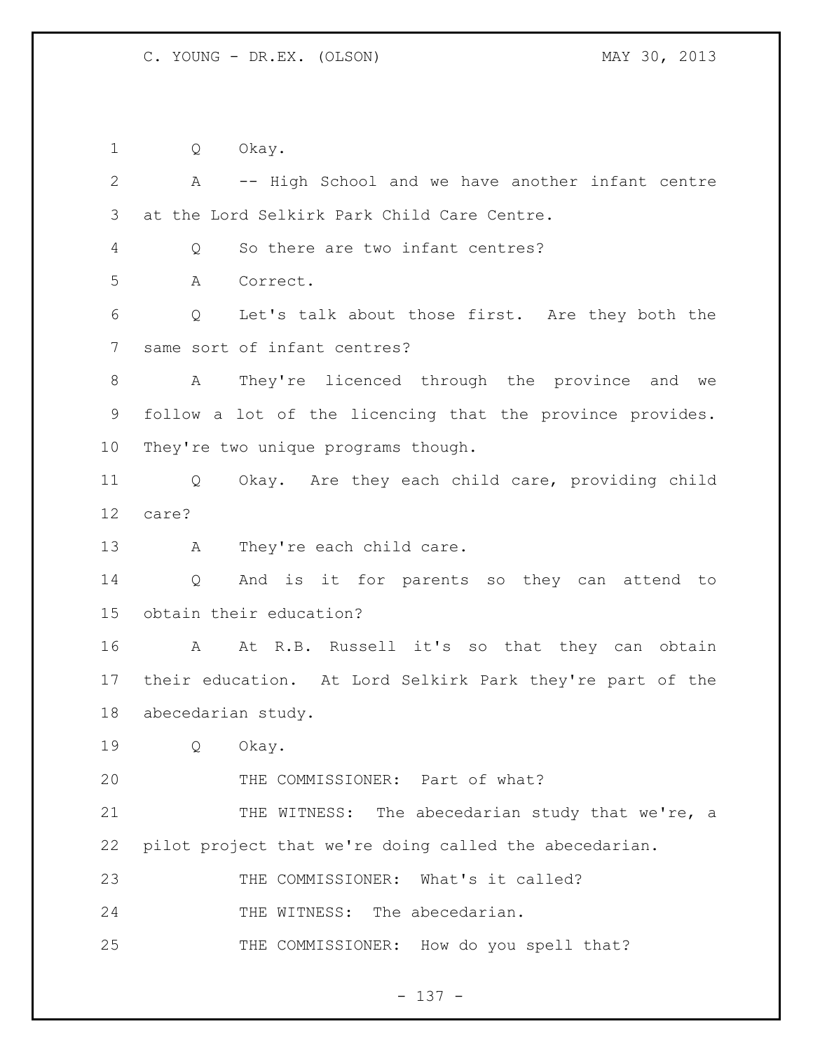Q Okay.

A -- High School and we have another infant centre at the Lord Selkirk Park Child Care Centre.

Q So there are two infant centres?

A Correct.

Q Let's talk about those first. Are they both the same sort of infant centres?

A They're licenced through the province and we follow a lot of the licencing that the province provides. They're two unique programs though.

Q Okay. Are they each child care, providing child care?

A They're each child care.

Q And is it for parents so they can attend to obtain their education?

A At R.B. Russell it's so that they can obtain their education. At Lord Selkirk Park they're part of the abecedarian study.

Q Okay.

THE COMMISSIONER: Part of what?

THE WITNESS: The abecedarian study that we're, a pilot project that we're doing called the abecedarian.

THE COMMISSIONER: What's it called?

THE WITNESS: The abecedarian.

THE COMMISSIONER: How do you spell that?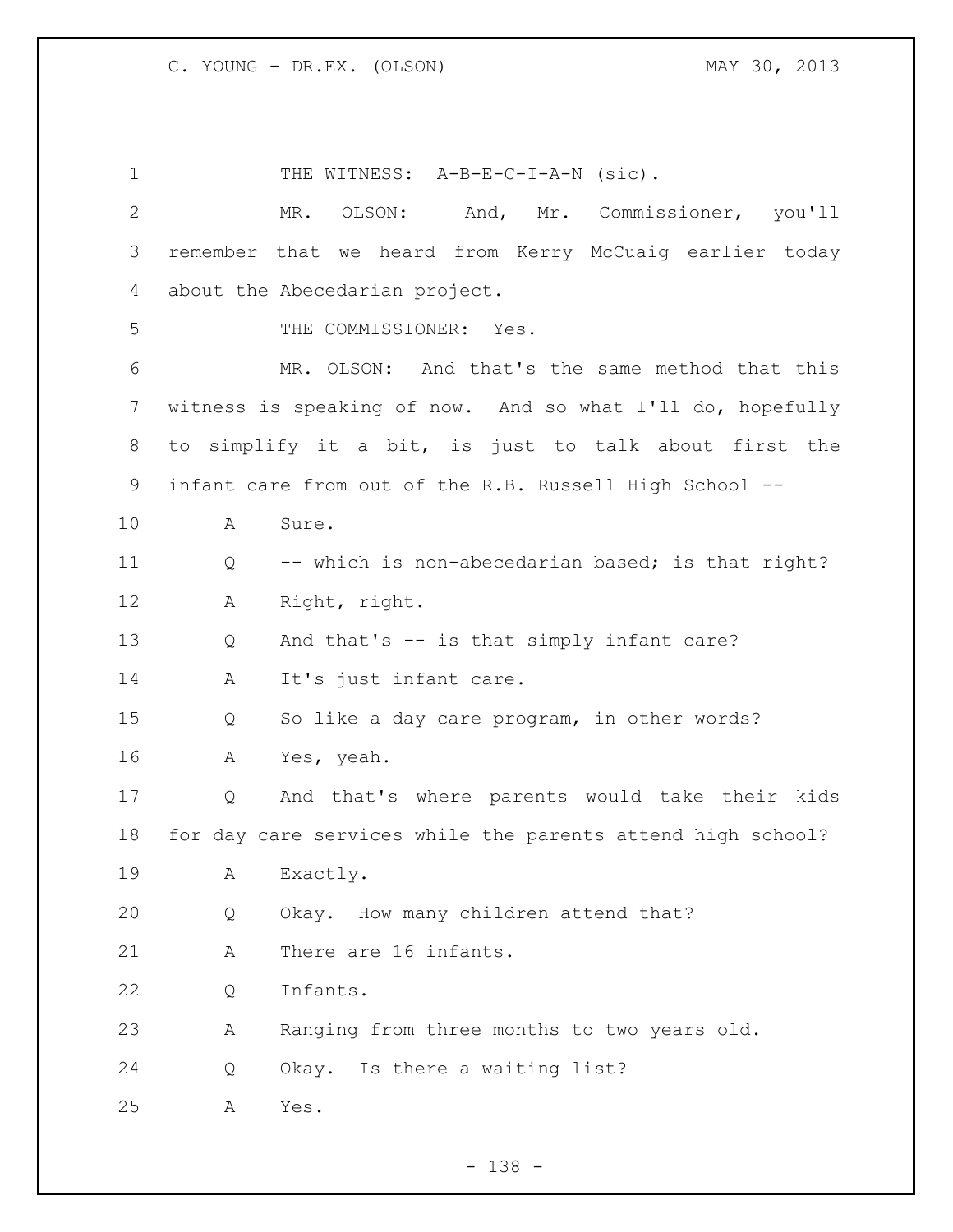THE WITNESS: A-B-E-C-I-A-N (sic).

MR. OLSON: And, Mr. Commissioner, you'll remember that we heard from Kerry McCuaig earlier today about the Abecedarian project.

THE COMMISSIONER: Yes.

MR. OLSON: And that's the same method that this witness is speaking of now. And so what I'll do, hopefully to simplify it a bit, is just to talk about first the infant care from out of the R.B. Russell High School --

A Sure.

Q -- which is non-abecedarian based; is that right?

A Right, right.

Q And that's -- is that simply infant care?

A It's just infant care.

Q So like a day care program, in other words?

A Yes, yeah.

Q And that's where parents would take their kids for day care services while the parents attend high school?

A Exactly.

Q Okay. How many children attend that?

A There are 16 infants.

Q Infants.

A Ranging from three months to two years old.

Q Okay. Is there a waiting list?

A Yes.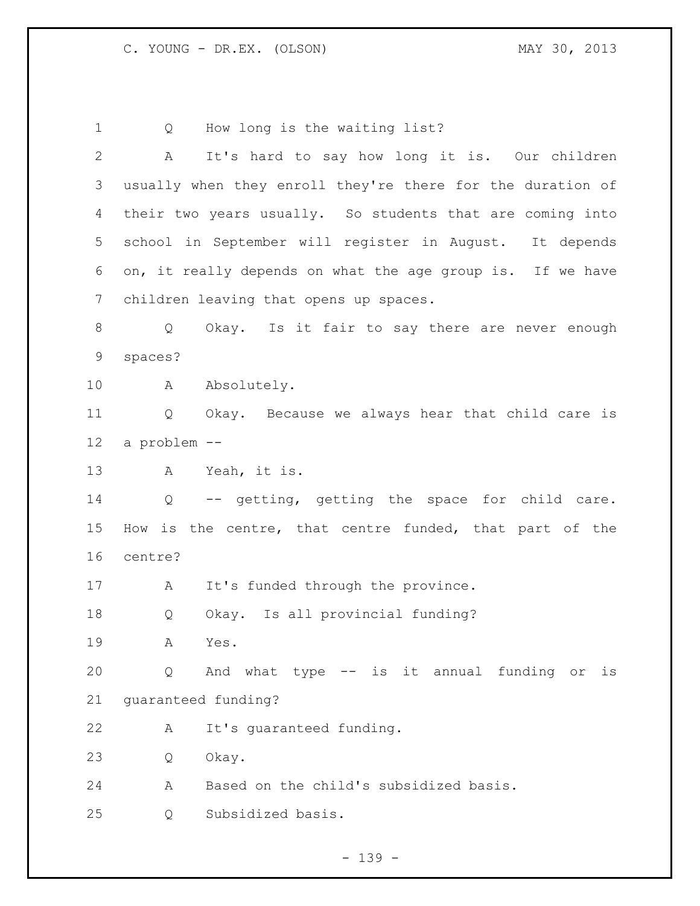Q How long is the waiting list?

A It's hard to say how long it is. Our children usually when they enroll they're there for the duration of their two years usually. So students that are coming into school in September will register in August. It depends on, it really depends on what the age group is. If we have children leaving that opens up spaces.

Q Okay. Is it fair to say there are never enough spaces?

A Absolutely.

Q Okay. Because we always hear that child care is a problem --

A Yeah, it is.

Q -- getting, getting the space for child care. How is the centre, that centre funded, that part of the centre?

A It's funded through the province.

Q Okay. Is all provincial funding?

A Yes.

Q And what type -- is it annual funding or is guaranteed funding?

A It's guaranteed funding.

Q Okay.

A Based on the child's subsidized basis.

Q Subsidized basis.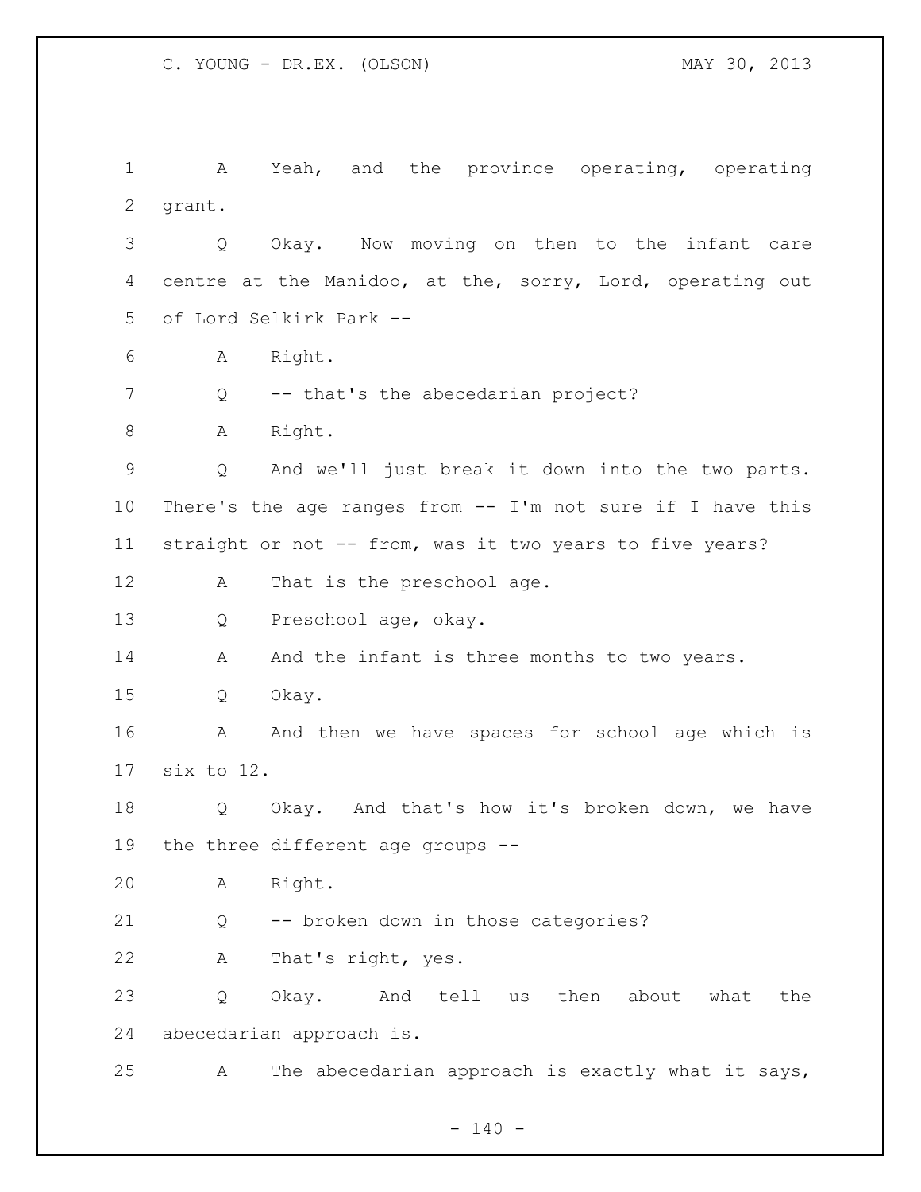A Yeah, and the province operating, operating grant.

Q Okay. Now moving on then to the infant care centre at the Manidoo, at the, sorry, Lord, operating out of Lord Selkirk Park --

A Right.

Q -- that's the abecedarian project?

A Right.

Q And we'll just break it down into the two parts. There's the age ranges from -- I'm not sure if I have this straight or not -- from, was it two years to five years?

A That is the preschool age.

Q Preschool age, okay.

A And the infant is three months to two years.

Q Okay.

A And then we have spaces for school age which is six to 12.

Q Okay. And that's how it's broken down, we have the three different age groups --

A Right.

Q -- broken down in those categories?

A That's right, yes.

Q Okay. And tell us then about what the abecedarian approach is.

A The abecedarian approach is exactly what it says,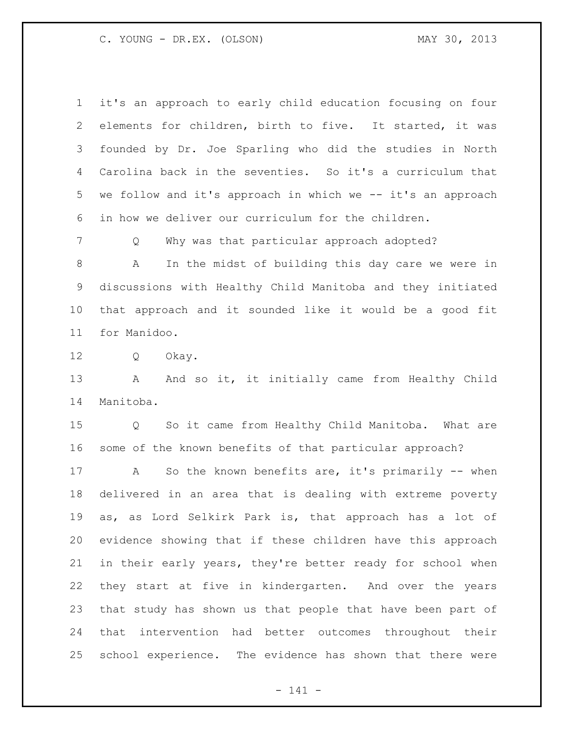it's an approach to early child education focusing on four elements for children, birth to five. It started, it was founded by Dr. Joe Sparling who did the studies in North Carolina back in the seventies. So it's a curriculum that we follow and it's approach in which we -- it's an approach in how we deliver our curriculum for the children.

Q Why was that particular approach adopted?

A In the midst of building this day care we were in discussions with Healthy Child Manitoba and they initiated that approach and it sounded like it would be a good fit for Manidoo.

Q Okay.

A And so it, it initially came from Healthy Child Manitoba.

Q So it came from Healthy Child Manitoba. What are some of the known benefits of that particular approach?

A So the known benefits are, it's primarily -- when delivered in an area that is dealing with extreme poverty as, as Lord Selkirk Park is, that approach has a lot of evidence showing that if these children have this approach in their early years, they're better ready for school when they start at five in kindergarten. And over the years that study has shown us that people that have been part of that intervention had better outcomes throughout their school experience. The evidence has shown that there were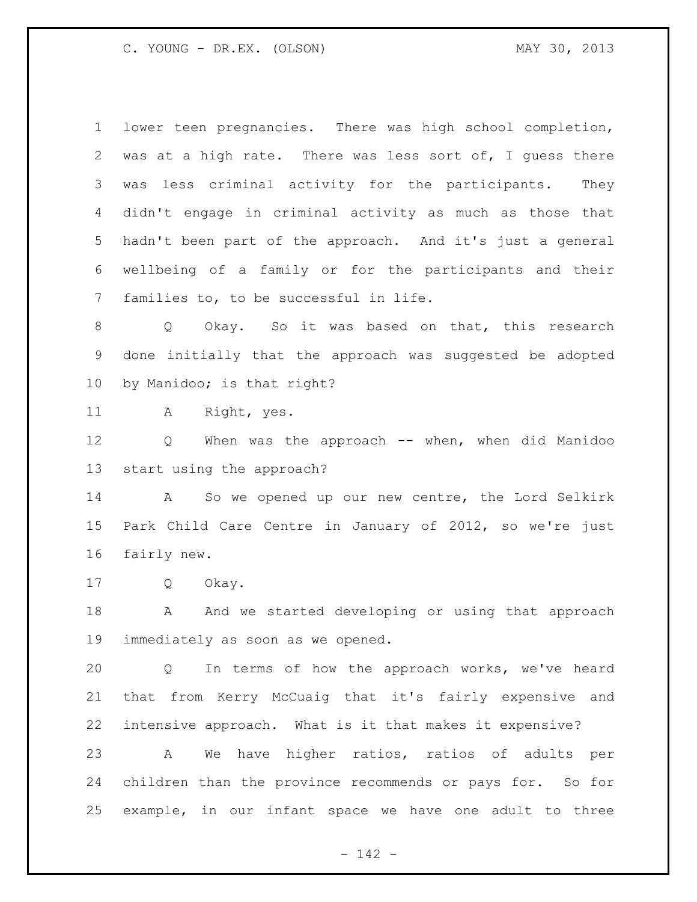lower teen pregnancies. There was high school completion, was at a high rate. There was less sort of, I guess there was less criminal activity for the participants. They didn't engage in criminal activity as much as those that hadn't been part of the approach. And it's just a general wellbeing of a family or for the participants and their families to, to be successful in life.

Q Okay. So it was based on that, this research done initially that the approach was suggested be adopted by Manidoo; is that right?

A Right, yes.

Q When was the approach -- when, when did Manidoo start using the approach?

A So we opened up our new centre, the Lord Selkirk Park Child Care Centre in January of 2012, so we're just fairly new.

Q Okay.

A And we started developing or using that approach immediately as soon as we opened.

Q In terms of how the approach works, we've heard that from Kerry McCuaig that it's fairly expensive and intensive approach. What is it that makes it expensive?

A We have higher ratios, ratios of adults per children than the province recommends or pays for. So for example, in our infant space we have one adult to three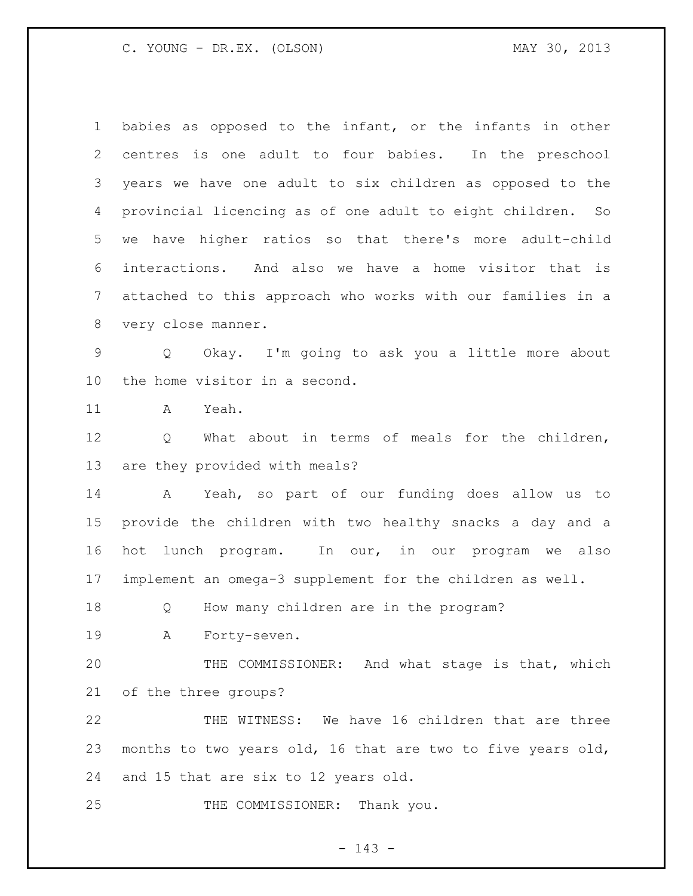babies as opposed to the infant, or the infants in other centres is one adult to four babies. In the preschool years we have one adult to six children as opposed to the provincial licencing as of one adult to eight children. So we have higher ratios so that there's more adult-child interactions. And also we have a home visitor that is attached to this approach who works with our families in a very close manner.

Q Okay. I'm going to ask you a little more about the home visitor in a second.

A Yeah.

Q What about in terms of meals for the children, are they provided with meals?

A Yeah, so part of our funding does allow us to provide the children with two healthy snacks a day and a hot lunch program. In our, in our program we also implement an omega-3 supplement for the children as well.

Q How many children are in the program?

A Forty-seven.

THE COMMISSIONER: And what stage is that, which of the three groups?

THE WITNESS: We have 16 children that are three months to two years old, 16 that are two to five years old, and 15 that are six to 12 years old.

THE COMMISSIONER: Thank you.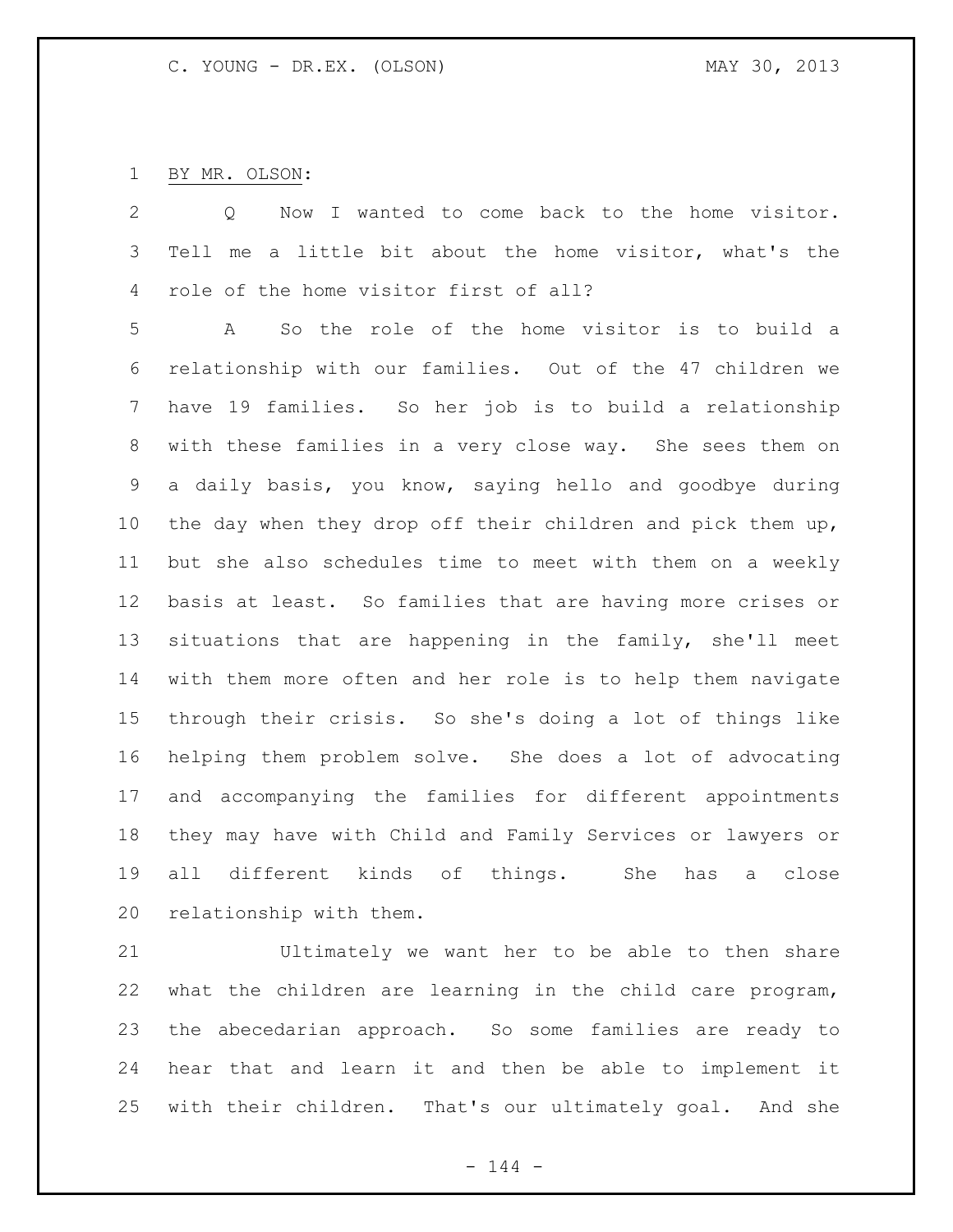BY MR. OLSON:

Q Now I wanted to come back to the home visitor. Tell me a little bit about the home visitor, what's the role of the home visitor first of all?

A So the role of the home visitor is to build a relationship with our families. Out of the 47 children we have 19 families. So her job is to build a relationship with these families in a very close way. She sees them on a daily basis, you know, saying hello and goodbye during the day when they drop off their children and pick them up, but she also schedules time to meet with them on a weekly basis at least. So families that are having more crises or situations that are happening in the family, she'll meet with them more often and her role is to help them navigate through their crisis. So she's doing a lot of things like helping them problem solve. She does a lot of advocating and accompanying the families for different appointments they may have with Child and Family Services or lawyers or all different kinds of things. She has a close relationship with them.

Ultimately we want her to be able to then share what the children are learning in the child care program, the abecedarian approach. So some families are ready to hear that and learn it and then be able to implement it with their children. That's our ultimately goal. And she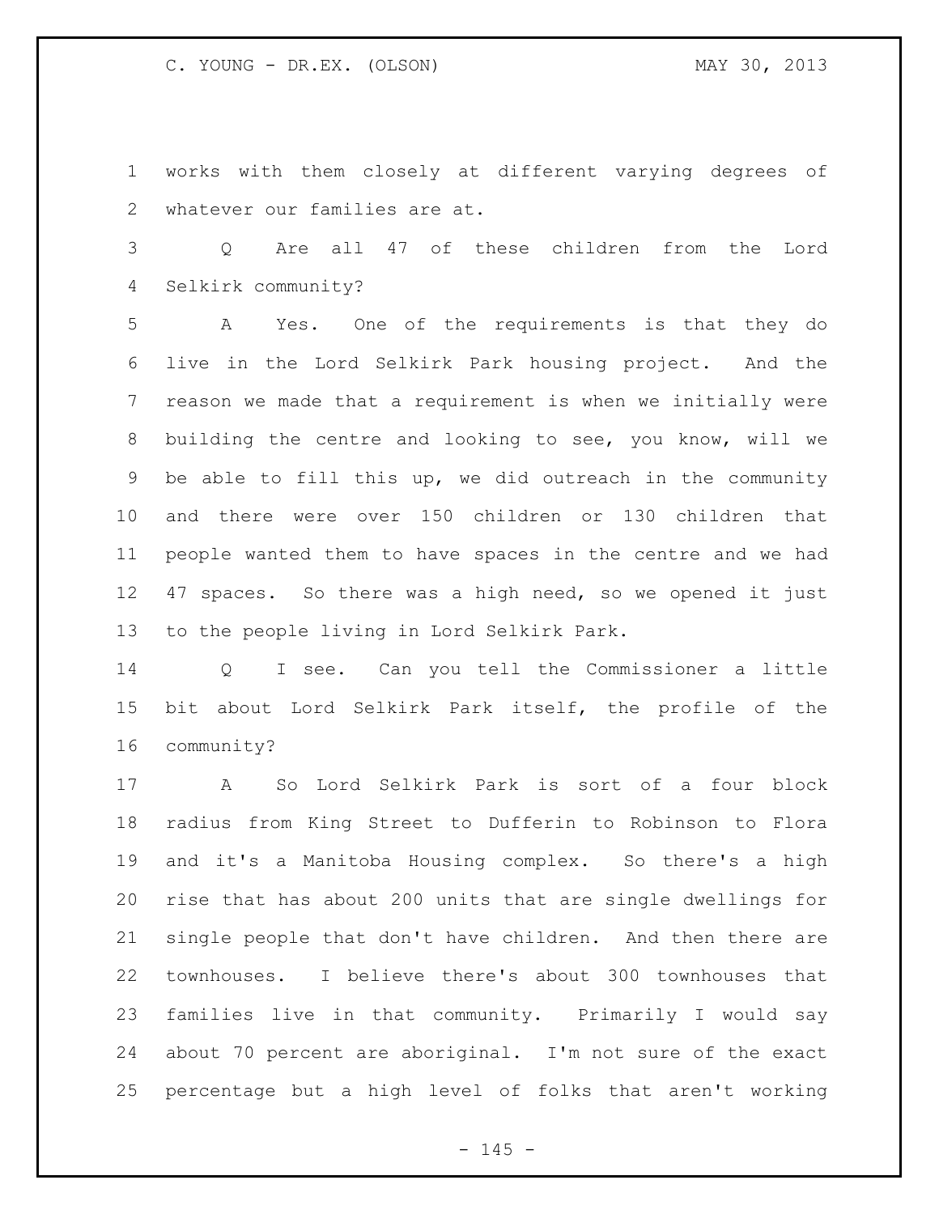works with them closely at different varying degrees of whatever our families are at.

Q Are all 47 of these children from the Lord Selkirk community?

A Yes. One of the requirements is that they do live in the Lord Selkirk Park housing project. And the reason we made that a requirement is when we initially were building the centre and looking to see, you know, will we be able to fill this up, we did outreach in the community and there were over 150 children or 130 children that people wanted them to have spaces in the centre and we had 47 spaces. So there was a high need, so we opened it just to the people living in Lord Selkirk Park.

Q I see. Can you tell the Commissioner a little bit about Lord Selkirk Park itself, the profile of the community?

A So Lord Selkirk Park is sort of a four block radius from King Street to Dufferin to Robinson to Flora and it's a Manitoba Housing complex. So there's a high rise that has about 200 units that are single dwellings for single people that don't have children. And then there are townhouses. I believe there's about 300 townhouses that families live in that community. Primarily I would say about 70 percent are aboriginal. I'm not sure of the exact percentage but a high level of folks that aren't working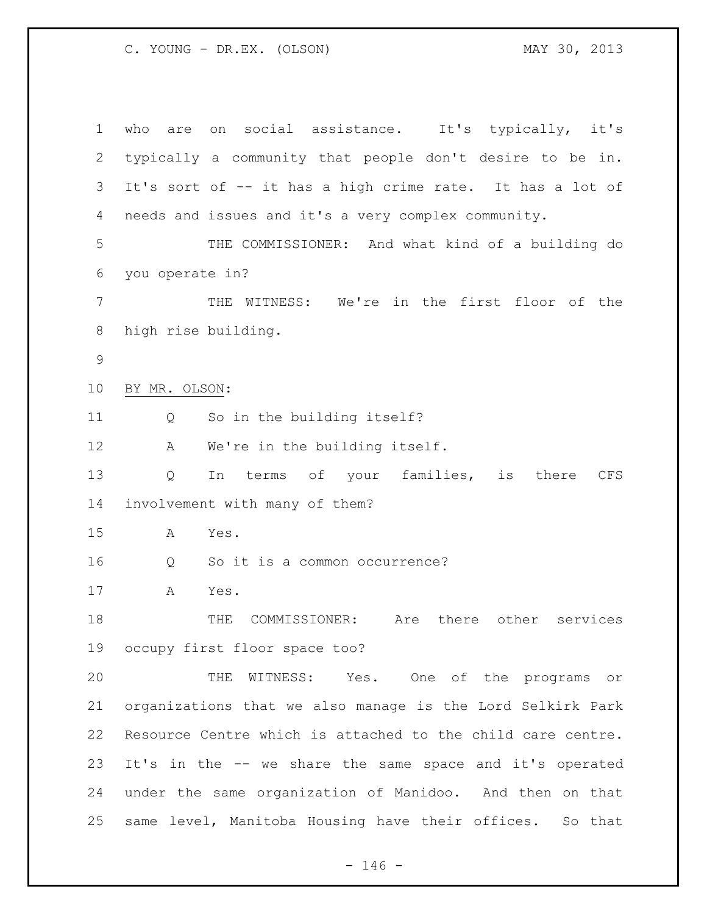who are on social assistance. It's typically, it's typically a community that people don't desire to be in. It's sort of -- it has a high crime rate. It has a lot of needs and issues and it's a very complex community.

THE COMMISSIONER: And what kind of a building do you operate in?

THE WITNESS: We're in the first floor of the high rise building.

BY MR. OLSON:

Q So in the building itself?

A We're in the building itself.

Q In terms of your families, is there CFS involvement with many of them?

A Yes.

Q So it is a common occurrence?

A Yes.

THE COMMISSIONER: Are there other services occupy first floor space too?

THE WITNESS: Yes. One of the programs or organizations that we also manage is the Lord Selkirk Park Resource Centre which is attached to the child care centre. It's in the -- we share the same space and it's operated under the same organization of Manidoo. And then on that same level, Manitoba Housing have their offices. So that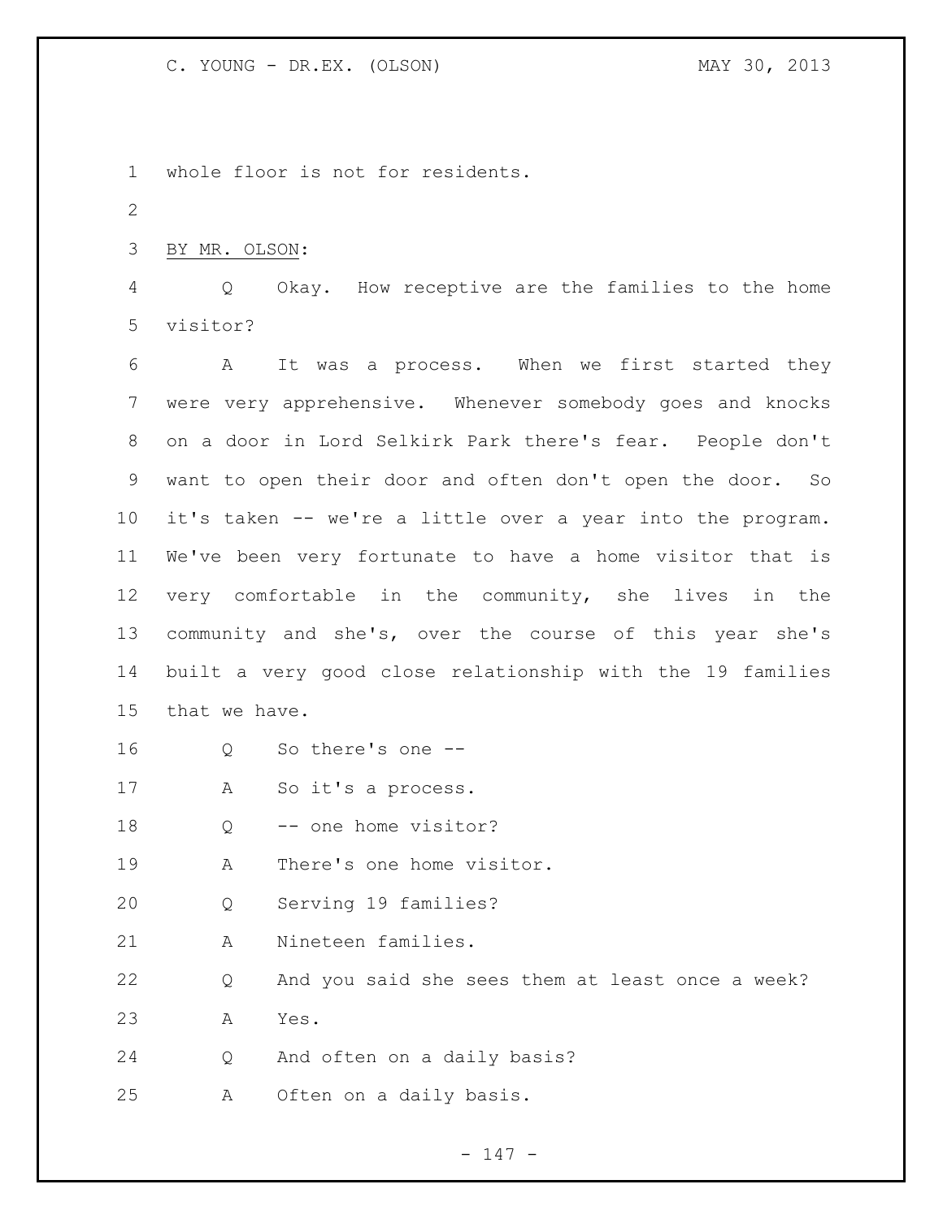whole floor is not for residents.

BY MR. OLSON:

Q Okay. How receptive are the families to the home visitor?

A It was a process. When we first started they were very apprehensive. Whenever somebody goes and knocks on a door in Lord Selkirk Park there's fear. People don't want to open their door and often don't open the door. So it's taken -- we're a little over a year into the program. We've been very fortunate to have a home visitor that is very comfortable in the community, she lives in the community and she's, over the course of this year she's built a very good close relationship with the 19 families that we have.

Q So there's one --

A So it's a process.

Q -- one home visitor?

A There's one home visitor.

Q Serving 19 families?

A Nineteen families.

Q And you said she sees them at least once a week?

A Yes.

Q And often on a daily basis?

A Often on a daily basis.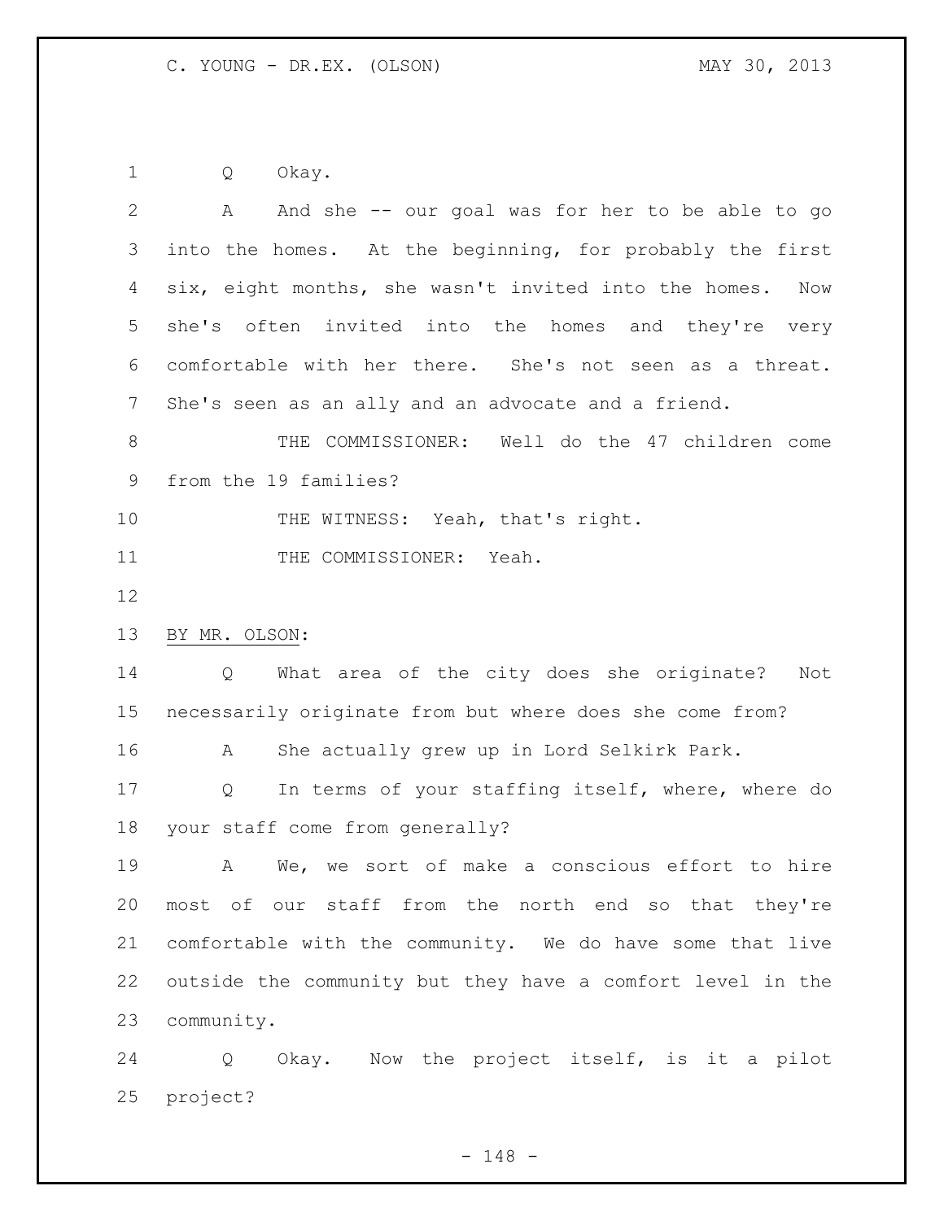Q Okay.

A And she -- our goal was for her to be able to go into the homes. At the beginning, for probably the first six, eight months, she wasn't invited into the homes. Now she's often invited into the homes and they're very comfortable with her there. She's not seen as a threat. She's seen as an ally and an advocate and a friend.

THE COMMISSIONER: Well do the 47 children come from the 19 families?

THE WITNESS: Yeah, that's right.

THE COMMISSIONER: Yeah.

BY MR. OLSON:

Q What area of the city does she originate? Not necessarily originate from but where does she come from?

A She actually grew up in Lord Selkirk Park.

Q In terms of your staffing itself, where, where do your staff come from generally?

A We, we sort of make a conscious effort to hire most of our staff from the north end so that they're comfortable with the community. We do have some that live outside the community but they have a comfort level in the community.

Q Okay. Now the project itself, is it a pilot project?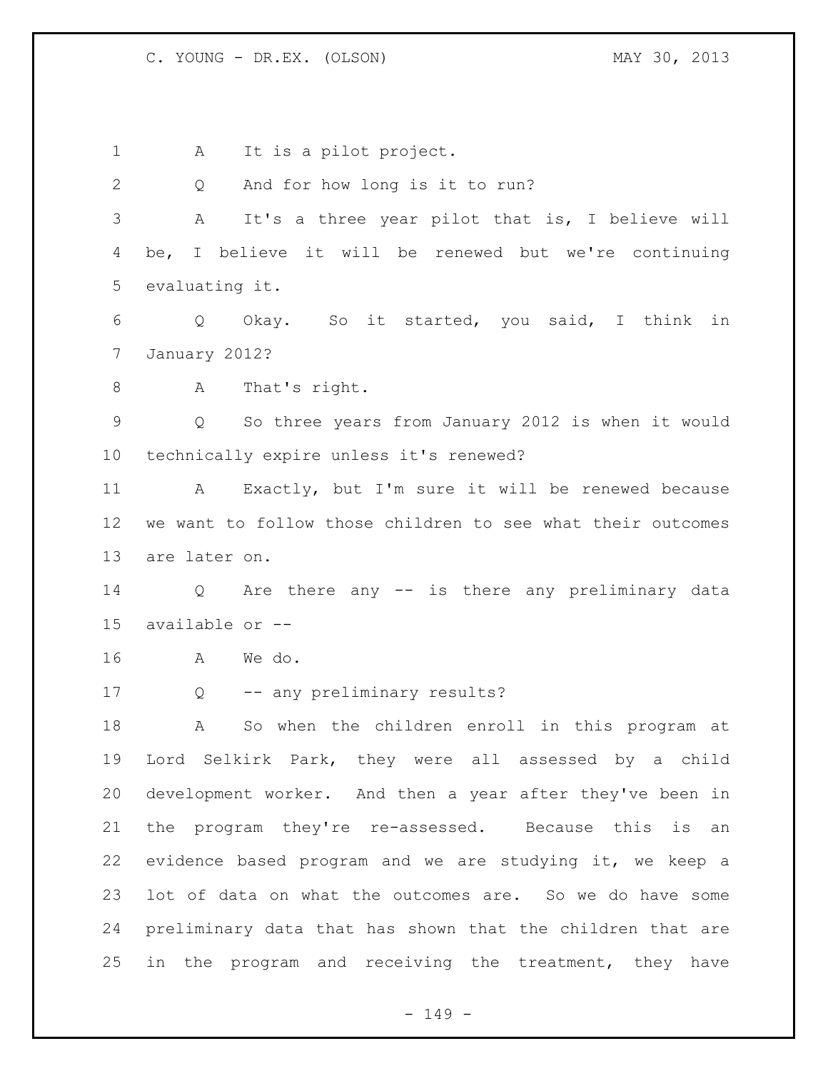A It is a pilot project.

Q And for how long is it to run?

A It's a three year pilot that is, I believe will be, I believe it will be renewed but we're continuing evaluating it.

Q Okay. So it started, you said, I think in January 2012?

A That's right.

Q So three years from January 2012 is when it would technically expire unless it's renewed?

A Exactly, but I'm sure it will be renewed because we want to follow those children to see what their outcomes are later on.

Q Are there any -- is there any preliminary data available or --

A We do.

Q -- any preliminary results?

A So when the children enroll in this program at Lord Selkirk Park, they were all assessed by a child development worker. And then a year after they've been in the program they're re-assessed. Because this is an evidence based program and we are studying it, we keep a lot of data on what the outcomes are. So we do have some preliminary data that has shown that the children that are in the program and receiving the treatment, they have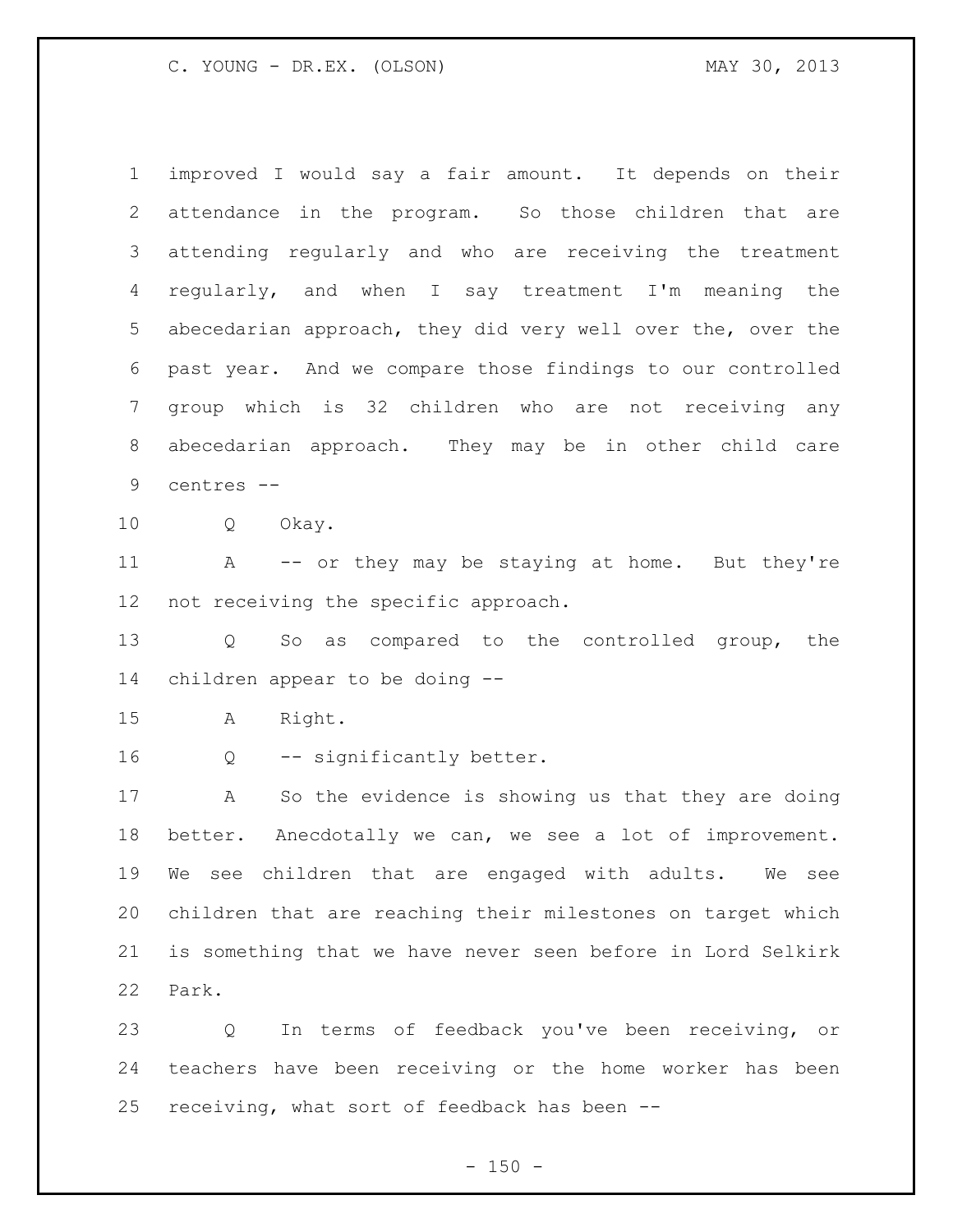improved I would say a fair amount. It depends on their attendance in the program. So those children that are attending regularly and who are receiving the treatment regularly, and when I say treatment I'm meaning the abecedarian approach, they did very well over the, over the past year. And we compare those findings to our controlled group which is 32 children who are not receiving any abecedarian approach. They may be in other child care centres --

Q Okay.

A -- or they may be staying at home. But they're not receiving the specific approach.

Q So as compared to the controlled group, the children appear to be doing --

A Right.

Q -- significantly better.

A So the evidence is showing us that they are doing better. Anecdotally we can, we see a lot of improvement. We see children that are engaged with adults. We see children that are reaching their milestones on target which is something that we have never seen before in Lord Selkirk Park.

Q In terms of feedback you've been receiving, or teachers have been receiving or the home worker has been receiving, what sort of feedback has been --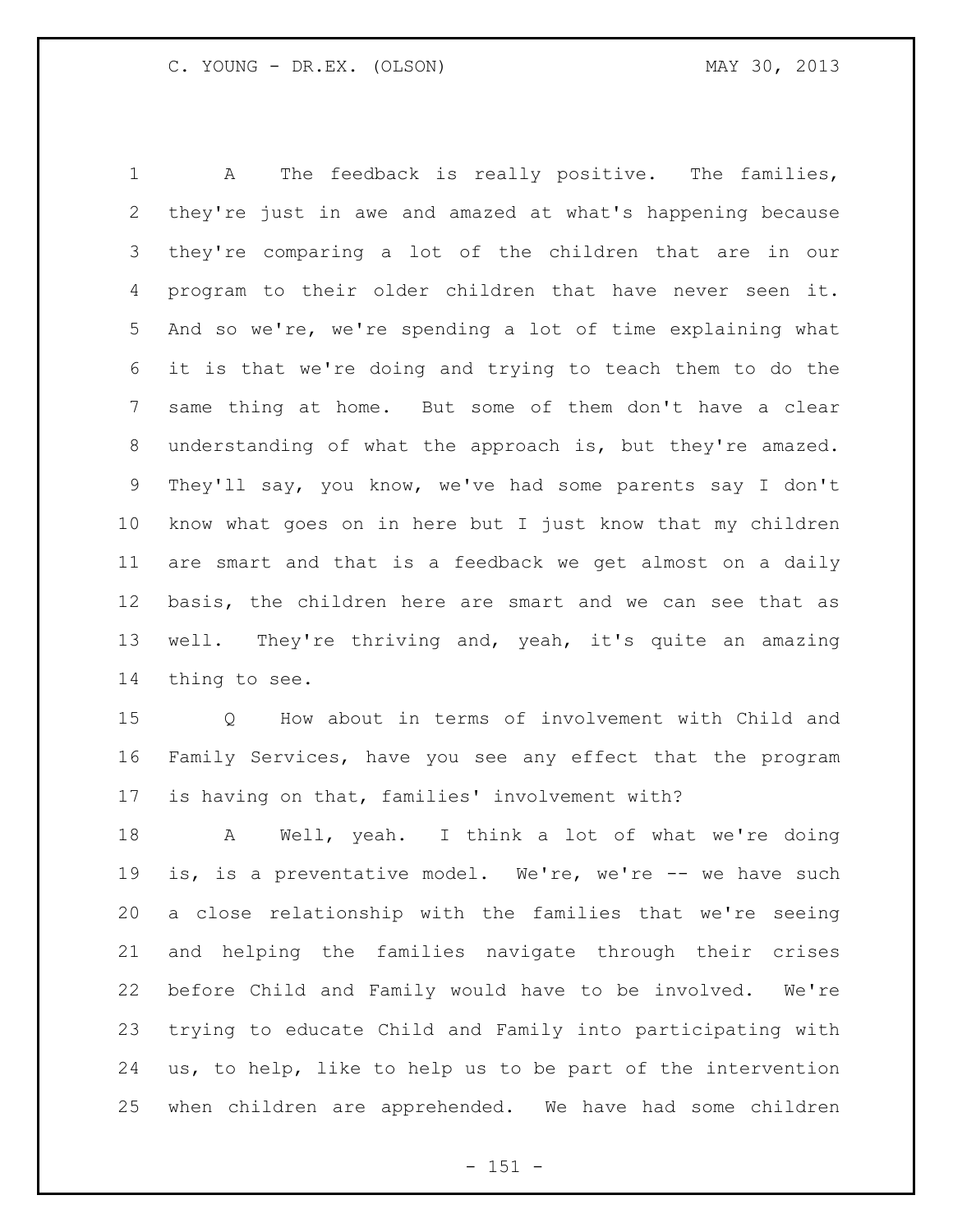A The feedback is really positive. The families, they're just in awe and amazed at what's happening because they're comparing a lot of the children that are in our program to their older children that have never seen it. And so we're, we're spending a lot of time explaining what it is that we're doing and trying to teach them to do the same thing at home. But some of them don't have a clear understanding of what the approach is, but they're amazed. They'll say, you know, we've had some parents say I don't know what goes on in here but I just know that my children are smart and that is a feedback we get almost on a daily basis, the children here are smart and we can see that as well. They're thriving and, yeah, it's quite an amazing thing to see.

Q How about in terms of involvement with Child and Family Services, have you see any effect that the program is having on that, families' involvement with?

A Well, yeah. I think a lot of what we're doing is, is a preventative model. We're, we're -- we have such a close relationship with the families that we're seeing and helping the families navigate through their crises before Child and Family would have to be involved. We're trying to educate Child and Family into participating with us, to help, like to help us to be part of the intervention when children are apprehended. We have had some children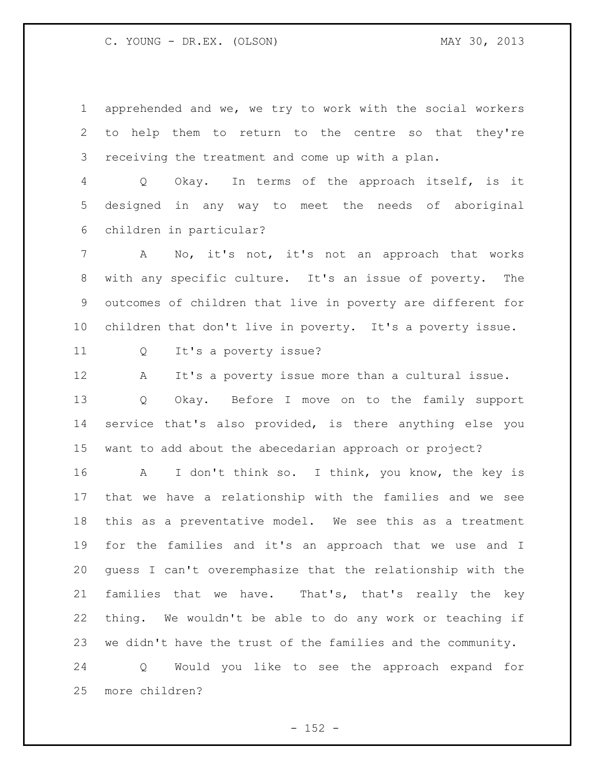apprehended and we, we try to work with the social workers to help them to return to the centre so that they're receiving the treatment and come up with a plan.

Q Okay. In terms of the approach itself, is it designed in any way to meet the needs of aboriginal children in particular?

A No, it's not, it's not an approach that works with any specific culture. It's an issue of poverty. The outcomes of children that live in poverty are different for children that don't live in poverty. It's a poverty issue.

Q It's a poverty issue?

A It's a poverty issue more than a cultural issue.

Q Okay. Before I move on to the family support service that's also provided, is there anything else you want to add about the abecedarian approach or project?

A I don't think so. I think, you know, the key is that we have a relationship with the families and we see this as a preventative model. We see this as a treatment for the families and it's an approach that we use and I guess I can't overemphasize that the relationship with the families that we have. That's, that's really the key thing. We wouldn't be able to do any work or teaching if we didn't have the trust of the families and the community.

Q Would you like to see the approach expand for more children?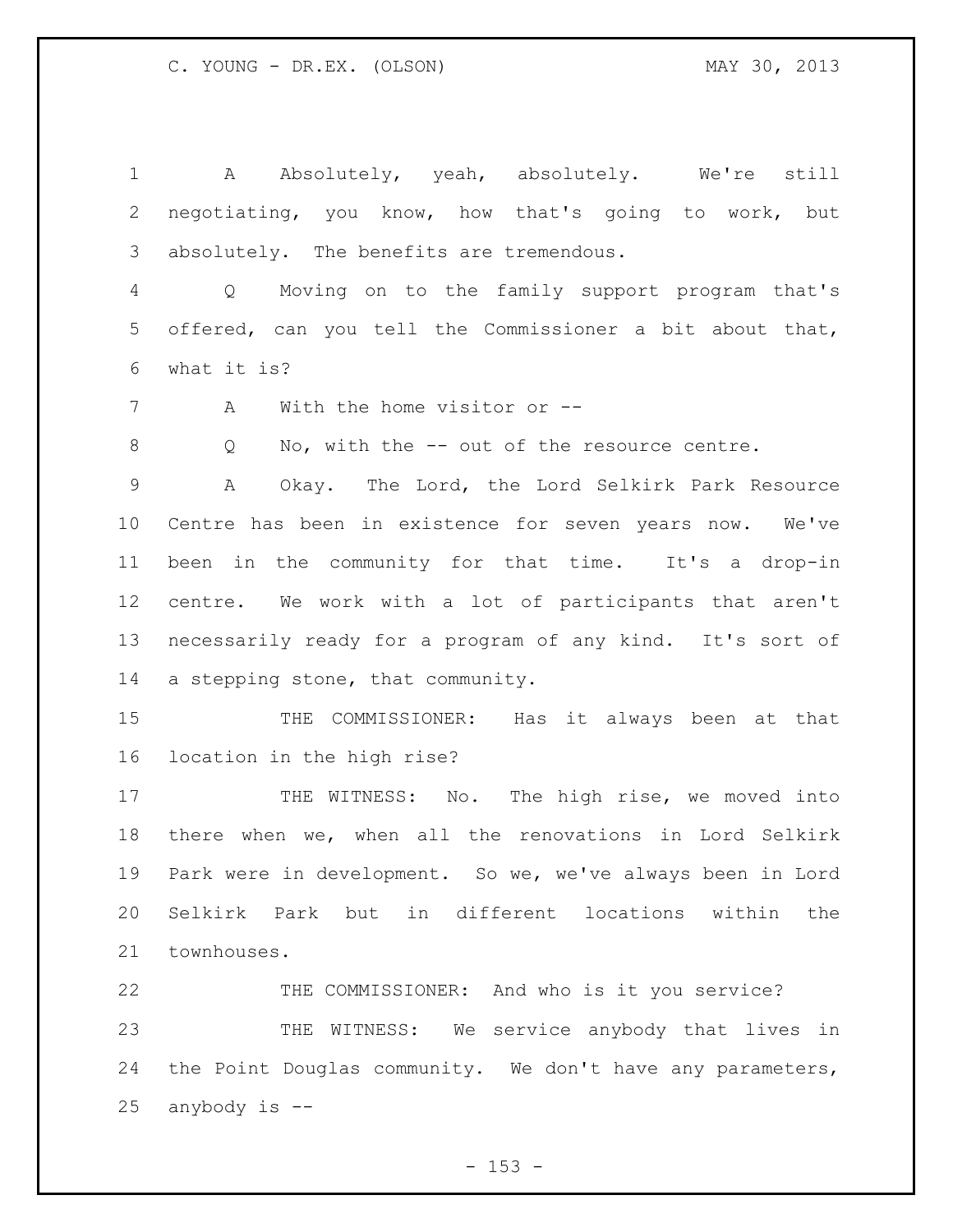A Absolutely, yeah, absolutely. We're still negotiating, you know, how that's going to work, but absolutely. The benefits are tremendous.

Q Moving on to the family support program that's offered, can you tell the Commissioner a bit about that, what it is?

A With the home visitor or --

Q No, with the -- out of the resource centre.

A Okay. The Lord, the Lord Selkirk Park Resource Centre has been in existence for seven years now. We've been in the community for that time. It's a drop-in centre. We work with a lot of participants that aren't necessarily ready for a program of any kind. It's sort of a stepping stone, that community.

THE COMMISSIONER: Has it always been at that location in the high rise?

THE WITNESS: No. The high rise, we moved into there when we, when all the renovations in Lord Selkirk Park were in development. So we, we've always been in Lord Selkirk Park but in different locations within the townhouses.

THE COMMISSIONER: And who is it you service?

THE WITNESS: We service anybody that lives in the Point Douglas community. We don't have any parameters, anybody is --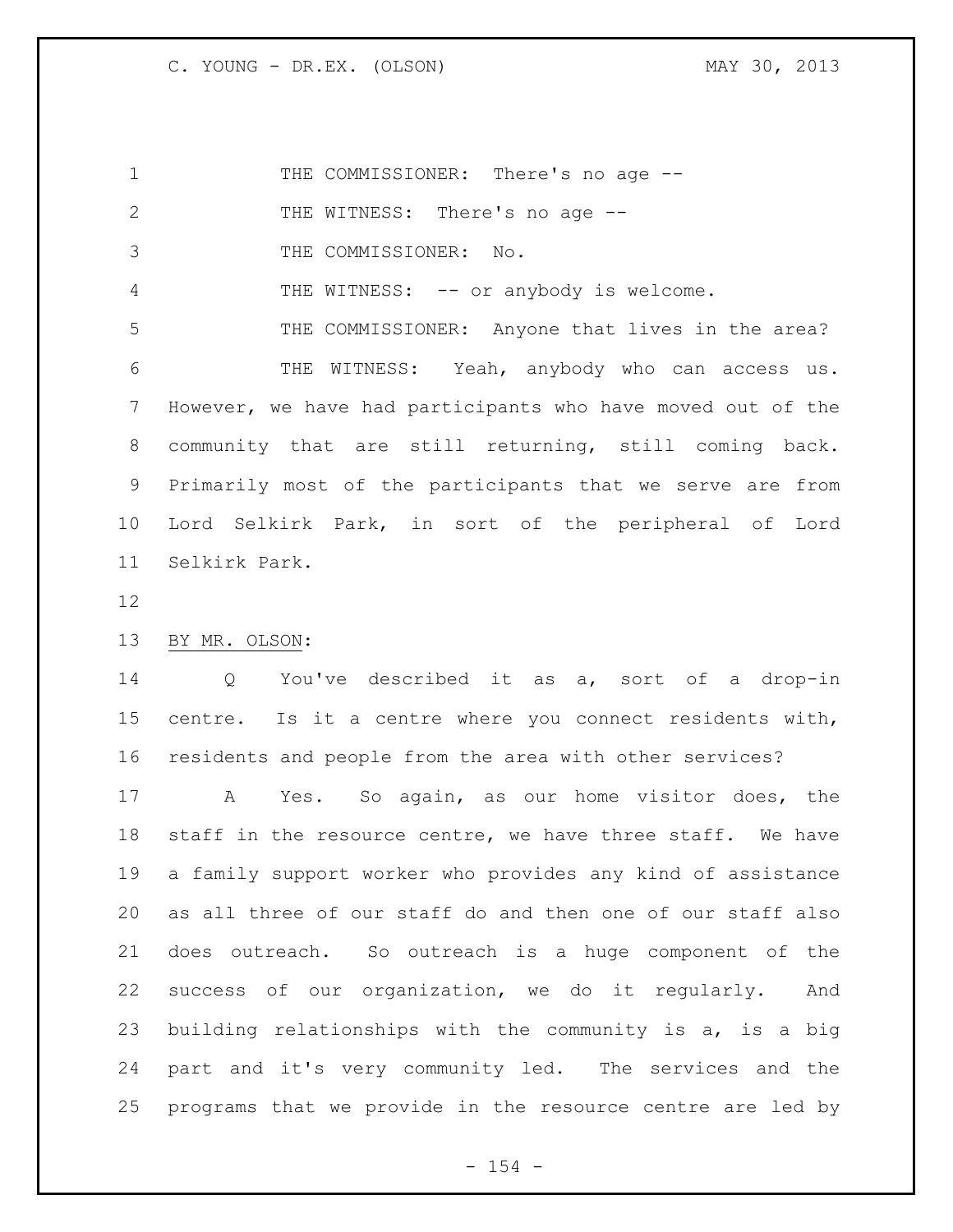THE COMMISSIONER: There's no age --

THE WITNESS: There's no age --

THE COMMISSIONER: No.

THE WITNESS: -- or anybody is welcome.

THE COMMISSIONER: Anyone that lives in the area?

THE WITNESS: Yeah, anybody who can access us. However, we have had participants who have moved out of the community that are still returning, still coming back. Primarily most of the participants that we serve are from Lord Selkirk Park, in sort of the peripheral of Lord Selkirk Park.

BY MR. OLSON:

Q You've described it as a, sort of a drop-in centre. Is it a centre where you connect residents with, residents and people from the area with other services?

A Yes. So again, as our home visitor does, the staff in the resource centre, we have three staff. We have a family support worker who provides any kind of assistance as all three of our staff do and then one of our staff also does outreach. So outreach is a huge component of the success of our organization, we do it regularly. And building relationships with the community is a, is a big part and it's very community led. The services and the programs that we provide in the resource centre are led by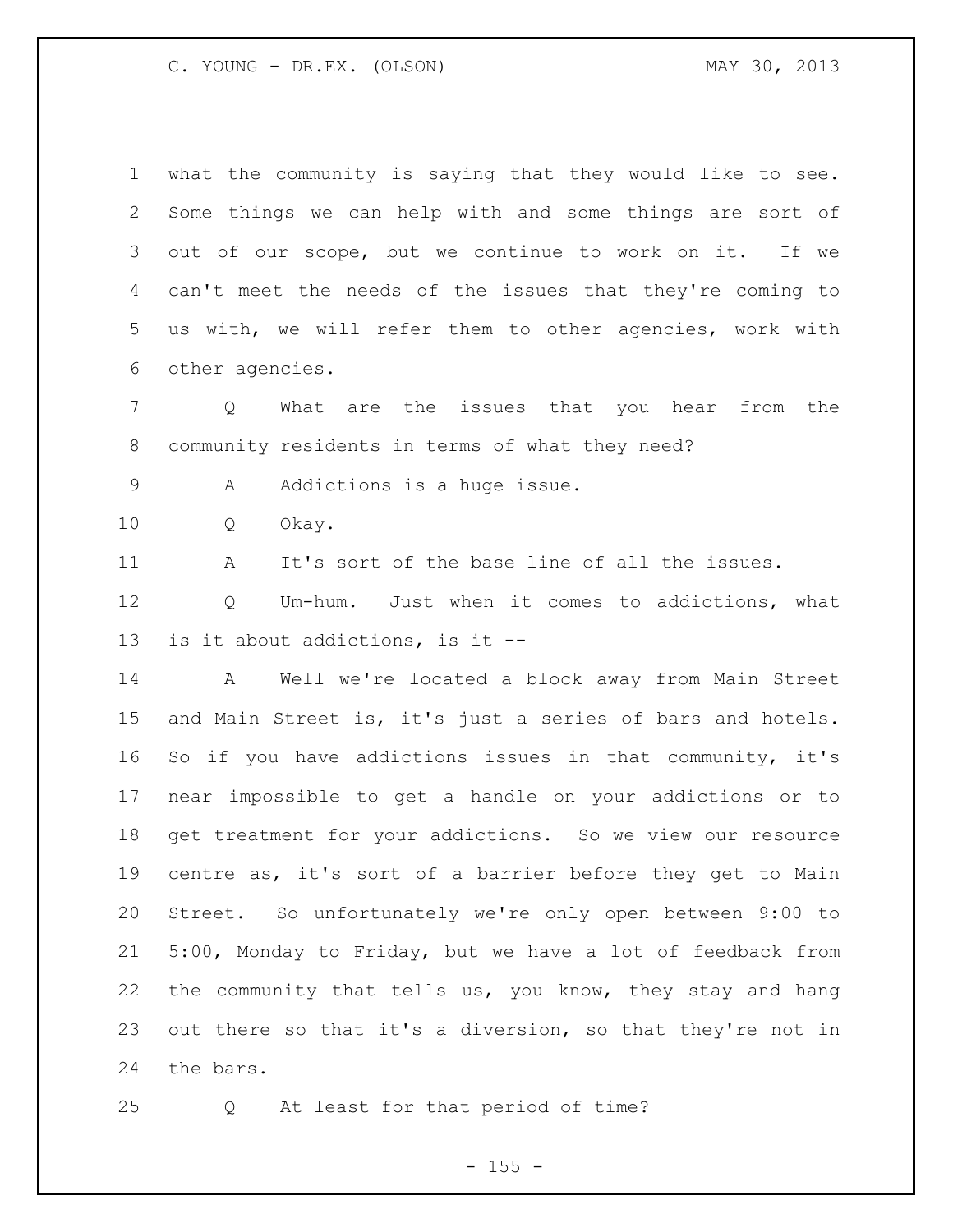what the community is saying that they would like to see. Some things we can help with and some things are sort of out of our scope, but we continue to work on it. If we can't meet the needs of the issues that they're coming to us with, we will refer them to other agencies, work with other agencies.

Q What are the issues that you hear from the community residents in terms of what they need?

A Addictions is a huge issue.

Q Okay.

A It's sort of the base line of all the issues.

Q Um-hum. Just when it comes to addictions, what is it about addictions, is it --

A Well we're located a block away from Main Street and Main Street is, it's just a series of bars and hotels. So if you have addictions issues in that community, it's near impossible to get a handle on your addictions or to get treatment for your addictions. So we view our resource centre as, it's sort of a barrier before they get to Main Street. So unfortunately we're only open between 9:00 to 5:00, Monday to Friday, but we have a lot of feedback from the community that tells us, you know, they stay and hang out there so that it's a diversion, so that they're not in the bars.

Q At least for that period of time?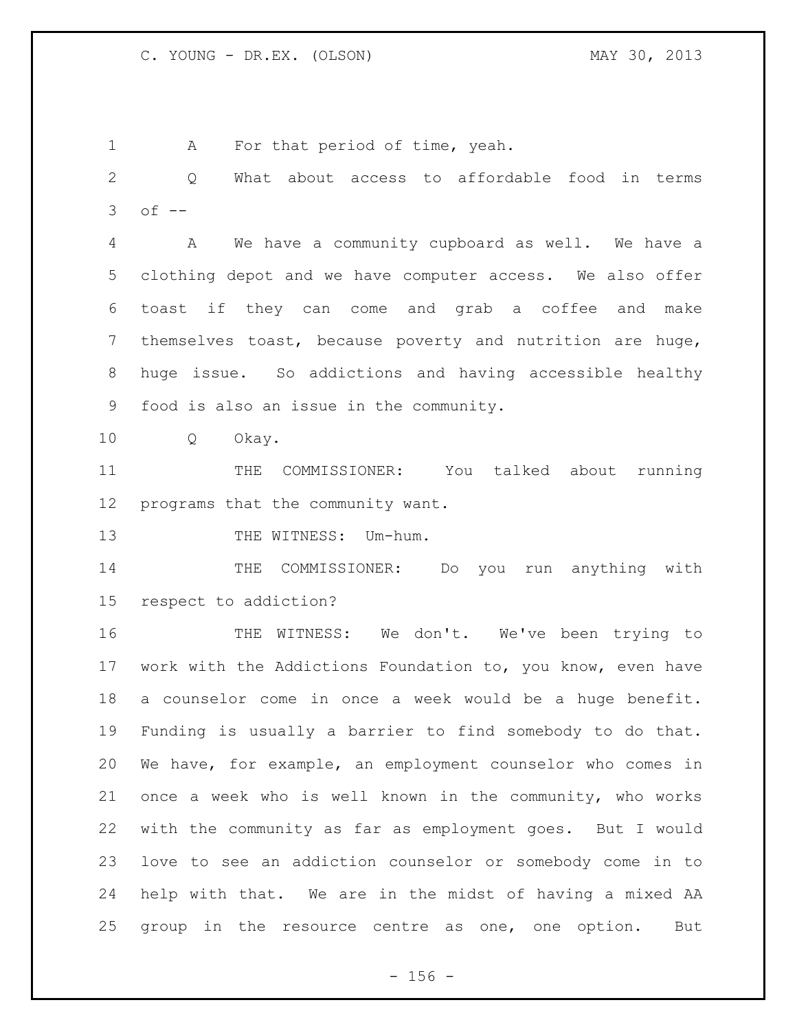A For that period of time, yeah.

Q What about access to affordable food in terms of --

A We have a community cupboard as well. We have a clothing depot and we have computer access. We also offer toast if they can come and grab a coffee and make themselves toast, because poverty and nutrition are huge, huge issue. So addictions and having accessible healthy food is also an issue in the community.

Q Okay.

THE COMMISSIONER: You talked about running programs that the community want.

THE WITNESS: Um-hum.

THE COMMISSIONER: Do you run anything with respect to addiction?

THE WITNESS: We don't. We've been trying to work with the Addictions Foundation to, you know, even have a counselor come in once a week would be a huge benefit. Funding is usually a barrier to find somebody to do that. We have, for example, an employment counselor who comes in once a week who is well known in the community, who works with the community as far as employment goes. But I would love to see an addiction counselor or somebody come in to help with that. We are in the midst of having a mixed AA group in the resource centre as one, one option. But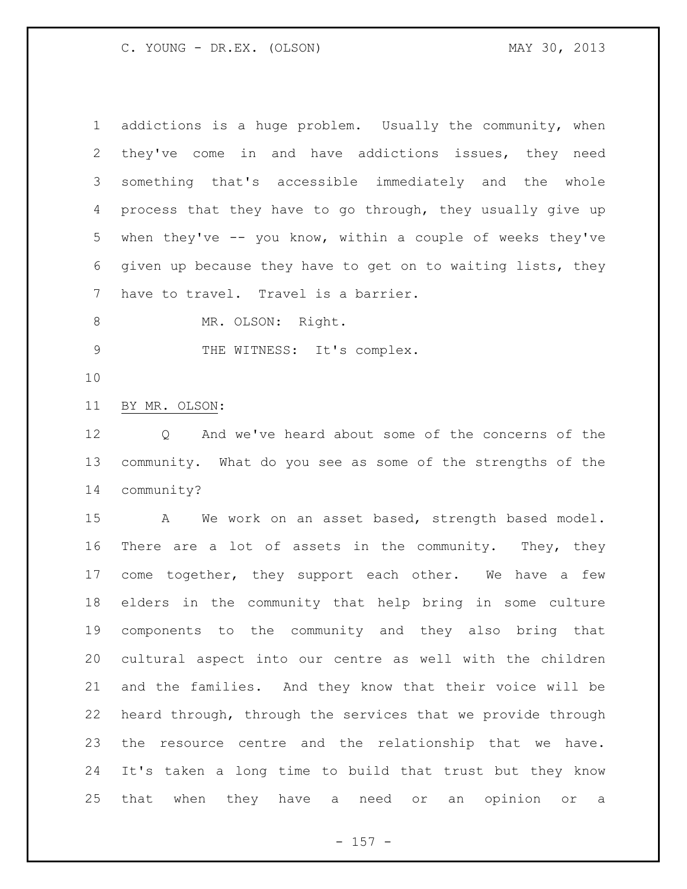addictions is a huge problem. Usually the community, when they've come in and have addictions issues, they need something that's accessible immediately and the whole process that they have to go through, they usually give up when they've -- you know, within a couple of weeks they've given up because they have to get on to waiting lists, they have to travel. Travel is a barrier.

MR. OLSON: Right.

THE WITNESS: It's complex.

BY MR. OLSON:

Q And we've heard about some of the concerns of the community. What do you see as some of the strengths of the community?

A We work on an asset based, strength based model. There are a lot of assets in the community. They, they come together, they support each other. We have a few elders in the community that help bring in some culture components to the community and they also bring that cultural aspect into our centre as well with the children and the families. And they know that their voice will be heard through, through the services that we provide through the resource centre and the relationship that we have. It's taken a long time to build that trust but they know that when they have a need or an opinion or a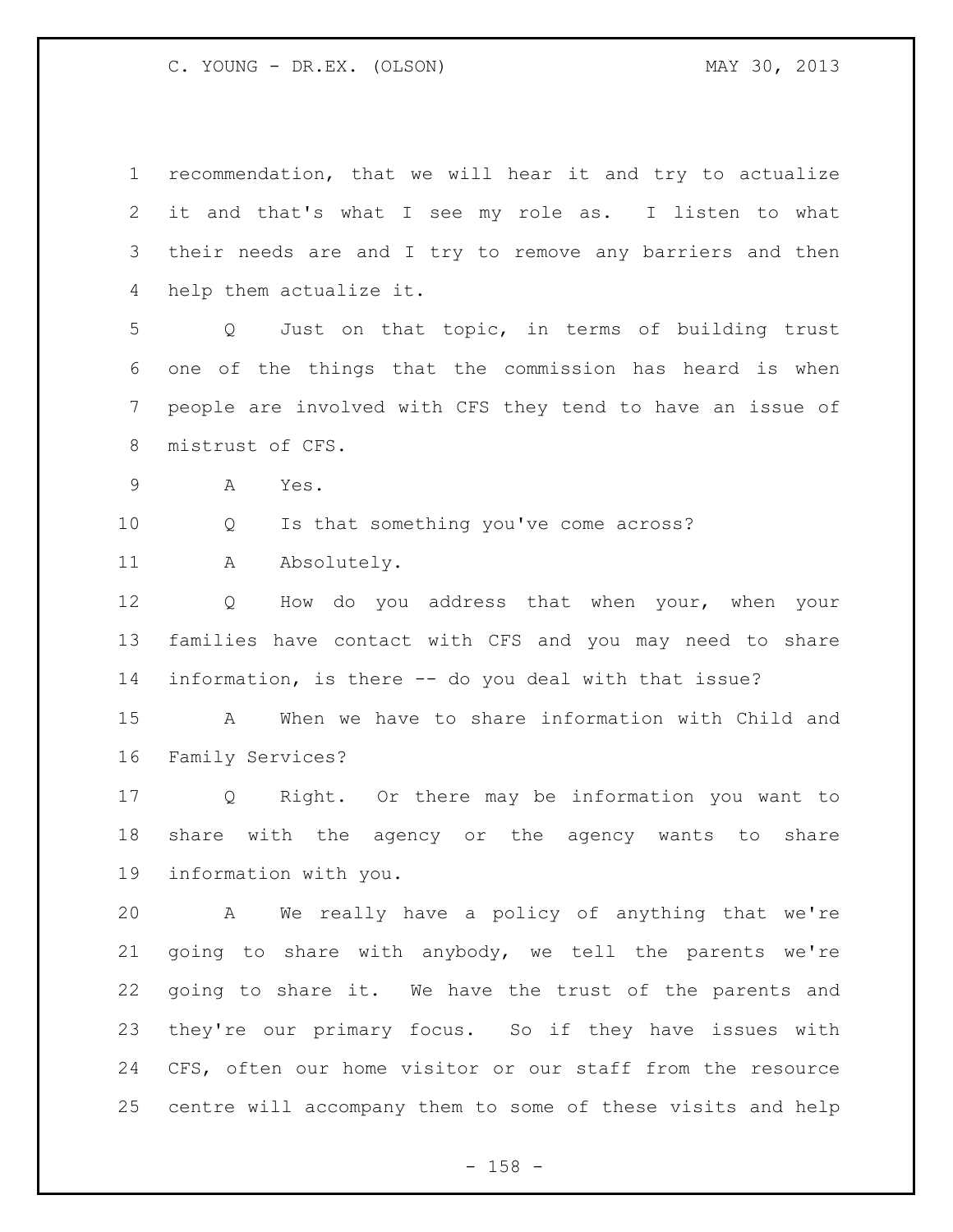recommendation, that we will hear it and try to actualize it and that's what I see my role as. I listen to what their needs are and I try to remove any barriers and then help them actualize it.

Q Just on that topic, in terms of building trust one of the things that the commission has heard is when people are involved with CFS they tend to have an issue of mistrust of CFS.

A Yes.

Q Is that something you've come across?

A Absolutely.

Q How do you address that when your, when your families have contact with CFS and you may need to share information, is there -- do you deal with that issue?

A When we have to share information with Child and Family Services?

Q Right. Or there may be information you want to share with the agency or the agency wants to share information with you.

A We really have a policy of anything that we're going to share with anybody, we tell the parents we're going to share it. We have the trust of the parents and they're our primary focus. So if they have issues with CFS, often our home visitor or our staff from the resource centre will accompany them to some of these visits and help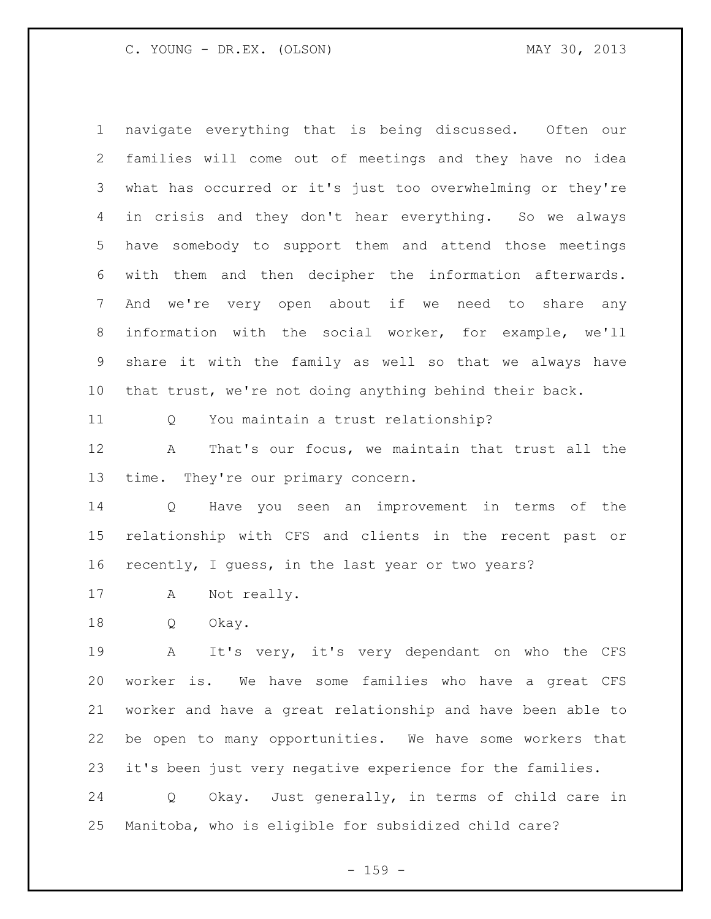navigate everything that is being discussed. Often our families will come out of meetings and they have no idea what has occurred or it's just too overwhelming or they're in crisis and they don't hear everything. So we always have somebody to support them and attend those meetings with them and then decipher the information afterwards. And we're very open about if we need to share any information with the social worker, for example, we'll share it with the family as well so that we always have that trust, we're not doing anything behind their back.

Q You maintain a trust relationship?

A That's our focus, we maintain that trust all the time. They're our primary concern.

Q Have you seen an improvement in terms of the relationship with CFS and clients in the recent past or recently, I guess, in the last year or two years?

A Not really.

Q Okay.

A It's very, it's very dependant on who the CFS worker is. We have some families who have a great CFS worker and have a great relationship and have been able to be open to many opportunities. We have some workers that it's been just very negative experience for the families.

Q Okay. Just generally, in terms of child care in Manitoba, who is eligible for subsidized child care?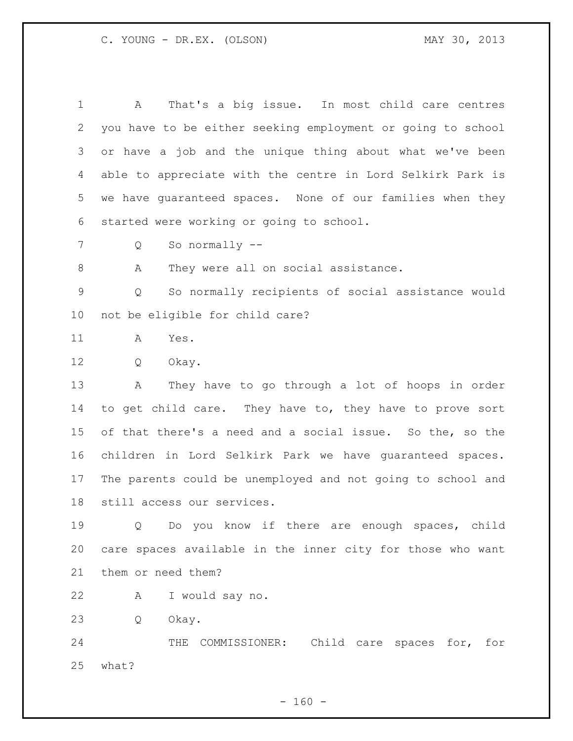A That's a big issue. In most child care centres you have to be either seeking employment or going to school or have a job and the unique thing about what we've been able to appreciate with the centre in Lord Selkirk Park is we have guaranteed spaces. None of our families when they started were working or going to school.

Q So normally --

A They were all on social assistance.

Q So normally recipients of social assistance would not be eligible for child care?

A Yes.

Q Okay.

A They have to go through a lot of hoops in order to get child care. They have to, they have to prove sort of that there's a need and a social issue. So the, so the children in Lord Selkirk Park we have guaranteed spaces. The parents could be unemployed and not going to school and still access our services.

Q Do you know if there are enough spaces, child care spaces available in the inner city for those who want them or need them?

A I would say no.

Q Okay.

THE COMMISSIONER: Child care spaces for, for what?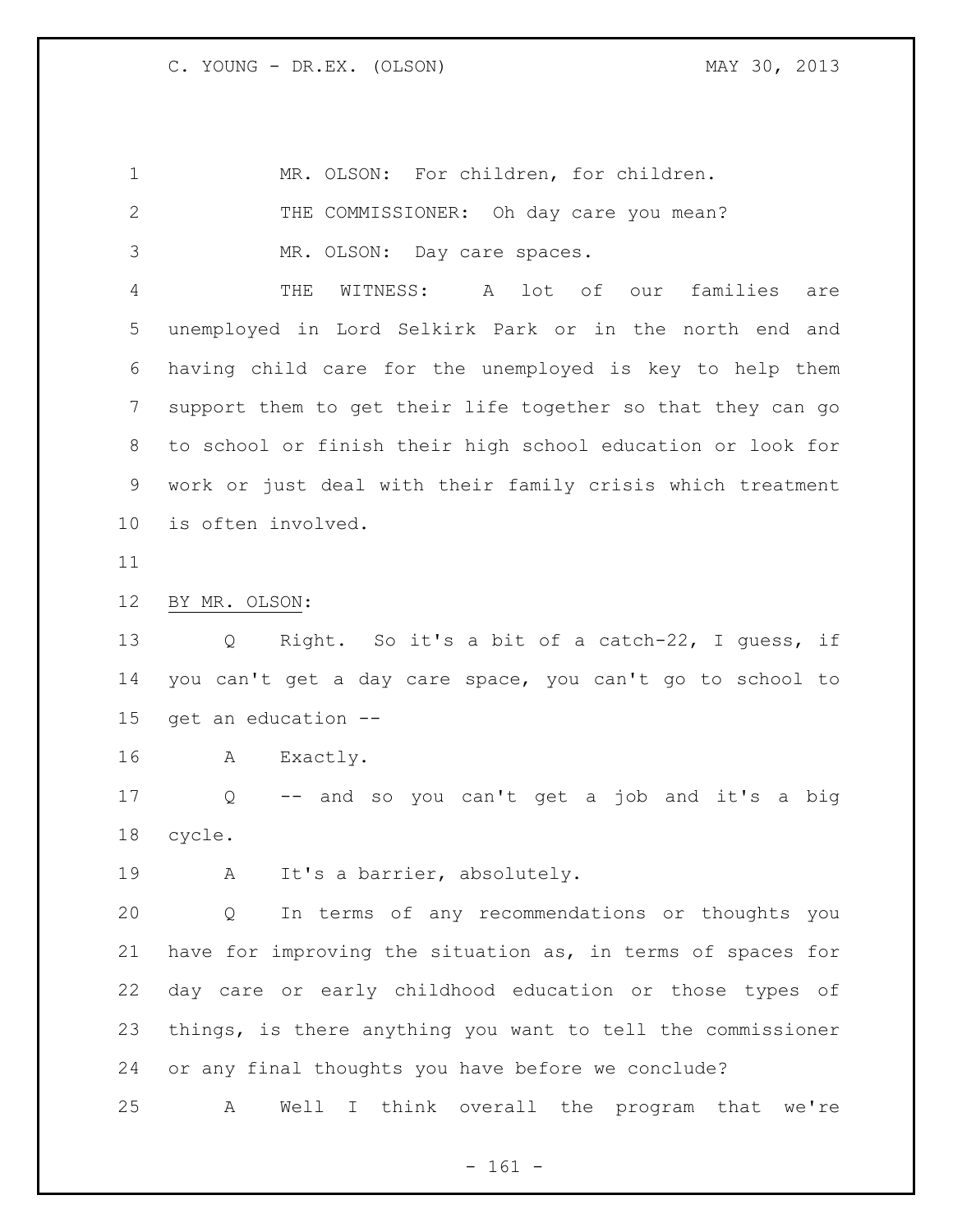MR. OLSON: For children, for children.

THE COMMISSIONER: Oh day care you mean?

MR. OLSON: Day care spaces.

THE WITNESS: A lot of our families are unemployed in Lord Selkirk Park or in the north end and having child care for the unemployed is key to help them support them to get their life together so that they can go to school or finish their high school education or look for work or just deal with their family crisis which treatment is often involved.

BY MR. OLSON:

Q Right. So it's a bit of a catch-22, I guess, if you can't get a day care space, you can't go to school to get an education --

A Exactly.

Q -- and so you can't get a job and it's a big cycle.

A It's a barrier, absolutely.

Q In terms of any recommendations or thoughts you have for improving the situation as, in terms of spaces for day care or early childhood education or those types of things, is there anything you want to tell the commissioner or any final thoughts you have before we conclude?

A Well I think overall the program that we're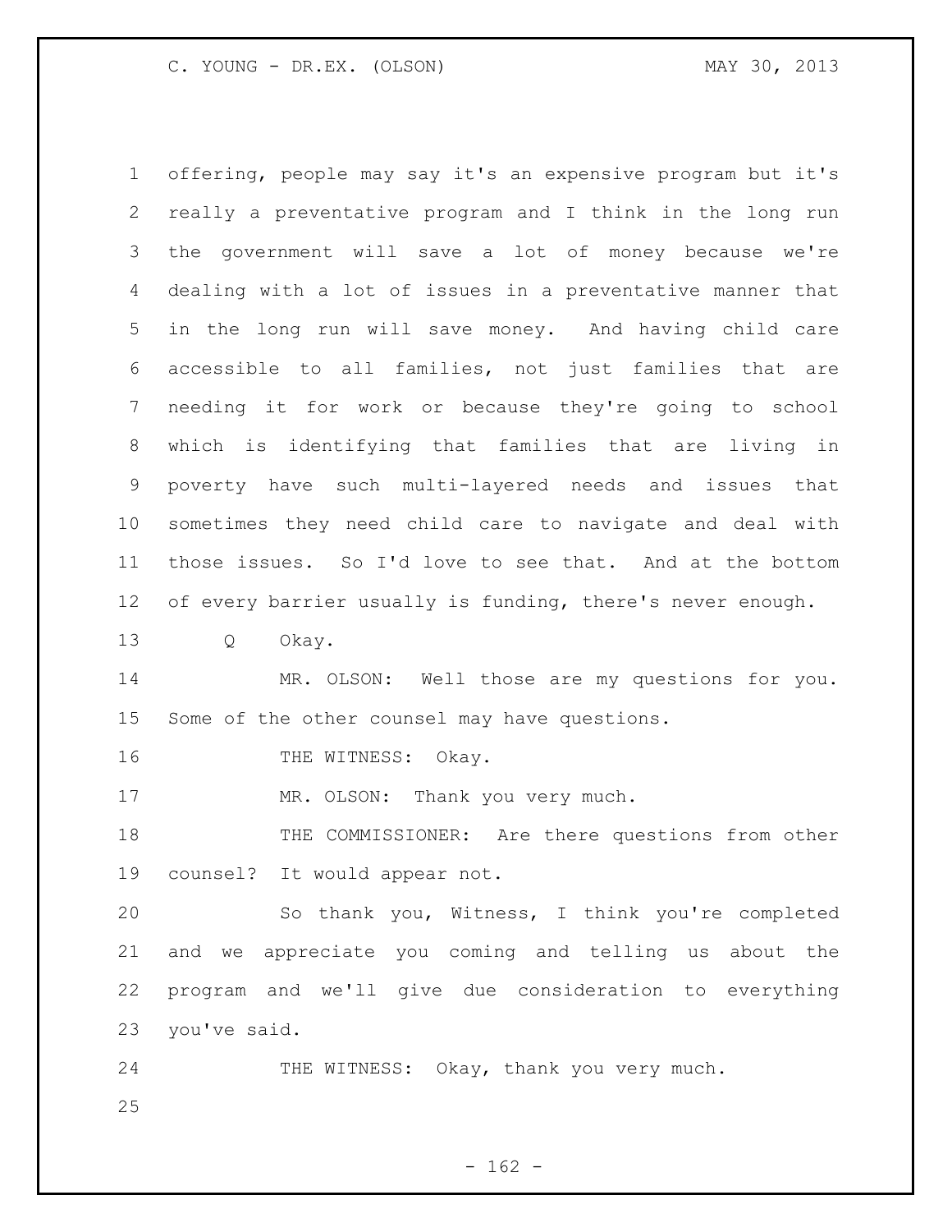offering, people may say it's an expensive program but it's really a preventative program and I think in the long run the government will save a lot of money because we're dealing with a lot of issues in a preventative manner that in the long run will save money. And having child care accessible to all families, not just families that are needing it for work or because they're going to school which is identifying that families that are living in poverty have such multi-layered needs and issues that sometimes they need child care to navigate and deal with those issues. So I'd love to see that. And at the bottom of every barrier usually is funding, there's never enough.

Q Okay.

MR. OLSON: Well those are my questions for you. Some of the other counsel may have questions.

THE WITNESS: Okay.

MR. OLSON: Thank you very much.

THE COMMISSIONER: Are there questions from other counsel? It would appear not.

So thank you, Witness, I think you're completed and we appreciate you coming and telling us about the program and we'll give due consideration to everything you've said.

THE WITNESS: Okay, thank you very much.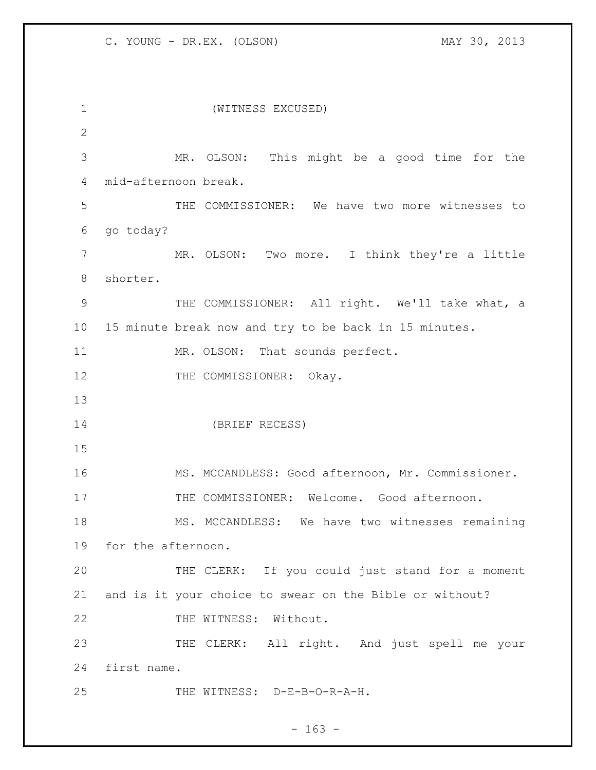(WITNESS EXCUSED)

MR. OLSON: This might be a good time for the mid-afternoon break.

THE COMMISSIONER: We have two more witnesses to go today?

MR. OLSON: Two more. I think they're a little shorter.

THE COMMISSIONER: All right. We'll take what, a 15 minute break now and try to be back in 15 minutes.

MR. OLSON: That sounds perfect.

THE COMMISSIONER: Okay.

(BRIEF RECESS)

MS. MCCANDLESS: Good afternoon, Mr. Commissioner.

THE COMMISSIONER: Welcome. Good afternoon.

MS. MCCANDLESS: We have two witnesses remaining for the afternoon.

THE CLERK: If you could just stand for a moment and is it your choice to swear on the Bible or without?

THE WITNESS: Without.

THE CLERK: All right. And just spell me your first name.

THE WITNESS: D-E-B-O-R-A-H.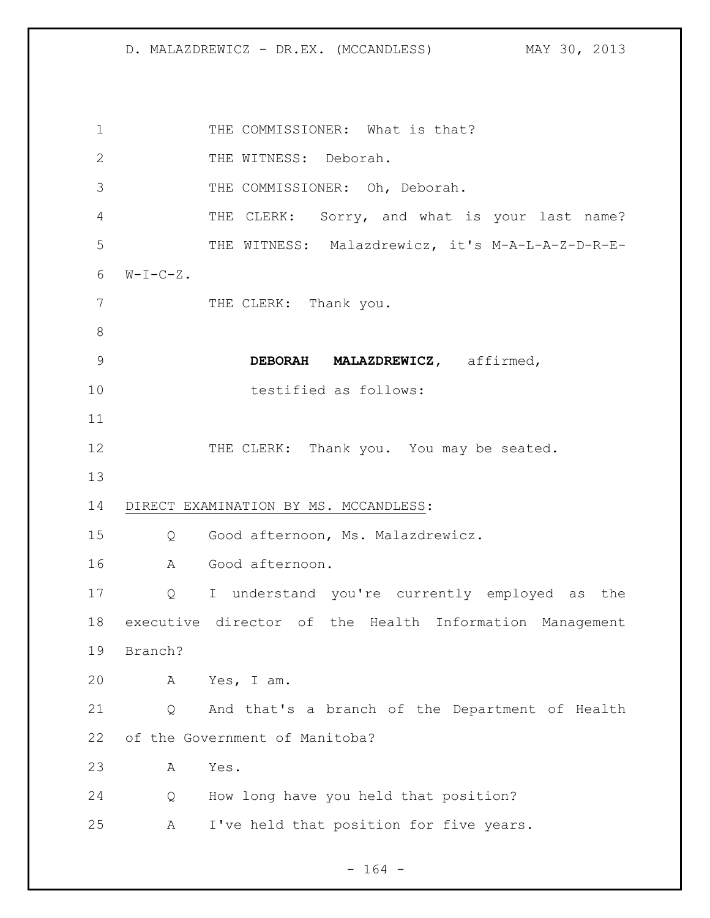THE COMMISSIONER: What is that?

THE WITNESS: Deborah.

THE COMMISSIONER: Oh, Deborah.

THE CLERK: Sorry, and what is your last name?

THE WITNESS: Malazdrewicz, it's M-A-L-A-Z-D-R-E-W-I-C-Z.

THE CLERK: Thank you.

**DEBORAH MALAZDREWICZ**, affirmed, testified as follows:

THE CLERK: Thank you. You may be seated.

DIRECT EXAMINATION BY MS. MCCANDLESS:

Q Good afternoon, Ms. Malazdrewicz.

A Good afternoon.

Q I understand you're currently employed as the executive director of the Health Information Management Branch?

A Yes, I am.

Q And that's a branch of the Department of Health of the Government of Manitoba?

A Yes.

Q How long have you held that position?

A I've held that position for five years.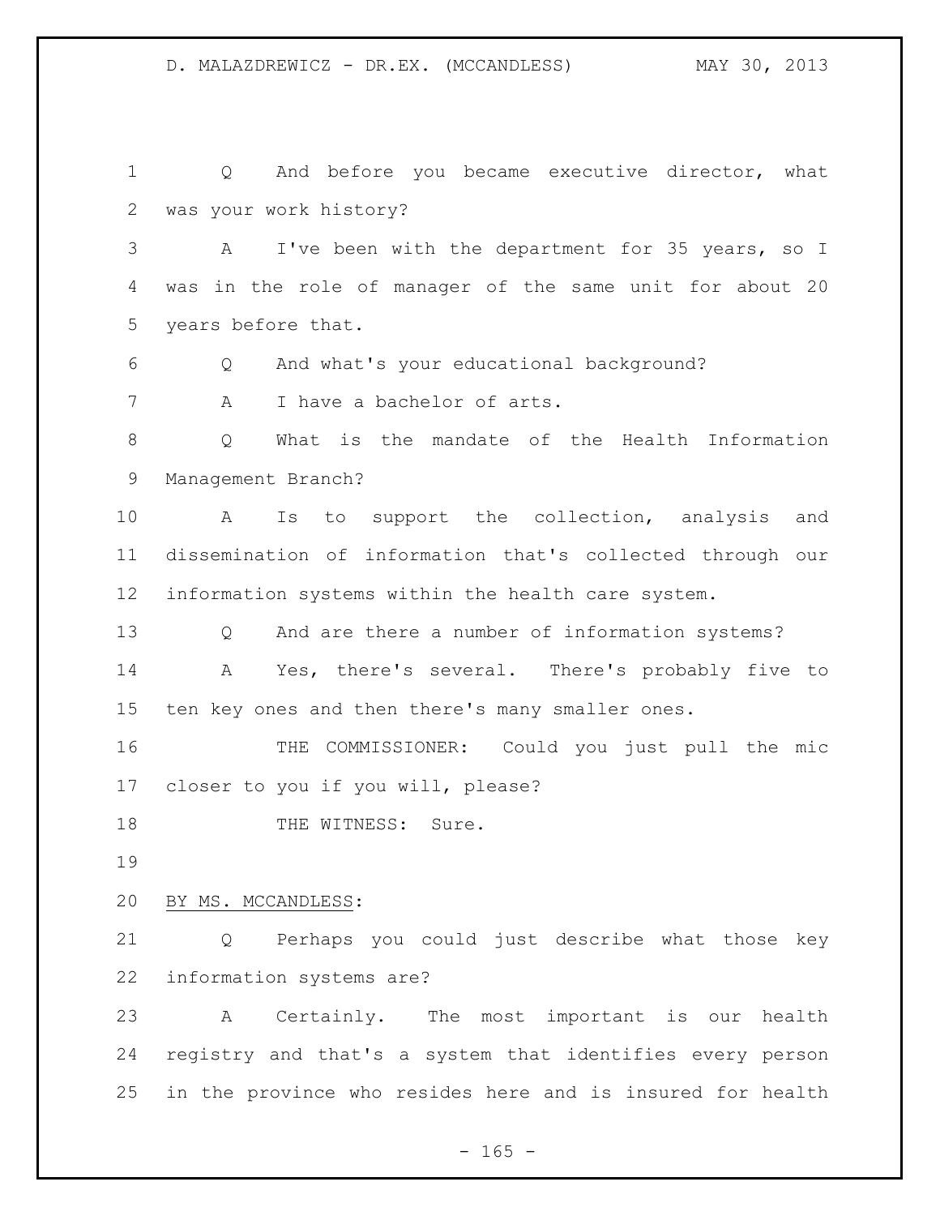Q And before you became executive director, what was your work history?

A I've been with the department for 35 years, so I was in the role of manager of the same unit for about 20 years before that.

Q And what's your educational background?

A I have a bachelor of arts.

Q What is the mandate of the Health Information Management Branch?

A Is to support the collection, analysis and dissemination of information that's collected through our information systems within the health care system.

Q And are there a number of information systems?

A Yes, there's several. There's probably five to ten key ones and then there's many smaller ones.

THE COMMISSIONER: Could you just pull the mic closer to you if you will, please?

THE WITNESS: Sure.

BY MS. MCCANDLESS:

Q Perhaps you could just describe what those key information systems are?

A Certainly. The most important is our health registry and that's a system that identifies every person in the province who resides here and is insured for health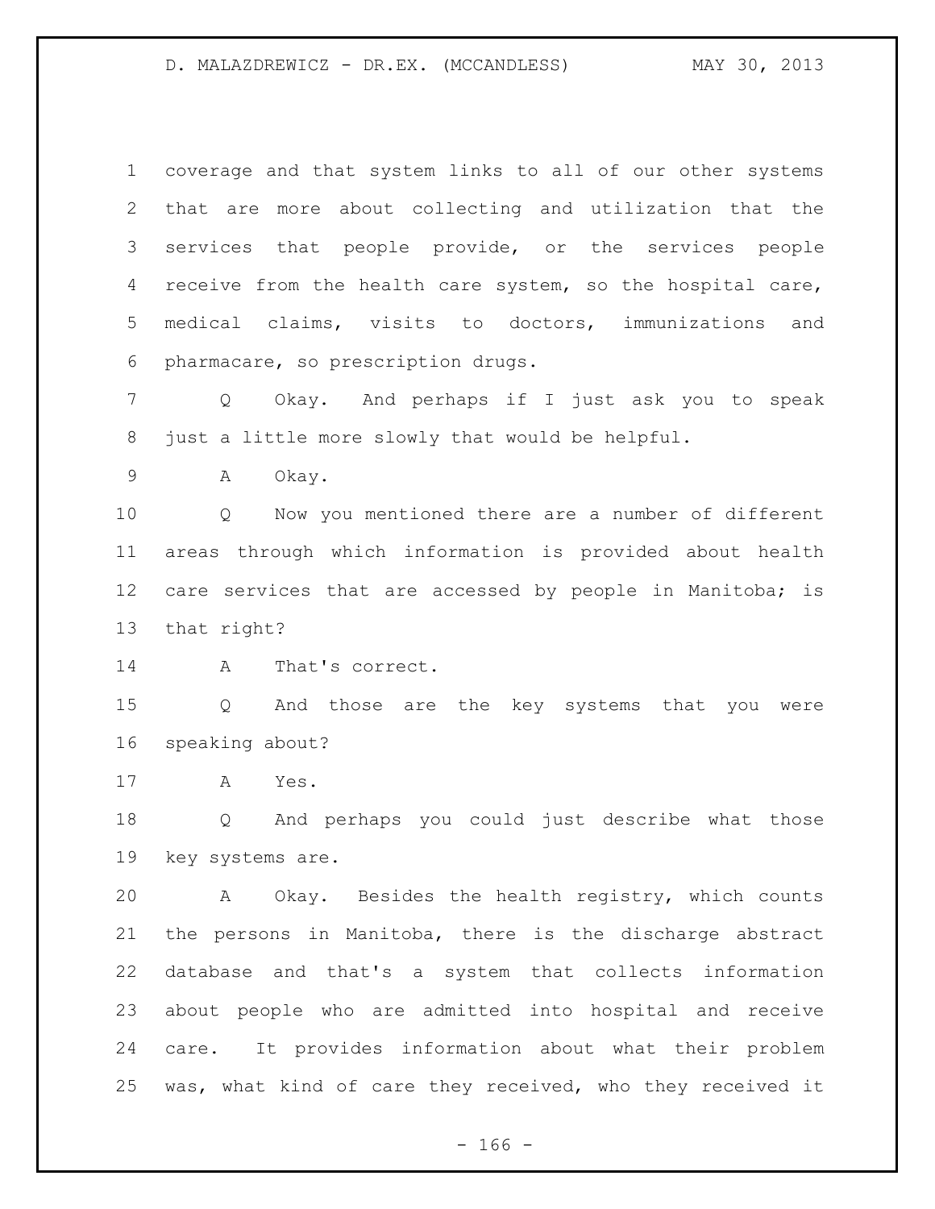coverage and that system links to all of our other systems that are more about collecting and utilization that the services that people provide, or the services people receive from the health care system, so the hospital care, medical claims, visits to doctors, immunizations and pharmacare, so prescription drugs.

Q Okay. And perhaps if I just ask you to speak just a little more slowly that would be helpful.

A Okay.

Q Now you mentioned there are a number of different areas through which information is provided about health care services that are accessed by people in Manitoba; is that right?

A That's correct.

Q And those are the key systems that you were speaking about?

A Yes.

Q And perhaps you could just describe what those key systems are.

A Okay. Besides the health registry, which counts the persons in Manitoba, there is the discharge abstract database and that's a system that collects information about people who are admitted into hospital and receive care. It provides information about what their problem was, what kind of care they received, who they received it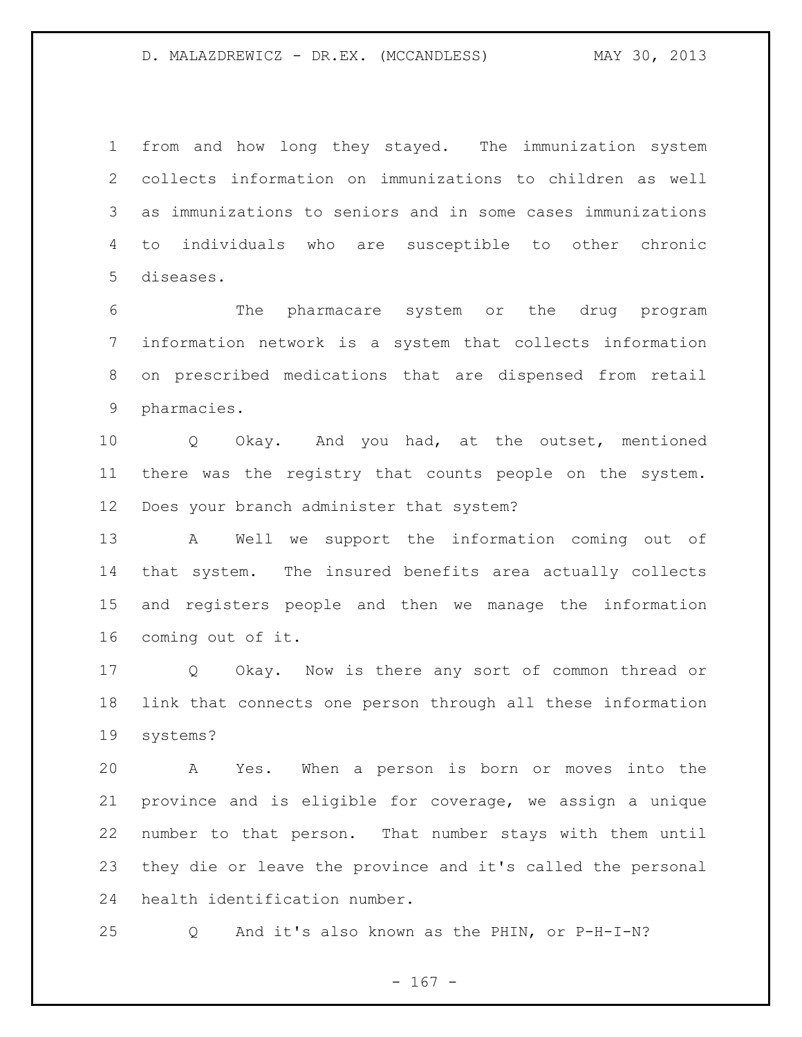from and how long they stayed. The immunization system collects information on immunizations to children as well as immunizations to seniors and in some cases immunizations to individuals who are susceptible to other chronic diseases.

The pharmacare system or the drug program information network is a system that collects information on prescribed medications that are dispensed from retail pharmacies.

Q Okay. And you had, at the outset, mentioned there was the registry that counts people on the system. Does your branch administer that system?

A Well we support the information coming out of that system. The insured benefits area actually collects and registers people and then we manage the information coming out of it.

Q Okay. Now is there any sort of common thread or link that connects one person through all these information systems?

A Yes. When a person is born or moves into the province and is eligible for coverage, we assign a unique number to that person. That number stays with them until they die or leave the province and it's called the personal health identification number.

Q And it's also known as the PHIN, or P-H-I-N?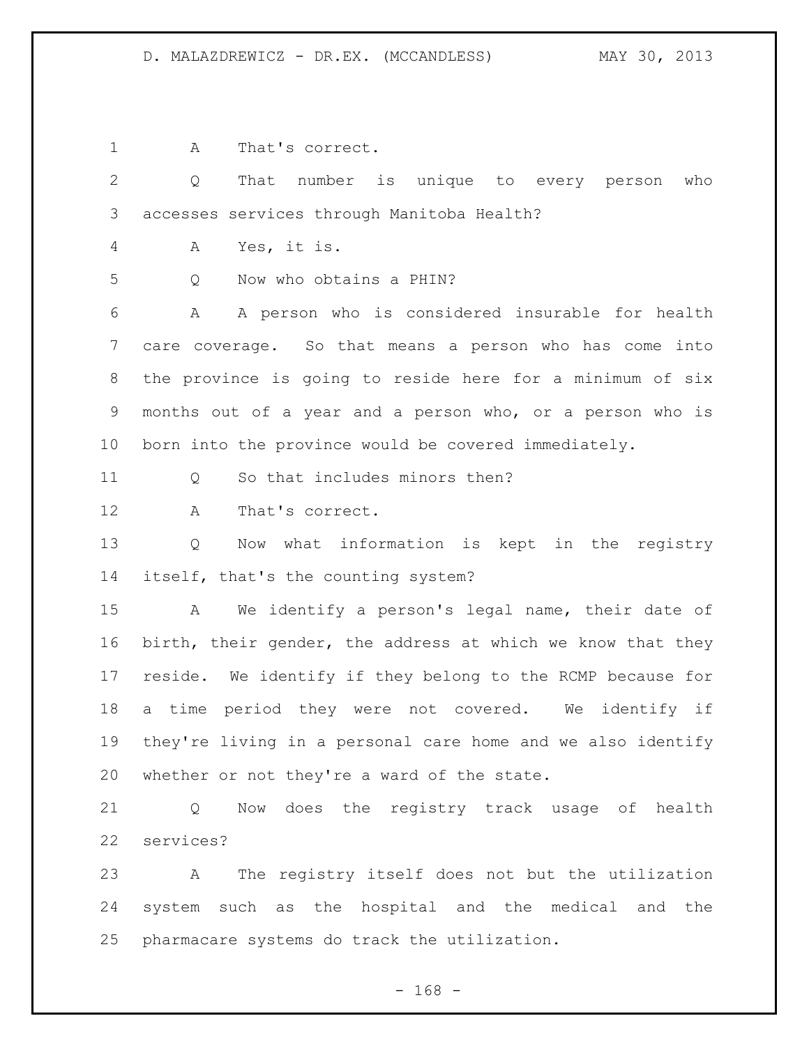1 A That's correct.

2 Q That number is unique to every person who
3 accesses services through Manitoba Health?

4 A Yes, it is.

5 Q Now who obtains a PHIN?

6 A A person who is considered insurable for health
7 care coverage. So that means a person who has come into
8 the province is going to reside here for a minimum of six
9 months out of a year and a person who, or a person who is
10 born into the province would be covered immediately.

11 Q So that includes minors then?

12 A That's correct.

13 Q Now what information is kept in the registry
14 itself, that's the counting system?

15 A We identify a person's legal name, their date of
16 birth, their gender, the address at which we know that they
17 reside. We identify if they belong to the RCMP because for
18 a time period they were not covered. We identify if
19 they're living in a personal care home and we also identify
20 whether or not they're a ward of the state.

21 Q Now does the registry track usage of health
22 services?

23 A The registry itself does not but the utilization
24 system such as the hospital and the medical and the
25 pharmacare systems do track the utilization.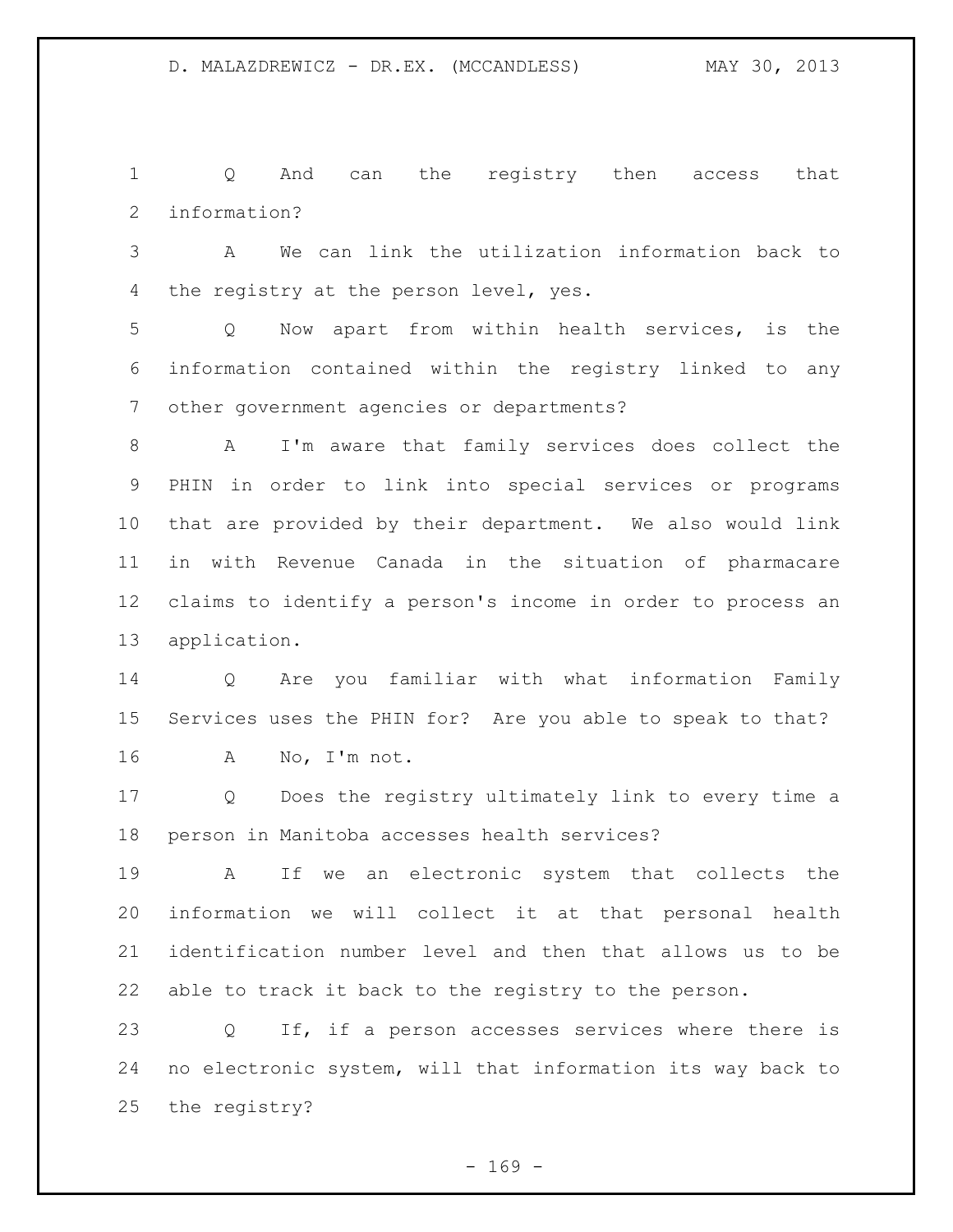Q And can the registry then access that information?

A We can link the utilization information back to the registry at the person level, yes.

Q Now apart from within health services, is the information contained within the registry linked to any other government agencies or departments?

A I'm aware that family services does collect the PHIN in order to link into special services or programs that are provided by their department. We also would link in with Revenue Canada in the situation of pharmacare claims to identify a person's income in order to process an application.

Q Are you familiar with what information Family Services uses the PHIN for? Are you able to speak to that?

A No, I'm not.

Q Does the registry ultimately link to every time a person in Manitoba accesses health services?

A If we an electronic system that collects the information we will collect it at that personal health identification number level and then that allows us to be able to track it back to the registry to the person.

Q If, if a person accesses services where there is no electronic system, will that information its way back to the registry?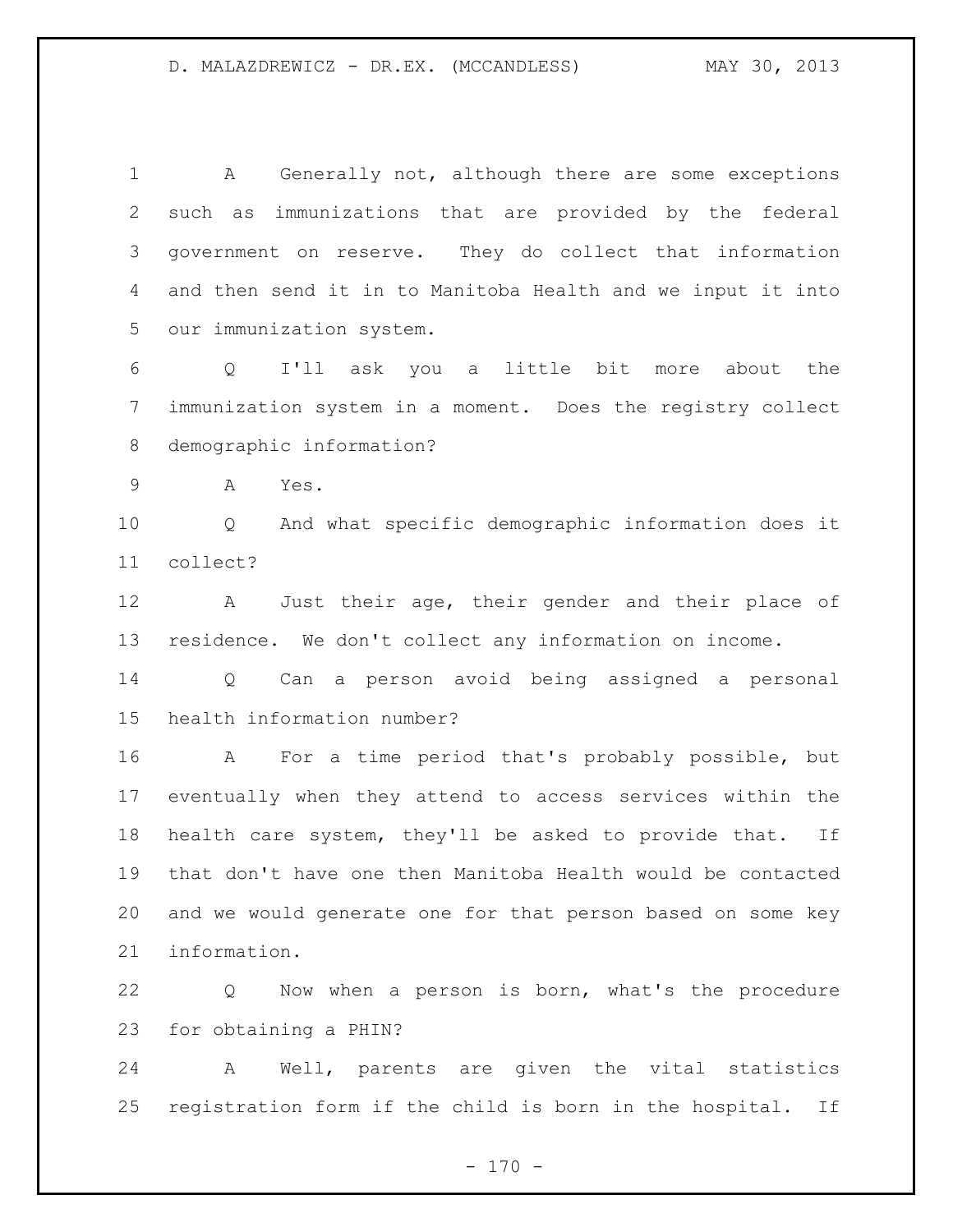1 A Generally not, although there are some exceptions
2 such as immunizations that are provided by the federal
3 government on reserve. They do collect that information
4 and then send it in to Manitoba Health and we input it into
5 our immunization system.

6 Q I'll ask you a little bit more about the
7 immunization system in a moment. Does the registry collect
8 demographic information?

9 A Yes.

10 Q And what specific demographic information does it
11 collect?

12 A Just their age, their gender and their place of
13 residence. We don't collect any information on income.

14 Q Can a person avoid being assigned a personal
15 health information number?

16 A For a time period that's probably possible, but
17 eventually when they attend to access services within the
18 health care system, they'll be asked to provide that. If
19 that don't have one then Manitoba Health would be contacted
20 and we would generate one for that person based on some key
21 information.

22 Q Now when a person is born, what's the procedure
23 for obtaining a PHIN?

24 A Well, parents are given the vital statistics
25 registration form if the child is born in the hospital. If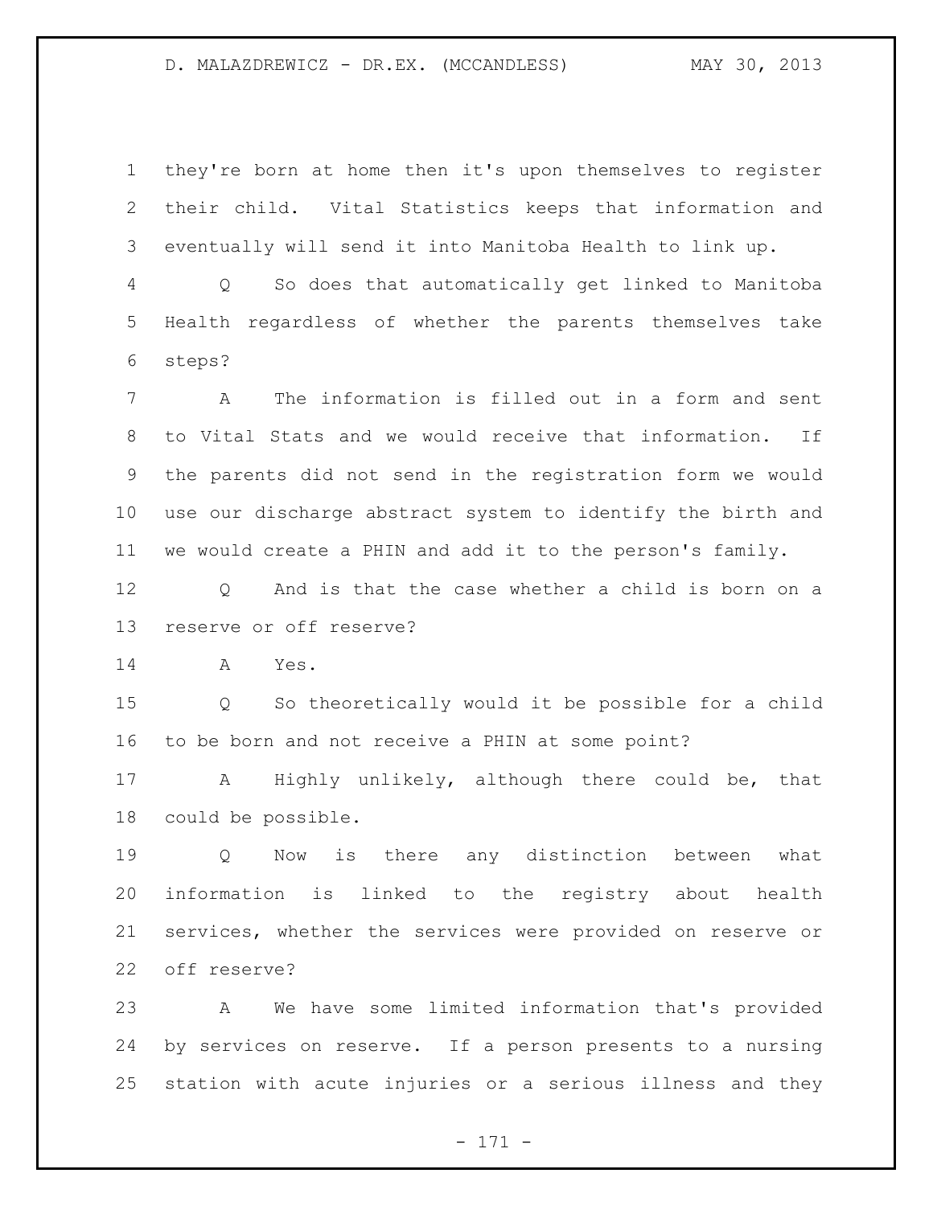they're born at home then it's upon themselves to register their child. Vital Statistics keeps that information and eventually will send it into Manitoba Health to link up.

Q So does that automatically get linked to Manitoba Health regardless of whether the parents themselves take steps?

A The information is filled out in a form and sent to Vital Stats and we would receive that information. If the parents did not send in the registration form we would use our discharge abstract system to identify the birth and we would create a PHIN and add it to the person's family.

Q And is that the case whether a child is born on a reserve or off reserve?

A Yes.

Q So theoretically would it be possible for a child to be born and not receive a PHIN at some point?

A Highly unlikely, although there could be, that could be possible.

Q Now is there any distinction between what information is linked to the registry about health services, whether the services were provided on reserve or off reserve?

A We have some limited information that's provided by services on reserve. If a person presents to a nursing station with acute injuries or a serious illness and they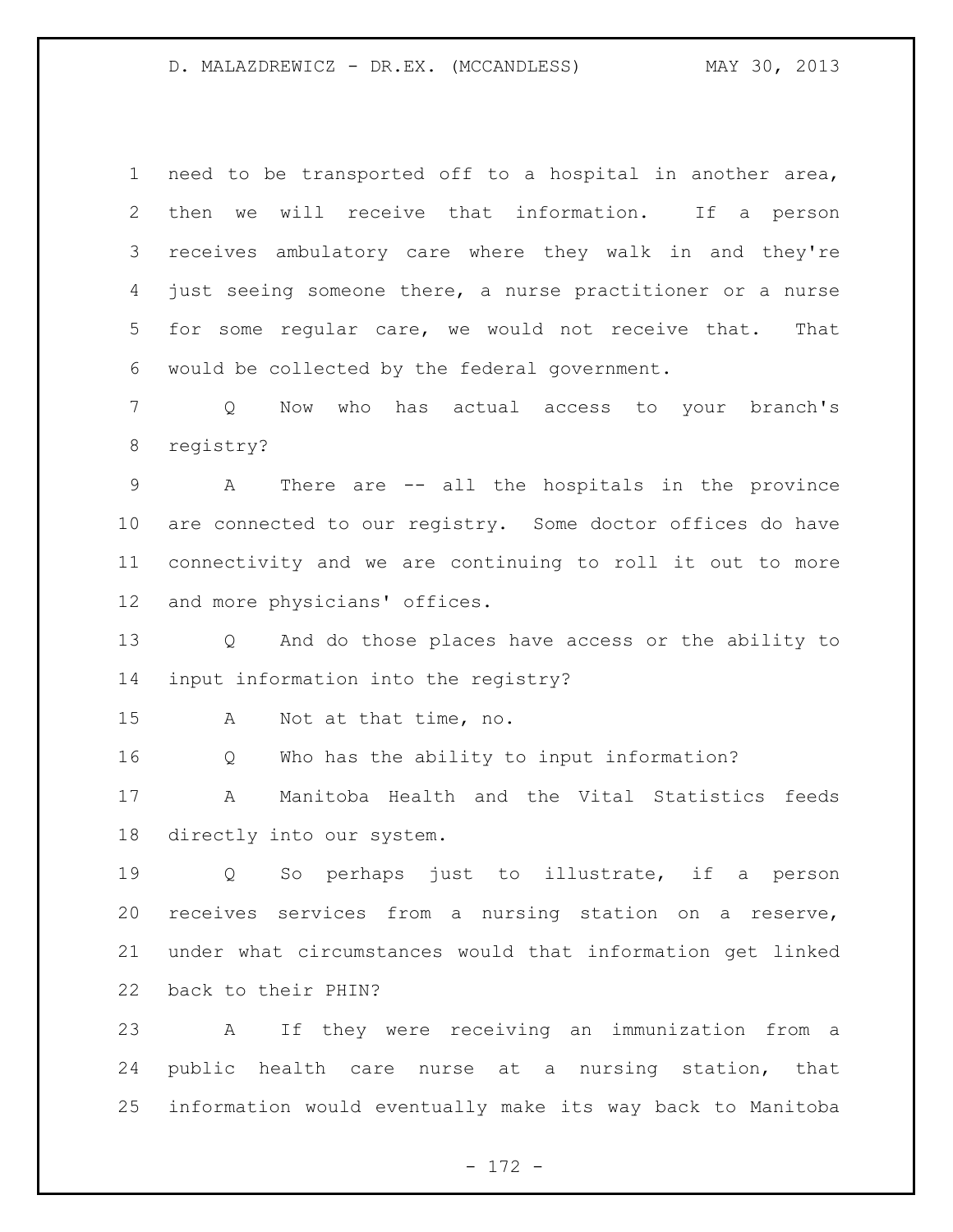need to be transported off to a hospital in another area, then we will receive that information. If a person receives ambulatory care where they walk in and they're just seeing someone there, a nurse practitioner or a nurse for some regular care, we would not receive that. That would be collected by the federal government.

Q Now who has actual access to your branch's registry?

A There are -- all the hospitals in the province are connected to our registry. Some doctor offices do have connectivity and we are continuing to roll it out to more and more physicians' offices.

Q And do those places have access or the ability to input information into the registry?

A Not at that time, no.

Q Who has the ability to input information?

A Manitoba Health and the Vital Statistics feeds directly into our system.

Q So perhaps just to illustrate, if a person receives services from a nursing station on a reserve, under what circumstances would that information get linked back to their PHIN?

A If they were receiving an immunization from a public health care nurse at a nursing station, that information would eventually make its way back to Manitoba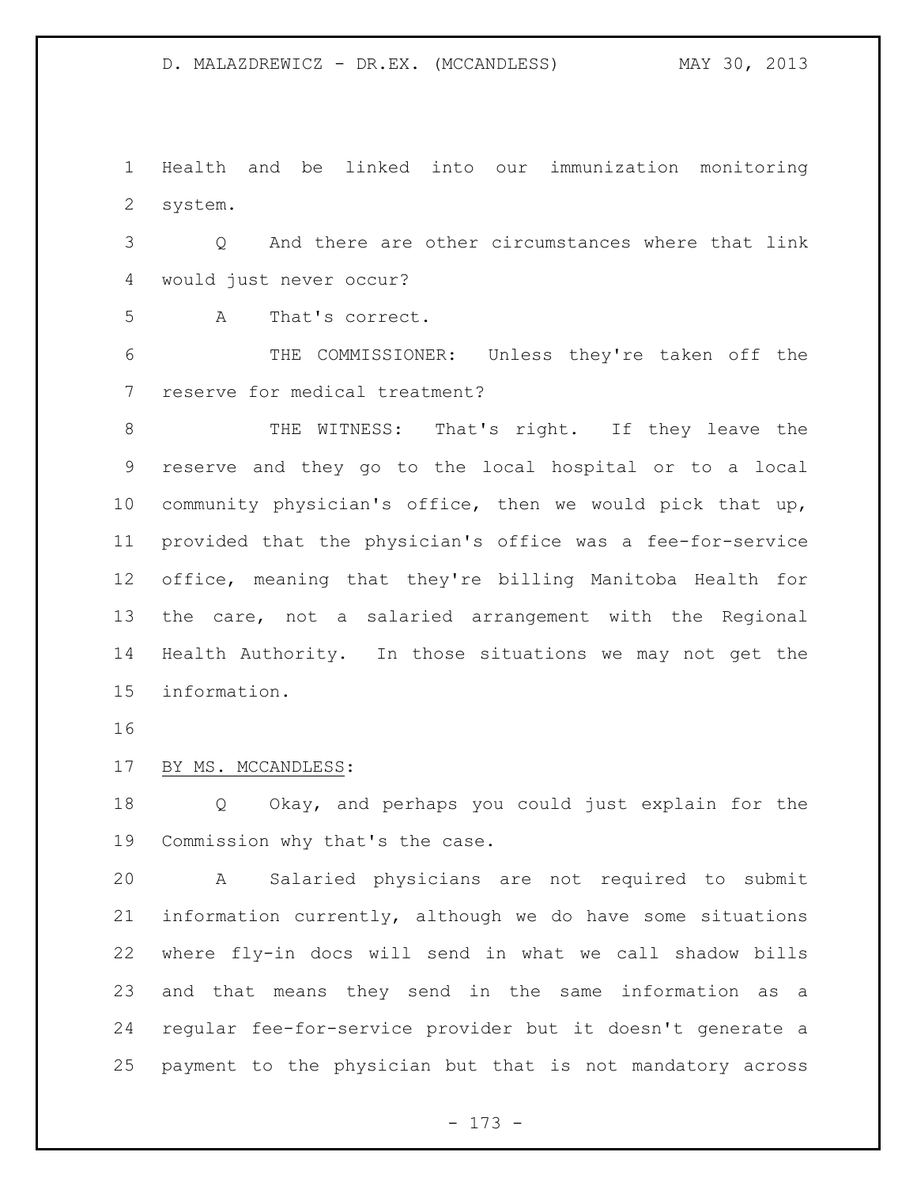Health and be linked into our immunization monitoring system.

Q And there are other circumstances where that link would just never occur?

A That's correct.

THE COMMISSIONER: Unless they're taken off the reserve for medical treatment?

THE WITNESS: That's right. If they leave the reserve and they go to the local hospital or to a local community physician's office, then we would pick that up, provided that the physician's office was a fee-for-service office, meaning that they're billing Manitoba Health for the care, not a salaried arrangement with the Regional Health Authority. In those situations we may not get the information.

BY MS. MCCANDLESS:

Q Okay, and perhaps you could just explain for the Commission why that's the case.

A Salaried physicians are not required to submit information currently, although we do have some situations where fly-in docs will send in what we call shadow bills and that means they send in the same information as a regular fee-for-service provider but it doesn't generate a payment to the physician but that is not mandatory across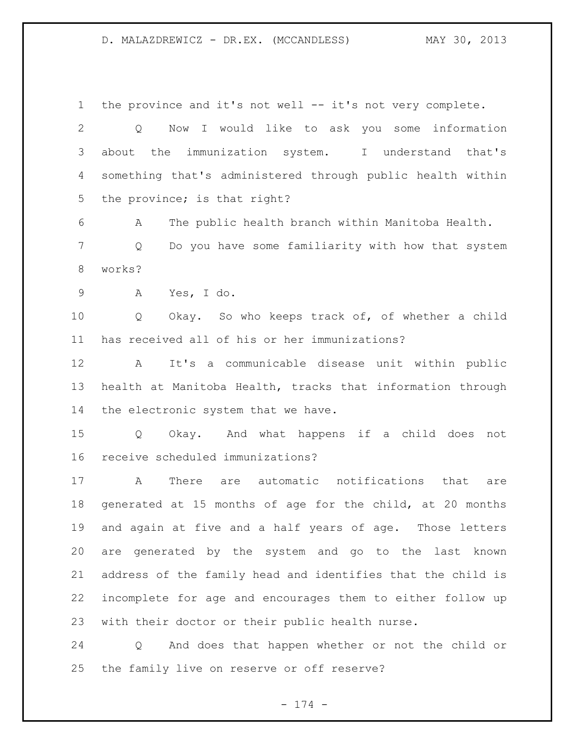the province and it's not well -- it's not very complete.

Q Now I would like to ask you some information about the immunization system. I understand that's something that's administered through public health within the province; is that right?

A The public health branch within Manitoba Health.

Q Do you have some familiarity with how that system works?

A Yes, I do.

Q Okay. So who keeps track of, of whether a child has received all of his or her immunizations?

A It's a communicable disease unit within public health at Manitoba Health, tracks that information through the electronic system that we have.

Q Okay. And what happens if a child does not receive scheduled immunizations?

A There are automatic notifications that are generated at 15 months of age for the child, at 20 months and again at five and a half years of age. Those letters are generated by the system and go to the last known address of the family head and identifies that the child is incomplete for age and encourages them to either follow up with their doctor or their public health nurse.

Q And does that happen whether or not the child or the family live on reserve or off reserve?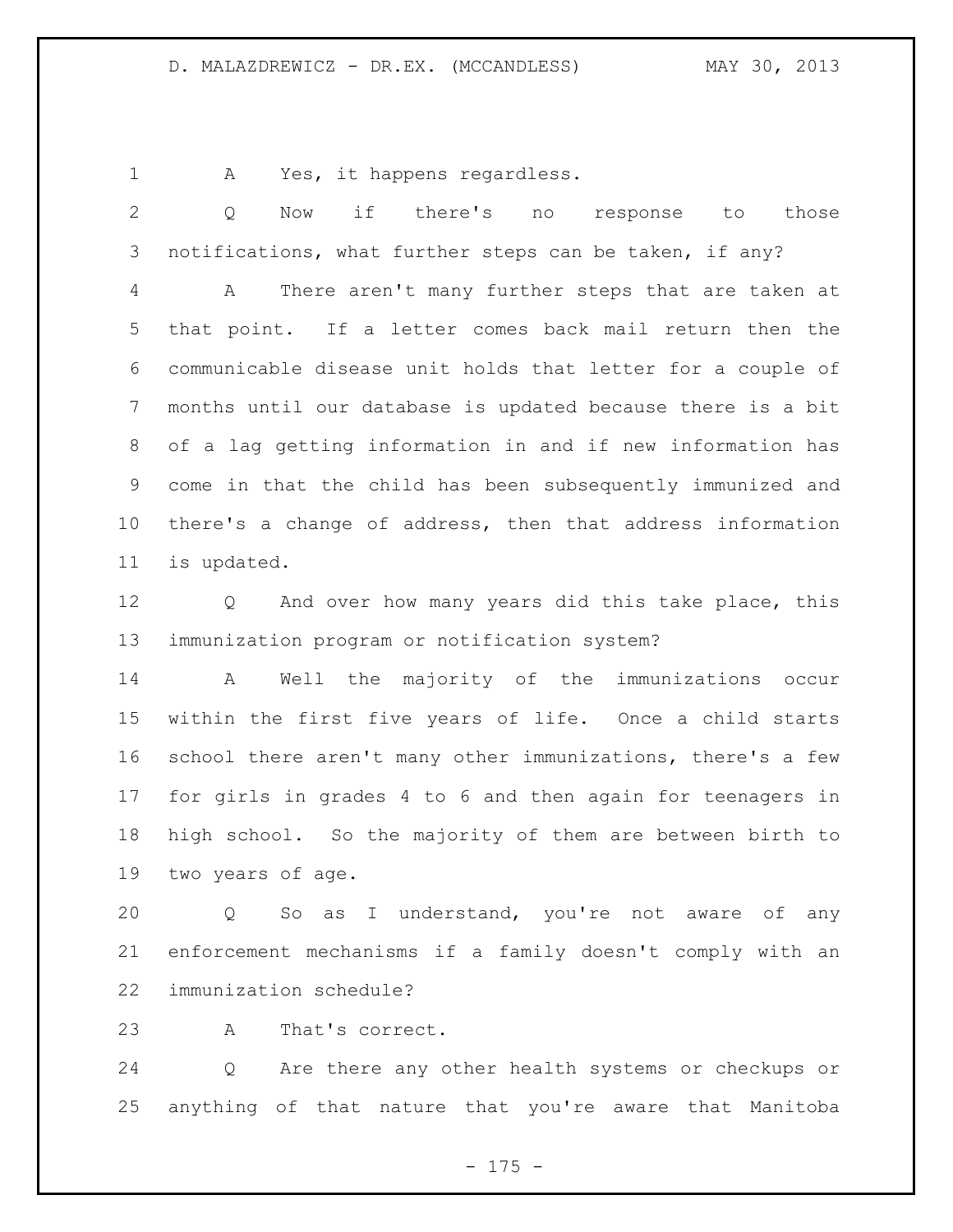A Yes, it happens regardless.

Q Now if there's no response to those notifications, what further steps can be taken, if any?

A There aren't many further steps that are taken at that point. If a letter comes back mail return then the communicable disease unit holds that letter for a couple of months until our database is updated because there is a bit of a lag getting information in and if new information has come in that the child has been subsequently immunized and there's a change of address, then that address information is updated.

Q And over how many years did this take place, this immunization program or notification system?

A Well the majority of the immunizations occur within the first five years of life. Once a child starts school there aren't many other immunizations, there's a few for girls in grades 4 to 6 and then again for teenagers in high school. So the majority of them are between birth to two years of age.

Q So as I understand, you're not aware of any enforcement mechanisms if a family doesn't comply with an immunization schedule?

A That's correct.

Q Are there any other health systems or checkups or anything of that nature that you're aware that Manitoba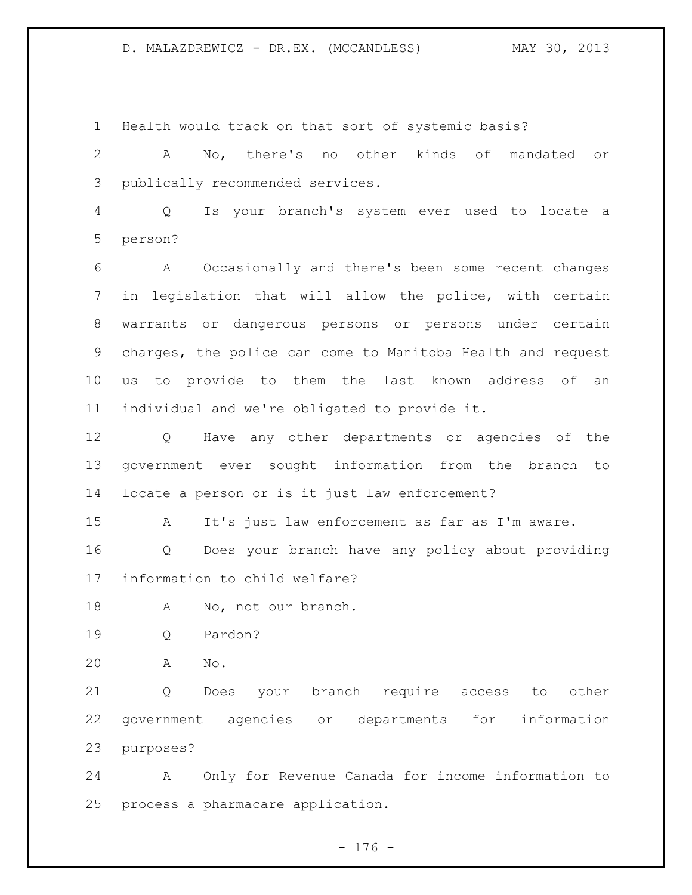Health would track on that sort of systemic basis?

A No, there's no other kinds of mandated or publically recommended services.

Q Is your branch's system ever used to locate a person?

A Occasionally and there's been some recent changes in legislation that will allow the police, with certain warrants or dangerous persons or persons under certain charges, the police can come to Manitoba Health and request us to provide to them the last known address of an individual and we're obligated to provide it.

Q Have any other departments or agencies of the government ever sought information from the branch to locate a person or is it just law enforcement?

A It's just law enforcement as far as I'm aware.

Q Does your branch have any policy about providing information to child welfare?

A No, not our branch.

Q Pardon?

A No.

Q Does your branch require access to other government agencies or departments for information purposes?

A Only for Revenue Canada for income information to process a pharmacare application.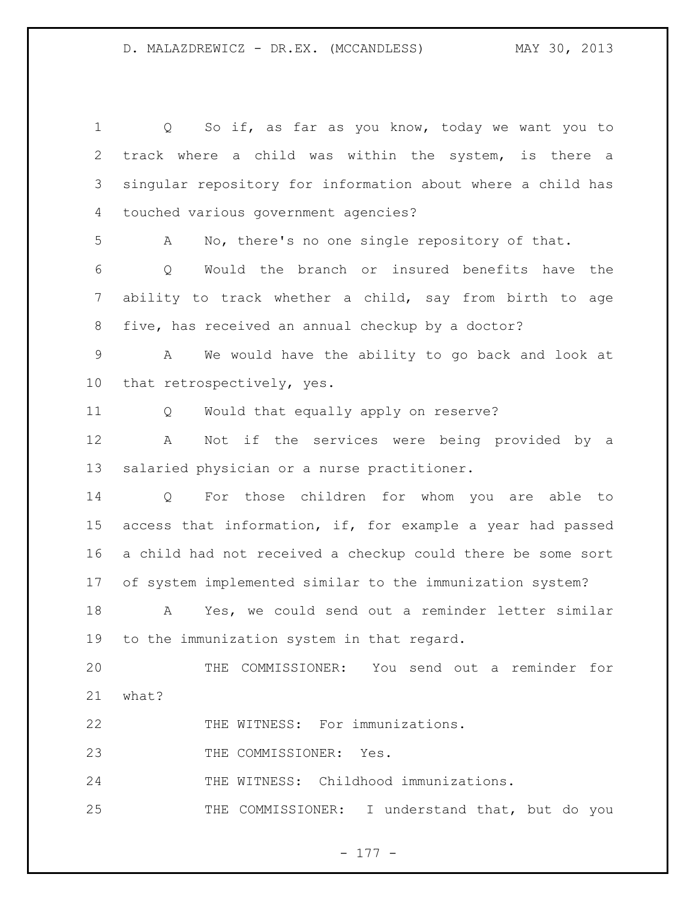Q So if, as far as you know, today we want you to track where a child was within the system, is there a singular repository for information about where a child has touched various government agencies?

A No, there's no one single repository of that.

Q Would the branch or insured benefits have the ability to track whether a child, say from birth to age five, has received an annual checkup by a doctor?

A We would have the ability to go back and look at that retrospectively, yes.

Q Would that equally apply on reserve?

A Not if the services were being provided by a salaried physician or a nurse practitioner.

Q For those children for whom you are able to access that information, if, for example a year had passed a child had not received a checkup could there be some sort of system implemented similar to the immunization system?

A Yes, we could send out a reminder letter similar to the immunization system in that regard.

THE COMMISSIONER: You send out a reminder for what?

THE WITNESS: For immunizations.

THE COMMISSIONER: Yes.

THE WITNESS: Childhood immunizations.

THE COMMISSIONER: I understand that, but do you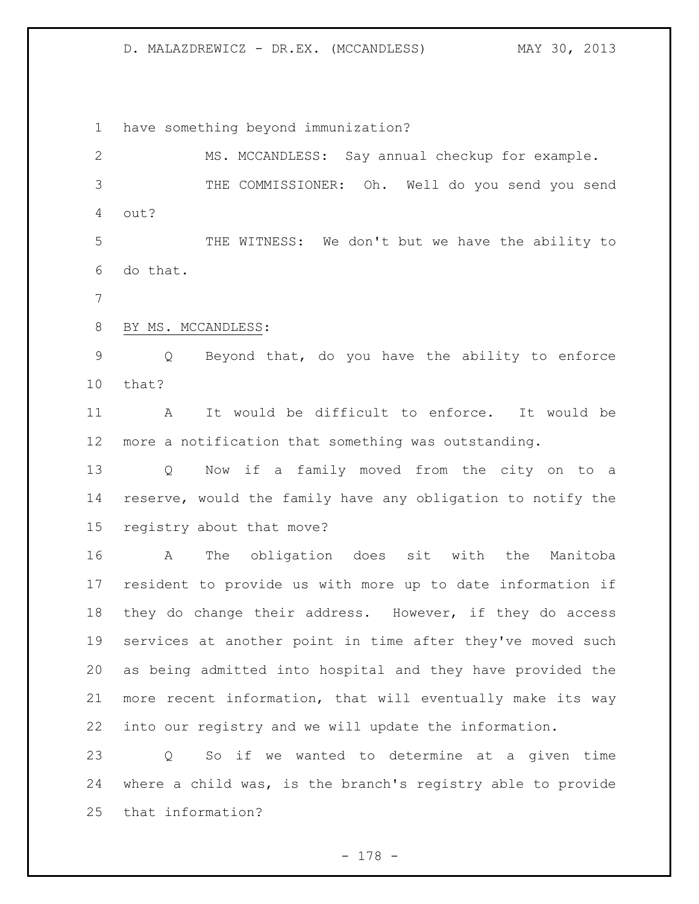have something beyond immunization?

MS. MCCANDLESS: Say annual checkup for example.

THE COMMISSIONER: Oh. Well do you send you send out?

THE WITNESS: We don't but we have the ability to do that.

BY MS. MCCANDLESS:

Q Beyond that, do you have the ability to enforce that?

A It would be difficult to enforce. It would be more a notification that something was outstanding.

Q Now if a family moved from the city on to a reserve, would the family have any obligation to notify the registry about that move?

A The obligation does sit with the Manitoba resident to provide us with more up to date information if they do change their address. However, if they do access services at another point in time after they've moved such as being admitted into hospital and they have provided the more recent information, that will eventually make its way into our registry and we will update the information.

Q So if we wanted to determine at a given time where a child was, is the branch's registry able to provide that information?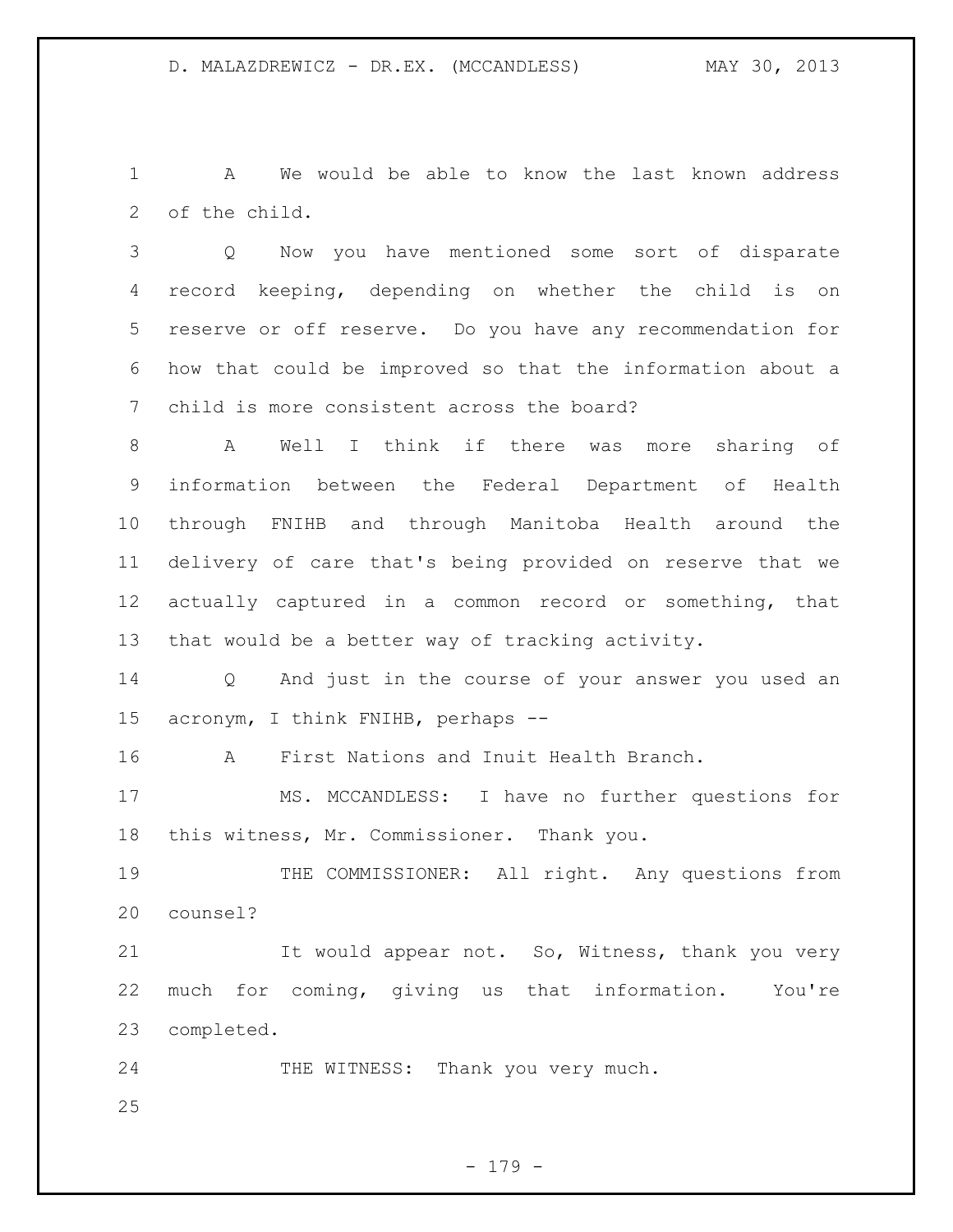A We would be able to know the last known address of the child.

Q Now you have mentioned some sort of disparate record keeping, depending on whether the child is on reserve or off reserve. Do you have any recommendation for how that could be improved so that the information about a child is more consistent across the board?

A Well I think if there was more sharing of information between the Federal Department of Health through FNIHB and through Manitoba Health around the delivery of care that's being provided on reserve that we actually captured in a common record or something, that that would be a better way of tracking activity.

Q And just in the course of your answer you used an acronym, I think FNIHB, perhaps --

A First Nations and Inuit Health Branch.

MS. MCCANDLESS: I have no further questions for this witness, Mr. Commissioner. Thank you.

THE COMMISSIONER: All right. Any questions from counsel?

It would appear not. So, Witness, thank you very much for coming, giving us that information. You're completed.

THE WITNESS: Thank you very much.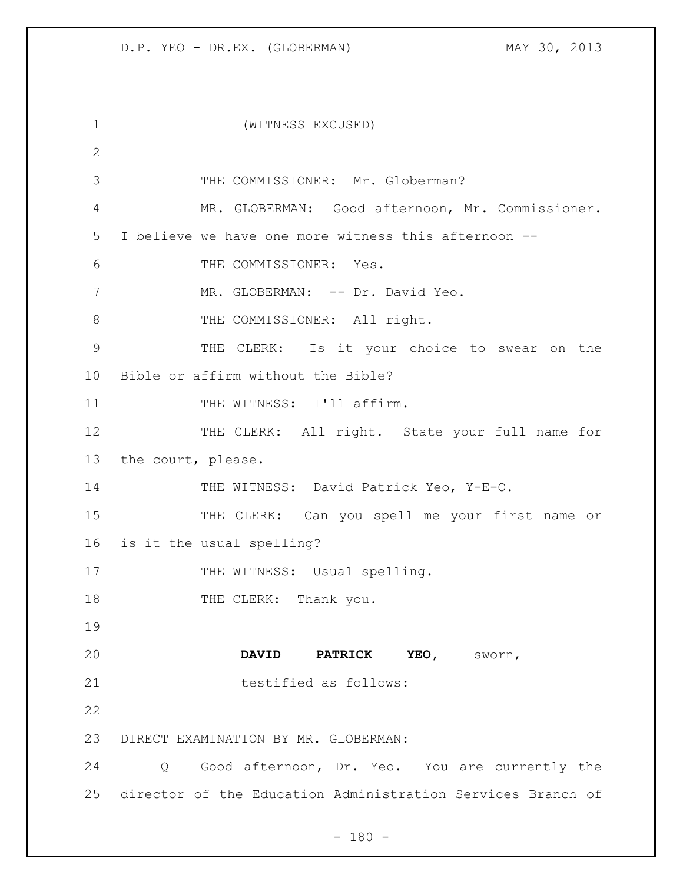(WITNESS EXCUSED)

THE COMMISSIONER: Mr. Globerman?

MR. GLOBERMAN: Good afternoon, Mr. Commissioner. I believe we have one more witness this afternoon --

THE COMMISSIONER: Yes.

MR. GLOBERMAN: -- Dr. David Yeo.

THE COMMISSIONER: All right.

THE CLERK: Is it your choice to swear on the Bible or affirm without the Bible?

THE WITNESS: I'll affirm.

THE CLERK: All right. State your full name for the court, please.

THE WITNESS: David Patrick Yeo, Y-E-O.

THE CLERK: Can you spell me your first name or is it the usual spelling?

THE WITNESS: Usual spelling.

THE CLERK: Thank you.

**DAVID PATRICK YEO**, sworn, testified as follows:

DIRECT EXAMINATION BY MR. GLOBERMAN:

Q Good afternoon, Dr. Yeo. You are currently the director of the Education Administration Services Branch of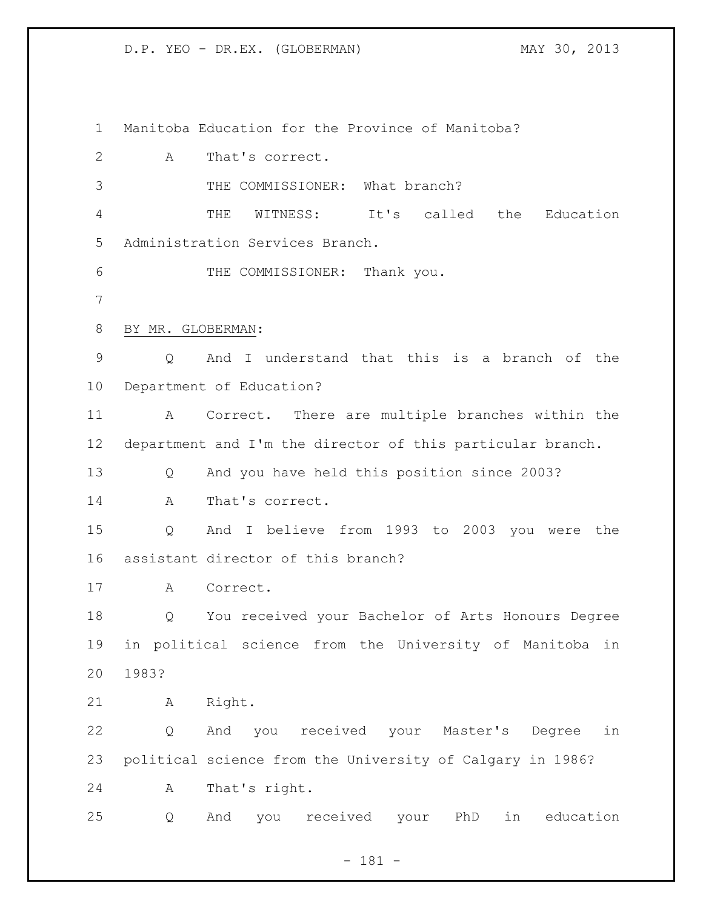Manitoba Education for the Province of Manitoba?

A That's correct.

THE COMMISSIONER: What branch?

THE WITNESS: It's called the Education Administration Services Branch.

THE COMMISSIONER: Thank you.

BY MR. GLOBERMAN:

Q And I understand that this is a branch of the Department of Education?

A Correct. There are multiple branches within the department and I'm the director of this particular branch.

Q And you have held this position since 2003?

A That's correct.

Q And I believe from 1993 to 2003 you were the assistant director of this branch?

A Correct.

Q You received your Bachelor of Arts Honours Degree in political science from the University of Manitoba in 1983?

A Right.

Q And you received your Master's Degree in political science from the University of Calgary in 1986?

A That's right.

Q And you received your PhD in education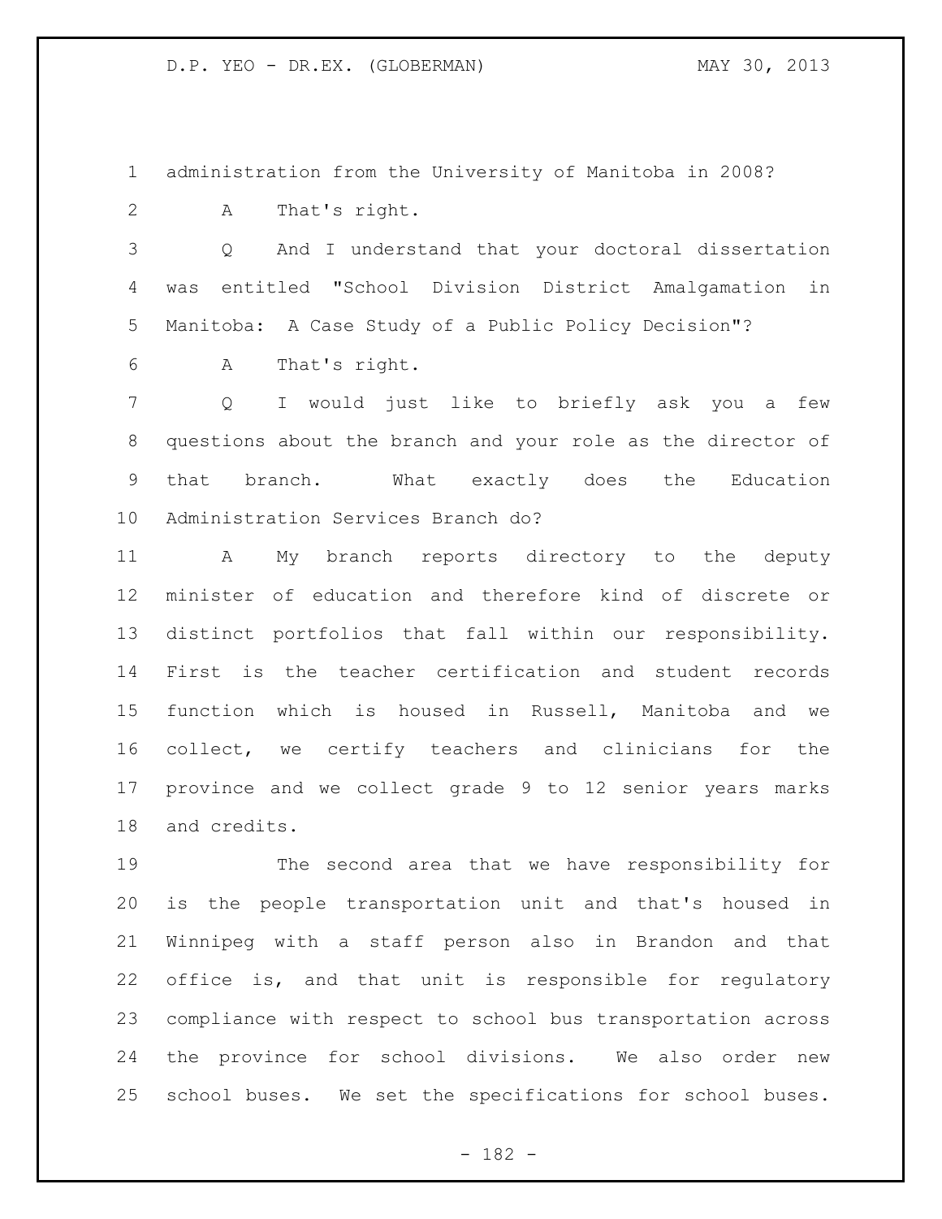administration from the University of Manitoba in 2008?

A That's right.

Q And I understand that your doctoral dissertation was entitled "School Division District Amalgamation in Manitoba: A Case Study of a Public Policy Decision"?

A That's right.

Q I would just like to briefly ask you a few questions about the branch and your role as the director of that branch. What exactly does the Education Administration Services Branch do?

A My branch reports directory to the deputy minister of education and therefore kind of discrete or distinct portfolios that fall within our responsibility. First is the teacher certification and student records function which is housed in Russell, Manitoba and we collect, we certify teachers and clinicians for the province and we collect grade 9 to 12 senior years marks and credits.

The second area that we have responsibility for is the people transportation unit and that's housed in Winnipeg with a staff person also in Brandon and that office is, and that unit is responsible for regulatory compliance with respect to school bus transportation across the province for school divisions. We also order new school buses. We set the specifications for school buses.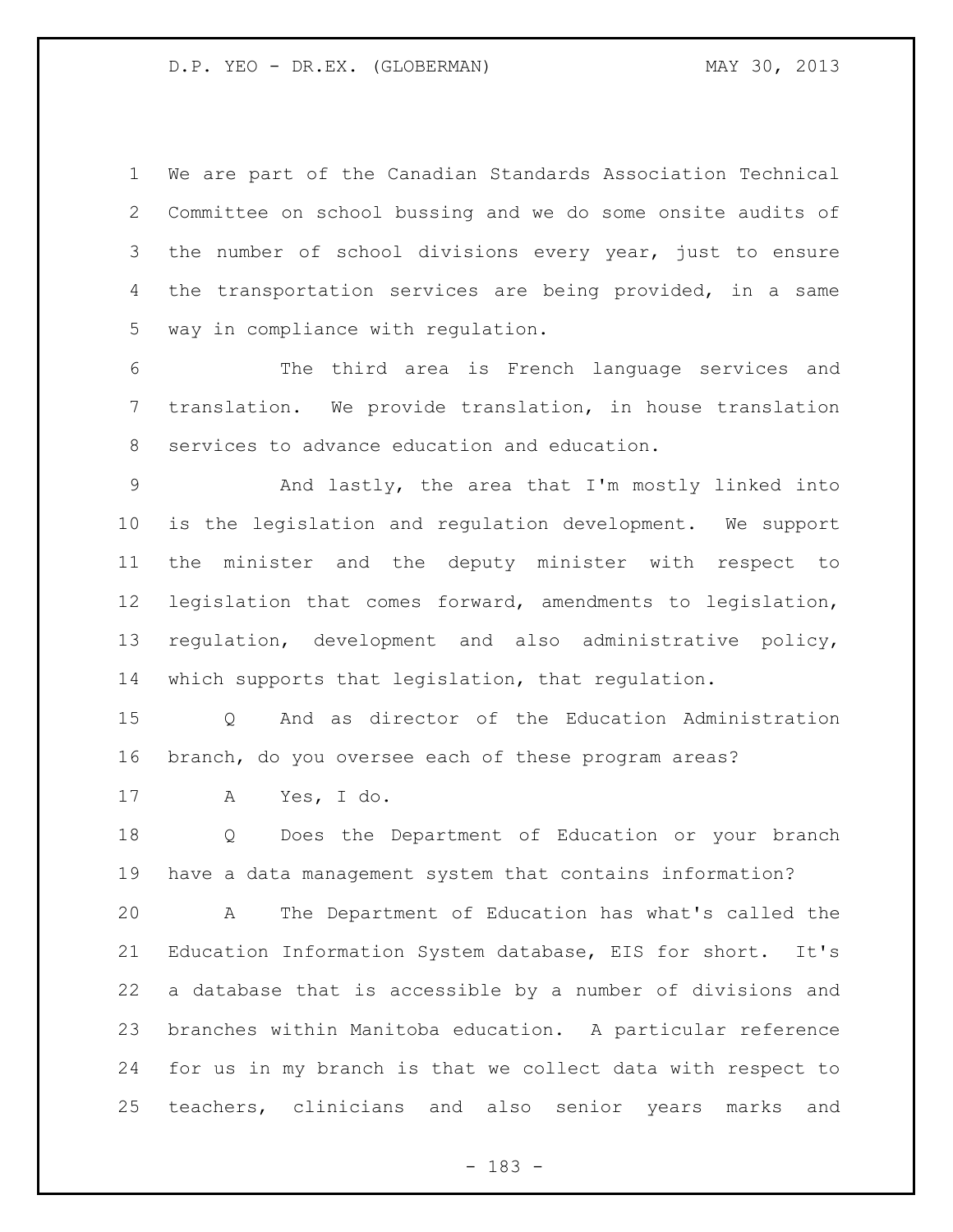We are part of the Canadian Standards Association Technical Committee on school bussing and we do some onsite audits of the number of school divisions every year, just to ensure the transportation services are being provided, in a same way in compliance with regulation.

The third area is French language services and translation. We provide translation, in house translation services to advance education and education.

And lastly, the area that I'm mostly linked into is the legislation and regulation development. We support the minister and the deputy minister with respect to legislation that comes forward, amendments to legislation, regulation, development and also administrative policy, which supports that legislation, that regulation.

Q And as director of the Education Administration branch, do you oversee each of these program areas?

A Yes, I do.

Q Does the Department of Education or your branch have a data management system that contains information?

A The Department of Education has what's called the Education Information System database, EIS for short. It's a database that is accessible by a number of divisions and branches within Manitoba education. A particular reference for us in my branch is that we collect data with respect to teachers, clinicians and also senior years marks and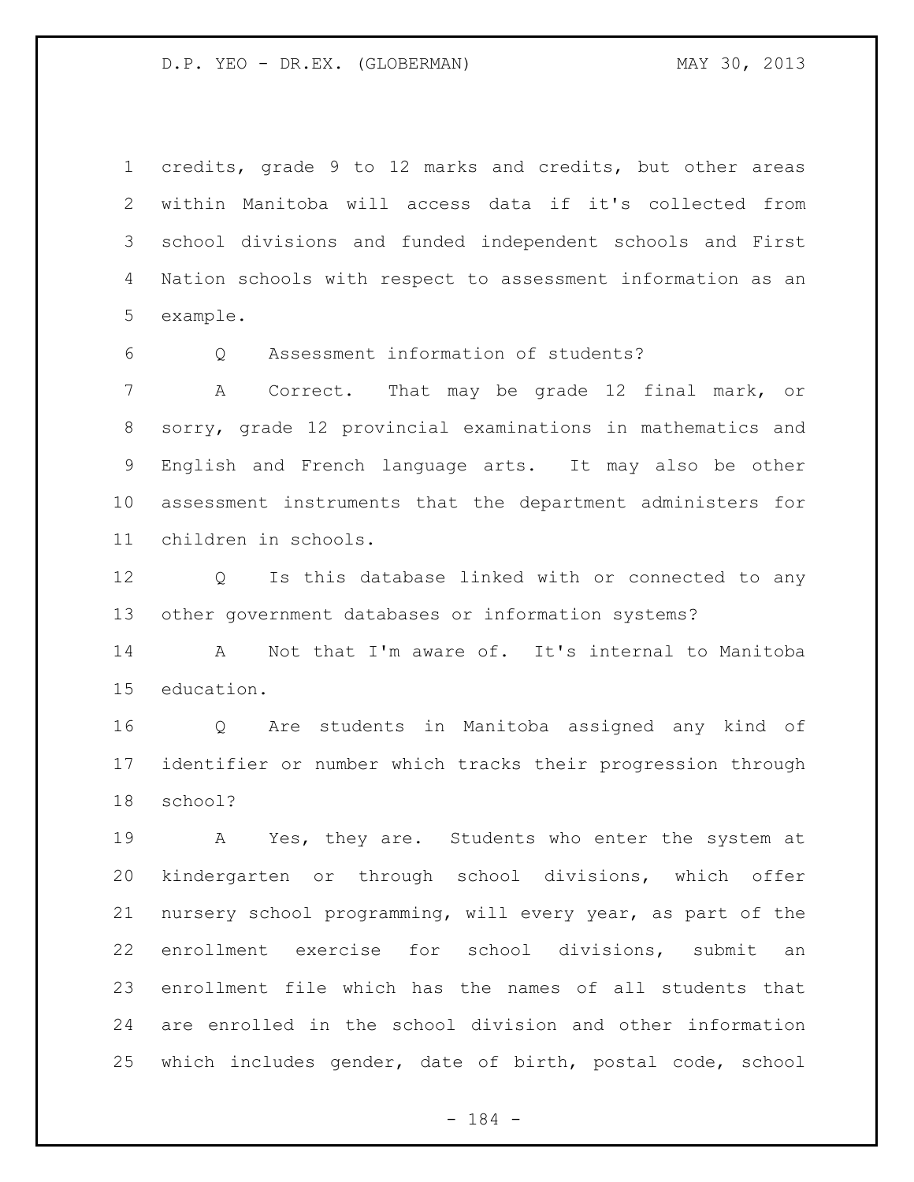credits, grade 9 to 12 marks and credits, but other areas within Manitoba will access data if it's collected from school divisions and funded independent schools and First Nation schools with respect to assessment information as an example.

Q Assessment information of students?

A Correct. That may be grade 12 final mark, or sorry, grade 12 provincial examinations in mathematics and English and French language arts. It may also be other assessment instruments that the department administers for children in schools.

Q Is this database linked with or connected to any other government databases or information systems?

A Not that I'm aware of. It's internal to Manitoba education.

Q Are students in Manitoba assigned any kind of identifier or number which tracks their progression through school?

A Yes, they are. Students who enter the system at kindergarten or through school divisions, which offer nursery school programming, will every year, as part of the enrollment exercise for school divisions, submit an enrollment file which has the names of all students that are enrolled in the school division and other information which includes gender, date of birth, postal code, school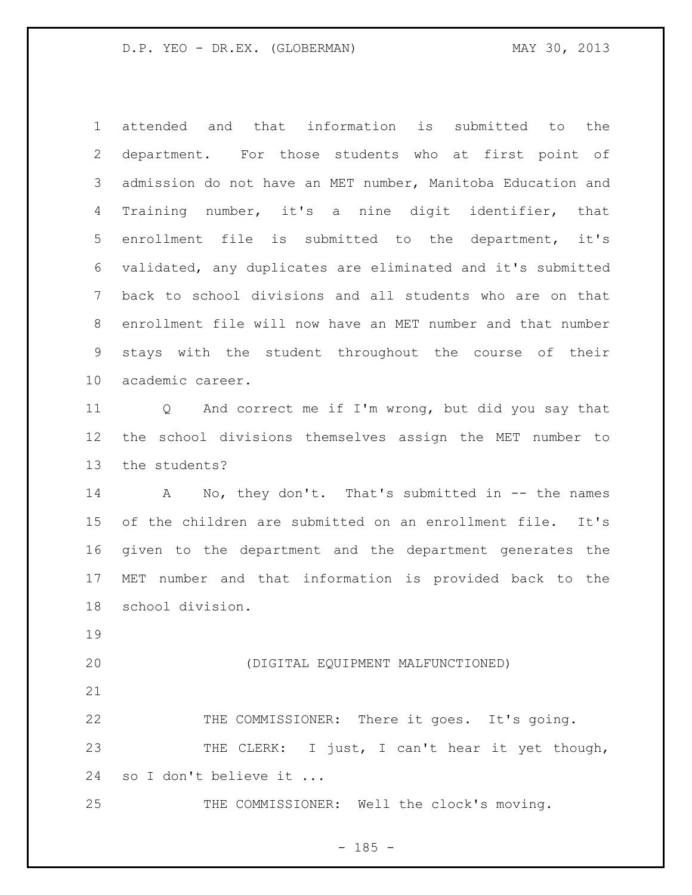attended and that information is submitted to the department. For those students who at first point of admission do not have an MET number, Manitoba Education and Training number, it's a nine digit identifier, that enrollment file is submitted to the department, it's validated, any duplicates are eliminated and it's submitted back to school divisions and all students who are on that enrollment file will now have an MET number and that number stays with the student throughout the course of their academic career.

Q And correct me if I'm wrong, but did you say that the school divisions themselves assign the MET number to the students?

A No, they don't. That's submitted in -- the names of the children are submitted on an enrollment file. It's given to the department and the department generates the MET number and that information is provided back to the school division.

(DIGITAL EQUIPMENT MALFUNCTIONED)

THE COMMISSIONER: There it goes. It's going.

THE CLERK: I just, I can't hear it yet though, so I don't believe it ...

THE COMMISSIONER: Well the clock's moving.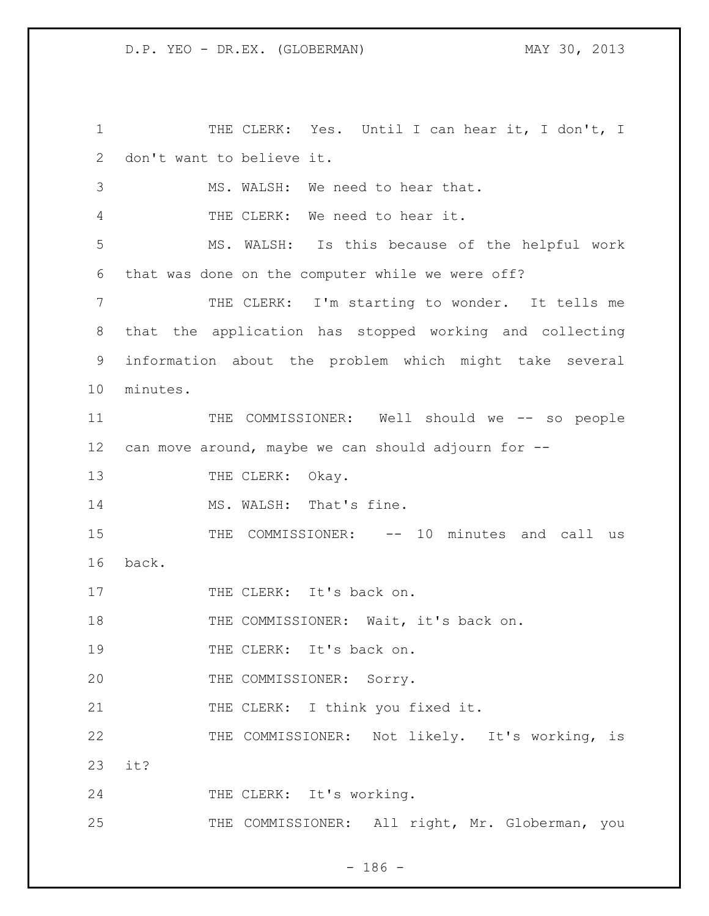THE CLERK: Yes. Until I can hear it, I don't, I don't want to believe it.

MS. WALSH: We need to hear that.

THE CLERK: We need to hear it.

MS. WALSH: Is this because of the helpful work that was done on the computer while we were off?

THE CLERK: I'm starting to wonder. It tells me that the application has stopped working and collecting information about the problem which might take several minutes.

THE COMMISSIONER: Well should we -- so people can move around, maybe we can should adjourn for --

THE CLERK: Okay.

MS. WALSH: That's fine.

THE COMMISSIONER: -- 10 minutes and call us back.

THE CLERK: It's back on.

THE COMMISSIONER: Wait, it's back on.

THE CLERK: It's back on.

THE COMMISSIONER: Sorry.

THE CLERK: I think you fixed it.

THE COMMISSIONER: Not likely. It's working, is it?

THE CLERK: It's working.

THE COMMISSIONER: All right, Mr. Globerman, you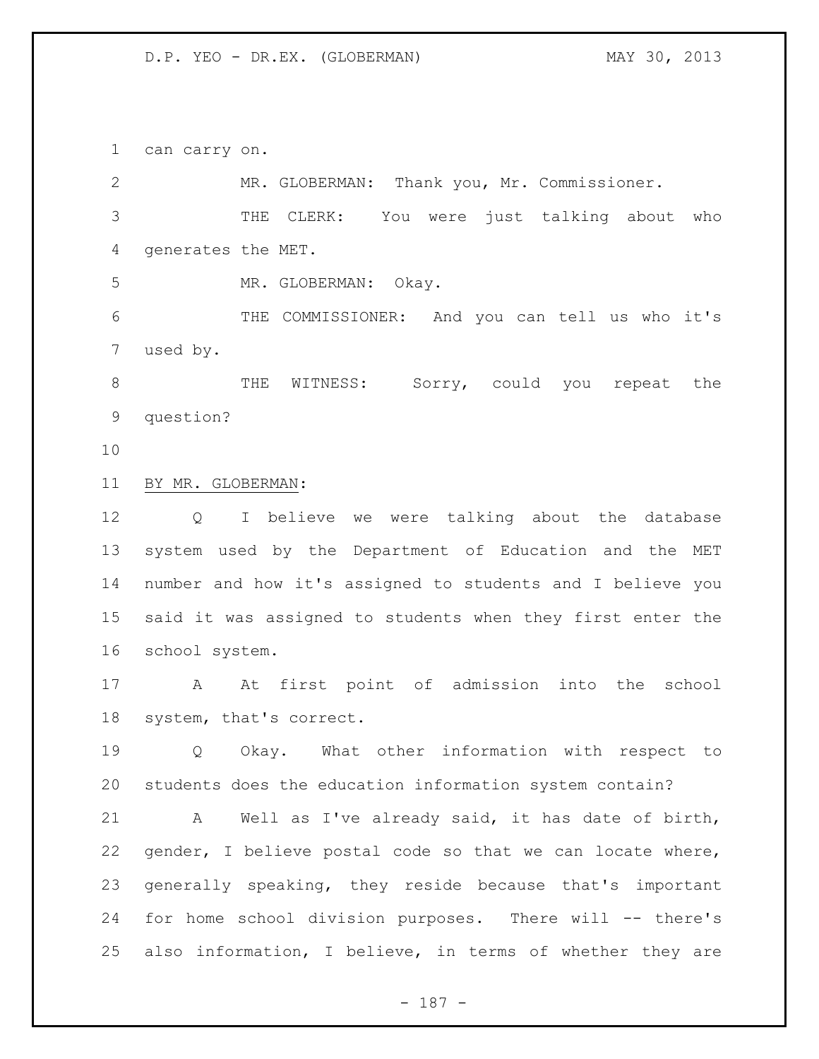can carry on.

MR. GLOBERMAN: Thank you, Mr. Commissioner.

THE CLERK: You were just talking about who generates the MET.

MR. GLOBERMAN: Okay.

THE COMMISSIONER: And you can tell us who it's used by.

THE WITNESS: Sorry, could you repeat the question?

BY MR. GLOBERMAN:

Q I believe we were talking about the database system used by the Department of Education and the MET number and how it's assigned to students and I believe you said it was assigned to students when they first enter the school system.

A At first point of admission into the school system, that's correct.

Q Okay. What other information with respect to students does the education information system contain?

A Well as I've already said, it has date of birth, gender, I believe postal code so that we can locate where, generally speaking, they reside because that's important for home school division purposes. There will -- there's also information, I believe, in terms of whether they are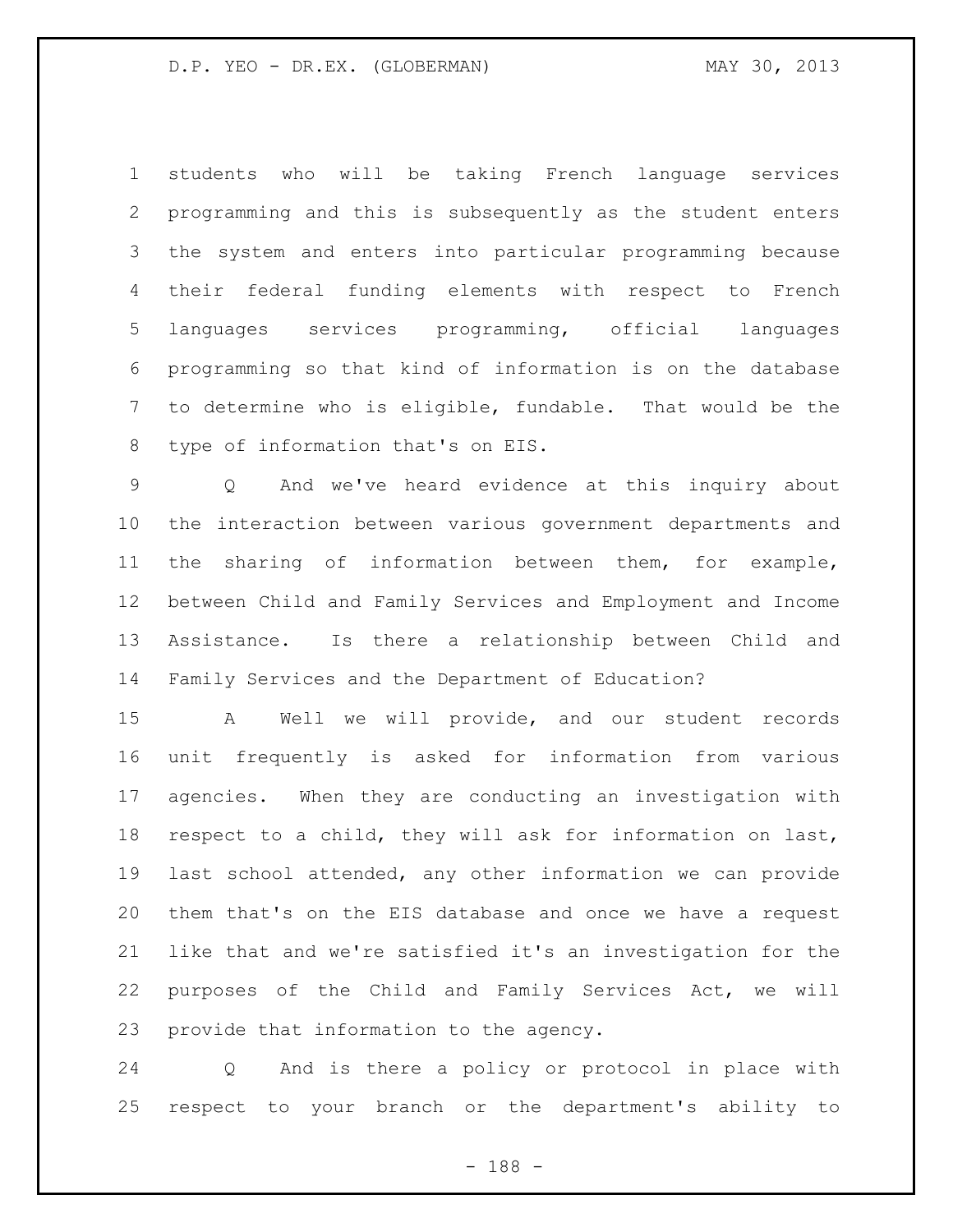students who will be taking French language services programming and this is subsequently as the student enters the system and enters into particular programming because their federal funding elements with respect to French languages services programming, official languages programming so that kind of information is on the database to determine who is eligible, fundable. That would be the type of information that's on EIS.

Q And we've heard evidence at this inquiry about the interaction between various government departments and the sharing of information between them, for example, between Child and Family Services and Employment and Income Assistance. Is there a relationship between Child and Family Services and the Department of Education?

A Well we will provide, and our student records unit frequently is asked for information from various agencies. When they are conducting an investigation with respect to a child, they will ask for information on last, last school attended, any other information we can provide them that's on the EIS database and once we have a request like that and we're satisfied it's an investigation for the purposes of the Child and Family Services Act, we will provide that information to the agency.

Q And is there a policy or protocol in place with respect to your branch or the department's ability to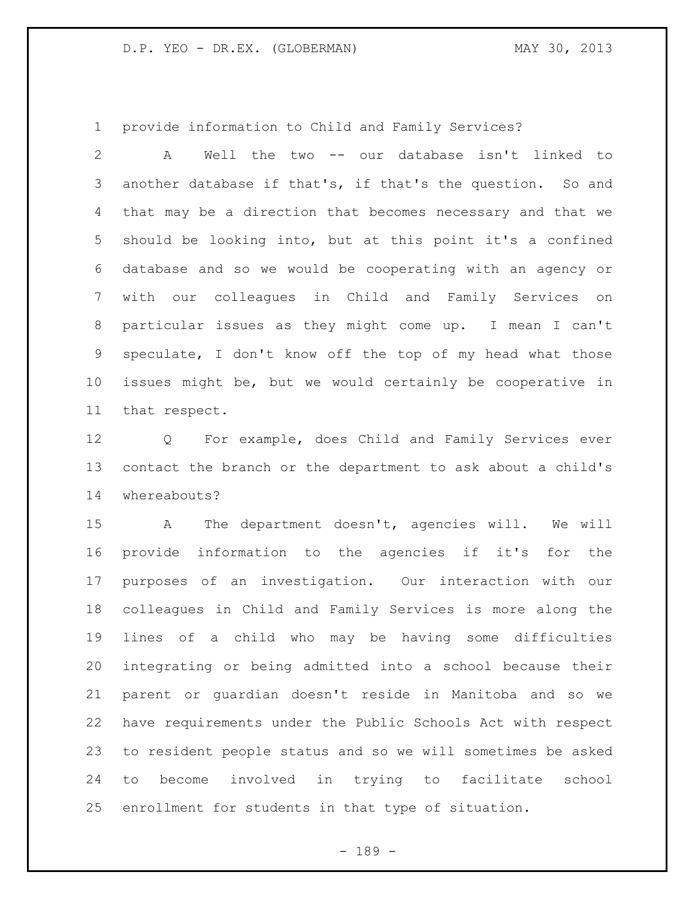provide information to Child and Family Services?

A Well the two -- our database isn't linked to another database if that's, if that's the question. So and that may be a direction that becomes necessary and that we should be looking into, but at this point it's a confined database and so we would be cooperating with an agency or with our colleagues in Child and Family Services on particular issues as they might come up. I mean I can't speculate, I don't know off the top of my head what those issues might be, but we would certainly be cooperative in that respect.

Q For example, does Child and Family Services ever contact the branch or the department to ask about a child's whereabouts?

A The department doesn't, agencies will. We will provide information to the agencies if it's for the purposes of an investigation. Our interaction with our colleagues in Child and Family Services is more along the lines of a child who may be having some difficulties integrating or being admitted into a school because their parent or guardian doesn't reside in Manitoba and so we have requirements under the Public Schools Act with respect to resident people status and so we will sometimes be asked to become involved in trying to facilitate school enrollment for students in that type of situation.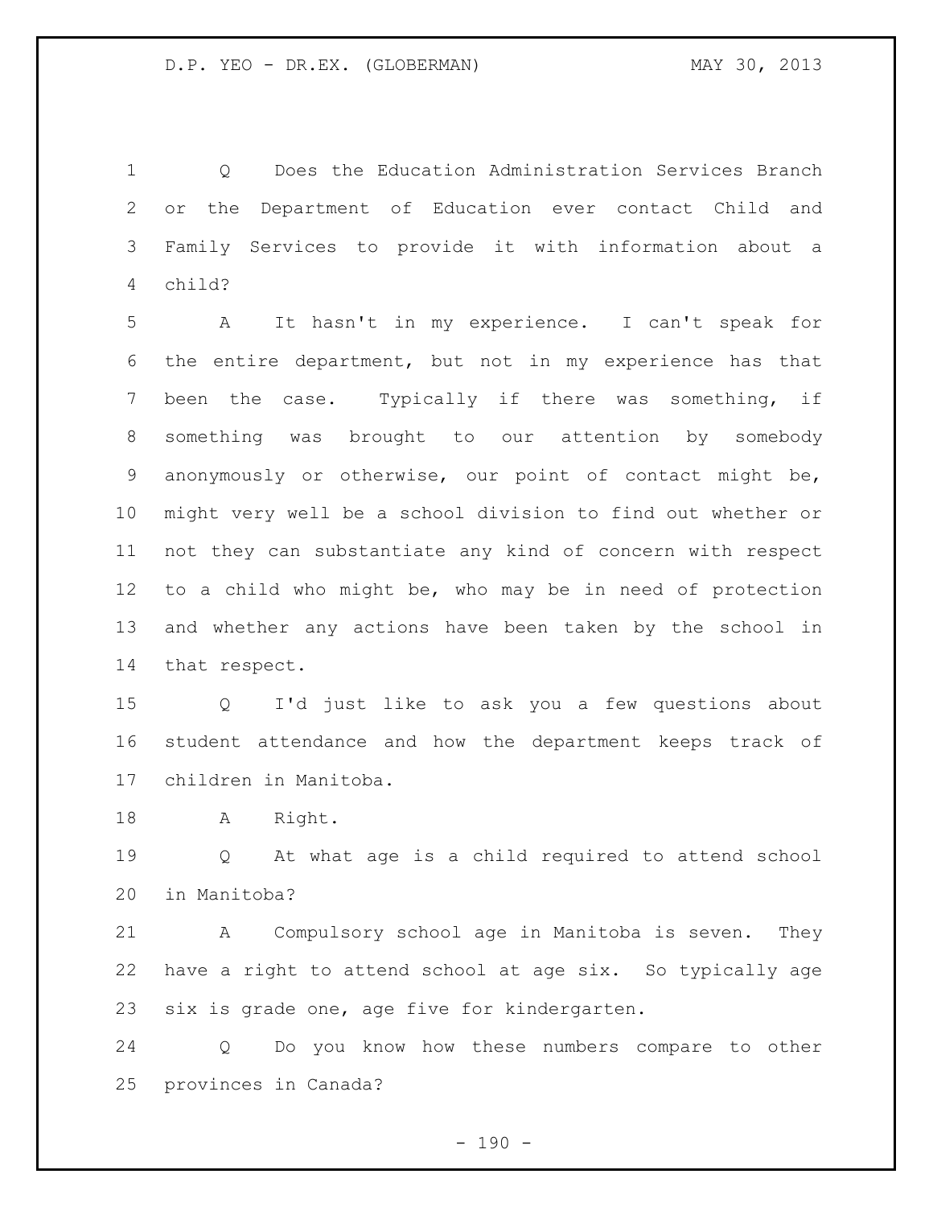Q Does the Education Administration Services Branch or the Department of Education ever contact Child and Family Services to provide it with information about a child?

A It hasn't in my experience. I can't speak for the entire department, but not in my experience has that been the case. Typically if there was something, if something was brought to our attention by somebody anonymously or otherwise, our point of contact might be, might very well be a school division to find out whether or not they can substantiate any kind of concern with respect to a child who might be, who may be in need of protection and whether any actions have been taken by the school in that respect.

Q I'd just like to ask you a few questions about student attendance and how the department keeps track of children in Manitoba.

A Right.

Q At what age is a child required to attend school in Manitoba?

A Compulsory school age in Manitoba is seven. They have a right to attend school at age six. So typically age six is grade one, age five for kindergarten.

Q Do you know how these numbers compare to other provinces in Canada?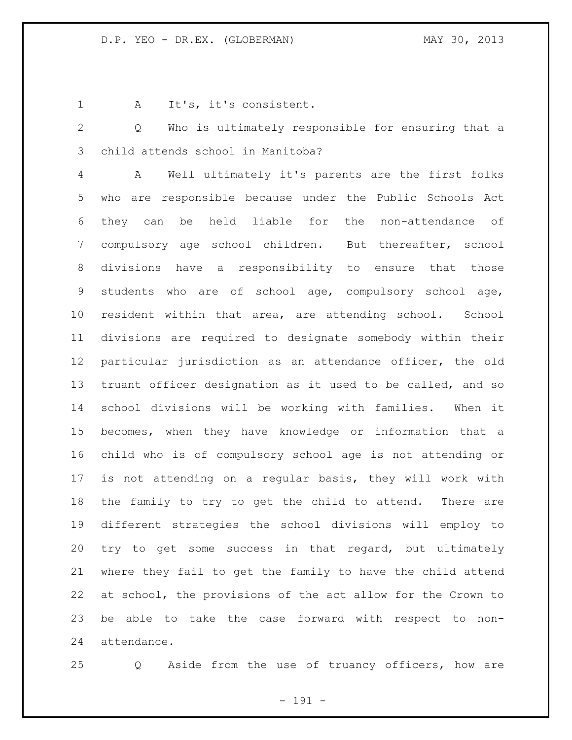A    It's, it's consistent.

Q    Who is ultimately responsible for ensuring that a child attends school in Manitoba?

A    Well ultimately it's parents are the first folks who are responsible because under the Public Schools Act they can be held liable for the non-attendance of compulsory age school children. But thereafter, school divisions have a responsibility to ensure that those students who are of school age, compulsory school age, resident within that area, are attending school. School divisions are required to designate somebody within their particular jurisdiction as an attendance officer, the old truant officer designation as it used to be called, and so school divisions will be working with families. When it becomes, when they have knowledge or information that a child who is of compulsory school age is not attending or is not attending on a regular basis, they will work with the family to try to get the child to attend. There are different strategies the school divisions will employ to try to get some success in that regard, but ultimately where they fail to get the family to have the child attend at school, the provisions of the act allow for the Crown to be able to take the case forward with respect to non-attendance.

Q    Aside from the use of truancy officers, how are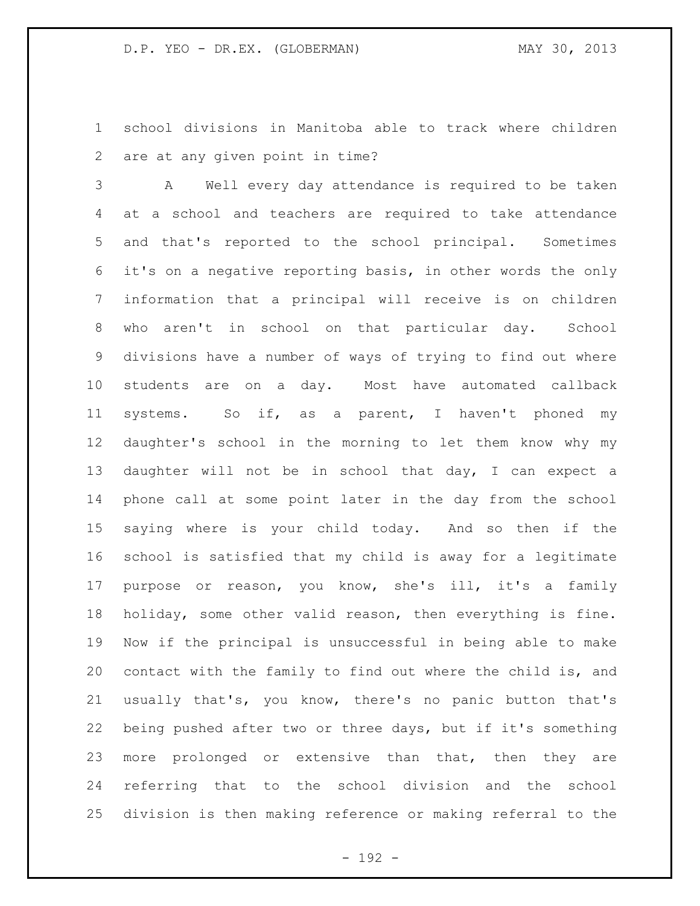school divisions in Manitoba able to track where children are at any given point in time?

A Well every day attendance is required to be taken at a school and teachers are required to take attendance and that's reported to the school principal. Sometimes it's on a negative reporting basis, in other words the only information that a principal will receive is on children who aren't in school on that particular day. School divisions have a number of ways of trying to find out where students are on a day. Most have automated callback systems. So if, as a parent, I haven't phoned my daughter's school in the morning to let them know why my daughter will not be in school that day, I can expect a phone call at some point later in the day from the school saying where is your child today. And so then if the school is satisfied that my child is away for a legitimate purpose or reason, you know, she's ill, it's a family holiday, some other valid reason, then everything is fine. Now if the principal is unsuccessful in being able to make contact with the family to find out where the child is, and usually that's, you know, there's no panic button that's being pushed after two or three days, but if it's something more prolonged or extensive than that, then they are referring that to the school division and the school division is then making reference or making referral to the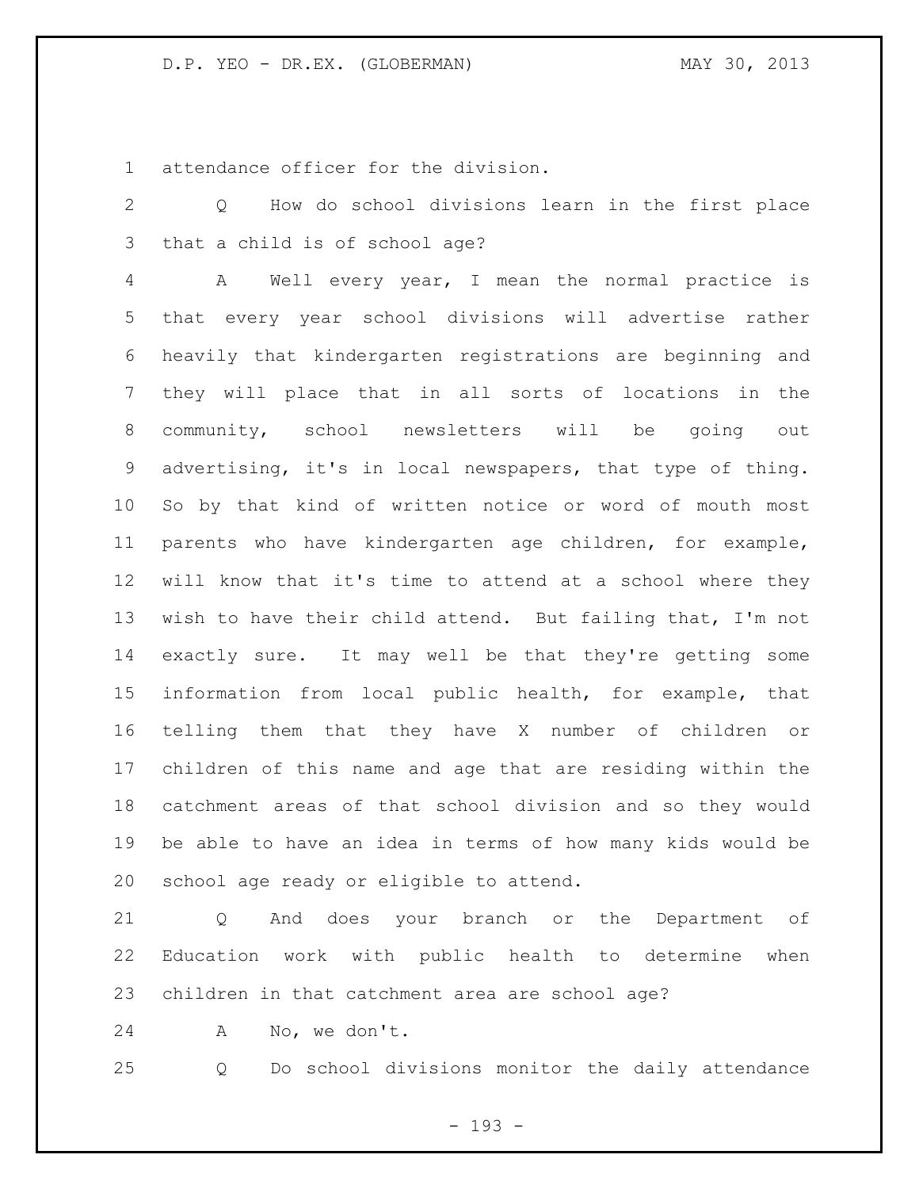attendance officer for the division.

Q How do school divisions learn in the first place that a child is of school age?

A Well every year, I mean the normal practice is that every year school divisions will advertise rather heavily that kindergarten registrations are beginning and they will place that in all sorts of locations in the community, school newsletters will be going out advertising, it's in local newspapers, that type of thing. So by that kind of written notice or word of mouth most parents who have kindergarten age children, for example, will know that it's time to attend at a school where they wish to have their child attend. But failing that, I'm not exactly sure. It may well be that they're getting some information from local public health, for example, that telling them that they have X number of children or children of this name and age that are residing within the catchment areas of that school division and so they would be able to have an idea in terms of how many kids would be school age ready or eligible to attend.

Q And does your branch or the Department of Education work with public health to determine when children in that catchment area are school age?

A No, we don't.

Q Do school divisions monitor the daily attendance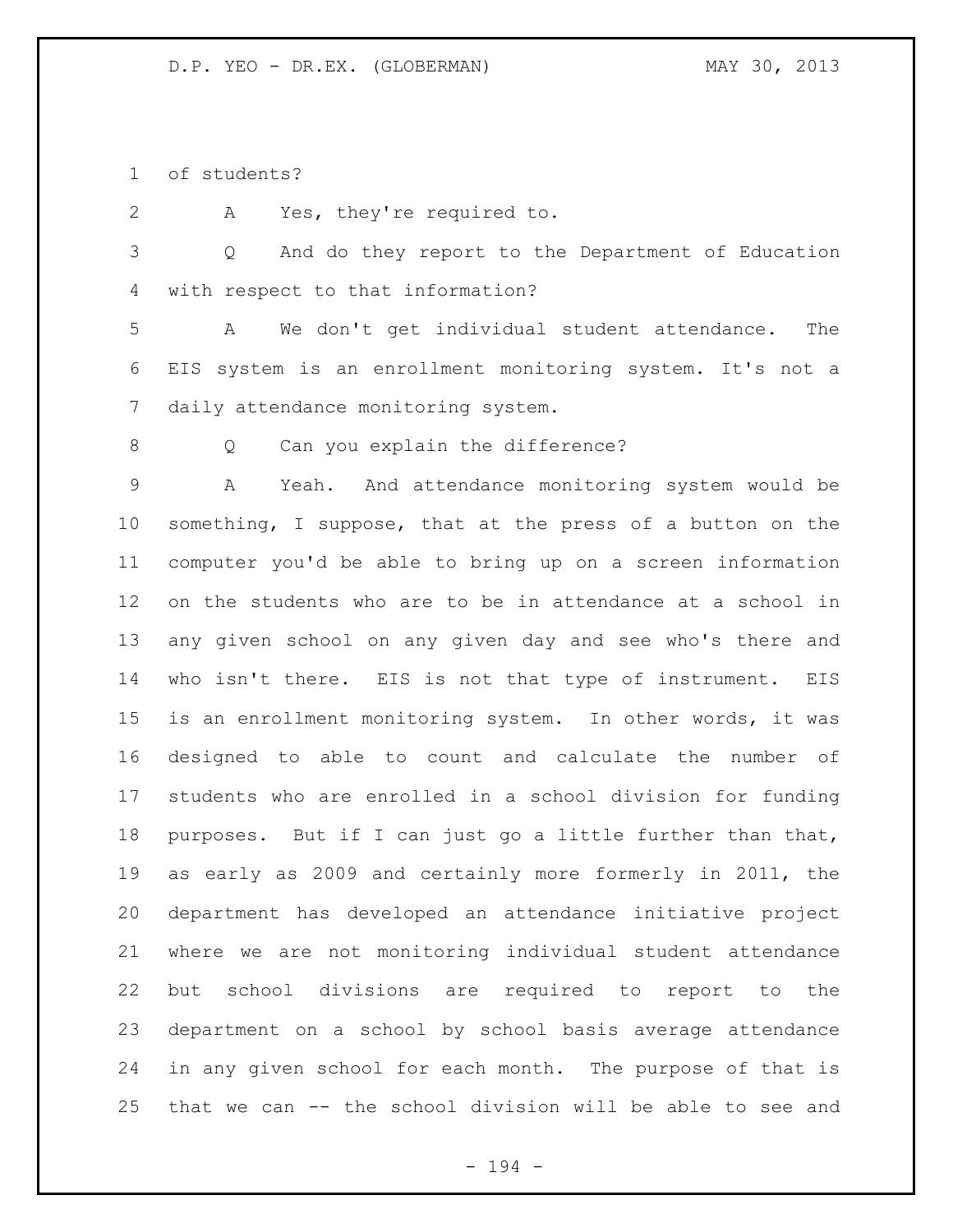of students?

A Yes, they're required to.

Q And do they report to the Department of Education with respect to that information?

A We don't get individual student attendance. The EIS system is an enrollment monitoring system. It's not a daily attendance monitoring system.

Q Can you explain the difference?

A Yeah. And attendance monitoring system would be something, I suppose, that at the press of a button on the computer you'd be able to bring up on a screen information on the students who are to be in attendance at a school in any given school on any given day and see who's there and who isn't there. EIS is not that type of instrument. EIS is an enrollment monitoring system. In other words, it was designed to able to count and calculate the number of students who are enrolled in a school division for funding purposes. But if I can just go a little further than that, as early as 2009 and certainly more formerly in 2011, the department has developed an attendance initiative project where we are not monitoring individual student attendance but school divisions are required to report to the department on a school by school basis average attendance in any given school for each month. The purpose of that is that we can -- the school division will be able to see and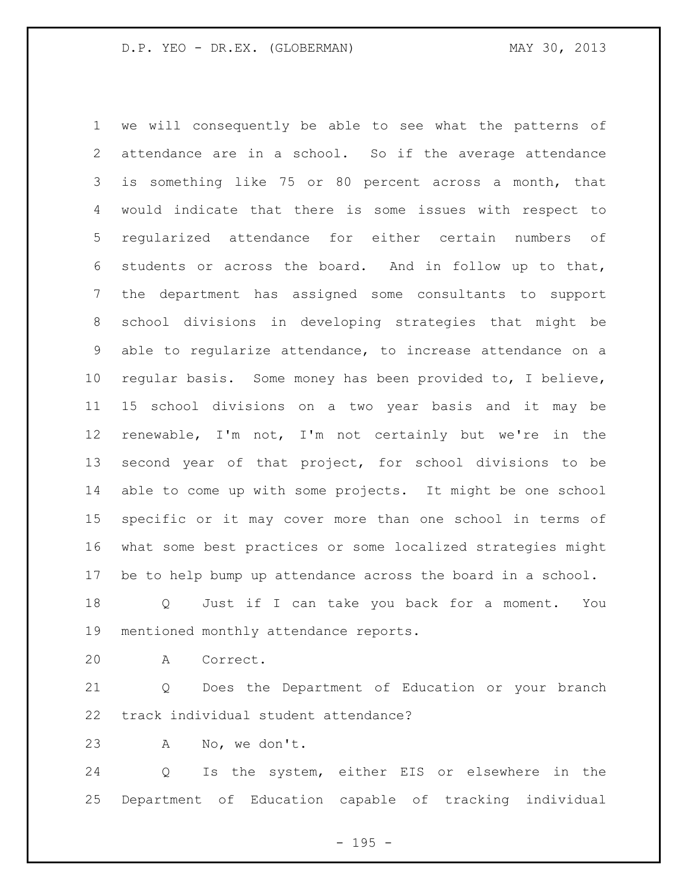we will consequently be able to see what the patterns of attendance are in a school. So if the average attendance is something like 75 or 80 percent across a month, that would indicate that there is some issues with respect to regularized attendance for either certain numbers of students or across the board. And in follow up to that, the department has assigned some consultants to support school divisions in developing strategies that might be able to regularize attendance, to increase attendance on a regular basis. Some money has been provided to, I believe, 15 school divisions on a two year basis and it may be renewable, I'm not, I'm not certainly but we're in the second year of that project, for school divisions to be able to come up with some projects. It might be one school specific or it may cover more than one school in terms of what some best practices or some localized strategies might be to help bump up attendance across the board in a school.

Q Just if I can take you back for a moment. You mentioned monthly attendance reports.

A Correct.

Q Does the Department of Education or your branch track individual student attendance?

A No, we don't.

Q Is the system, either EIS or elsewhere in the Department of Education capable of tracking individual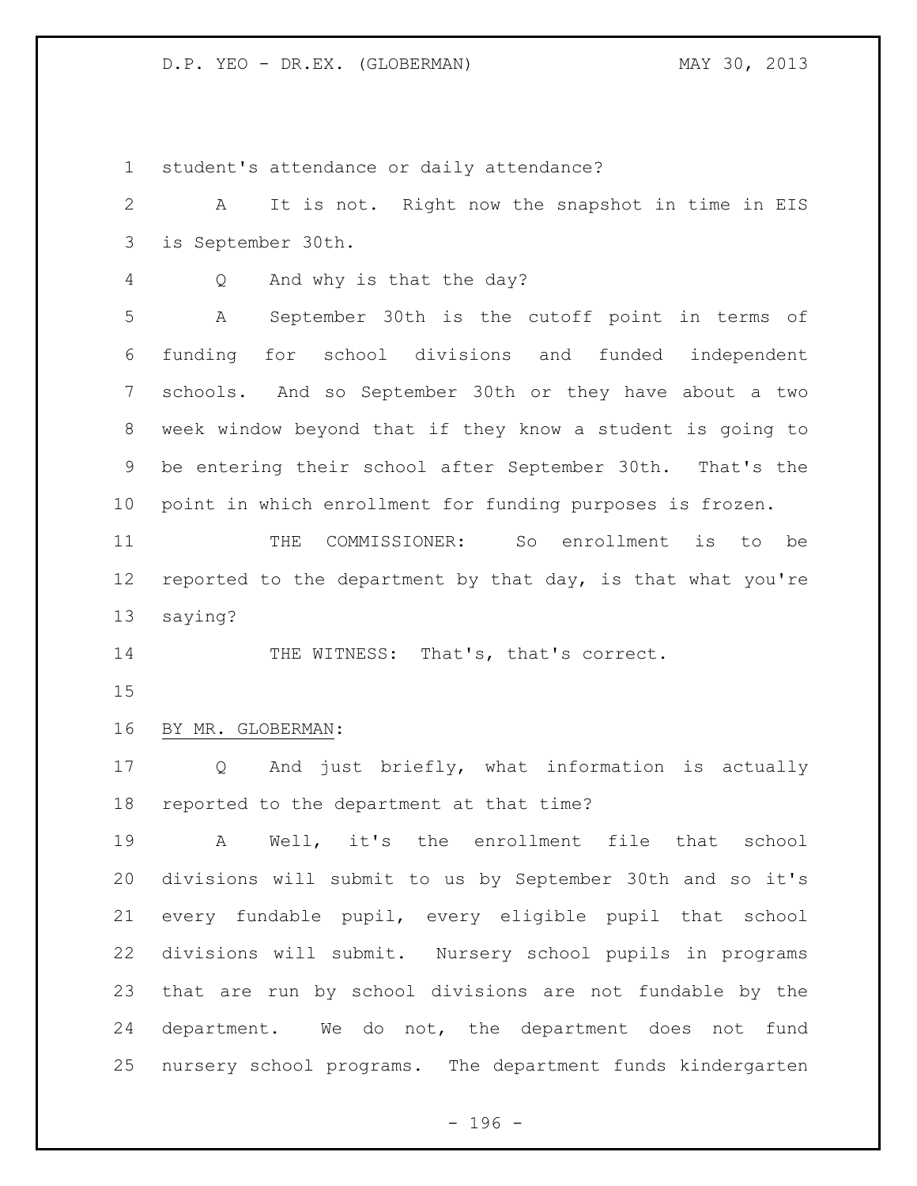student's attendance or daily attendance?

A It is not. Right now the snapshot in time in EIS is September 30th.

Q And why is that the day?

A September 30th is the cutoff point in terms of funding for school divisions and funded independent schools. And so September 30th or they have about a two week window beyond that if they know a student is going to be entering their school after September 30th. That's the point in which enrollment for funding purposes is frozen.

THE COMMISSIONER: So enrollment is to be reported to the department by that day, is that what you're saying?

THE WITNESS: That's, that's correct.

BY MR. GLOBERMAN:

Q And just briefly, what information is actually reported to the department at that time?

A Well, it's the enrollment file that school divisions will submit to us by September 30th and so it's every fundable pupil, every eligible pupil that school divisions will submit. Nursery school pupils in programs that are run by school divisions are not fundable by the department. We do not, the department does not fund nursery school programs. The department funds kindergarten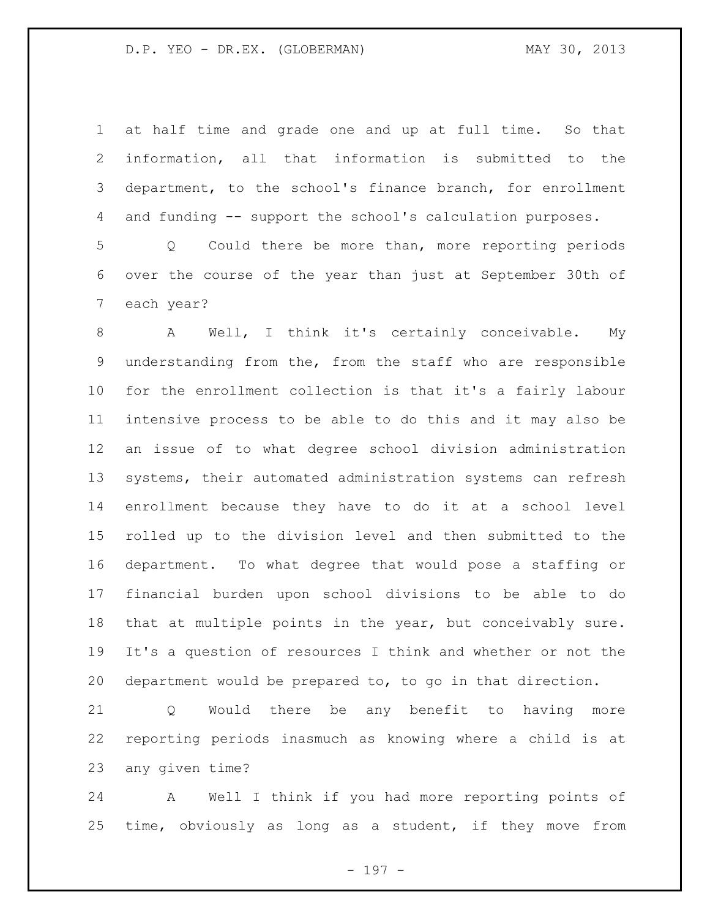at half time and grade one and up at full time. So that information, all that information is submitted to the department, to the school's finance branch, for enrollment and funding -- support the school's calculation purposes.

Q Could there be more than, more reporting periods over the course of the year than just at September 30th of each year?

A Well, I think it's certainly conceivable. My understanding from the, from the staff who are responsible for the enrollment collection is that it's a fairly labour intensive process to be able to do this and it may also be an issue of to what degree school division administration systems, their automated administration systems can refresh enrollment because they have to do it at a school level rolled up to the division level and then submitted to the department. To what degree that would pose a staffing or financial burden upon school divisions to be able to do that at multiple points in the year, but conceivably sure. It's a question of resources I think and whether or not the department would be prepared to, to go in that direction.

Q Would there be any benefit to having more reporting periods inasmuch as knowing where a child is at any given time?

A Well I think if you had more reporting points of time, obviously as long as a student, if they move from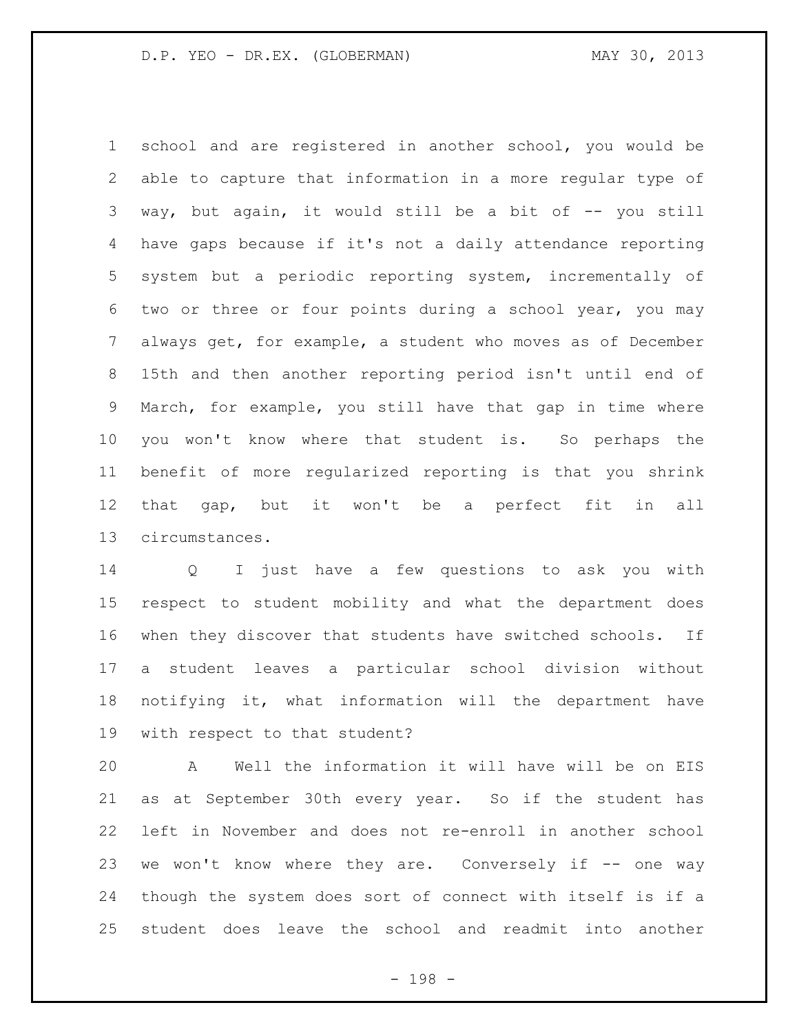school and are registered in another school, you would be able to capture that information in a more regular type of way, but again, it would still be a bit of -- you still have gaps because if it's not a daily attendance reporting system but a periodic reporting system, incrementally of two or three or four points during a school year, you may always get, for example, a student who moves as of December 15th and then another reporting period isn't until end of March, for example, you still have that gap in time where you won't know where that student is. So perhaps the benefit of more regularized reporting is that you shrink that gap, but it won't be a perfect fit in all circumstances.

Q I just have a few questions to ask you with respect to student mobility and what the department does when they discover that students have switched schools. If a student leaves a particular school division without notifying it, what information will the department have with respect to that student?

A Well the information it will have will be on EIS as at September 30th every year. So if the student has left in November and does not re-enroll in another school we won't know where they are. Conversely if -- one way though the system does sort of connect with itself is if a student does leave the school and readmit into another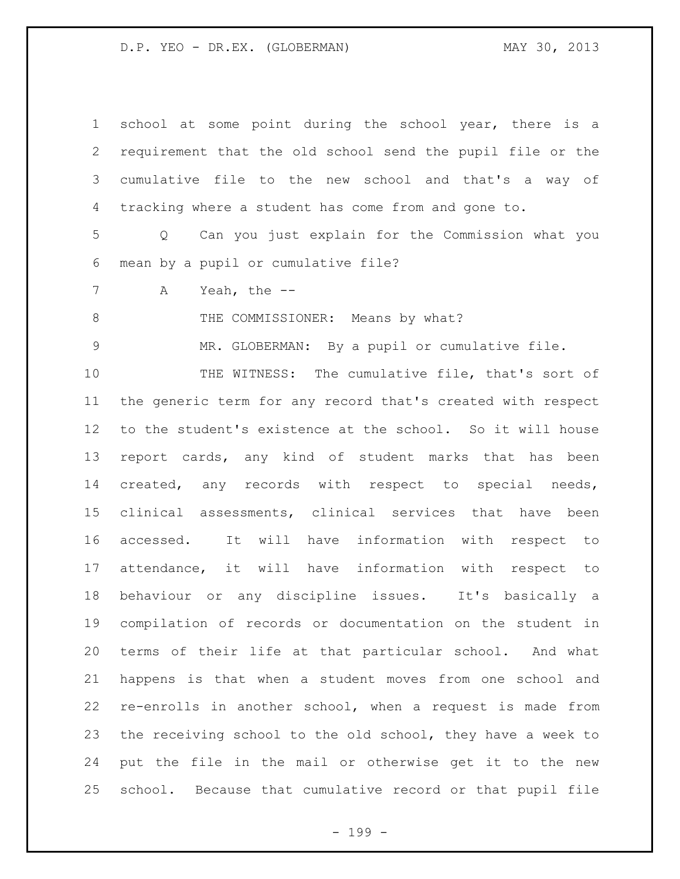school at some point during the school year, there is a requirement that the old school send the pupil file or the cumulative file to the new school and that's a way of tracking where a student has come from and gone to.

Q Can you just explain for the Commission what you mean by a pupil or cumulative file?

A Yeah, the --

THE COMMISSIONER: Means by what?

MR. GLOBERMAN: By a pupil or cumulative file.

THE WITNESS: The cumulative file, that's sort of the generic term for any record that's created with respect to the student's existence at the school. So it will house report cards, any kind of student marks that has been created, any records with respect to special needs, clinical assessments, clinical services that have been accessed. It will have information with respect to attendance, it will have information with respect to behaviour or any discipline issues. It's basically a compilation of records or documentation on the student in terms of their life at that particular school. And what happens is that when a student moves from one school and re-enrolls in another school, when a request is made from the receiving school to the old school, they have a week to put the file in the mail or otherwise get it to the new school. Because that cumulative record or that pupil file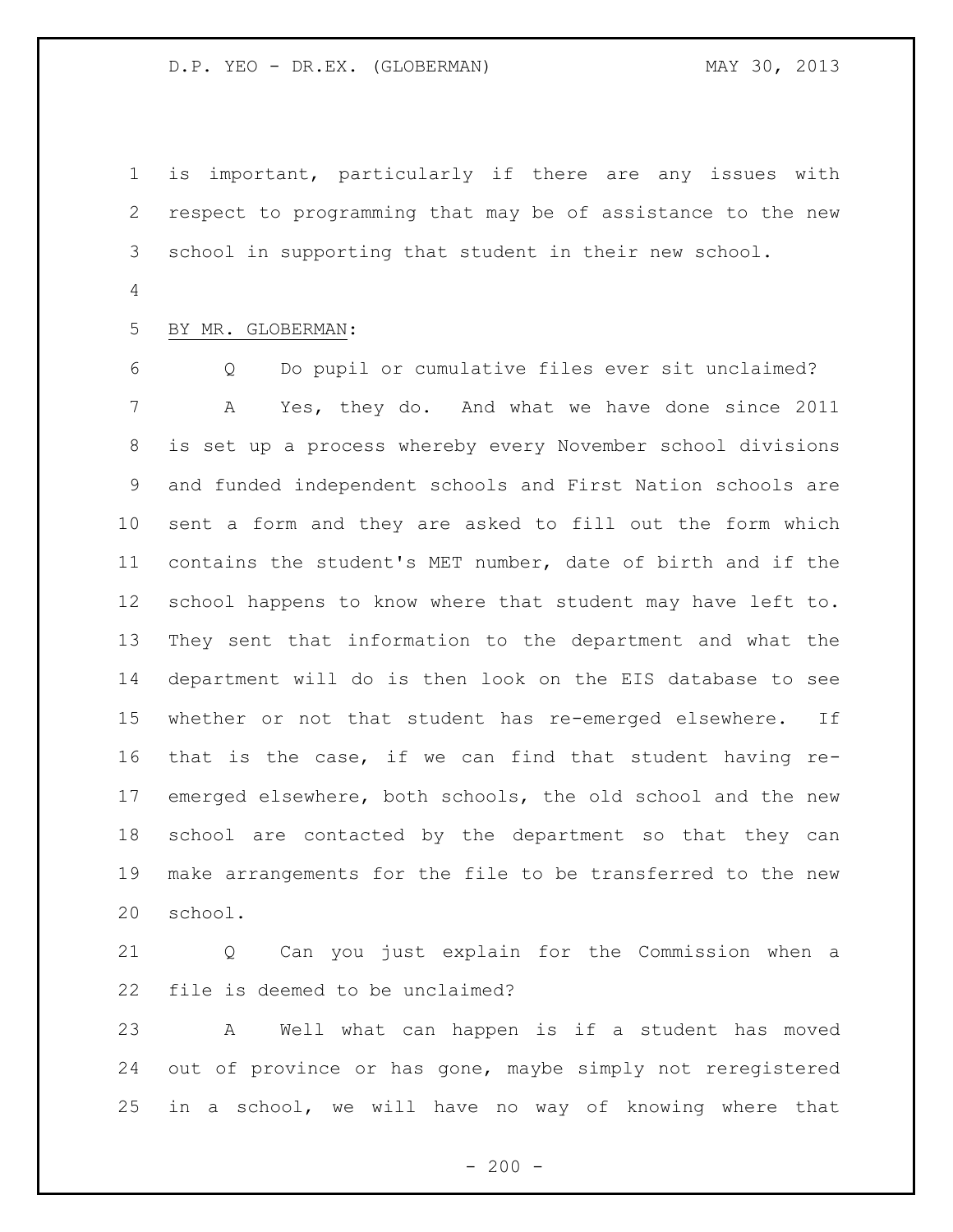is important, particularly if there are any issues with respect to programming that may be of assistance to the new school in supporting that student in their new school.

BY MR. GLOBERMAN:

Q Do pupil or cumulative files ever sit unclaimed?

A Yes, they do. And what we have done since 2011 is set up a process whereby every November school divisions and funded independent schools and First Nation schools are sent a form and they are asked to fill out the form which contains the student's MET number, date of birth and if the school happens to know where that student may have left to. They sent that information to the department and what the department will do is then look on the EIS database to see whether or not that student has re-emerged elsewhere. If that is the case, if we can find that student having re-emerged elsewhere, both schools, the old school and the new school are contacted by the department so that they can make arrangements for the file to be transferred to the new school.

Q Can you just explain for the Commission when a file is deemed to be unclaimed?

A Well what can happen is if a student has moved out of province or has gone, maybe simply not reregistered in a school, we will have no way of knowing where that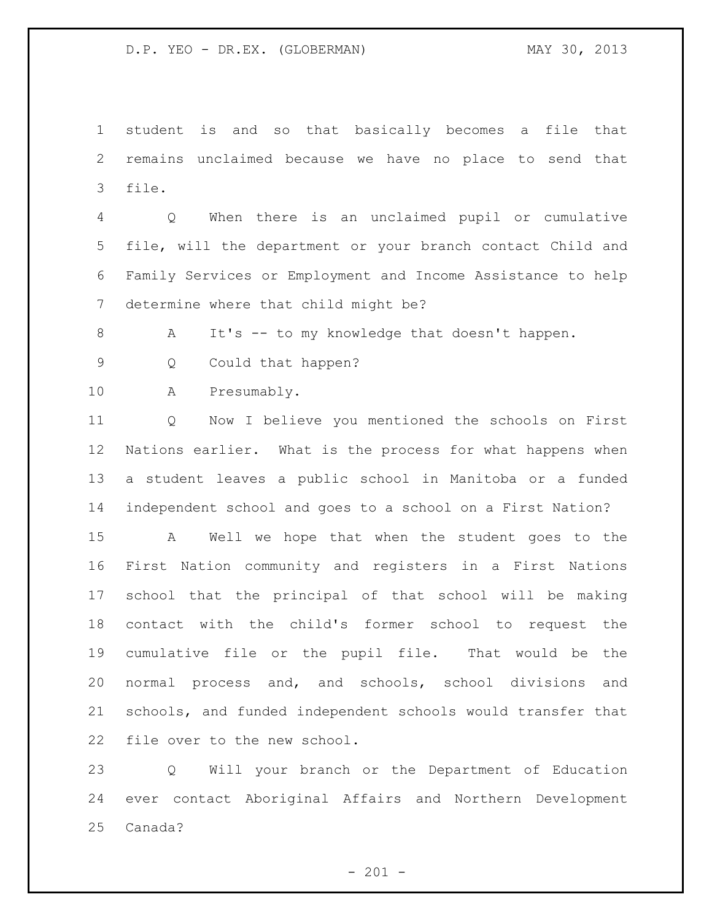student is and so that basically becomes a file that remains unclaimed because we have no place to send that file.

Q When there is an unclaimed pupil or cumulative file, will the department or your branch contact Child and Family Services or Employment and Income Assistance to help determine where that child might be?

A It's -- to my knowledge that doesn't happen.

Q Could that happen?

A Presumably.

Q Now I believe you mentioned the schools on First Nations earlier. What is the process for what happens when a student leaves a public school in Manitoba or a funded independent school and goes to a school on a First Nation?

A Well we hope that when the student goes to the First Nation community and registers in a First Nations school that the principal of that school will be making contact with the child's former school to request the cumulative file or the pupil file. That would be the normal process and, and schools, school divisions and schools, and funded independent schools would transfer that file over to the new school.

Q Will your branch or the Department of Education ever contact Aboriginal Affairs and Northern Development Canada?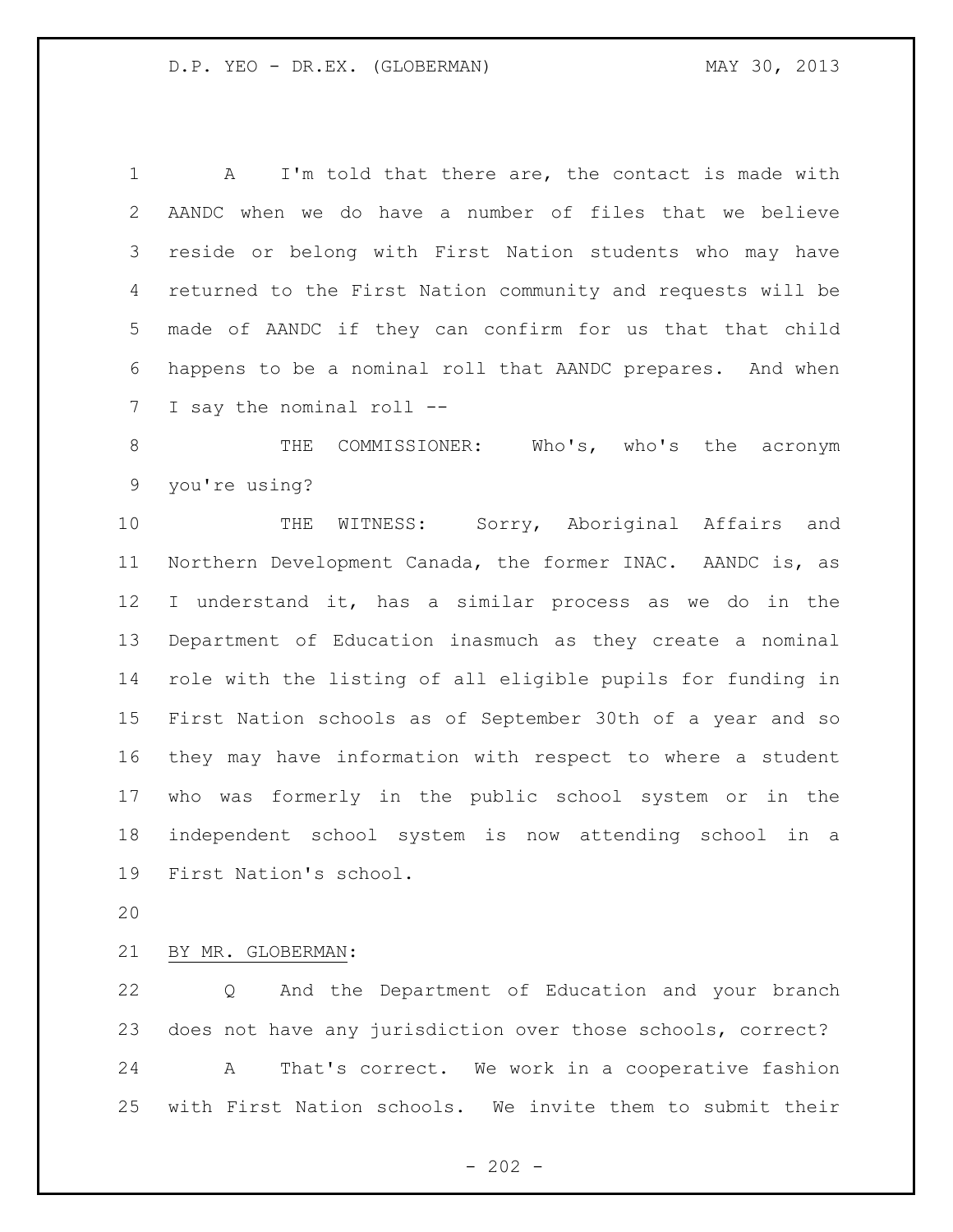A I'm told that there are, the contact is made with AANDC when we do have a number of files that we believe reside or belong with First Nation students who may have returned to the First Nation community and requests will be made of AANDC if they can confirm for us that that child happens to be a nominal roll that AANDC prepares. And when I say the nominal roll --

THE COMMISSIONER: Who's, who's the acronym you're using?

THE WITNESS: Sorry, Aboriginal Affairs and Northern Development Canada, the former INAC. AANDC is, as I understand it, has a similar process as we do in the Department of Education inasmuch as they create a nominal role with the listing of all eligible pupils for funding in First Nation schools as of September 30th of a year and so they may have information with respect to where a student who was formerly in the public school system or in the independent school system is now attending school in a First Nation's school.

BY MR. GLOBERMAN:

Q And the Department of Education and your branch does not have any jurisdiction over those schools, correct?

A That's correct. We work in a cooperative fashion with First Nation schools. We invite them to submit their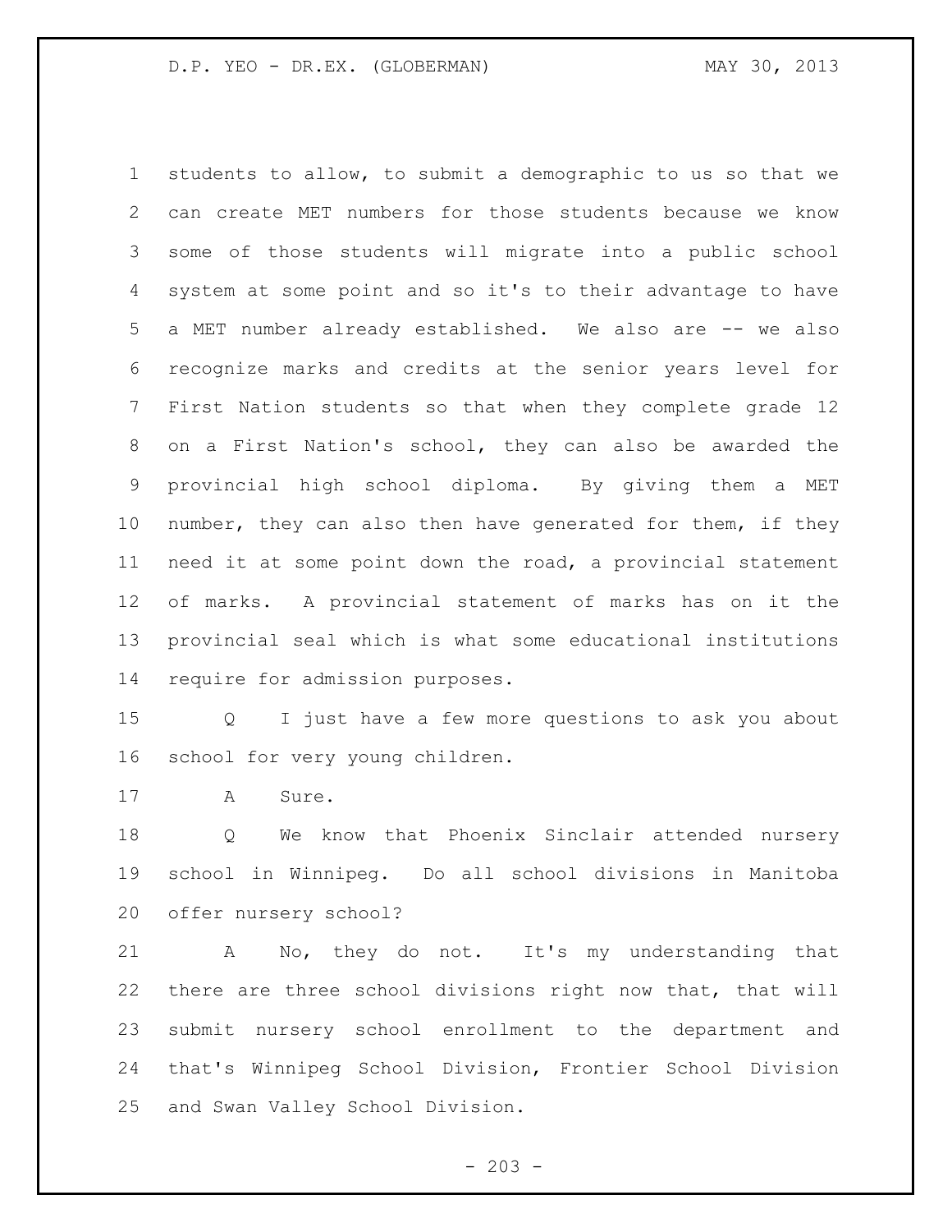students to allow, to submit a demographic to us so that we can create MET numbers for those students because we know some of those students will migrate into a public school system at some point and so it's to their advantage to have a MET number already established. We also are -- we also recognize marks and credits at the senior years level for First Nation students so that when they complete grade 12 on a First Nation's school, they can also be awarded the provincial high school diploma. By giving them a MET number, they can also then have generated for them, if they need it at some point down the road, a provincial statement of marks. A provincial statement of marks has on it the provincial seal which is what some educational institutions require for admission purposes.

Q I just have a few more questions to ask you about school for very young children.

A Sure.

Q We know that Phoenix Sinclair attended nursery school in Winnipeg. Do all school divisions in Manitoba offer nursery school?

A No, they do not. It's my understanding that there are three school divisions right now that, that will submit nursery school enrollment to the department and that's Winnipeg School Division, Frontier School Division and Swan Valley School Division.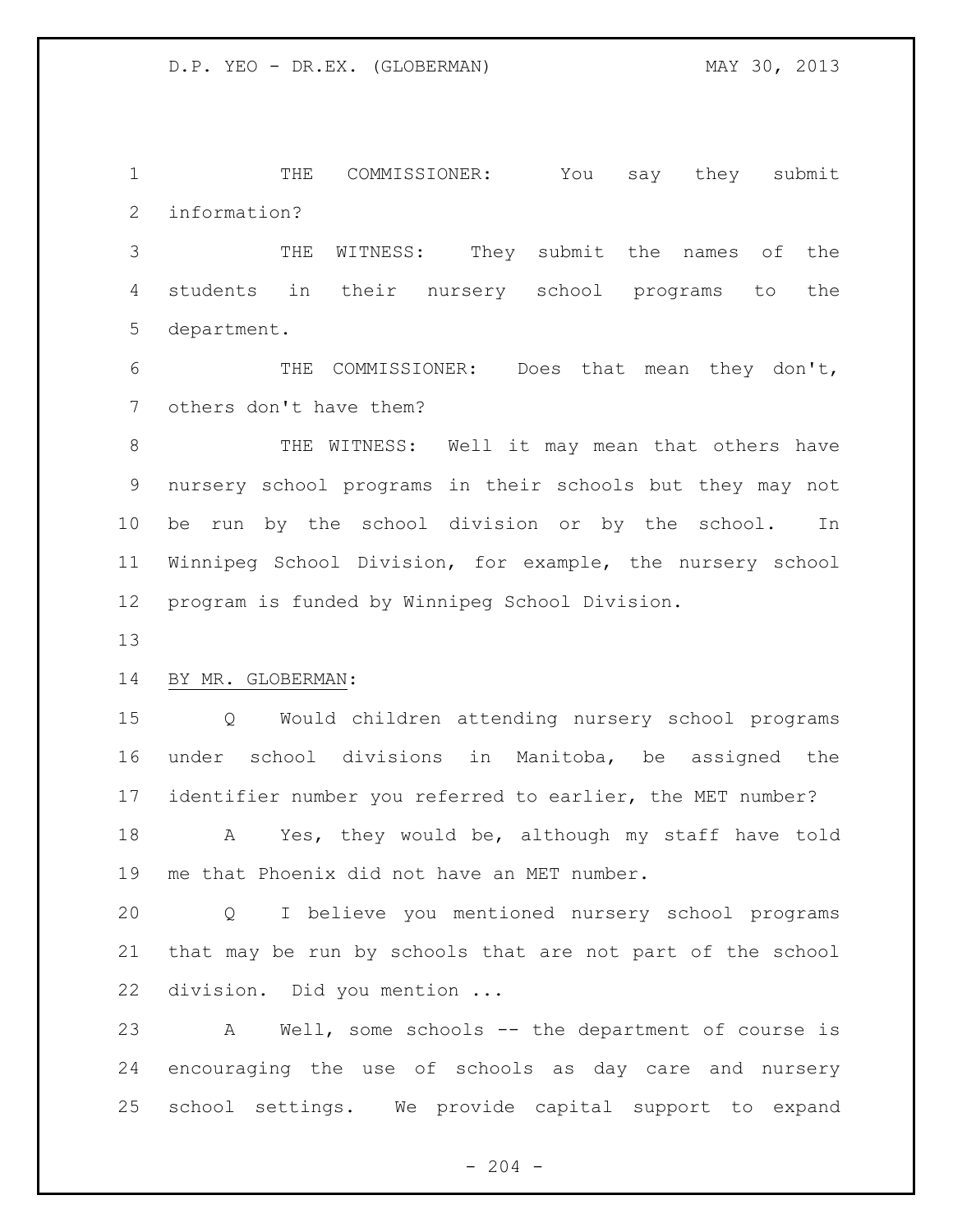THE COMMISSIONER: You say they submit information?

THE WITNESS: They submit the names of the students in their nursery school programs to the department.

THE COMMISSIONER: Does that mean they don't, others don't have them?

THE WITNESS: Well it may mean that others have nursery school programs in their schools but they may not be run by the school division or by the school. In Winnipeg School Division, for example, the nursery school program is funded by Winnipeg School Division.

BY MR. GLOBERMAN:

Q Would children attending nursery school programs under school divisions in Manitoba, be assigned the identifier number you referred to earlier, the MET number?

A Yes, they would be, although my staff have told me that Phoenix did not have an MET number.

Q I believe you mentioned nursery school programs that may be run by schools that are not part of the school division. Did you mention ...

A Well, some schools -- the department of course is encouraging the use of schools as day care and nursery school settings. We provide capital support to expand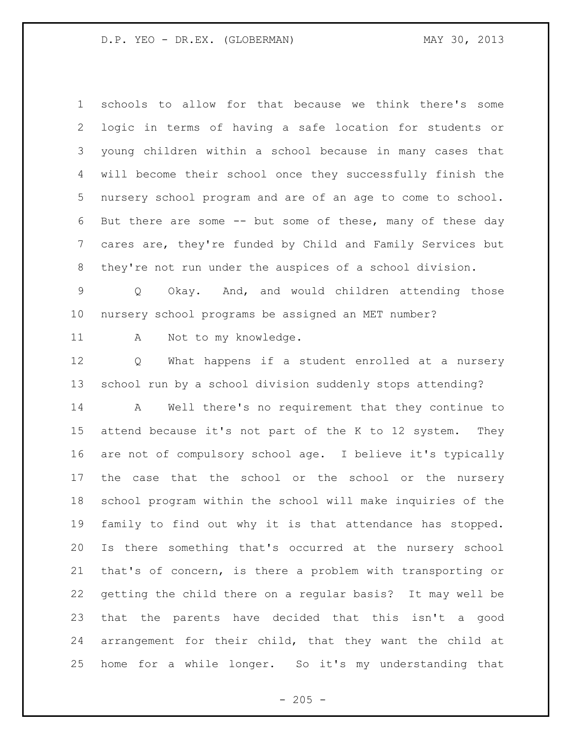schools to allow for that because we think there's some logic in terms of having a safe location for students or young children within a school because in many cases that will become their school once they successfully finish the nursery school program and are of an age to come to school. But there are some -- but some of these, many of these day cares are, they're funded by Child and Family Services but they're not run under the auspices of a school division.

Q Okay. And, and would children attending those nursery school programs be assigned an MET number?

A Not to my knowledge.

Q What happens if a student enrolled at a nursery school run by a school division suddenly stops attending?

A Well there's no requirement that they continue to attend because it's not part of the K to 12 system. They are not of compulsory school age. I believe it's typically the case that the school or the school or the nursery school program within the school will make inquiries of the family to find out why it is that attendance has stopped. Is there something that's occurred at the nursery school that's of concern, is there a problem with transporting or getting the child there on a regular basis? It may well be that the parents have decided that this isn't a good arrangement for their child, that they want the child at home for a while longer. So it's my understanding that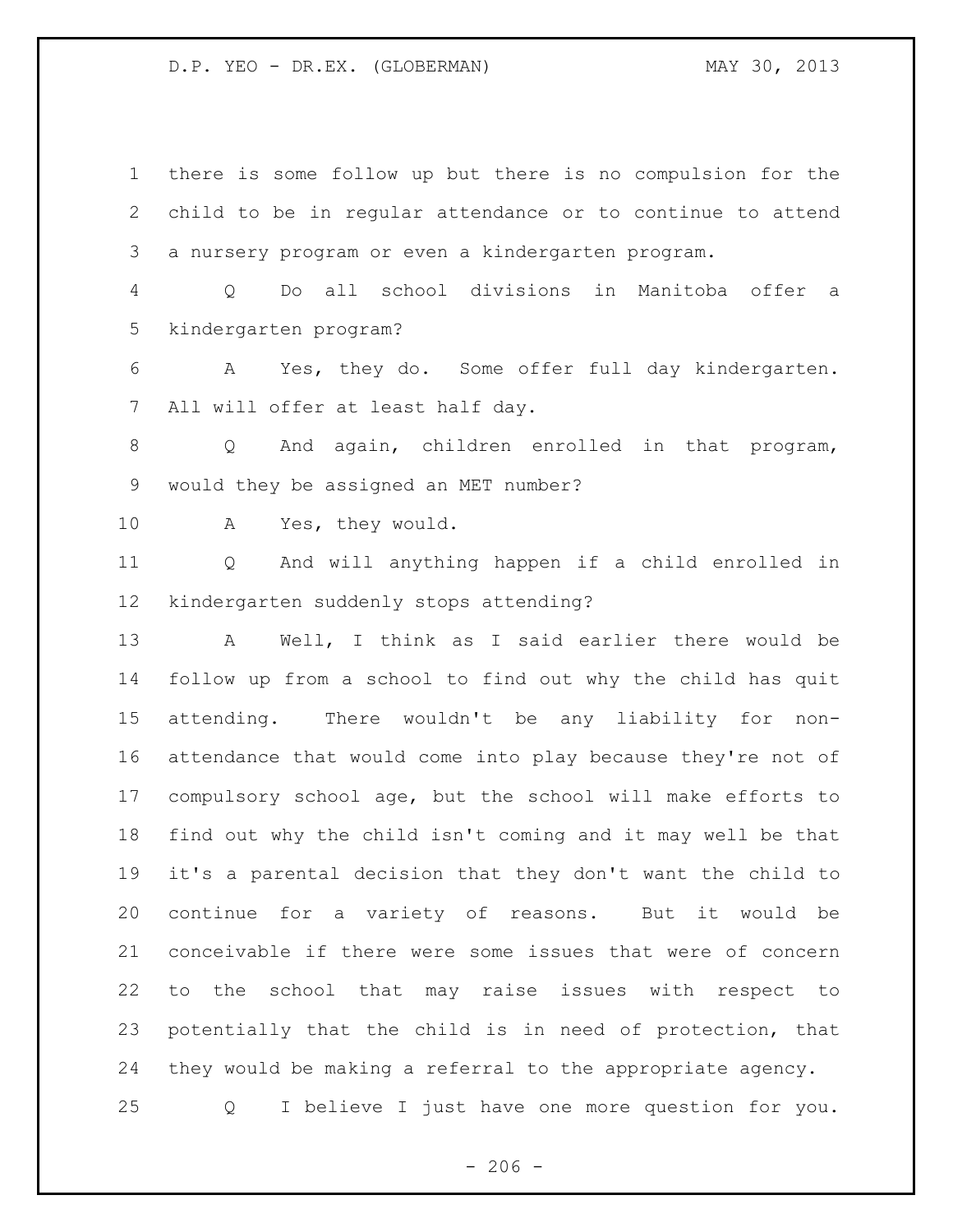there is some follow up but there is no compulsion for the child to be in regular attendance or to continue to attend a nursery program or even a kindergarten program.

Q Do all school divisions in Manitoba offer a kindergarten program?

A Yes, they do. Some offer full day kindergarten. All will offer at least half day.

Q And again, children enrolled in that program, would they be assigned an MET number?

A Yes, they would.

Q And will anything happen if a child enrolled in kindergarten suddenly stops attending?

A Well, I think as I said earlier there would be follow up from a school to find out why the child has quit attending. There wouldn't be any liability for non-attendance that would come into play because they're not of compulsory school age, but the school will make efforts to find out why the child isn't coming and it may well be that it's a parental decision that they don't want the child to continue for a variety of reasons. But it would be conceivable if there were some issues that were of concern to the school that may raise issues with respect to potentially that the child is in need of protection, that they would be making a referral to the appropriate agency.

Q I believe I just have one more question for you.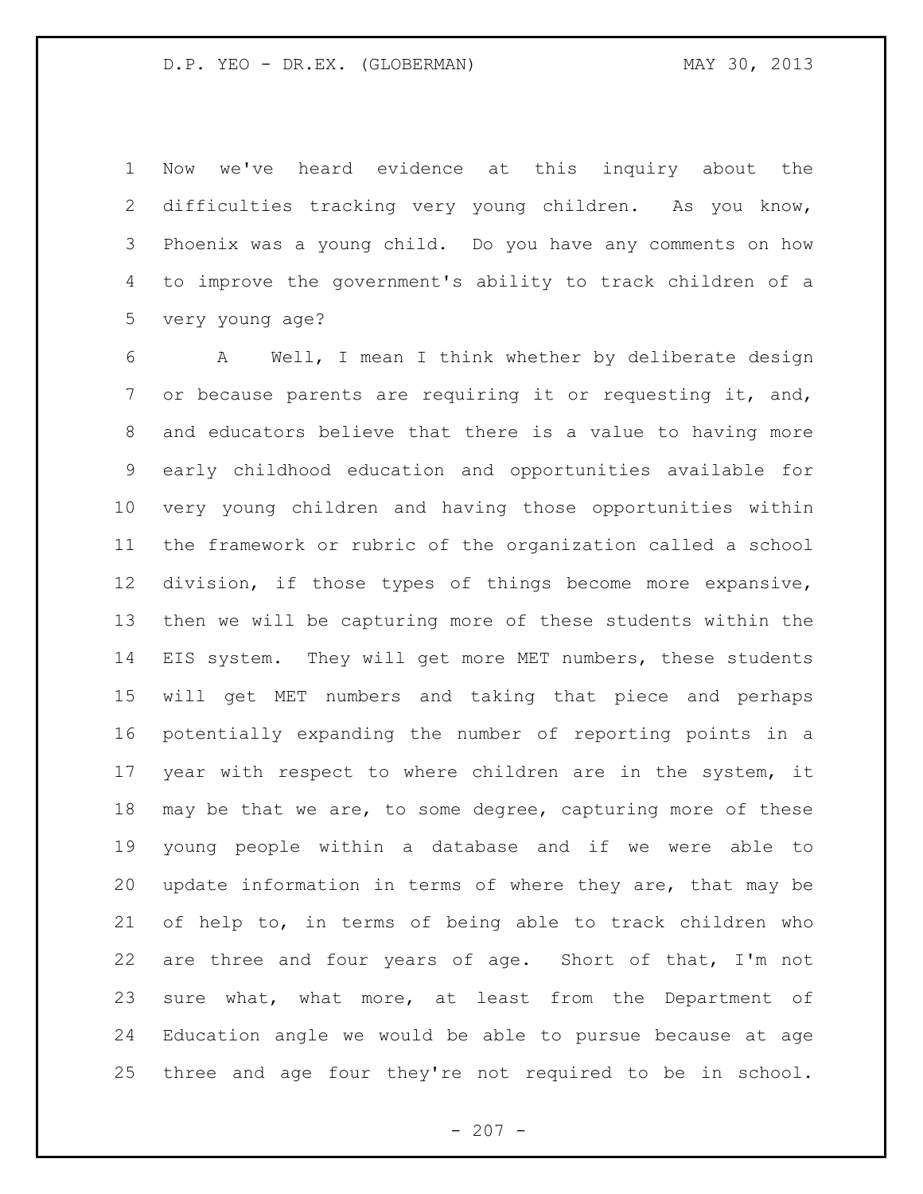Now we've heard evidence at this inquiry about the difficulties tracking very young children. As you know, Phoenix was a young child. Do you have any comments on how to improve the government's ability to track children of a very young age?

A Well, I mean I think whether by deliberate design or because parents are requiring it or requesting it, and, and educators believe that there is a value to having more early childhood education and opportunities available for very young children and having those opportunities within the framework or rubric of the organization called a school division, if those types of things become more expansive, then we will be capturing more of these students within the EIS system. They will get more MET numbers, these students will get MET numbers and taking that piece and perhaps potentially expanding the number of reporting points in a year with respect to where children are in the system, it may be that we are, to some degree, capturing more of these young people within a database and if we were able to update information in terms of where they are, that may be of help to, in terms of being able to track children who are three and four years of age. Short of that, I'm not sure what, what more, at least from the Department of Education angle we would be able to pursue because at age three and age four they're not required to be in school.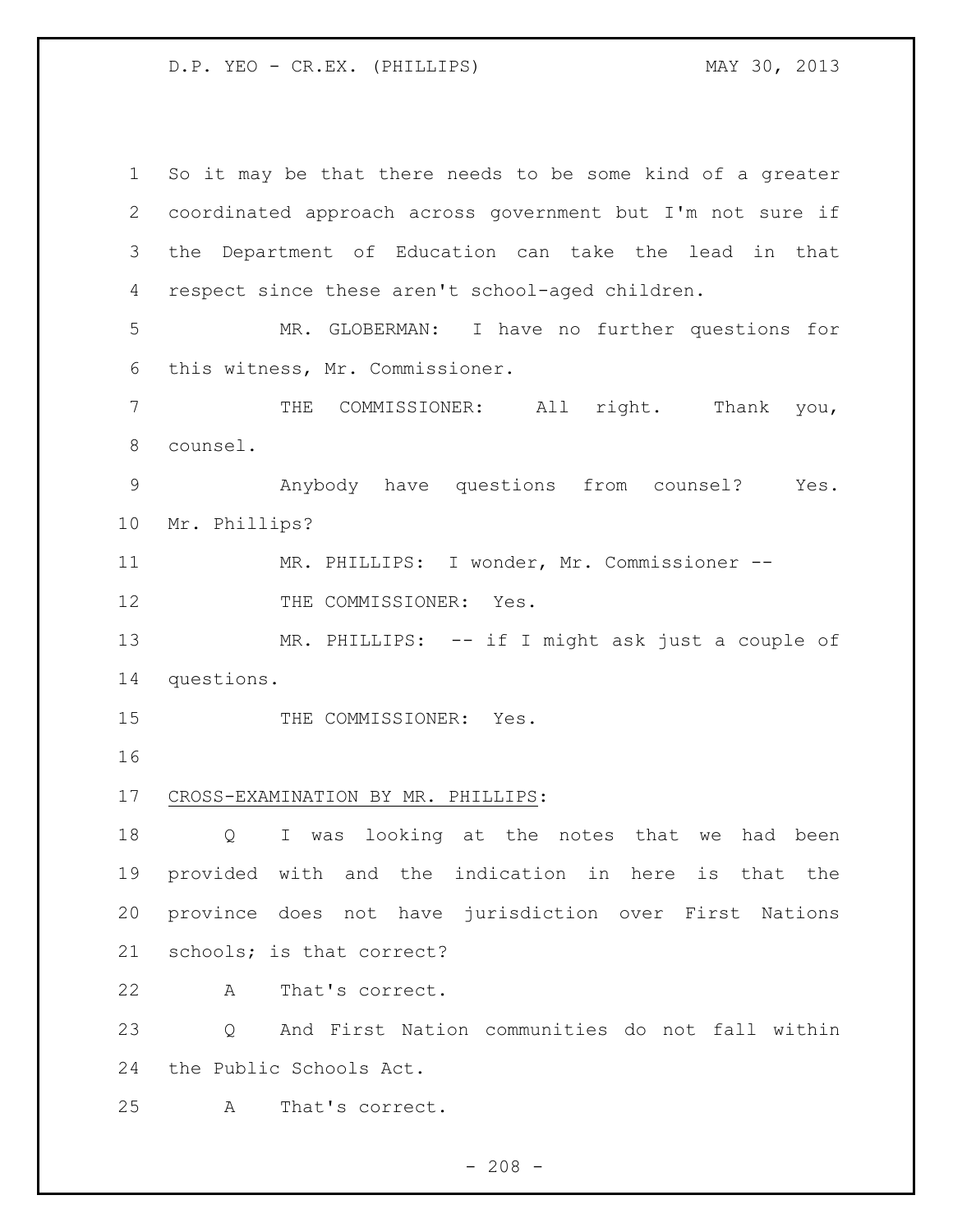So it may be that there needs to be some kind of a greater coordinated approach across government but I'm not sure if the Department of Education can take the lead in that respect since these aren't school-aged children.

MR. GLOBERMAN: I have no further questions for this witness, Mr. Commissioner.

THE COMMISSIONER: All right. Thank you, counsel.

Anybody have questions from counsel? Yes. Mr. Phillips?

MR. PHILLIPS: I wonder, Mr. Commissioner --

THE COMMISSIONER: Yes.

MR. PHILLIPS: -- if I might ask just a couple of questions.

THE COMMISSIONER: Yes.

CROSS-EXAMINATION BY MR. PHILLIPS:

Q I was looking at the notes that we had been provided with and the indication in here is that the province does not have jurisdiction over First Nations schools; is that correct?

A That's correct.

Q And First Nation communities do not fall within the Public Schools Act.

A That's correct.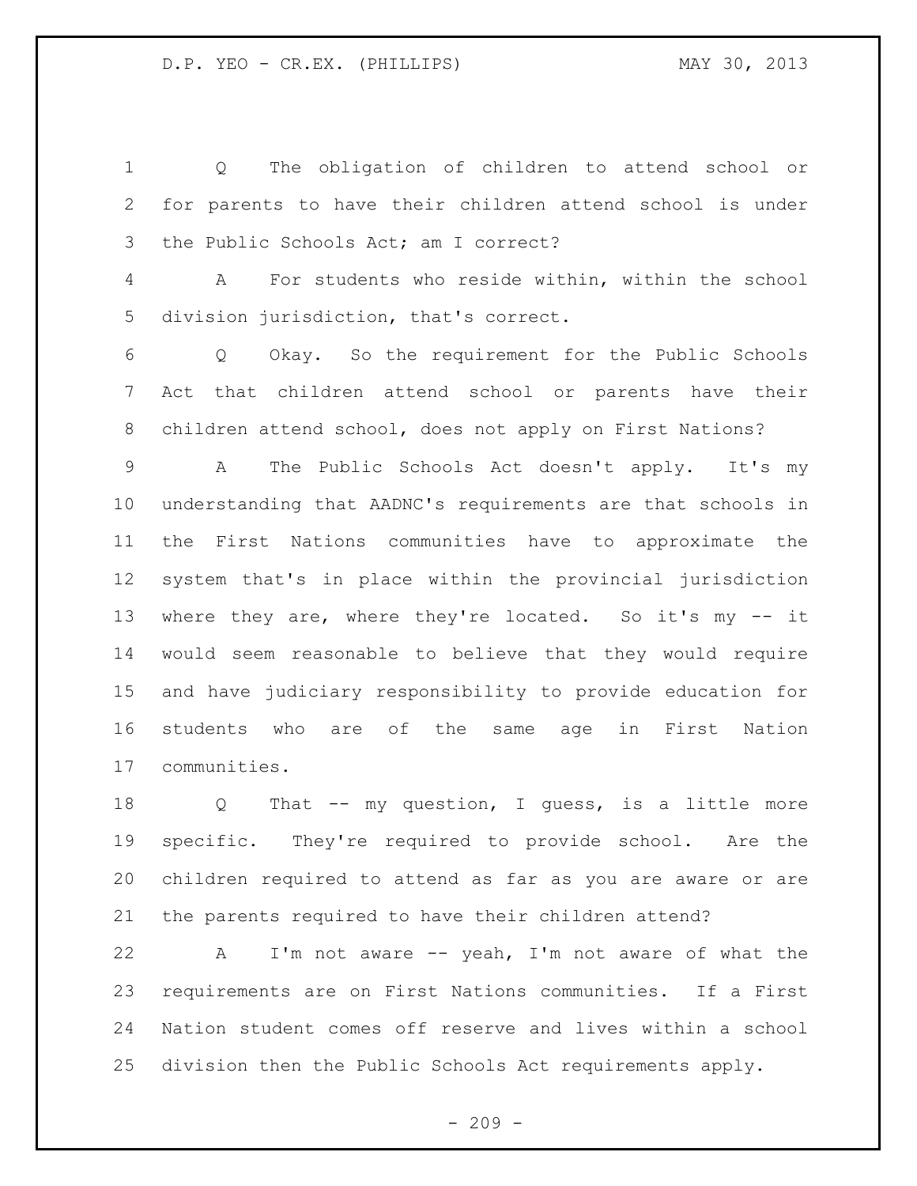Q The obligation of children to attend school or for parents to have their children attend school is under the Public Schools Act; am I correct?

A For students who reside within, within the school division jurisdiction, that's correct.

Q Okay. So the requirement for the Public Schools Act that children attend school or parents have their children attend school, does not apply on First Nations?

A The Public Schools Act doesn't apply. It's my understanding that AADNC's requirements are that schools in the First Nations communities have to approximate the system that's in place within the provincial jurisdiction where they are, where they're located. So it's my -- it would seem reasonable to believe that they would require and have judiciary responsibility to provide education for students who are of the same age in First Nation communities.

Q That -- my question, I guess, is a little more specific. They're required to provide school. Are the children required to attend as far as you are aware or are the parents required to have their children attend?

A I'm not aware -- yeah, I'm not aware of what the requirements are on First Nations communities. If a First Nation student comes off reserve and lives within a school division then the Public Schools Act requirements apply.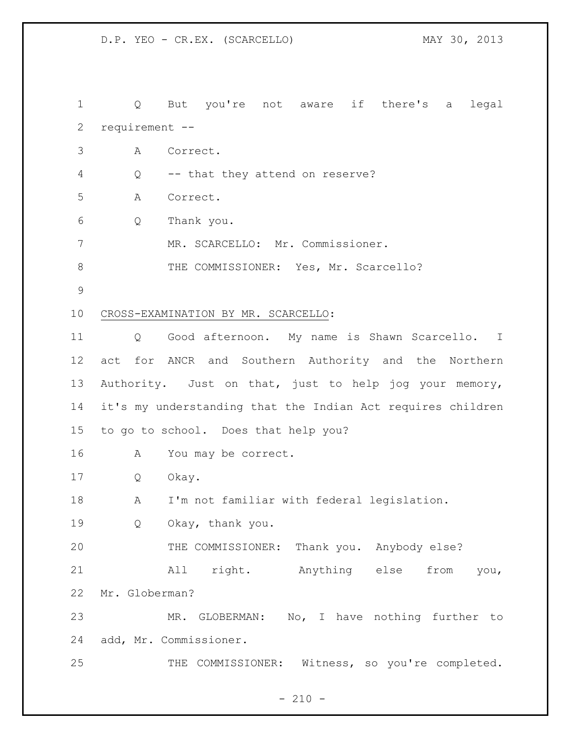Q But you're not aware if there's a legal requirement --

A Correct.

Q -- that they attend on reserve?

A Correct.

Q Thank you.

MR. SCARCELLO: Mr. Commissioner.

THE COMMISSIONER: Yes, Mr. Scarcello?

CROSS-EXAMINATION BY MR. SCARCELLO:

Q Good afternoon. My name is Shawn Scarcello. I act for ANCR and Southern Authority and the Northern Authority. Just on that, just to help jog your memory, it's my understanding that the Indian Act requires children to go to school. Does that help you?

A You may be correct.

Q Okay.

A I'm not familiar with federal legislation.

Q Okay, thank you.

THE COMMISSIONER: Thank you. Anybody else? All right. Anything else from you, Mr. Globerman?

MR. GLOBERMAN: No, I have nothing further to add, Mr. Commissioner.

THE COMMISSIONER: Witness, so you're completed.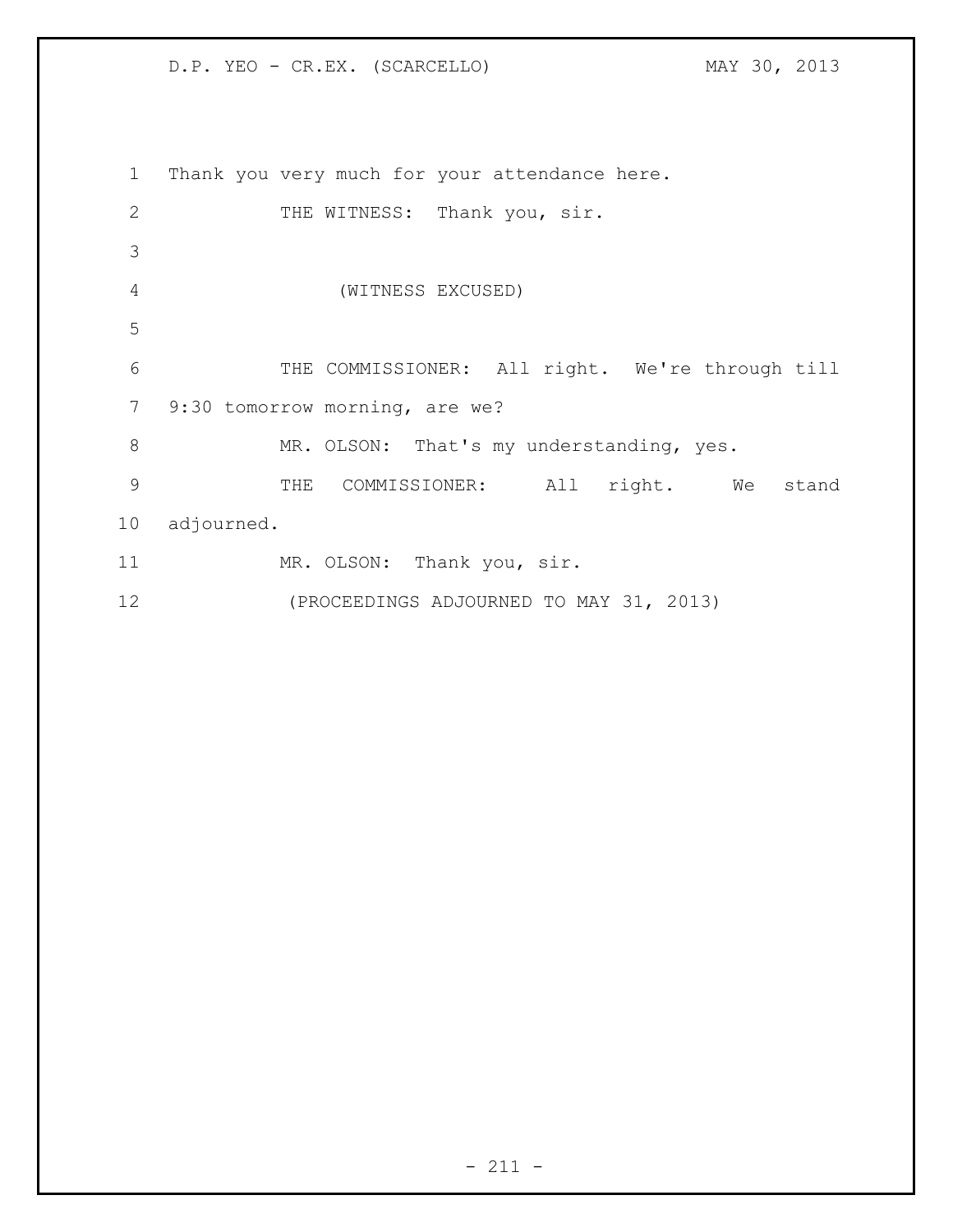Thank you very much for your attendance here.

THE WITNESS: Thank you, sir.

(WITNESS EXCUSED)

THE COMMISSIONER: All right. We're through till 9:30 tomorrow morning, are we?

MR. OLSON: That's my understanding, yes.

THE COMMISSIONER: All right. We stand adjourned.

MR. OLSON: Thank you, sir.

(PROCEEDINGS ADJOURNED TO MAY 31, 2013)